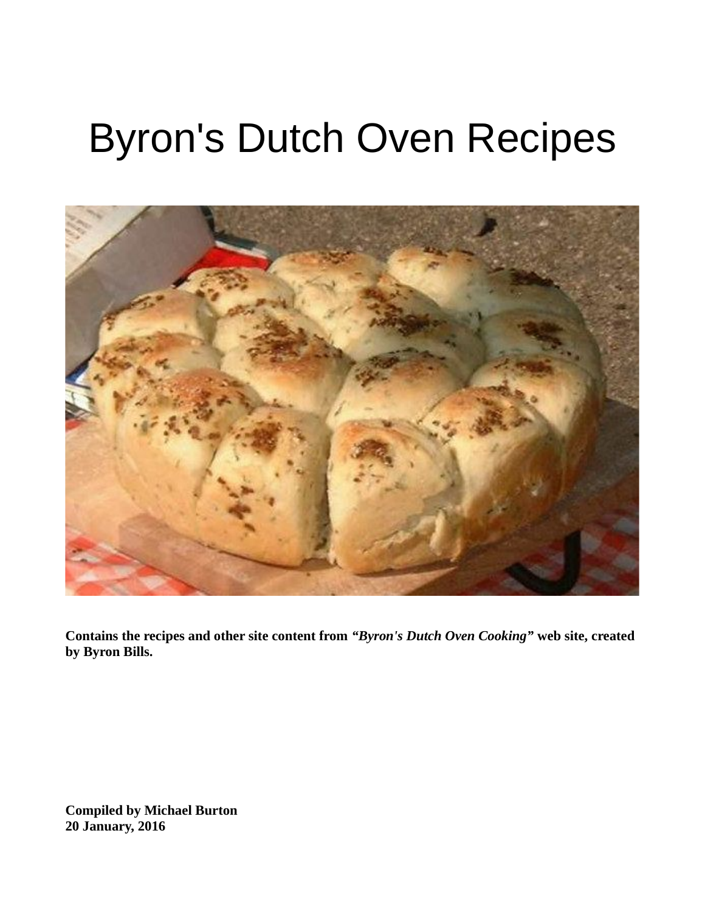# Byron's Dutch Oven Recipes

**Contains the recipes and other site content from *"Byron's Dutch Oven Cooking"* web site, created by Byron Bills.**

**Compiled by Michael Burton**
**20 January, 2016**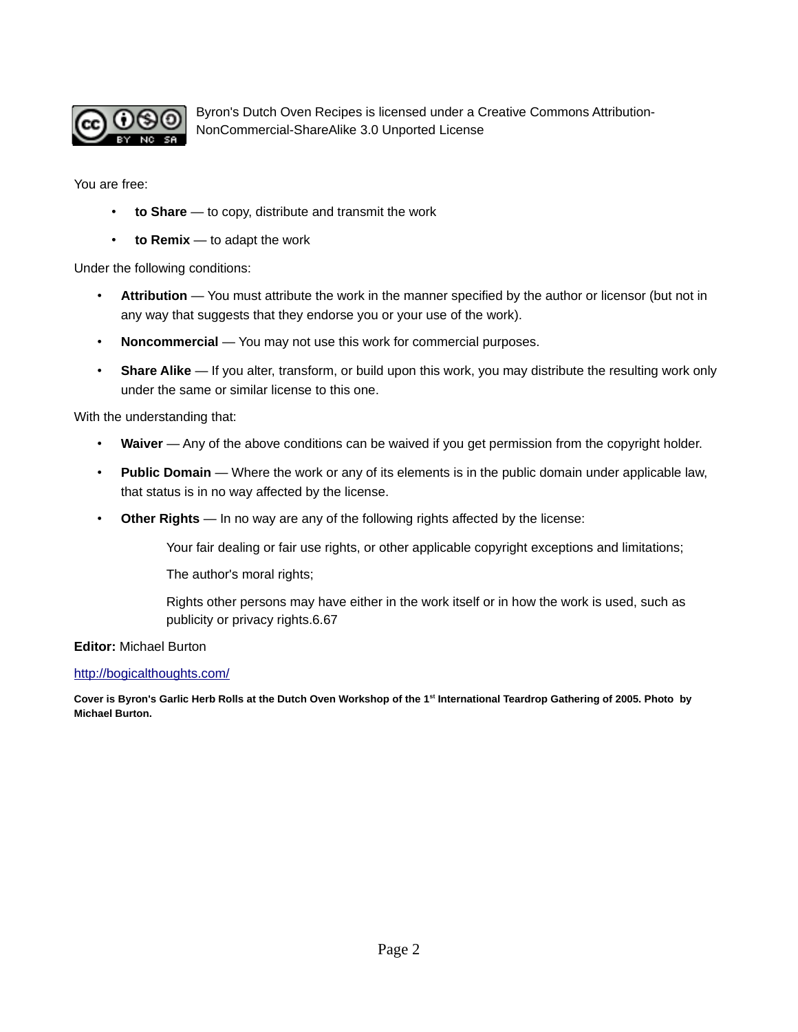Byron's Dutch Oven Recipes is licensed under a Creative Commons Attribution-NonCommercial-ShareAlike 3.0 Unported License

You are free:

- **to Share** — to copy, distribute and transmit the work
- **to Remix** — to adapt the work

Under the following conditions:

- **Attribution** — You must attribute the work in the manner specified by the author or licensor (but not in any way that suggests that they endorse you or your use of the work).
- **Noncommercial** — You may not use this work for commercial purposes.
- **Share Alike** — If you alter, transform, or build upon this work, you may distribute the resulting work only under the same or similar license to this one.

With the understanding that:

- **Waiver** — Any of the above conditions can be waived if you get permission from the copyright holder.
- **Public Domain** — Where the work or any of its elements is in the public domain under applicable law, that status is in no way affected by the license.
- **Other Rights** — In no way are any of the following rights affected by the license:

  Your fair dealing or fair use rights, or other applicable copyright exceptions and limitations;

  The author's moral rights;

  Rights other persons may have either in the work itself or in how the work is used, such as publicity or privacy rights.6.67

**Editor:** Michael Burton

http://bogicalthoughts.com/

**Cover is Byron's Garlic Herb Rolls at the Dutch Oven Workshop of the 1st International Teardrop Gathering of 2005. Photo by Michael Burton.**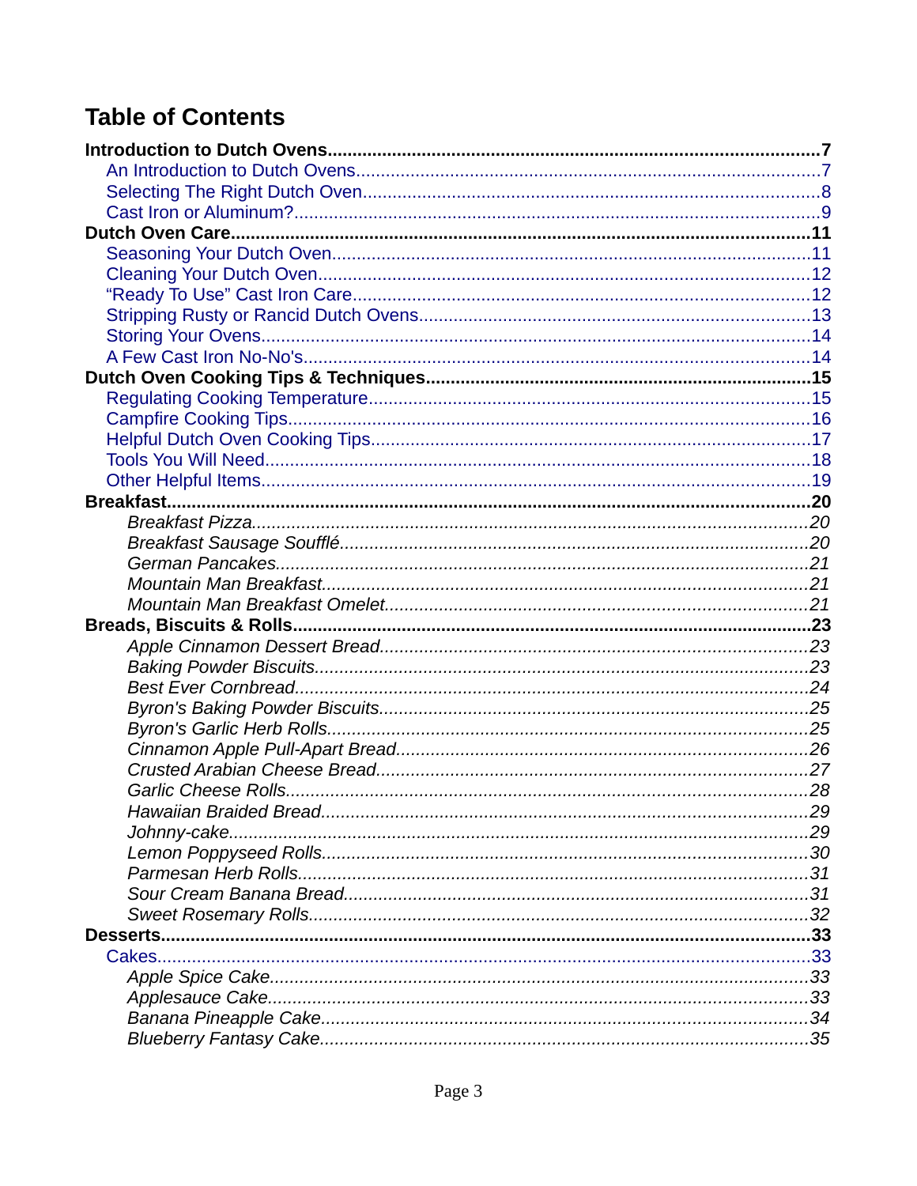# Table of Contents

**Introduction to Dutch Ovens....7**
- An Introduction to Dutch Ovens....7
- Selecting The Right Dutch Oven....8
- Cast Iron or Aluminum?....9

**Dutch Oven Care....11**
- Seasoning Your Dutch Oven....11
- Cleaning Your Dutch Oven....12
- "Ready To Use" Cast Iron Care....12
- Stripping Rusty or Rancid Dutch Ovens....13
- Storing Your Ovens....14
- A Few Cast Iron No-No's....14

**Dutch Oven Cooking Tips & Techniques....15**
- Regulating Cooking Temperature....15
- Campfire Cooking Tips....16
- Helpful Dutch Oven Cooking Tips....17
- Tools You Will Need....18
- Other Helpful Items....19

**Breakfast....20**
- *Breakfast Pizza....20*
- *Breakfast Sausage Soufflé....20*
- *German Pancakes....21*
- *Mountain Man Breakfast....21*
- *Mountain Man Breakfast Omelet....21*

**Breads, Biscuits & Rolls....23**
- *Apple Cinnamon Dessert Bread....23*
- *Baking Powder Biscuits....23*
- *Best Ever Cornbread....24*
- *Byron's Baking Powder Biscuits....25*
- *Byron's Garlic Herb Rolls....25*
- *Cinnamon Apple Pull-Apart Bread....26*
- *Crusted Arabian Cheese Bread....27*
- *Garlic Cheese Rolls....28*
- *Hawaiian Braided Bread....29*
- *Johnny-cake....29*
- *Lemon Poppyseed Rolls....30*
- *Parmesan Herb Rolls....31*
- *Sour Cream Banana Bread....31*
- *Sweet Rosemary Rolls....32*

**Desserts....33**
- Cakes....33
  - *Apple Spice Cake....33*
  - *Applesauce Cake....33*
  - *Banana Pineapple Cake....34*
  - *Blueberry Fantasy Cake....35*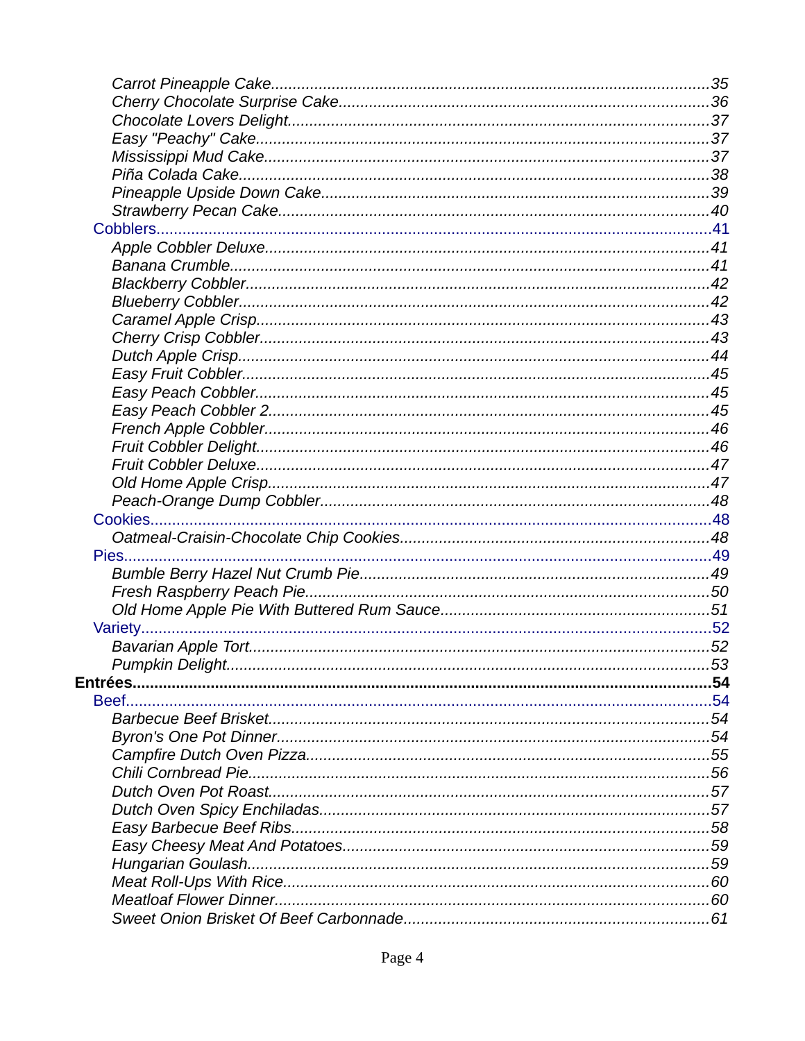*Carrot Pineapple Cake*....................................................................................................35
*Cherry Chocolate Surprise Cake*....................................................................................36
*Chocolate Lovers Delight*................................................................................................37
*Easy "Peachy" Cake*.......................................................................................................37
*Mississippi Mud Cake*.....................................................................................................37
*Piña Colada Cake*...........................................................................................................38
*Pineapple Upside Down Cake*........................................................................................39
*Strawberry Pecan Cake*..................................................................................................40

Cobblers...............................................................................................................................41

*Apple Cobbler Deluxe*.....................................................................................................41
*Banana Crumble*.............................................................................................................41
*Blackberry Cobbler*..........................................................................................................42
*Blueberry Cobbler*...........................................................................................................42
*Caramel Apple Crisp*.......................................................................................................43
*Cherry Crisp Cobbler*......................................................................................................43
*Dutch Apple Crisp*...........................................................................................................44
*Easy Fruit Cobbler*...........................................................................................................45
*Easy Peach Cobbler*.......................................................................................................45
*Easy Peach Cobbler 2*....................................................................................................45
*French Apple Cobbler*.....................................................................................................46
*Fruit Cobbler Delight*.......................................................................................................46
*Fruit Cobbler Deluxe*.......................................................................................................47
*Old Home Apple Crisp*....................................................................................................47
*Peach-Orange Dump Cobbler*.........................................................................................48

Cookies................................................................................................................................48

*Oatmeal-Craisin-Chocolate Chip Cookies*......................................................................48

Pies......................................................................................................................................49

*Bumble Berry Hazel Nut Crumb Pie*...............................................................................49
*Fresh Raspberry Peach Pie*............................................................................................50
*Old Home Apple Pie With Buttered Rum Sauce*.............................................................51

Variety..................................................................................................................................52

*Bavarian Apple Tort*........................................................................................................52
*Pumpkin Delight*..............................................................................................................53

**Entrées......................................................................................................................................54**

Beef......................................................................................................................................54

*Barbecue Beef Brisket*....................................................................................................54
*Byron's One Pot Dinner*..................................................................................................54
*Campfire Dutch Oven Pizza*............................................................................................55
*Chili Cornbread Pie*.........................................................................................................56
*Dutch Oven Pot Roast*....................................................................................................57
*Dutch Oven Spicy Enchiladas*.........................................................................................57
*Easy Barbecue Beef Ribs*...............................................................................................58
*Easy Cheesy Meat And Potatoes*...................................................................................59
*Hungarian Goulash*.........................................................................................................59
*Meat Roll-Ups With Rice*.................................................................................................60
*Meatloaf Flower Dinner*...................................................................................................60
*Sweet Onion Brisket Of Beef Carbonnade*......................................................................61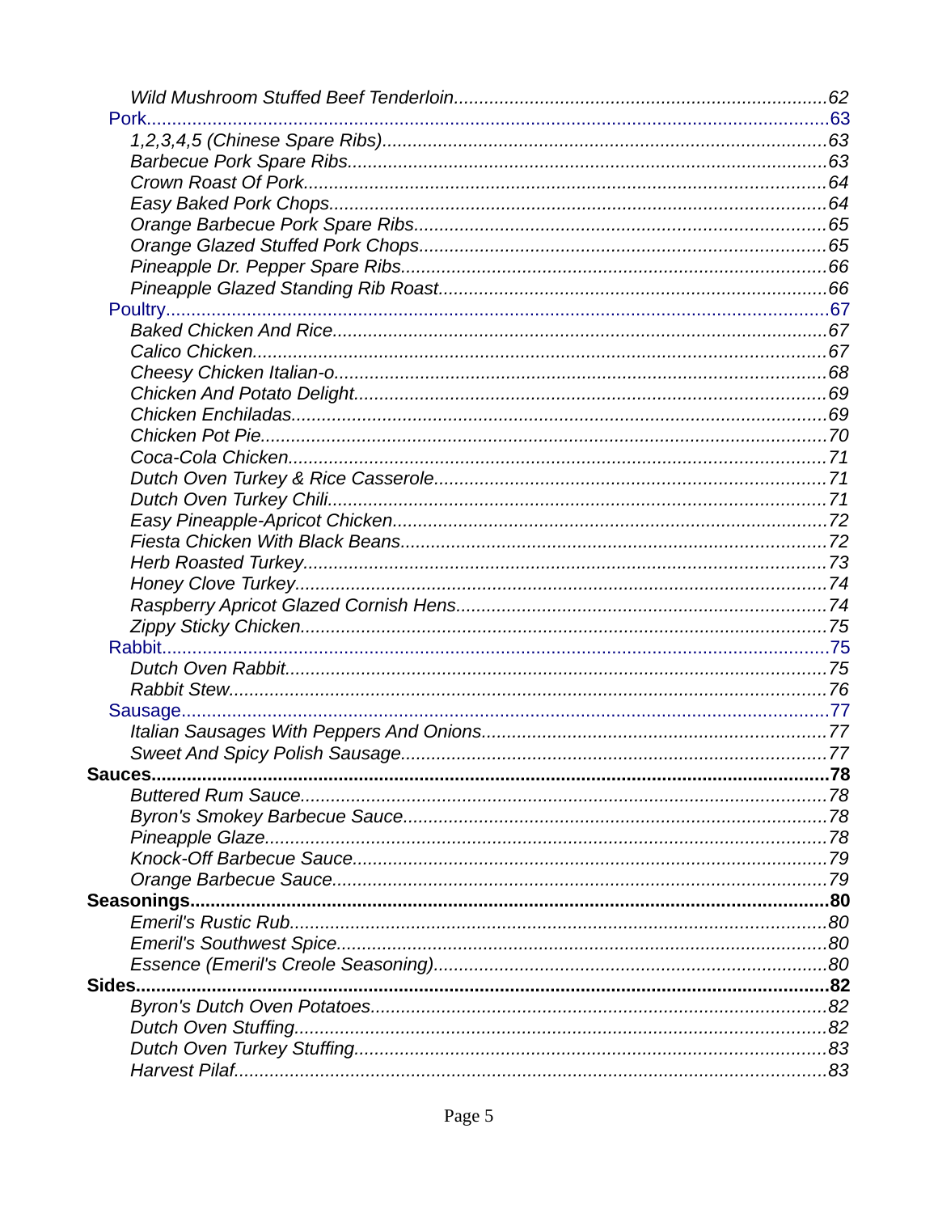- *Wild Mushroom Stuffed Beef Tenderloin*..........62
- Pork..........63
  - *1,2,3,4,5 (Chinese Spare Ribs)*..........63
  - *Barbecue Pork Spare Ribs*..........63
  - *Crown Roast Of Pork*..........64
  - *Easy Baked Pork Chops*..........64
  - *Orange Barbecue Pork Spare Ribs*..........65
  - *Orange Glazed Stuffed Pork Chops*..........65
  - *Pineapple Dr. Pepper Spare Ribs*..........66
  - *Pineapple Glazed Standing Rib Roast*..........66
- Poultry..........67
  - *Baked Chicken And Rice*..........67
  - *Calico Chicken*..........67
  - *Cheesy Chicken Italian-o*..........68
  - *Chicken And Potato Delight*..........69
  - *Chicken Enchiladas*..........69
  - *Chicken Pot Pie*..........70
  - *Coca-Cola Chicken*..........71
  - *Dutch Oven Turkey & Rice Casserole*..........71
  - *Dutch Oven Turkey Chili*..........71
  - *Easy Pineapple-Apricot Chicken*..........72
  - *Fiesta Chicken With Black Beans*..........72
  - *Herb Roasted Turkey*..........73
  - *Honey Clove Turkey*..........74
  - *Raspberry Apricot Glazed Cornish Hens*..........74
  - *Zippy Sticky Chicken*..........75
- Rabbit..........75
  - *Dutch Oven Rabbit*..........75
  - *Rabbit Stew*..........76
- Sausage..........77
  - *Italian Sausages With Peppers And Onions*..........77
  - *Sweet And Spicy Polish Sausage*..........77

**Sauces..........78**
- *Buttered Rum Sauce*..........78
- *Byron's Smokey Barbecue Sauce*..........78
- *Pineapple Glaze*..........78
- *Knock-Off Barbecue Sauce*..........79
- *Orange Barbecue Sauce*..........79

**Seasonings..........80**
- *Emeril's Rustic Rub*..........80
- *Emeril's Southwest Spice*..........80
- *Essence (Emeril's Creole Seasoning)*..........80

**Sides..........82**
- *Byron's Dutch Oven Potatoes*..........82
- *Dutch Oven Stuffing*..........82
- *Dutch Oven Turkey Stuffing*..........83
- *Harvest Pilaf*..........83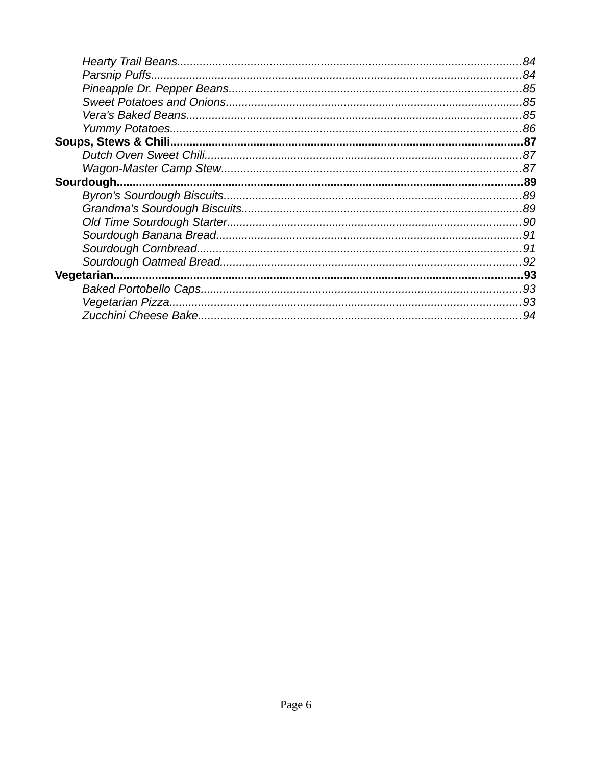*Hearty Trail Beans*...........................................................................................................*84*
*Parsnip Puffs*...................................................................................................................*84*
*Pineapple Dr. Pepper Beans*............................................................................................*85*
*Sweet Potatoes and Onions*.............................................................................................*85*
*Vera's Baked Beans*.........................................................................................................*85*
*Yummy Potatoes*..............................................................................................................*86*

**Soups, Stews & Chili**.............................................................................................................**87**

*Dutch Oven Sweet Chili*...................................................................................................*87*
*Wagon-Master Camp Stew*..............................................................................................*87*

**Sourdough**...............................................................................................................................**89**

*Byron's Sourdough Biscuits*.............................................................................................*89*
*Grandma's Sourdough Biscuits*........................................................................................*89*
*Old Time Sourdough Starter*............................................................................................*90*
*Sourdough Banana Bread*................................................................................................*91*
*Sourdough Cornbread*......................................................................................................*91*
*Sourdough Oatmeal Bread*..............................................................................................*92*

**Vegetarian**................................................................................................................................**93**

*Baked Portobello Caps*.....................................................................................................*93*
*Vegetarian Pizza*..............................................................................................................*93*
*Zucchini Cheese Bake*.....................................................................................................*94*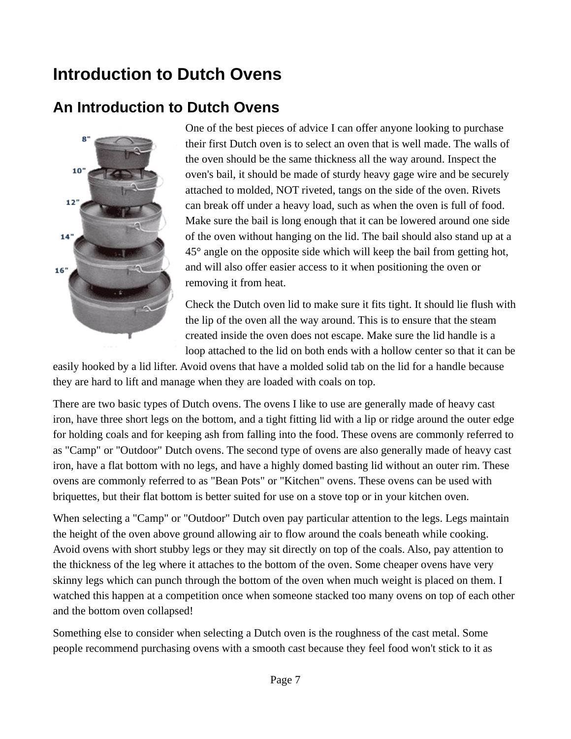# Introduction to Dutch Ovens

## An Introduction to Dutch Ovens

One of the best pieces of advice I can offer anyone looking to purchase their first Dutch oven is to select an oven that is well made. The walls of the oven should be the same thickness all the way around. Inspect the oven's bail, it should be made of sturdy heavy gage wire and be securely attached to molded, NOT riveted, tangs on the side of the oven. Rivets can break off under a heavy load, such as when the oven is full of food. Make sure the bail is long enough that it can be lowered around one side of the oven without hanging on the lid. The bail should also stand up at a 45° angle on the opposite side which will keep the bail from getting hot, and will also offer easier access to it when positioning the oven or removing it from heat.

Check the Dutch oven lid to make sure it fits tight. It should lie flush with the lip of the oven all the way around. This is to ensure that the steam created inside the oven does not escape. Make sure the lid handle is a loop attached to the lid on both ends with a hollow center so that it can be easily hooked by a lid lifter. Avoid ovens that have a molded solid tab on the lid for a handle because they are hard to lift and manage when they are loaded with coals on top.

There are two basic types of Dutch ovens. The ovens I like to use are generally made of heavy cast iron, have three short legs on the bottom, and a tight fitting lid with a lip or ridge around the outer edge for holding coals and for keeping ash from falling into the food. These ovens are commonly referred to as "Camp" or "Outdoor" Dutch ovens. The second type of ovens are also generally made of heavy cast iron, have a flat bottom with no legs, and have a highly domed basting lid without an outer rim. These ovens are commonly referred to as "Bean Pots" or "Kitchen" ovens. These ovens can be used with briquettes, but their flat bottom is better suited for use on a stove top or in your kitchen oven.

When selecting a "Camp" or "Outdoor" Dutch oven pay particular attention to the legs. Legs maintain the height of the oven above ground allowing air to flow around the coals beneath while cooking. Avoid ovens with short stubby legs or they may sit directly on top of the coals. Also, pay attention to the thickness of the leg where it attaches to the bottom of the oven. Some cheaper ovens have very skinny legs which can punch through the bottom of the oven when much weight is placed on them. I watched this happen at a competition once when someone stacked too many ovens on top of each other and the bottom oven collapsed!

Something else to consider when selecting a Dutch oven is the roughness of the cast metal. Some people recommend purchasing ovens with a smooth cast because they feel food won't stick to it as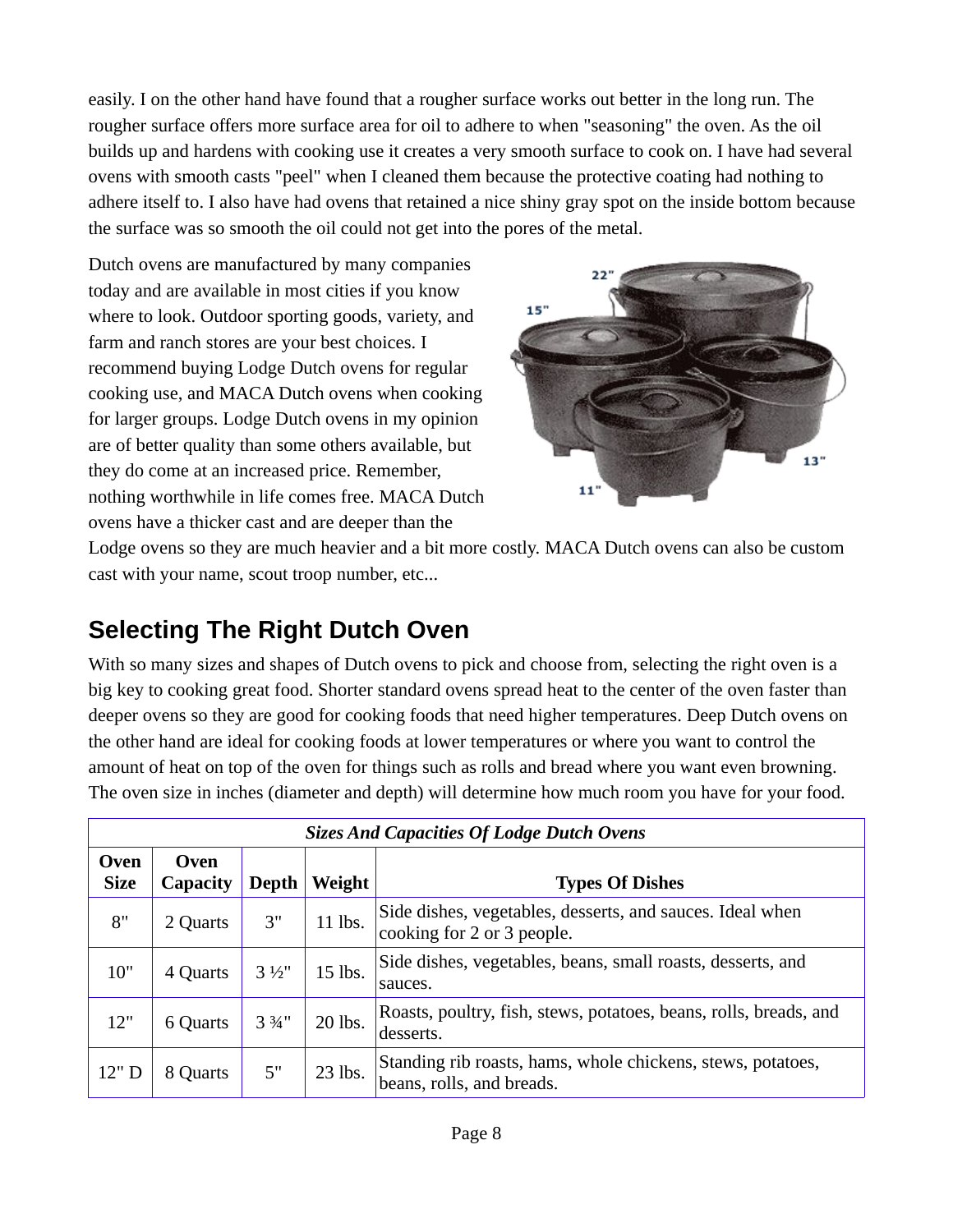easily. I on the other hand have found that a rougher surface works out better in the long run. The rougher surface offers more surface area for oil to adhere to when "seasoning" the oven. As the oil builds up and hardens with cooking use it creates a very smooth surface to cook on. I have had several ovens with smooth casts "peel" when I cleaned them because the protective coating had nothing to adhere itself to. I also have had ovens that retained a nice shiny gray spot on the inside bottom because the surface was so smooth the oil could not get into the pores of the metal.

Dutch ovens are manufactured by many companies today and are available in most cities if you know where to look. Outdoor sporting goods, variety, and farm and ranch stores are your best choices. I recommend buying Lodge Dutch ovens for regular cooking use, and MACA Dutch ovens when cooking for larger groups. Lodge Dutch ovens in my opinion are of better quality than some others available, but they do come at an increased price. Remember, nothing worthwhile in life comes free. MACA Dutch ovens have a thicker cast and are deeper than the Lodge ovens so they are much heavier and a bit more costly. MACA Dutch ovens can also be custom cast with your name, scout troop number, etc...

## Selecting The Right Dutch Oven

With so many sizes and shapes of Dutch ovens to pick and choose from, selecting the right oven is a big key to cooking great food. Shorter standard ovens spread heat to the center of the oven faster than deeper ovens so they are good for cooking foods that need higher temperatures. Deep Dutch ovens on the other hand are ideal for cooking foods at lower temperatures or where you want to control the amount of heat on top of the oven for things such as rolls and bread where you want even browning. The oven size in inches (diameter and depth) will determine how much room you have for your food.

***Sizes And Capacities Of Lodge Dutch Ovens***

| Oven Size | Oven Capacity | Depth | Weight | Types Of Dishes |
|---|---|---|---|---|
| 8" | 2 Quarts | 3" | 11 lbs. | Side dishes, vegetables, desserts, and sauces. Ideal when cooking for 2 or 3 people. |
| 10" | 4 Quarts | 3 ½" | 15 lbs. | Side dishes, vegetables, beans, small roasts, desserts, and sauces. |
| 12" | 6 Quarts | 3 ¾" | 20 lbs. | Roasts, poultry, fish, stews, potatoes, beans, rolls, breads, and desserts. |
| 12" D | 8 Quarts | 5" | 23 lbs. | Standing rib roasts, hams, whole chickens, stews, potatoes, beans, rolls, and breads. |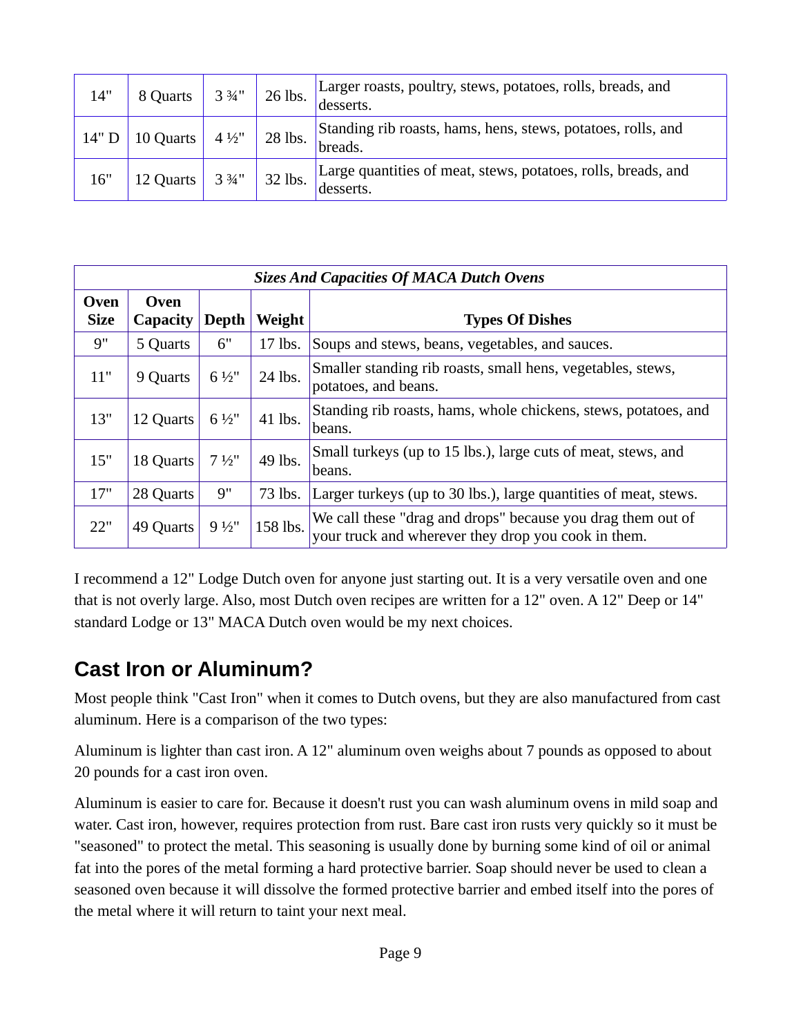| | | | | |
|---|---|---|---|---|
| 14" | 8 Quarts | 3 ¾" | 26 lbs. | Larger roasts, poultry, stews, potatoes, rolls, breads, and desserts. |
| 14" D | 10 Quarts | 4 ½" | 28 lbs. | Standing rib roasts, hams, hens, stews, potatoes, rolls, and breads. |
| 16" | 12 Quarts | 3 ¾" | 32 lbs. | Large quantities of meat, stews, potatoes, rolls, breads, and desserts. |

***Sizes And Capacities Of MACA Dutch Ovens***

| Oven Size | Oven Capacity | Depth | Weight | Types Of Dishes |
|---|---|---|---|---|
| 9" | 5 Quarts | 6" | 17 lbs. | Soups and stews, beans, vegetables, and sauces. |
| 11" | 9 Quarts | 6 ½" | 24 lbs. | Smaller standing rib roasts, small hens, vegetables, stews, potatoes, and beans. |
| 13" | 12 Quarts | 6 ½" | 41 lbs. | Standing rib roasts, hams, whole chickens, stews, potatoes, and beans. |
| 15" | 18 Quarts | 7 ½" | 49 lbs. | Small turkeys (up to 15 lbs.), large cuts of meat, stews, and beans. |
| 17" | 28 Quarts | 9" | 73 lbs. | Larger turkeys (up to 30 lbs.), large quantities of meat, stews. |
| 22" | 49 Quarts | 9 ½" | 158 lbs. | We call these "drag and drops" because you drag them out of your truck and wherever they drop you cook in them. |

I recommend a 12" Lodge Dutch oven for anyone just starting out. It is a very versatile oven and one that is not overly large. Also, most Dutch oven recipes are written for a 12" oven. A 12" Deep or 14" standard Lodge or 13" MACA Dutch oven would be my next choices.

## Cast Iron or Aluminum?

Most people think "Cast Iron" when it comes to Dutch ovens, but they are also manufactured from cast aluminum. Here is a comparison of the two types:

Aluminum is lighter than cast iron. A 12" aluminum oven weighs about 7 pounds as opposed to about 20 pounds for a cast iron oven.

Aluminum is easier to care for. Because it doesn't rust you can wash aluminum ovens in mild soap and water. Cast iron, however, requires protection from rust. Bare cast iron rusts very quickly so it must be "seasoned" to protect the metal. This seasoning is usually done by burning some kind of oil or animal fat into the pores of the metal forming a hard protective barrier. Soap should never be used to clean a seasoned oven because it will dissolve the formed protective barrier and embed itself into the pores of the metal where it will return to taint your next meal.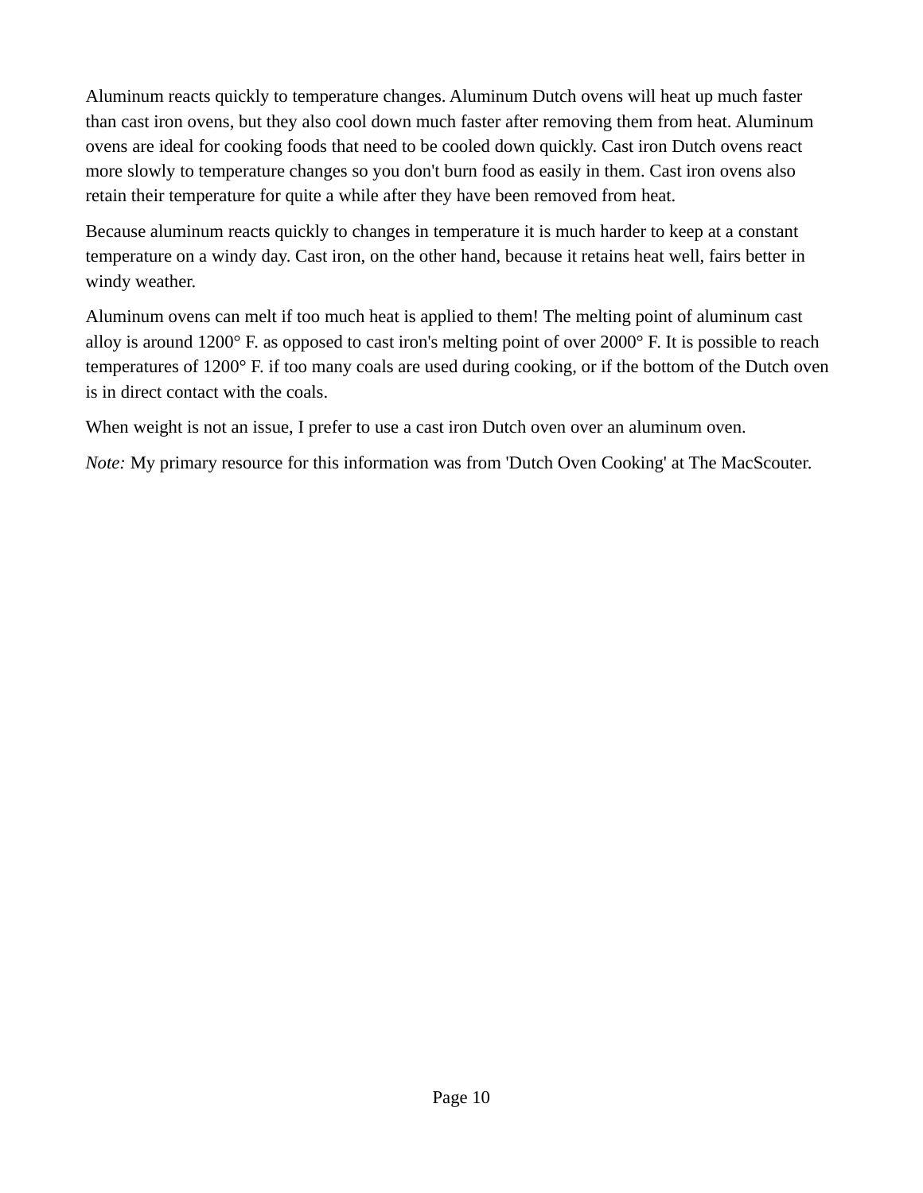Aluminum reacts quickly to temperature changes. Aluminum Dutch ovens will heat up much faster than cast iron ovens, but they also cool down much faster after removing them from heat. Aluminum ovens are ideal for cooking foods that need to be cooled down quickly. Cast iron Dutch ovens react more slowly to temperature changes so you don't burn food as easily in them. Cast iron ovens also retain their temperature for quite a while after they have been removed from heat.

Because aluminum reacts quickly to changes in temperature it is much harder to keep at a constant temperature on a windy day. Cast iron, on the other hand, because it retains heat well, fairs better in windy weather.

Aluminum ovens can melt if too much heat is applied to them! The melting point of aluminum cast alloy is around 1200° F. as opposed to cast iron's melting point of over 2000° F. It is possible to reach temperatures of 1200° F. if too many coals are used during cooking, or if the bottom of the Dutch oven is in direct contact with the coals.

When weight is not an issue, I prefer to use a cast iron Dutch oven over an aluminum oven.

*Note:* My primary resource for this information was from 'Dutch Oven Cooking' at The MacScouter.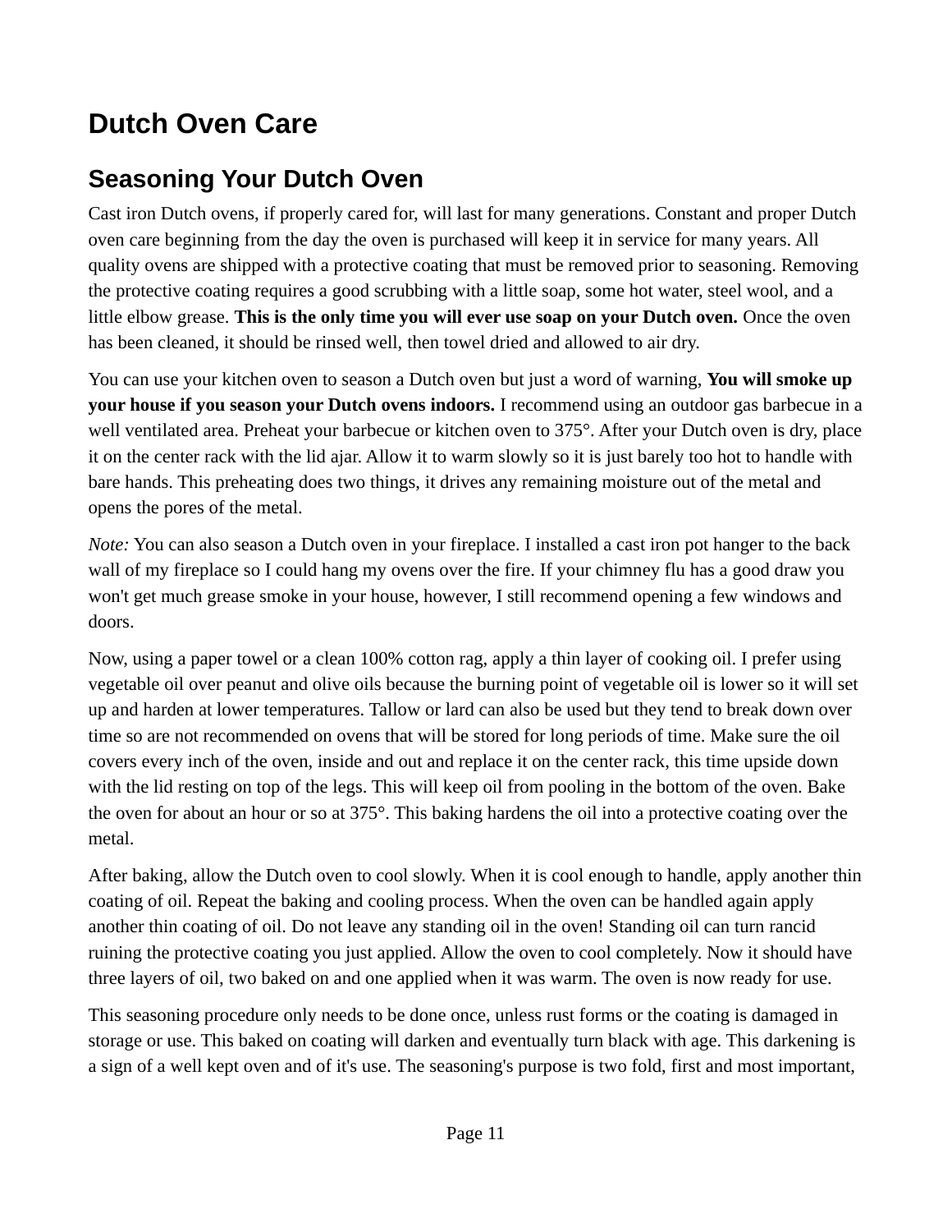# Dutch Oven Care

## Seasoning Your Dutch Oven

Cast iron Dutch ovens, if properly cared for, will last for many generations. Constant and proper Dutch oven care beginning from the day the oven is purchased will keep it in service for many years. All quality ovens are shipped with a protective coating that must be removed prior to seasoning. Removing the protective coating requires a good scrubbing with a little soap, some hot water, steel wool, and a little elbow grease. **This is the only time you will ever use soap on your Dutch oven.** Once the oven has been cleaned, it should be rinsed well, then towel dried and allowed to air dry.

You can use your kitchen oven to season a Dutch oven but just a word of warning, **You will smoke up your house if you season your Dutch ovens indoors.** I recommend using an outdoor gas barbecue in a well ventilated area. Preheat your barbecue or kitchen oven to 375°. After your Dutch oven is dry, place it on the center rack with the lid ajar. Allow it to warm slowly so it is just barely too hot to handle with bare hands. This preheating does two things, it drives any remaining moisture out of the metal and opens the pores of the metal.

*Note:* You can also season a Dutch oven in your fireplace. I installed a cast iron pot hanger to the back wall of my fireplace so I could hang my ovens over the fire. If your chimney flu has a good draw you won't get much grease smoke in your house, however, I still recommend opening a few windows and doors.

Now, using a paper towel or a clean 100% cotton rag, apply a thin layer of cooking oil. I prefer using vegetable oil over peanut and olive oils because the burning point of vegetable oil is lower so it will set up and harden at lower temperatures. Tallow or lard can also be used but they tend to break down over time so are not recommended on ovens that will be stored for long periods of time. Make sure the oil covers every inch of the oven, inside and out and replace it on the center rack, this time upside down with the lid resting on top of the legs. This will keep oil from pooling in the bottom of the oven. Bake the oven for about an hour or so at 375°. This baking hardens the oil into a protective coating over the metal.

After baking, allow the Dutch oven to cool slowly. When it is cool enough to handle, apply another thin coating of oil. Repeat the baking and cooling process. When the oven can be handled again apply another thin coating of oil. Do not leave any standing oil in the oven! Standing oil can turn rancid ruining the protective coating you just applied. Allow the oven to cool completely. Now it should have three layers of oil, two baked on and one applied when it was warm. The oven is now ready for use.

This seasoning procedure only needs to be done once, unless rust forms or the coating is damaged in storage or use. This baked on coating will darken and eventually turn black with age. This darkening is a sign of a well kept oven and of it's use. The seasoning's purpose is two fold, first and most important,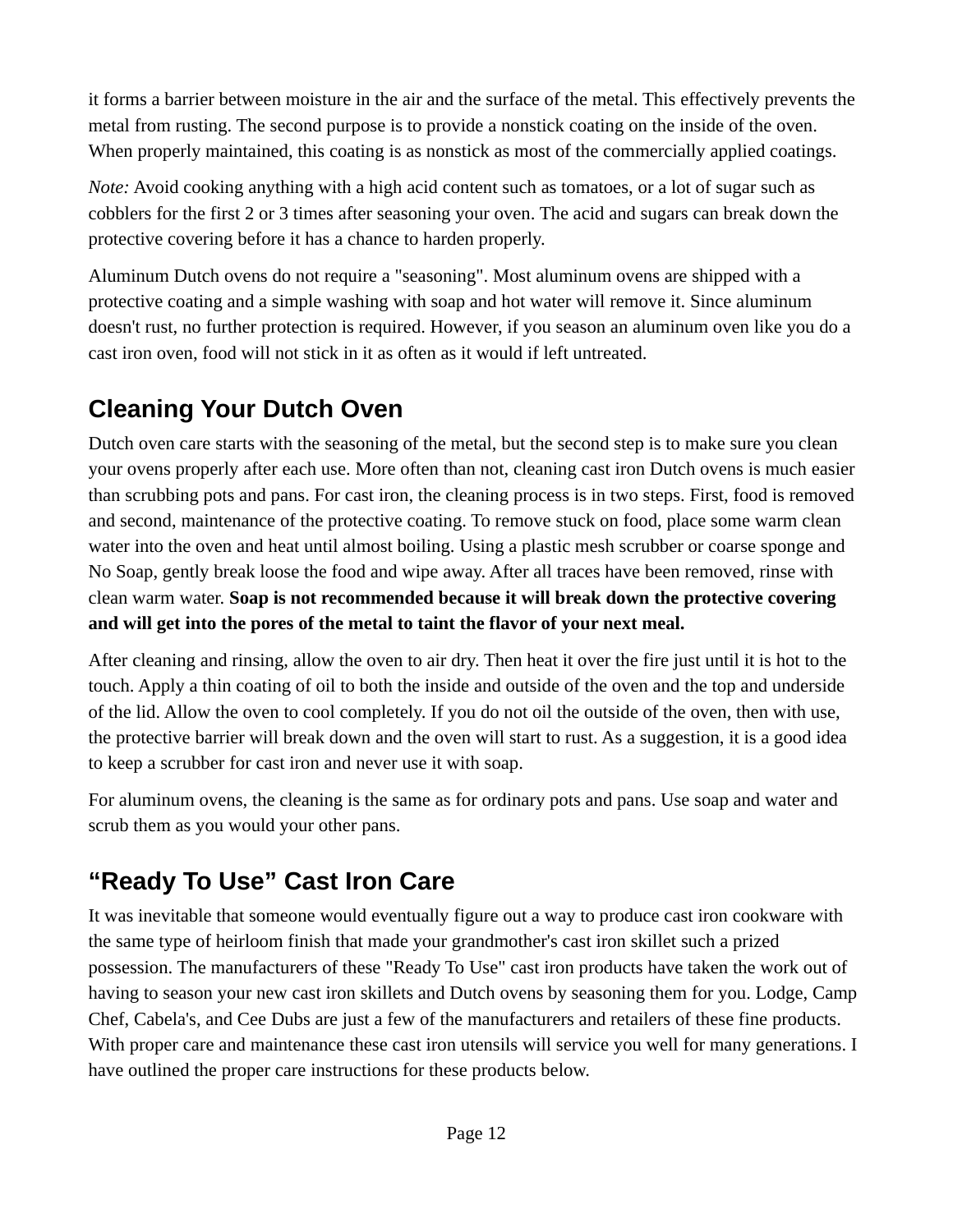it forms a barrier between moisture in the air and the surface of the metal. This effectively prevents the metal from rusting. The second purpose is to provide a nonstick coating on the inside of the oven. When properly maintained, this coating is as nonstick as most of the commercially applied coatings.

*Note:* Avoid cooking anything with a high acid content such as tomatoes, or a lot of sugar such as cobblers for the first 2 or 3 times after seasoning your oven. The acid and sugars can break down the protective covering before it has a chance to harden properly.

Aluminum Dutch ovens do not require a "seasoning". Most aluminum ovens are shipped with a protective coating and a simple washing with soap and hot water will remove it. Since aluminum doesn't rust, no further protection is required. However, if you season an aluminum oven like you do a cast iron oven, food will not stick in it as often as it would if left untreated.

## Cleaning Your Dutch Oven

Dutch oven care starts with the seasoning of the metal, but the second step is to make sure you clean your ovens properly after each use. More often than not, cleaning cast iron Dutch ovens is much easier than scrubbing pots and pans. For cast iron, the cleaning process is in two steps. First, food is removed and second, maintenance of the protective coating. To remove stuck on food, place some warm clean water into the oven and heat until almost boiling. Using a plastic mesh scrubber or coarse sponge and No Soap, gently break loose the food and wipe away. After all traces have been removed, rinse with clean warm water. **Soap is not recommended because it will break down the protective covering and will get into the pores of the metal to taint the flavor of your next meal.**

After cleaning and rinsing, allow the oven to air dry. Then heat it over the fire just until it is hot to the touch. Apply a thin coating of oil to both the inside and outside of the oven and the top and underside of the lid. Allow the oven to cool completely. If you do not oil the outside of the oven, then with use, the protective barrier will break down and the oven will start to rust. As a suggestion, it is a good idea to keep a scrubber for cast iron and never use it with soap.

For aluminum ovens, the cleaning is the same as for ordinary pots and pans. Use soap and water and scrub them as you would your other pans.

## “Ready To Use” Cast Iron Care

It was inevitable that someone would eventually figure out a way to produce cast iron cookware with the same type of heirloom finish that made your grandmother's cast iron skillet such a prized possession. The manufacturers of these "Ready To Use" cast iron products have taken the work out of having to season your new cast iron skillets and Dutch ovens by seasoning them for you. Lodge, Camp Chef, Cabela's, and Cee Dubs are just a few of the manufacturers and retailers of these fine products. With proper care and maintenance these cast iron utensils will service you well for many generations. I have outlined the proper care instructions for these products below.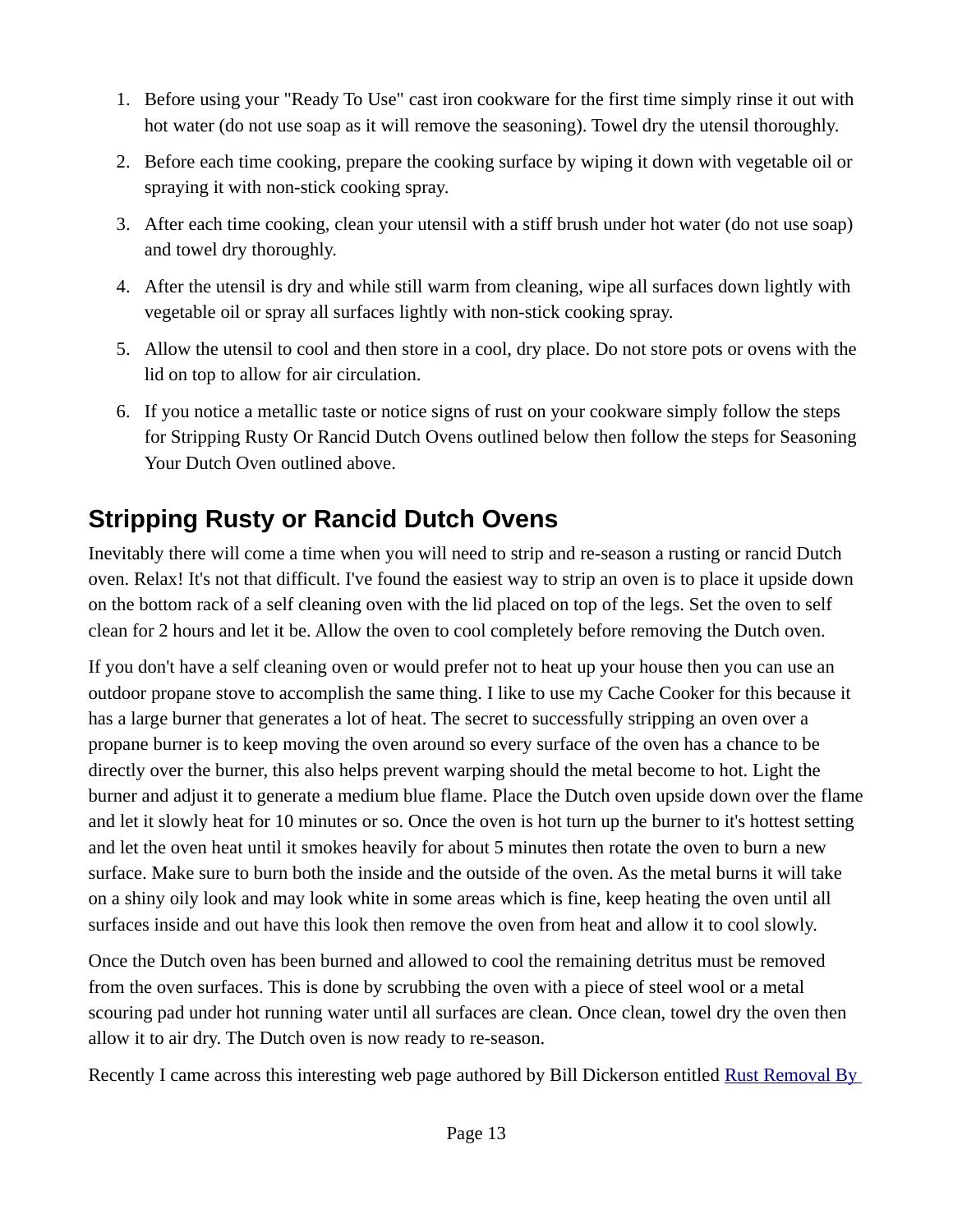1. Before using your "Ready To Use" cast iron cookware for the first time simply rinse it out with hot water (do not use soap as it will remove the seasoning). Towel dry the utensil thoroughly.
2. Before each time cooking, prepare the cooking surface by wiping it down with vegetable oil or spraying it with non-stick cooking spray.
3. After each time cooking, clean your utensil with a stiff brush under hot water (do not use soap) and towel dry thoroughly.
4. After the utensil is dry and while still warm from cleaning, wipe all surfaces down lightly with vegetable oil or spray all surfaces lightly with non-stick cooking spray.
5. Allow the utensil to cool and then store in a cool, dry place. Do not store pots or ovens with the lid on top to allow for air circulation.
6. If you notice a metallic taste or notice signs of rust on your cookware simply follow the steps for Stripping Rusty Or Rancid Dutch Ovens outlined below then follow the steps for Seasoning Your Dutch Oven outlined above.

## Stripping Rusty or Rancid Dutch Ovens

Inevitably there will come a time when you will need to strip and re-season a rusting or rancid Dutch oven. Relax! It's not that difficult. I've found the easiest way to strip an oven is to place it upside down on the bottom rack of a self cleaning oven with the lid placed on top of the legs. Set the oven to self clean for 2 hours and let it be. Allow the oven to cool completely before removing the Dutch oven.

If you don't have a self cleaning oven or would prefer not to heat up your house then you can use an outdoor propane stove to accomplish the same thing. I like to use my Cache Cooker for this because it has a large burner that generates a lot of heat. The secret to successfully stripping an oven over a propane burner is to keep moving the oven around so every surface of the oven has a chance to be directly over the burner, this also helps prevent warping should the metal become to hot. Light the burner and adjust it to generate a medium blue flame. Place the Dutch oven upside down over the flame and let it slowly heat for 10 minutes or so. Once the oven is hot turn up the burner to it's hottest setting and let the oven heat until it smokes heavily for about 5 minutes then rotate the oven to burn a new surface. Make sure to burn both the inside and the outside of the oven. As the metal burns it will take on a shiny oily look and may look white in some areas which is fine, keep heating the oven until all surfaces inside and out have this look then remove the oven from heat and allow it to cool slowly.

Once the Dutch oven has been burned and allowed to cool the remaining detritus must be removed from the oven surfaces. This is done by scrubbing the oven with a piece of steel wool or a metal scouring pad under hot running water until all surfaces are clean. Once clean, towel dry the oven then allow it to air dry. The Dutch oven is now ready to re-season.

Recently I came across this interesting web page authored by Bill Dickerson entitled Rust Removal By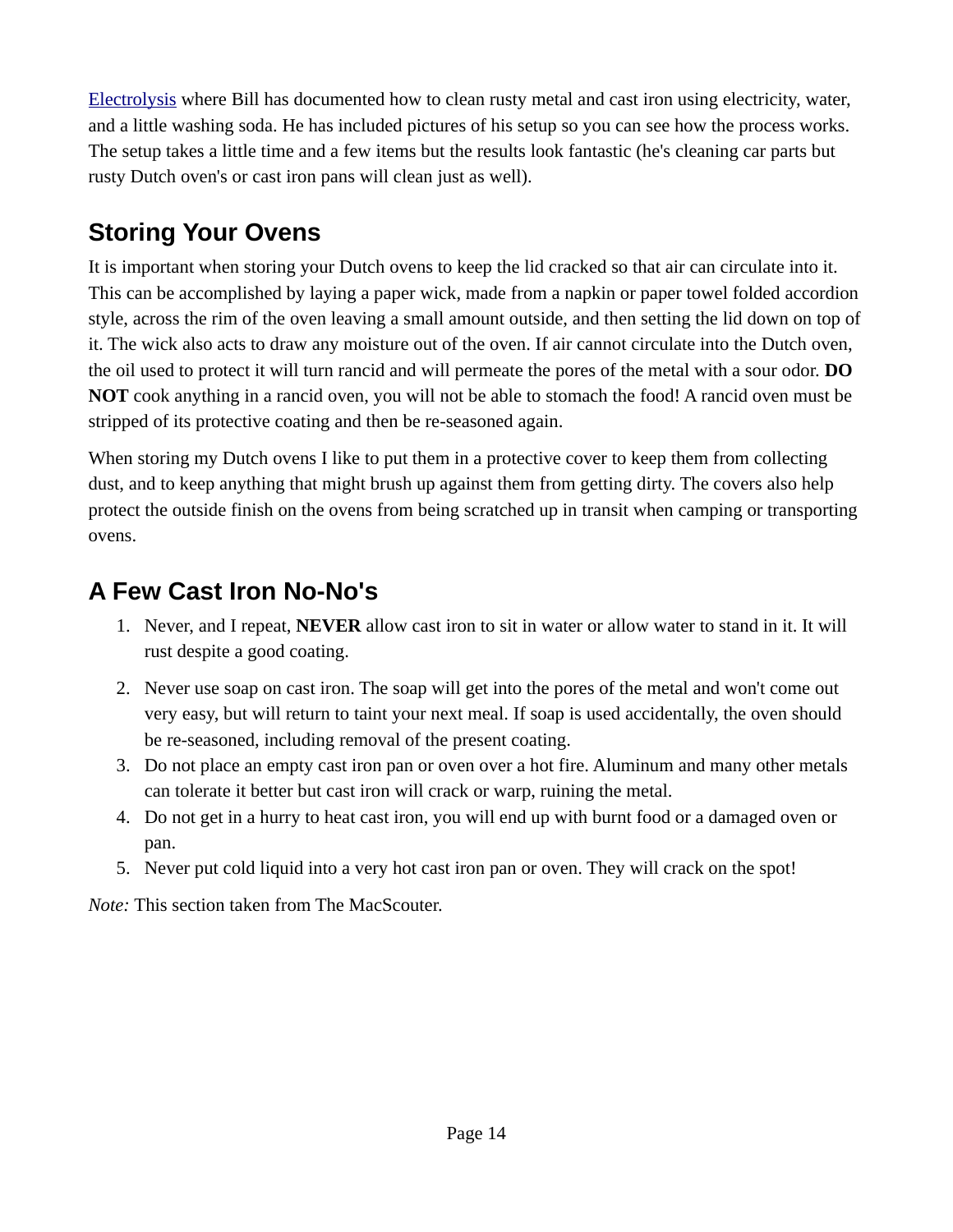Electrolysis where Bill has documented how to clean rusty metal and cast iron using electricity, water, and a little washing soda. He has included pictures of his setup so you can see how the process works. The setup takes a little time and a few items but the results look fantastic (he's cleaning car parts but rusty Dutch oven's or cast iron pans will clean just as well).

## Storing Your Ovens

It is important when storing your Dutch ovens to keep the lid cracked so that air can circulate into it. This can be accomplished by laying a paper wick, made from a napkin or paper towel folded accordion style, across the rim of the oven leaving a small amount outside, and then setting the lid down on top of it. The wick also acts to draw any moisture out of the oven. If air cannot circulate into the Dutch oven, the oil used to protect it will turn rancid and will permeate the pores of the metal with a sour odor. **DO NOT** cook anything in a rancid oven, you will not be able to stomach the food! A rancid oven must be stripped of its protective coating and then be re-seasoned again.

When storing my Dutch ovens I like to put them in a protective cover to keep them from collecting dust, and to keep anything that might brush up against them from getting dirty. The covers also help protect the outside finish on the ovens from being scratched up in transit when camping or transporting ovens.

## A Few Cast Iron No-No's

1. Never, and I repeat, **NEVER** allow cast iron to sit in water or allow water to stand in it. It will rust despite a good coating.
2. Never use soap on cast iron. The soap will get into the pores of the metal and won't come out very easy, but will return to taint your next meal. If soap is used accidentally, the oven should be re-seasoned, including removal of the present coating.
3. Do not place an empty cast iron pan or oven over a hot fire. Aluminum and many other metals can tolerate it better but cast iron will crack or warp, ruining the metal.
4. Do not get in a hurry to heat cast iron, you will end up with burnt food or a damaged oven or pan.
5. Never put cold liquid into a very hot cast iron pan or oven. They will crack on the spot!

*Note:* This section taken from The MacScouter.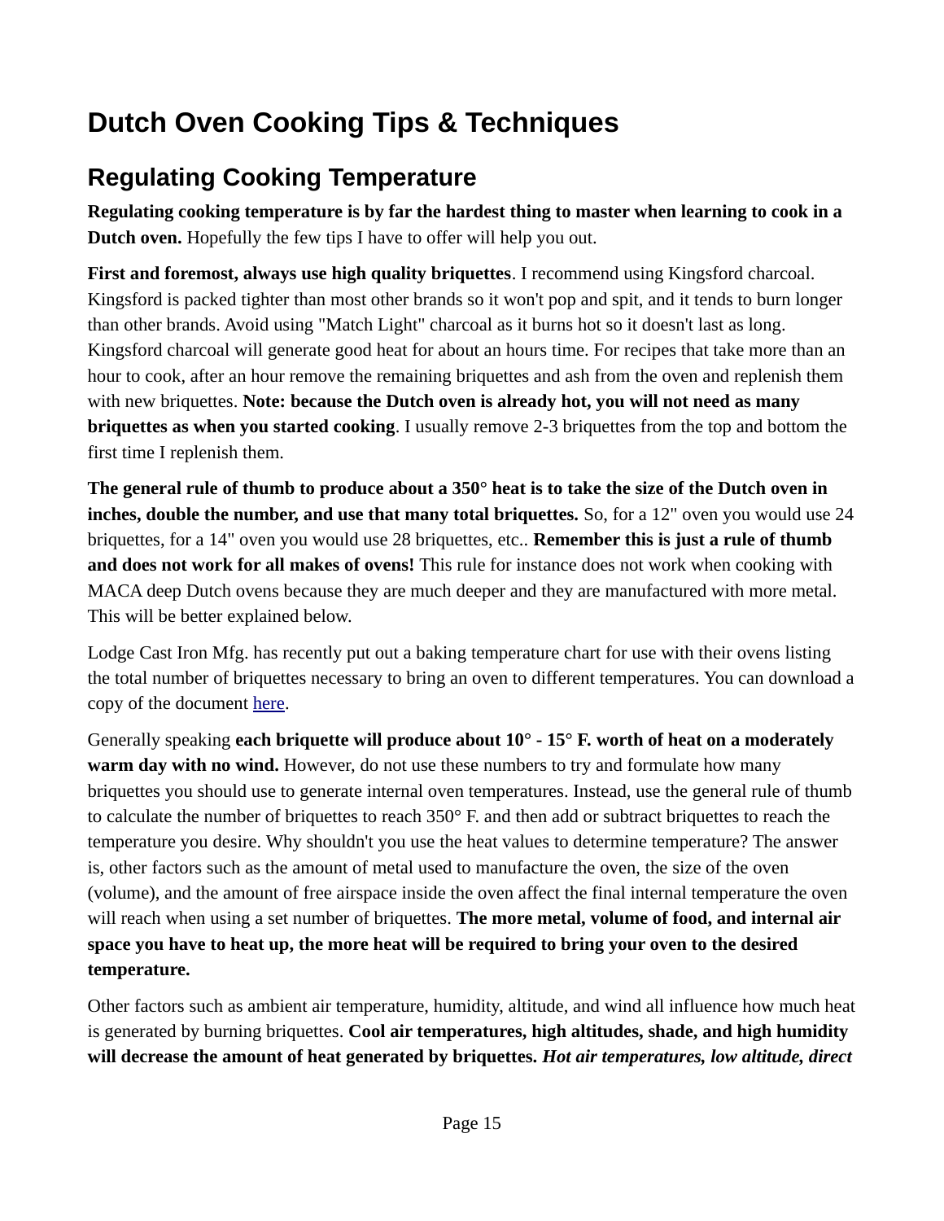# Dutch Oven Cooking Tips & Techniques

## Regulating Cooking Temperature

**Regulating cooking temperature is by far the hardest thing to master when learning to cook in a Dutch oven.** Hopefully the few tips I have to offer will help you out.

**First and foremost, always use high quality briquettes**. I recommend using Kingsford charcoal. Kingsford is packed tighter than most other brands so it won't pop and spit, and it tends to burn longer than other brands. Avoid using "Match Light" charcoal as it burns hot so it doesn't last as long. Kingsford charcoal will generate good heat for about an hours time. For recipes that take more than an hour to cook, after an hour remove the remaining briquettes and ash from the oven and replenish them with new briquettes. **Note: because the Dutch oven is already hot, you will not need as many briquettes as when you started cooking**. I usually remove 2-3 briquettes from the top and bottom the first time I replenish them.

**The general rule of thumb to produce about a 350° heat is to take the size of the Dutch oven in inches, double the number, and use that many total briquettes.** So, for a 12" oven you would use 24 briquettes, for a 14" oven you would use 28 briquettes, etc.. **Remember this is just a rule of thumb and does not work for all makes of ovens!** This rule for instance does not work when cooking with MACA deep Dutch ovens because they are much deeper and they are manufactured with more metal. This will be better explained below.

Lodge Cast Iron Mfg. has recently put out a baking temperature chart for use with their ovens listing the total number of briquettes necessary to bring an oven to different temperatures. You can download a copy of the document here.

Generally speaking **each briquette will produce about 10° - 15° F. worth of heat on a moderately warm day with no wind.** However, do not use these numbers to try and formulate how many briquettes you should use to generate internal oven temperatures. Instead, use the general rule of thumb to calculate the number of briquettes to reach 350° F. and then add or subtract briquettes to reach the temperature you desire. Why shouldn't you use the heat values to determine temperature? The answer is, other factors such as the amount of metal used to manufacture the oven, the size of the oven (volume), and the amount of free airspace inside the oven affect the final internal temperature the oven will reach when using a set number of briquettes. **The more metal, volume of food, and internal air space you have to heat up, the more heat will be required to bring your oven to the desired temperature.**

Other factors such as ambient air temperature, humidity, altitude, and wind all influence how much heat is generated by burning briquettes. **Cool air temperatures, high altitudes, shade, and high humidity will decrease the amount of heat generated by briquettes.** ***Hot air temperatures, low altitude, direct***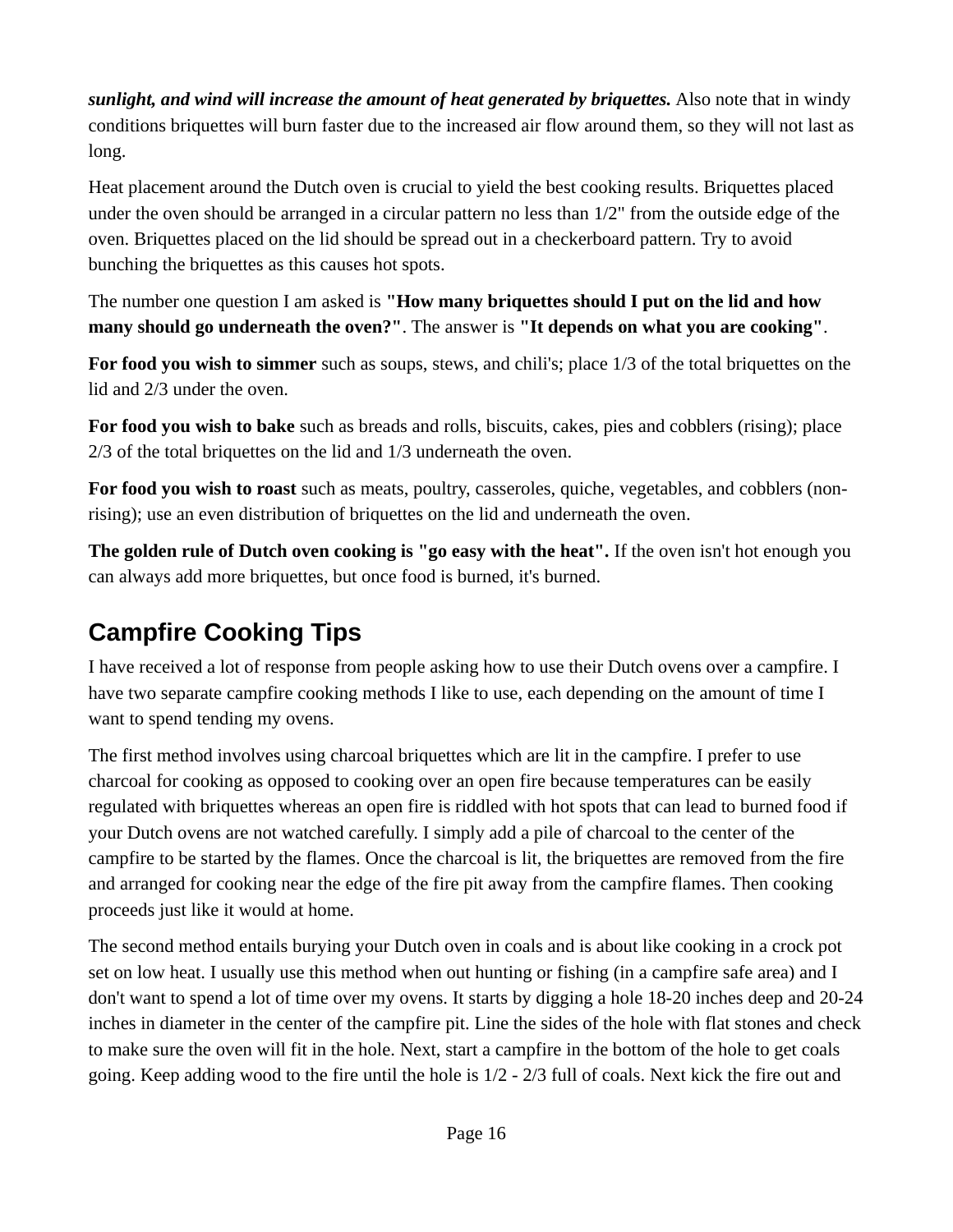***sunlight, and wind will increase the amount of heat generated by briquettes.*** Also note that in windy conditions briquettes will burn faster due to the increased air flow around them, so they will not last as long.

Heat placement around the Dutch oven is crucial to yield the best cooking results. Briquettes placed under the oven should be arranged in a circular pattern no less than 1/2" from the outside edge of the oven. Briquettes placed on the lid should be spread out in a checkerboard pattern. Try to avoid bunching the briquettes as this causes hot spots.

The number one question I am asked is **"How many briquettes should I put on the lid and how many should go underneath the oven?"**. The answer is **"It depends on what you are cooking"**.

**For food you wish to simmer** such as soups, stews, and chili's; place 1/3 of the total briquettes on the lid and 2/3 under the oven.

**For food you wish to bake** such as breads and rolls, biscuits, cakes, pies and cobblers (rising); place 2/3 of the total briquettes on the lid and 1/3 underneath the oven.

**For food you wish to roast** such as meats, poultry, casseroles, quiche, vegetables, and cobblers (non-rising); use an even distribution of briquettes on the lid and underneath the oven.

**The golden rule of Dutch oven cooking is "go easy with the heat".** If the oven isn't hot enough you can always add more briquettes, but once food is burned, it's burned.

## Campfire Cooking Tips

I have received a lot of response from people asking how to use their Dutch ovens over a campfire. I have two separate campfire cooking methods I like to use, each depending on the amount of time I want to spend tending my ovens.

The first method involves using charcoal briquettes which are lit in the campfire. I prefer to use charcoal for cooking as opposed to cooking over an open fire because temperatures can be easily regulated with briquettes whereas an open fire is riddled with hot spots that can lead to burned food if your Dutch ovens are not watched carefully. I simply add a pile of charcoal to the center of the campfire to be started by the flames. Once the charcoal is lit, the briquettes are removed from the fire and arranged for cooking near the edge of the fire pit away from the campfire flames. Then cooking proceeds just like it would at home.

The second method entails burying your Dutch oven in coals and is about like cooking in a crock pot set on low heat. I usually use this method when out hunting or fishing (in a campfire safe area) and I don't want to spend a lot of time over my ovens. It starts by digging a hole 18-20 inches deep and 20-24 inches in diameter in the center of the campfire pit. Line the sides of the hole with flat stones and check to make sure the oven will fit in the hole. Next, start a campfire in the bottom of the hole to get coals going. Keep adding wood to the fire until the hole is 1/2 - 2/3 full of coals. Next kick the fire out and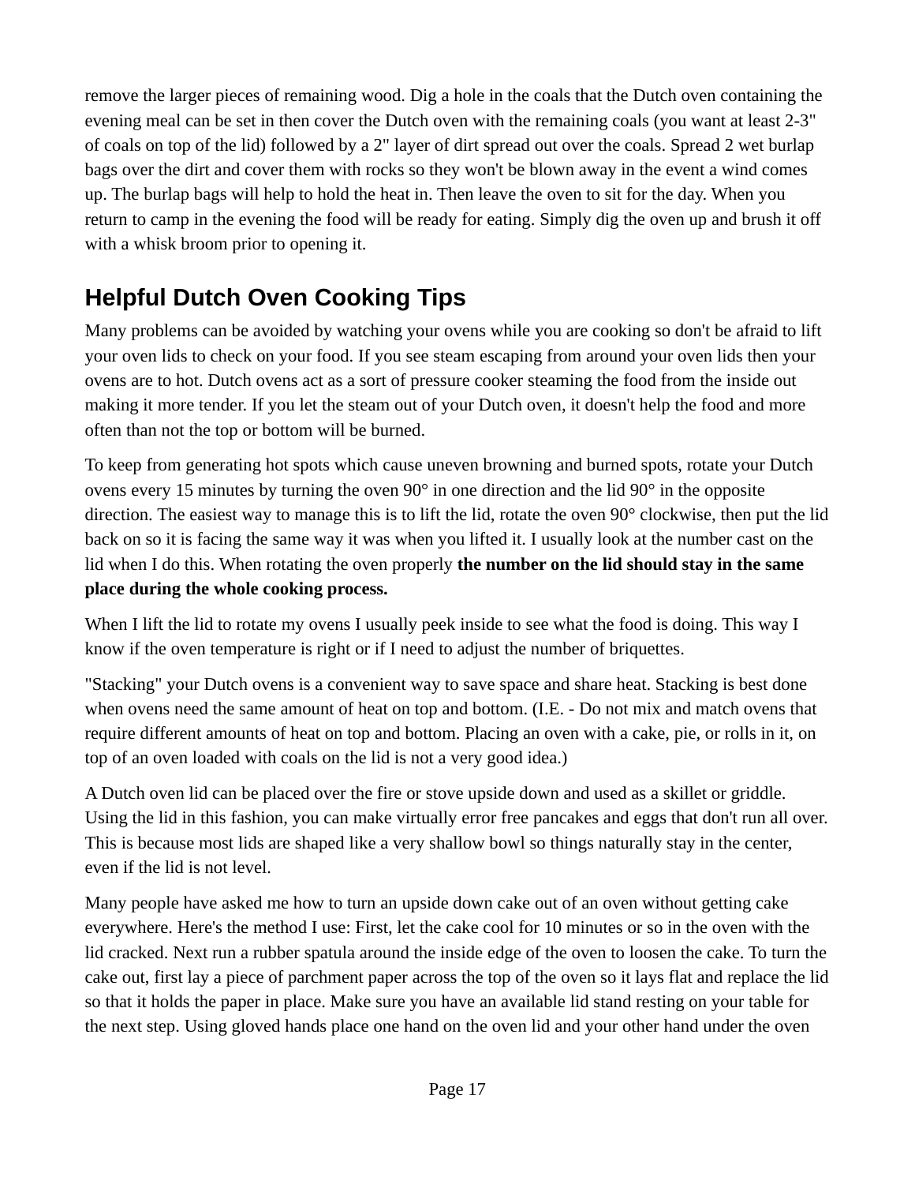remove the larger pieces of remaining wood. Dig a hole in the coals that the Dutch oven containing the evening meal can be set in then cover the Dutch oven with the remaining coals (you want at least 2-3" of coals on top of the lid) followed by a 2" layer of dirt spread out over the coals. Spread 2 wet burlap bags over the dirt and cover them with rocks so they won't be blown away in the event a wind comes up. The burlap bags will help to hold the heat in. Then leave the oven to sit for the day. When you return to camp in the evening the food will be ready for eating. Simply dig the oven up and brush it off with a whisk broom prior to opening it.

## Helpful Dutch Oven Cooking Tips

Many problems can be avoided by watching your ovens while you are cooking so don't be afraid to lift your oven lids to check on your food. If you see steam escaping from around your oven lids then your ovens are to hot. Dutch ovens act as a sort of pressure cooker steaming the food from the inside out making it more tender. If you let the steam out of your Dutch oven, it doesn't help the food and more often than not the top or bottom will be burned.

To keep from generating hot spots which cause uneven browning and burned spots, rotate your Dutch ovens every 15 minutes by turning the oven 90° in one direction and the lid 90° in the opposite direction. The easiest way to manage this is to lift the lid, rotate the oven 90° clockwise, then put the lid back on so it is facing the same way it was when you lifted it. I usually look at the number cast on the lid when I do this. When rotating the oven properly **the number on the lid should stay in the same place during the whole cooking process.**

When I lift the lid to rotate my ovens I usually peek inside to see what the food is doing. This way I know if the oven temperature is right or if I need to adjust the number of briquettes.

"Stacking" your Dutch ovens is a convenient way to save space and share heat. Stacking is best done when ovens need the same amount of heat on top and bottom. (I.E. - Do not mix and match ovens that require different amounts of heat on top and bottom. Placing an oven with a cake, pie, or rolls in it, on top of an oven loaded with coals on the lid is not a very good idea.)

A Dutch oven lid can be placed over the fire or stove upside down and used as a skillet or griddle. Using the lid in this fashion, you can make virtually error free pancakes and eggs that don't run all over. This is because most lids are shaped like a very shallow bowl so things naturally stay in the center, even if the lid is not level.

Many people have asked me how to turn an upside down cake out of an oven without getting cake everywhere. Here's the method I use: First, let the cake cool for 10 minutes or so in the oven with the lid cracked. Next run a rubber spatula around the inside edge of the oven to loosen the cake. To turn the cake out, first lay a piece of parchment paper across the top of the oven so it lays flat and replace the lid so that it holds the paper in place. Make sure you have an available lid stand resting on your table for the next step. Using gloved hands place one hand on the oven lid and your other hand under the oven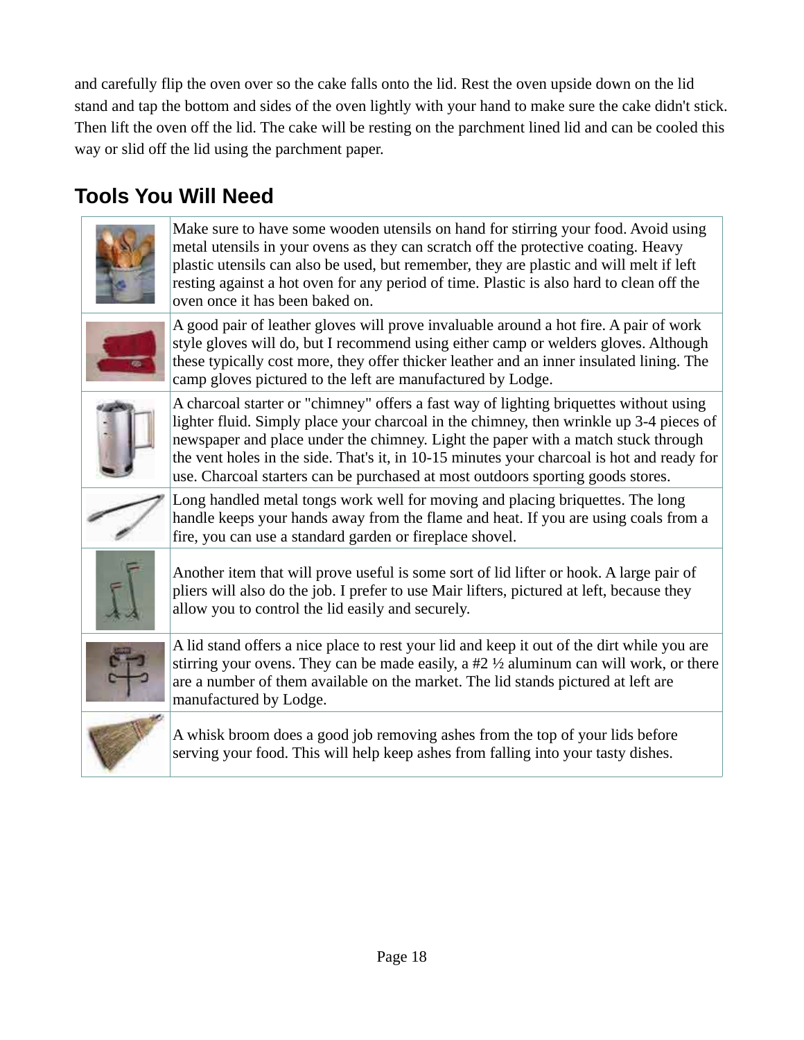and carefully flip the oven over so the cake falls onto the lid. Rest the oven upside down on the lid stand and tap the bottom and sides of the oven lightly with your hand to make sure the cake didn't stick. Then lift the oven off the lid. The cake will be resting on the parchment lined lid and can be cooled this way or slid off the lid using the parchment paper.

## Tools You Will Need

| | |
|---|---|
| | Make sure to have some wooden utensils on hand for stirring your food. Avoid using metal utensils in your ovens as they can scratch off the protective coating. Heavy plastic utensils can also be used, but remember, they are plastic and will melt if left resting against a hot oven for any period of time. Plastic is also hard to clean off the oven once it has been baked on. |
| | A good pair of leather gloves will prove invaluable around a hot fire. A pair of work style gloves will do, but I recommend using either camp or welders gloves. Although these typically cost more, they offer thicker leather and an inner insulated lining. The camp gloves pictured to the left are manufactured by Lodge. |
| | A charcoal starter or "chimney" offers a fast way of lighting briquettes without using lighter fluid. Simply place your charcoal in the chimney, then wrinkle up 3-4 pieces of newspaper and place under the chimney. Light the paper with a match stuck through the vent holes in the side. That's it, in 10-15 minutes your charcoal is hot and ready for use. Charcoal starters can be purchased at most outdoors sporting goods stores. |
| | Long handled metal tongs work well for moving and placing briquettes. The long handle keeps your hands away from the flame and heat. If you are using coals from a fire, you can use a standard garden or fireplace shovel. |
| | Another item that will prove useful is some sort of lid lifter or hook. A large pair of pliers will also do the job. I prefer to use Mair lifters, pictured at left, because they allow you to control the lid easily and securely. |
| | A lid stand offers a nice place to rest your lid and keep it out of the dirt while you are stirring your ovens. They can be made easily, a #2 ½ aluminum can will work, or there are a number of them available on the market. The lid stands pictured at left are manufactured by Lodge. |
| | A whisk broom does a good job removing ashes from the top of your lids before serving your food. This will help keep ashes from falling into your tasty dishes. |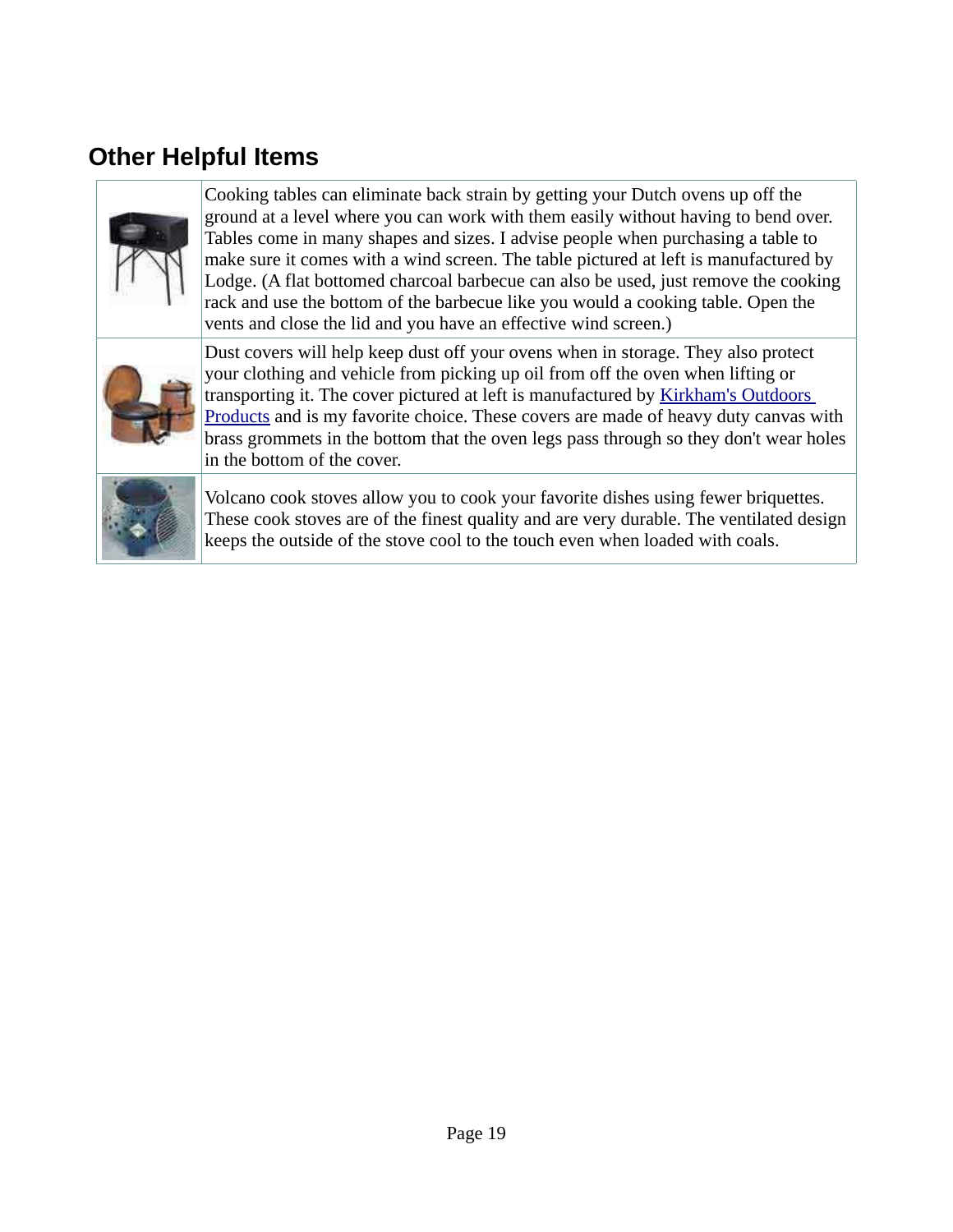## Other Helpful Items

| | |
|---|---|
| | Cooking tables can eliminate back strain by getting your Dutch ovens up off the ground at a level where you can work with them easily without having to bend over. Tables come in many shapes and sizes. I advise people when purchasing a table to make sure it comes with a wind screen. The table pictured at left is manufactured by Lodge. (A flat bottomed charcoal barbecue can also be used, just remove the cooking rack and use the bottom of the barbecue like you would a cooking table. Open the vents and close the lid and you have an effective wind screen.) |
| | Dust covers will help keep dust off your ovens when in storage. They also protect your clothing and vehicle from picking up oil from off the oven when lifting or transporting it. The cover pictured at left is manufactured by Kirkham's Outdoors Products and is my favorite choice. These covers are made of heavy duty canvas with brass grommets in the bottom that the oven legs pass through so they don't wear holes in the bottom of the cover. |
| | Volcano cook stoves allow you to cook your favorite dishes using fewer briquettes. These cook stoves are of the finest quality and are very durable. The ventilated design keeps the outside of the stove cool to the touch even when loaded with coals. |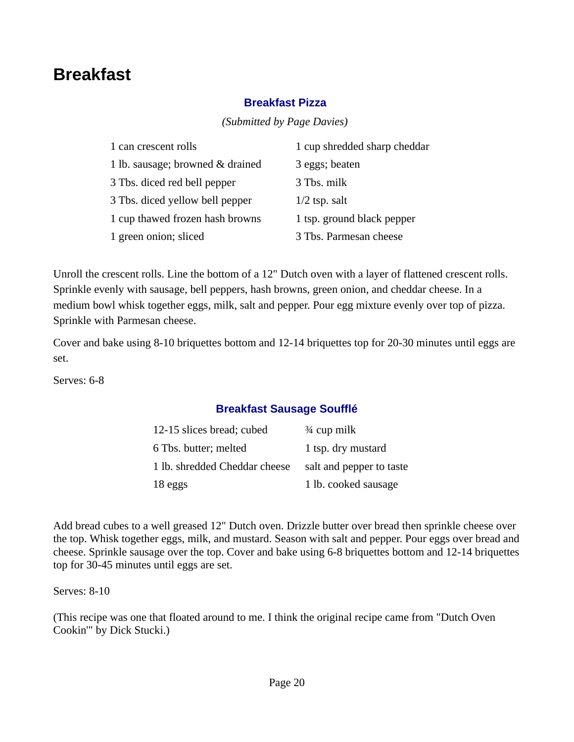# Breakfast

### Breakfast Pizza

*(Submitted by Page Davies)*

- 1 can crescent rolls
- 1 lb. sausage; browned & drained
- 3 Tbs. diced red bell pepper
- 3 Tbs. diced yellow bell pepper
- 1 cup thawed frozen hash browns
- 1 green onion; sliced
- 1 cup shredded sharp cheddar
- 3 eggs; beaten
- 3 Tbs. milk
- 1/2 tsp. salt
- 1 tsp. ground black pepper
- 3 Tbs. Parmesan cheese

Unroll the crescent rolls. Line the bottom of a 12" Dutch oven with a layer of flattened crescent rolls. Sprinkle evenly with sausage, bell peppers, hash browns, green onion, and cheddar cheese. In a medium bowl whisk together eggs, milk, salt and pepper. Pour egg mixture evenly over top of pizza. Sprinkle with Parmesan cheese.

Cover and bake using 8-10 briquettes bottom and 12-14 briquettes top for 20-30 minutes until eggs are set.

Serves: 6-8

### Breakfast Sausage Soufflé

- 12-15 slices bread; cubed
- 6 Tbs. butter; melted
- 1 lb. shredded Cheddar cheese
- 18 eggs
- ¾ cup milk
- 1 tsp. dry mustard
- salt and pepper to taste
- 1 lb. cooked sausage

Add bread cubes to a well greased 12" Dutch oven. Drizzle butter over bread then sprinkle cheese over the top. Whisk together eggs, milk, and mustard. Season with salt and pepper. Pour eggs over bread and cheese. Sprinkle sausage over the top. Cover and bake using 6-8 briquettes bottom and 12-14 briquettes top for 30-45 minutes until eggs are set.

Serves: 8-10

(This recipe was one that floated around to me. I think the original recipe came from "Dutch Oven Cookin'" by Dick Stucki.)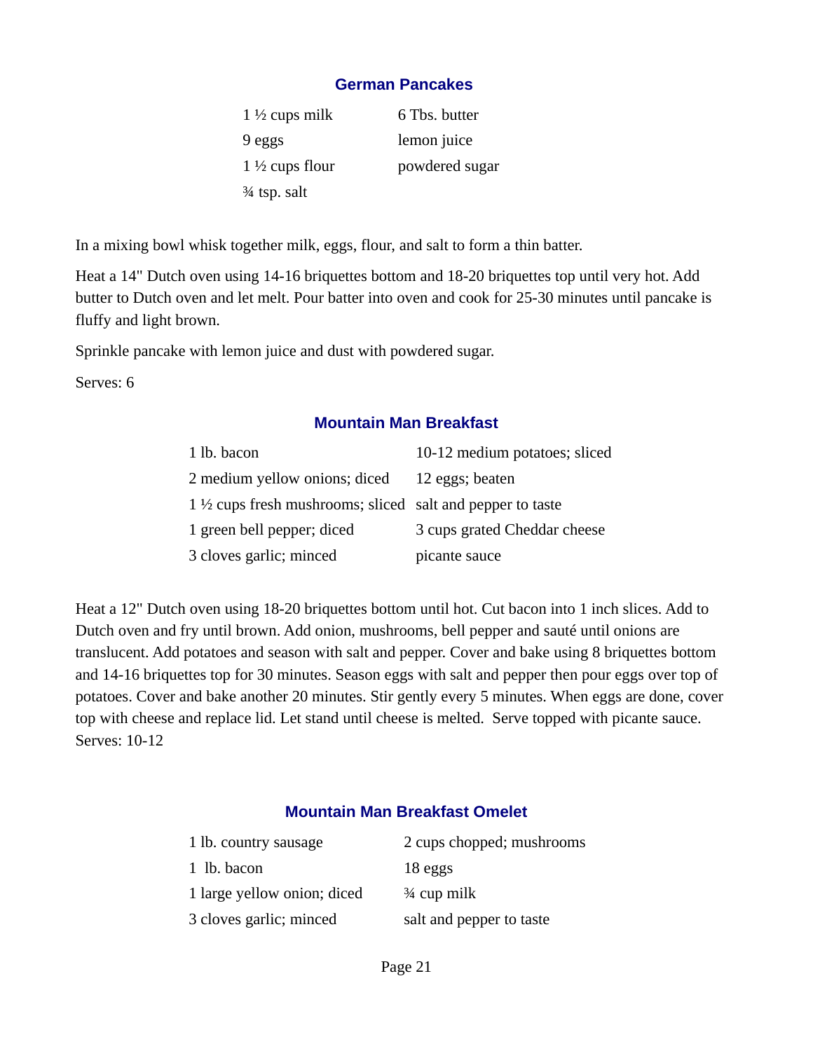## German Pancakes

- 1 ½ cups milk
- 9 eggs
- 1 ½ cups flour
- ¾ tsp. salt
- 6 Tbs. butter
- lemon juice
- powdered sugar

In a mixing bowl whisk together milk, eggs, flour, and salt to form a thin batter.

Heat a 14" Dutch oven using 14-16 briquettes bottom and 18-20 briquettes top until very hot. Add butter to Dutch oven and let melt. Pour batter into oven and cook for 25-30 minutes until pancake is fluffy and light brown.

Sprinkle pancake with lemon juice and dust with powdered sugar.

Serves: 6

## Mountain Man Breakfast

- 1 lb. bacon
- 2 medium yellow onions; diced
- 1 ½ cups fresh mushrooms; sliced
- 1 green bell pepper; diced
- 3 cloves garlic; minced
- 10-12 medium potatoes; sliced
- 12 eggs; beaten
- salt and pepper to taste
- 3 cups grated Cheddar cheese
- picante sauce

Heat a 12" Dutch oven using 18-20 briquettes bottom until hot. Cut bacon into 1 inch slices. Add to Dutch oven and fry until brown. Add onion, mushrooms, bell pepper and sauté until onions are translucent. Add potatoes and season with salt and pepper. Cover and bake using 8 briquettes bottom and 14-16 briquettes top for 30 minutes. Season eggs with salt and pepper then pour eggs over top of potatoes. Cover and bake another 20 minutes. Stir gently every 5 minutes. When eggs are done, cover top with cheese and replace lid. Let stand until cheese is melted. Serve topped with picante sauce.
Serves: 10-12

## Mountain Man Breakfast Omelet

- 1 lb. country sausage
- 1 lb. bacon
- 1 large yellow onion; diced
- 3 cloves garlic; minced
- 2 cups chopped; mushrooms
- 18 eggs
- ¾ cup milk
- salt and pepper to taste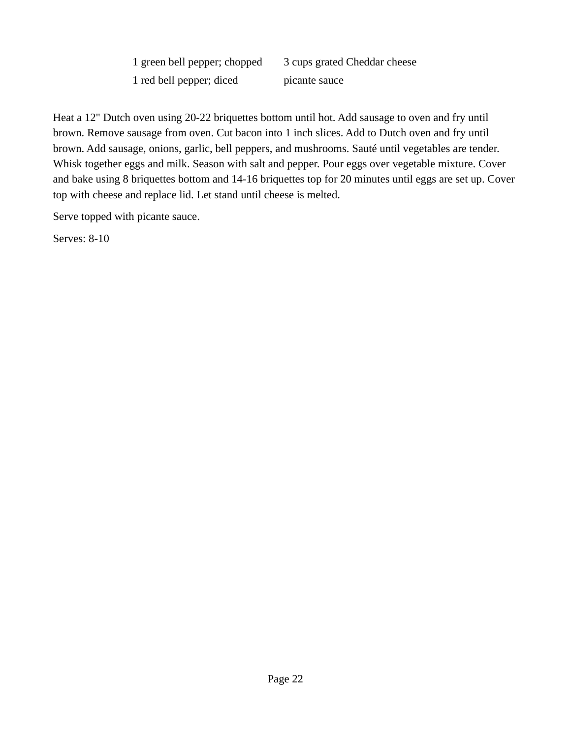| | |
|---|---|
| 1 green bell pepper; chopped | 3 cups grated Cheddar cheese |
| 1 red bell pepper; diced | picante sauce |

Heat a 12" Dutch oven using 20-22 briquettes bottom until hot. Add sausage to oven and fry until brown. Remove sausage from oven. Cut bacon into 1 inch slices. Add to Dutch oven and fry until brown. Add sausage, onions, garlic, bell peppers, and mushrooms. Sauté until vegetables are tender. Whisk together eggs and milk. Season with salt and pepper. Pour eggs over vegetable mixture. Cover and bake using 8 briquettes bottom and 14-16 briquettes top for 20 minutes until eggs are set up. Cover top with cheese and replace lid. Let stand until cheese is melted.

Serve topped with picante sauce.

Serves: 8-10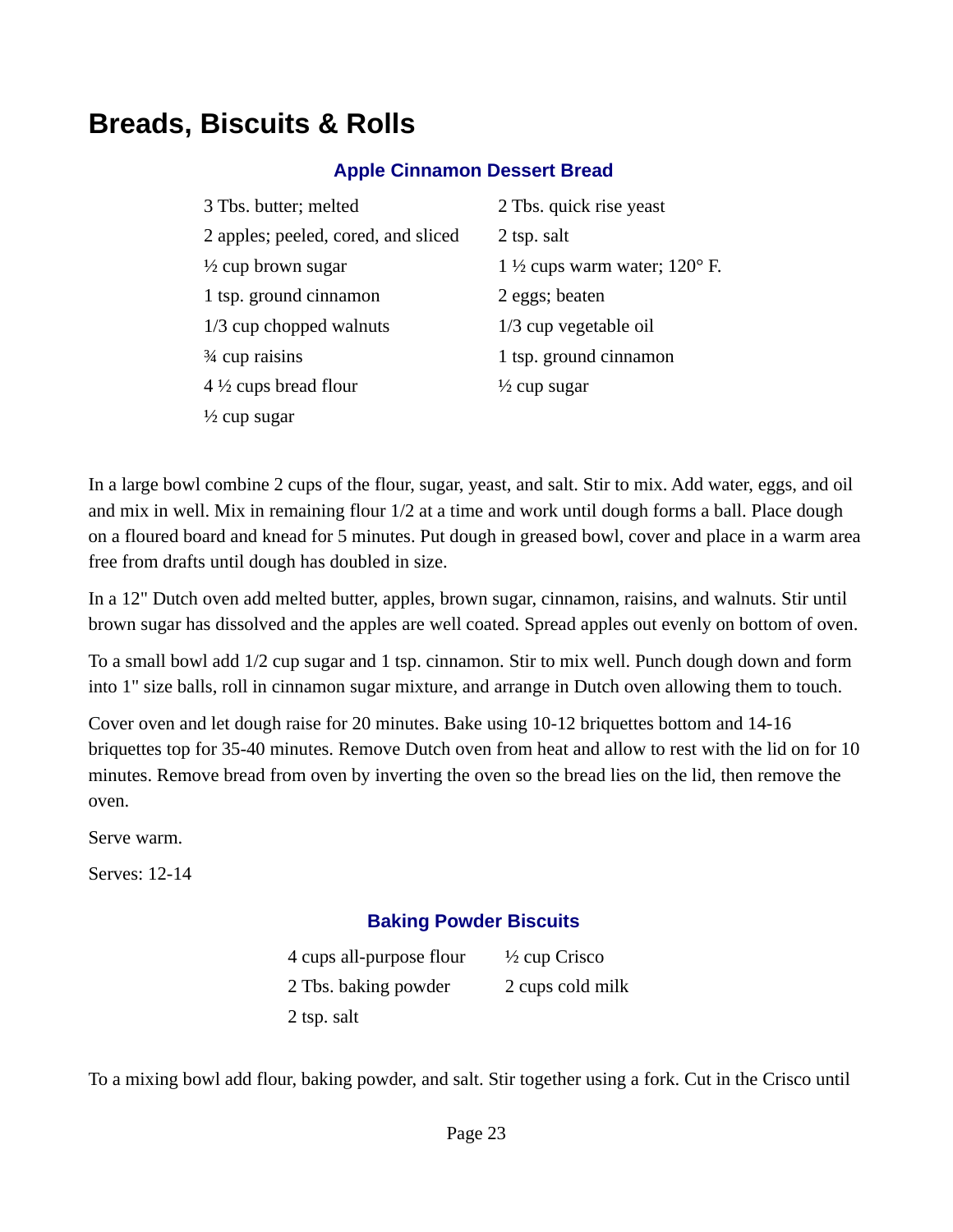# Breads, Biscuits & Rolls

### Apple Cinnamon Dessert Bread

- 3 Tbs. butter; melted
- 2 apples; peeled, cored, and sliced
- ½ cup brown sugar
- 1 tsp. ground cinnamon
- 1/3 cup chopped walnuts
- ¾ cup raisins
- 4 ½ cups bread flour
- ½ cup sugar
- 2 Tbs. quick rise yeast
- 2 tsp. salt
- 1 ½ cups warm water; 120° F.
- 2 eggs; beaten
- 1/3 cup vegetable oil
- 1 tsp. ground cinnamon
- ½ cup sugar

In a large bowl combine 2 cups of the flour, sugar, yeast, and salt. Stir to mix. Add water, eggs, and oil and mix in well. Mix in remaining flour 1/2 at a time and work until dough forms a ball. Place dough on a floured board and knead for 5 minutes. Put dough in greased bowl, cover and place in a warm area free from drafts until dough has doubled in size.

In a 12" Dutch oven add melted butter, apples, brown sugar, cinnamon, raisins, and walnuts. Stir until brown sugar has dissolved and the apples are well coated. Spread apples out evenly on bottom of oven.

To a small bowl add 1/2 cup sugar and 1 tsp. cinnamon. Stir to mix well. Punch dough down and form into 1" size balls, roll in cinnamon sugar mixture, and arrange in Dutch oven allowing them to touch.

Cover oven and let dough raise for 20 minutes. Bake using 10-12 briquettes bottom and 14-16 briquettes top for 35-40 minutes. Remove Dutch oven from heat and allow to rest with the lid on for 10 minutes. Remove bread from oven by inverting the oven so the bread lies on the lid, then remove the oven.

Serve warm.

Serves: 12-14

### Baking Powder Biscuits

- 4 cups all-purpose flour
- 2 Tbs. baking powder
- 2 tsp. salt
- ½ cup Crisco
- 2 cups cold milk

To a mixing bowl add flour, baking powder, and salt. Stir together using a fork. Cut in the Crisco until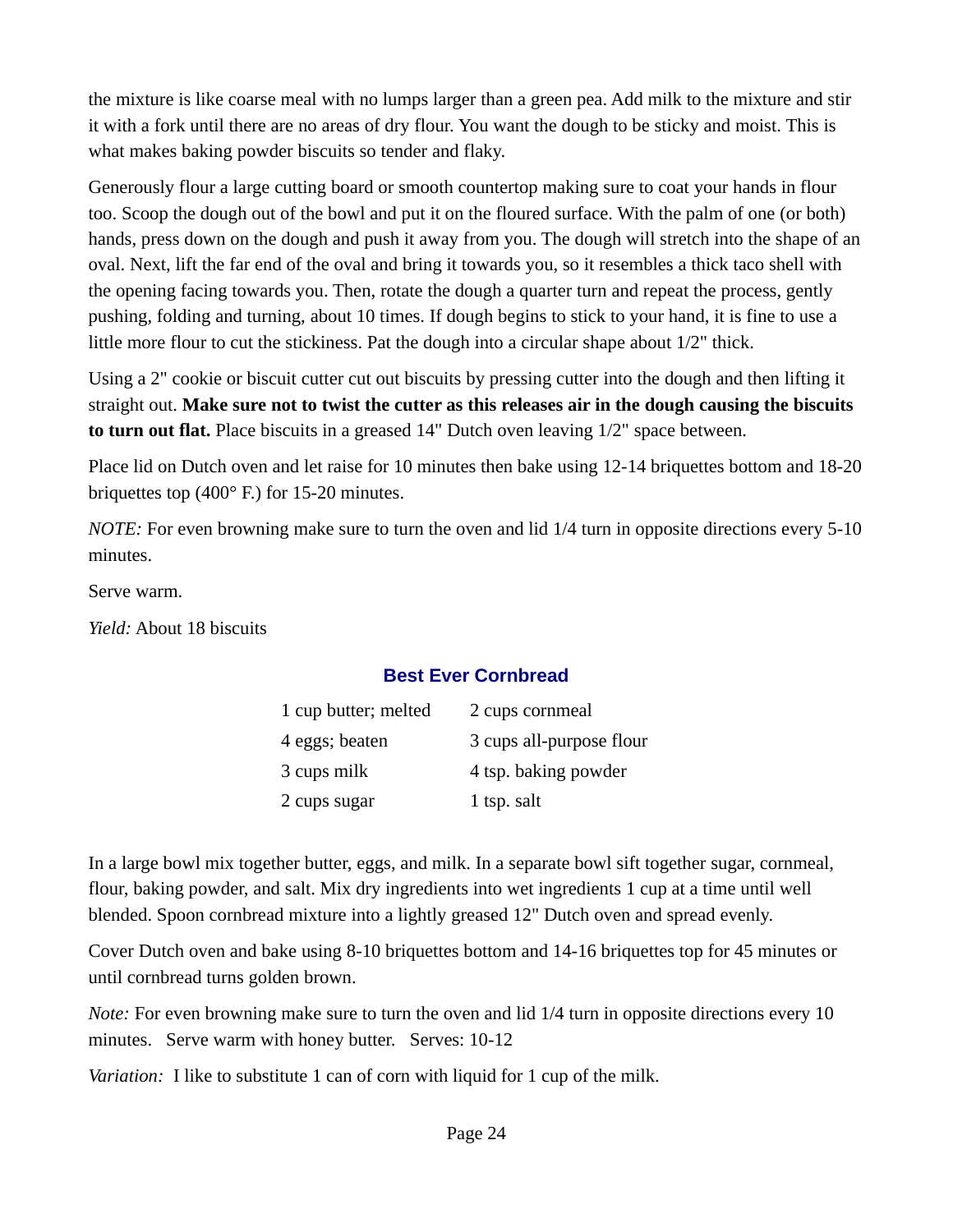the mixture is like coarse meal with no lumps larger than a green pea. Add milk to the mixture and stir it with a fork until there are no areas of dry flour. You want the dough to be sticky and moist. This is what makes baking powder biscuits so tender and flaky.

Generously flour a large cutting board or smooth countertop making sure to coat your hands in flour too. Scoop the dough out of the bowl and put it on the floured surface. With the palm of one (or both) hands, press down on the dough and push it away from you. The dough will stretch into the shape of an oval. Next, lift the far end of the oval and bring it towards you, so it resembles a thick taco shell with the opening facing towards you. Then, rotate the dough a quarter turn and repeat the process, gently pushing, folding and turning, about 10 times. If dough begins to stick to your hand, it is fine to use a little more flour to cut the stickiness. Pat the dough into a circular shape about 1/2" thick.

Using a 2" cookie or biscuit cutter cut out biscuits by pressing cutter into the dough and then lifting it straight out. **Make sure not to twist the cutter as this releases air in the dough causing the biscuits to turn out flat.** Place biscuits in a greased 14" Dutch oven leaving 1/2" space between.

Place lid on Dutch oven and let raise for 10 minutes then bake using 12-14 briquettes bottom and 18-20 briquettes top (400° F.) for 15-20 minutes.

*NOTE:* For even browning make sure to turn the oven and lid 1/4 turn in opposite directions every 5-10 minutes.

Serve warm.

*Yield:* About 18 biscuits

## Best Ever Cornbread

| | |
|---|---|
| 1 cup butter; melted | 2 cups cornmeal |
| 4 eggs; beaten | 3 cups all-purpose flour |
| 3 cups milk | 4 tsp. baking powder |
| 2 cups sugar | 1 tsp. salt |

In a large bowl mix together butter, eggs, and milk. In a separate bowl sift together sugar, cornmeal, flour, baking powder, and salt. Mix dry ingredients into wet ingredients 1 cup at a time until well blended. Spoon cornbread mixture into a lightly greased 12" Dutch oven and spread evenly.

Cover Dutch oven and bake using 8-10 briquettes bottom and 14-16 briquettes top for 45 minutes or until cornbread turns golden brown.

*Note:* For even browning make sure to turn the oven and lid 1/4 turn in opposite directions every 10 minutes. Serve warm with honey butter. Serves: 10-12

*Variation:* I like to substitute 1 can of corn with liquid for 1 cup of the milk.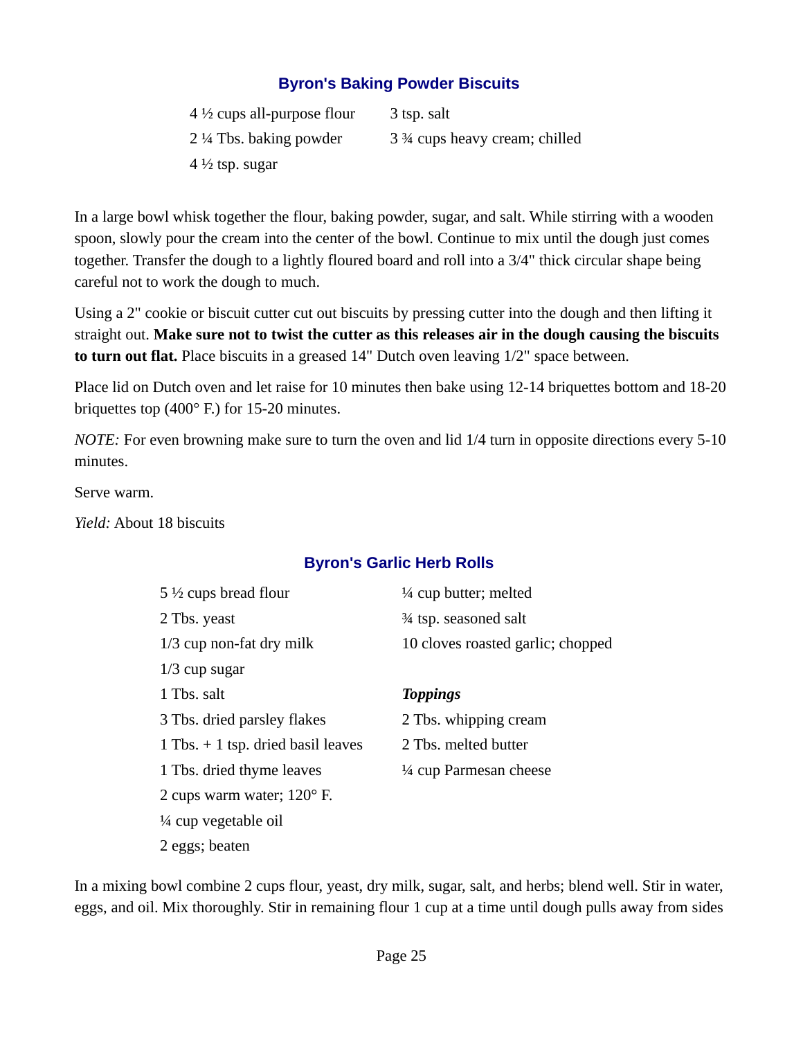## Byron's Baking Powder Biscuits

4 ½ cups all-purpose flour
2 ¼ Tbs. baking powder
4 ½ tsp. sugar
3 tsp. salt
3 ¾ cups heavy cream; chilled

In a large bowl whisk together the flour, baking powder, sugar, and salt. While stirring with a wooden spoon, slowly pour the cream into the center of the bowl. Continue to mix until the dough just comes together. Transfer the dough to a lightly floured board and roll into a 3/4" thick circular shape being careful not to work the dough to much.

Using a 2" cookie or biscuit cutter cut out biscuits by pressing cutter into the dough and then lifting it straight out. **Make sure not to twist the cutter as this releases air in the dough causing the biscuits to turn out flat.** Place biscuits in a greased 14" Dutch oven leaving 1/2" space between.

Place lid on Dutch oven and let raise for 10 minutes then bake using 12-14 briquettes bottom and 18-20 briquettes top (400° F.) for 15-20 minutes.

*NOTE:* For even browning make sure to turn the oven and lid 1/4 turn in opposite directions every 5-10 minutes.

Serve warm.

*Yield:* About 18 biscuits

## Byron's Garlic Herb Rolls

5 ½ cups bread flour
2 Tbs. yeast
1/3 cup non-fat dry milk
1/3 cup sugar
1 Tbs. salt
3 Tbs. dried parsley flakes
1 Tbs. + 1 tsp. dried basil leaves
1 Tbs. dried thyme leaves
2 cups warm water; 120° F.
¼ cup vegetable oil
2 eggs; beaten
¼ cup butter; melted
¾ tsp. seasoned salt
10 cloves roasted garlic; chopped

***Toppings***

2 Tbs. whipping cream
2 Tbs. melted butter
¼ cup Parmesan cheese

In a mixing bowl combine 2 cups flour, yeast, dry milk, sugar, salt, and herbs; blend well. Stir in water, eggs, and oil. Mix thoroughly. Stir in remaining flour 1 cup at a time until dough pulls away from sides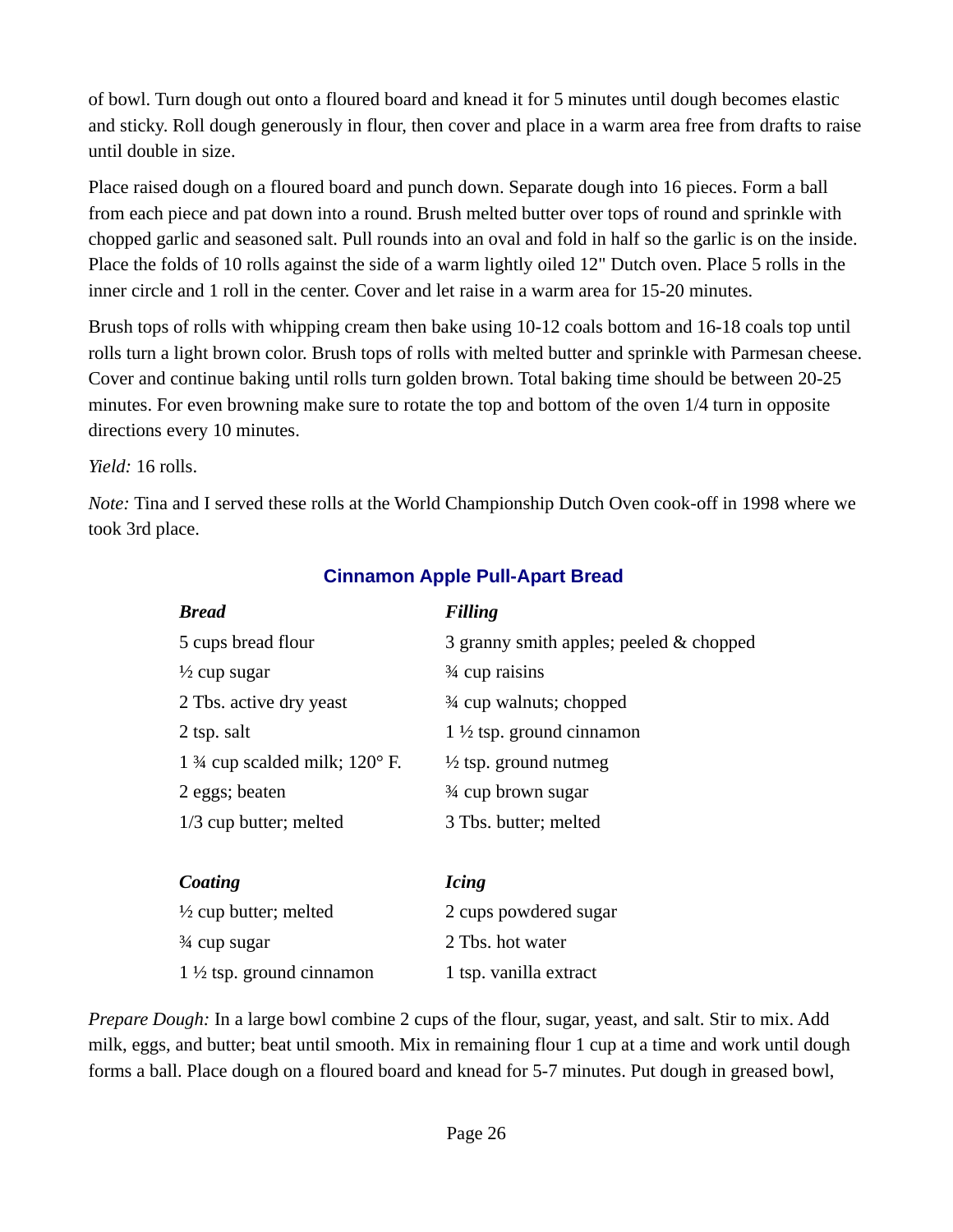of bowl. Turn dough out onto a floured board and knead it for 5 minutes until dough becomes elastic and sticky. Roll dough generously in flour, then cover and place in a warm area free from drafts to raise until double in size.

Place raised dough on a floured board and punch down. Separate dough into 16 pieces. Form a ball from each piece and pat down into a round. Brush melted butter over tops of round and sprinkle with chopped garlic and seasoned salt. Pull rounds into an oval and fold in half so the garlic is on the inside. Place the folds of 10 rolls against the side of a warm lightly oiled 12" Dutch oven. Place 5 rolls in the inner circle and 1 roll in the center. Cover and let raise in a warm area for 15-20 minutes.

Brush tops of rolls with whipping cream then bake using 10-12 coals bottom and 16-18 coals top until rolls turn a light brown color. Brush tops of rolls with melted butter and sprinkle with Parmesan cheese. Cover and continue baking until rolls turn golden brown. Total baking time should be between 20-25 minutes. For even browning make sure to rotate the top and bottom of the oven 1/4 turn in opposite directions every 10 minutes.

*Yield:* 16 rolls.

*Note:* Tina and I served these rolls at the World Championship Dutch Oven cook-off in 1998 where we took 3rd place.

## Cinnamon Apple Pull-Apart Bread

***Bread***

- 5 cups bread flour
- ½ cup sugar
- 2 Tbs. active dry yeast
- 2 tsp. salt
- 1 ¾ cup scalded milk; 120° F.
- 2 eggs; beaten
- 1/3 cup butter; melted

***Filling***

- 3 granny smith apples; peeled & chopped
- ¾ cup raisins
- ¾ cup walnuts; chopped
- 1 ½ tsp. ground cinnamon
- ½ tsp. ground nutmeg
- ¾ cup brown sugar
- 3 Tbs. butter; melted

***Coating***

- ½ cup butter; melted
- ¾ cup sugar
- 1 ½ tsp. ground cinnamon

***Icing***

- 2 cups powdered sugar
- 2 Tbs. hot water
- 1 tsp. vanilla extract

*Prepare Dough:* In a large bowl combine 2 cups of the flour, sugar, yeast, and salt. Stir to mix. Add milk, eggs, and butter; beat until smooth. Mix in remaining flour 1 cup at a time and work until dough forms a ball. Place dough on a floured board and knead for 5-7 minutes. Put dough in greased bowl,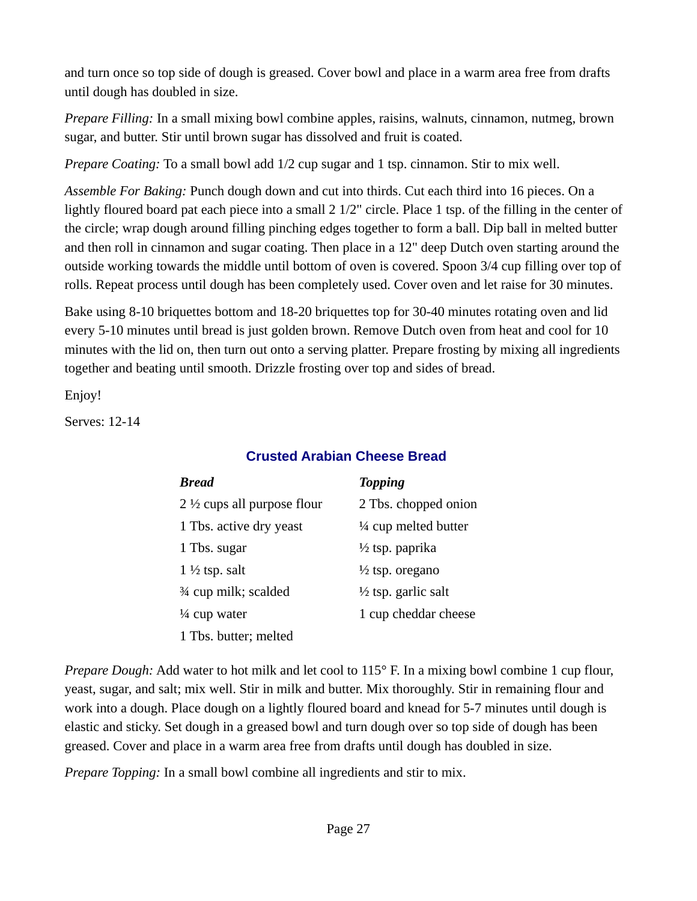and turn once so top side of dough is greased. Cover bowl and place in a warm area free from drafts until dough has doubled in size.

*Prepare Filling:* In a small mixing bowl combine apples, raisins, walnuts, cinnamon, nutmeg, brown sugar, and butter. Stir until brown sugar has dissolved and fruit is coated.

*Prepare Coating:* To a small bowl add 1/2 cup sugar and 1 tsp. cinnamon. Stir to mix well.

*Assemble For Baking:* Punch dough down and cut into thirds. Cut each third into 16 pieces. On a lightly floured board pat each piece into a small 2 1/2" circle. Place 1 tsp. of the filling in the center of the circle; wrap dough around filling pinching edges together to form a ball. Dip ball in melted butter and then roll in cinnamon and sugar coating. Then place in a 12" deep Dutch oven starting around the outside working towards the middle until bottom of oven is covered. Spoon 3/4 cup filling over top of rolls. Repeat process until dough has been completely used. Cover oven and let raise for 30 minutes.

Bake using 8-10 briquettes bottom and 18-20 briquettes top for 30-40 minutes rotating oven and lid every 5-10 minutes until bread is just golden brown. Remove Dutch oven from heat and cool for 10 minutes with the lid on, then turn out onto a serving platter. Prepare frosting by mixing all ingredients together and beating until smooth. Drizzle frosting over top and sides of bread.

Enjoy!

Serves: 12-14

## Crusted Arabian Cheese Bread

| ***Bread*** | ***Topping*** |
|---|---|
| 2 ½ cups all purpose flour | 2 Tbs. chopped onion |
| 1 Tbs. active dry yeast | ¼ cup melted butter |
| 1 Tbs. sugar | ½ tsp. paprika |
| 1 ½ tsp. salt | ½ tsp. oregano |
| ¾ cup milk; scalded | ½ tsp. garlic salt |
| ¼ cup water | 1 cup cheddar cheese |
| 1 Tbs. butter; melted | |

*Prepare Dough:* Add water to hot milk and let cool to 115° F. In a mixing bowl combine 1 cup flour, yeast, sugar, and salt; mix well. Stir in milk and butter. Mix thoroughly. Stir in remaining flour and work into a dough. Place dough on a lightly floured board and knead for 5-7 minutes until dough is elastic and sticky. Set dough in a greased bowl and turn dough over so top side of dough has been greased. Cover and place in a warm area free from drafts until dough has doubled in size.

*Prepare Topping:* In a small bowl combine all ingredients and stir to mix.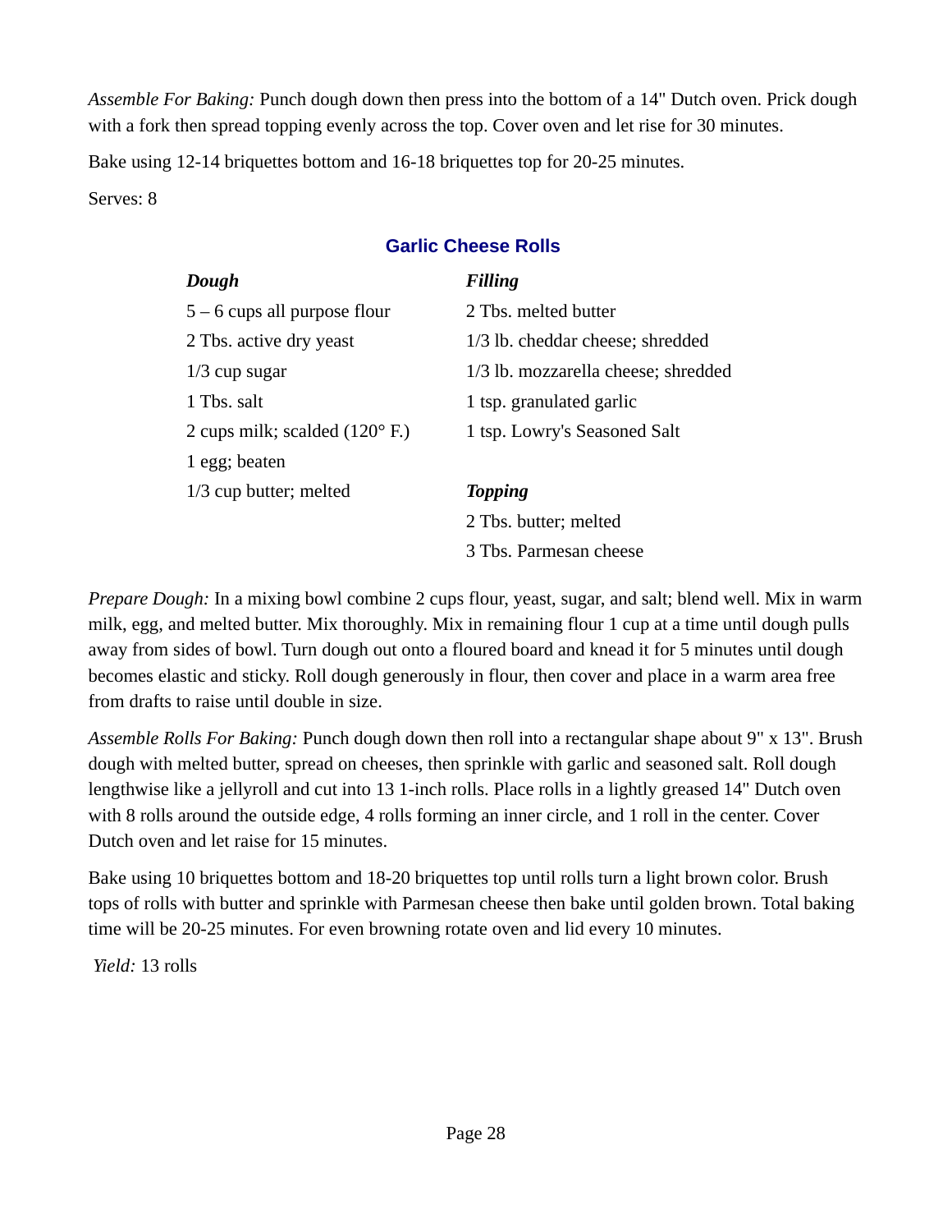*Assemble For Baking:* Punch dough down then press into the bottom of a 14" Dutch oven. Prick dough with a fork then spread topping evenly across the top. Cover oven and let rise for 30 minutes.

Bake using 12-14 briquettes bottom and 16-18 briquettes top for 20-25 minutes.

Serves: 8

## Garlic Cheese Rolls

***Dough***

- 5 – 6 cups all purpose flour
- 2 Tbs. active dry yeast
- 1/3 cup sugar
- 1 Tbs. salt
- 2 cups milk; scalded (120° F.)
- 1 egg; beaten
- 1/3 cup butter; melted

***Filling***

- 2 Tbs. melted butter
- 1/3 lb. cheddar cheese; shredded
- 1/3 lb. mozzarella cheese; shredded
- 1 tsp. granulated garlic
- 1 tsp. Lowry's Seasoned Salt

***Topping***

- 2 Tbs. butter; melted
- 3 Tbs. Parmesan cheese

*Prepare Dough:* In a mixing bowl combine 2 cups flour, yeast, sugar, and salt; blend well. Mix in warm milk, egg, and melted butter. Mix thoroughly. Mix in remaining flour 1 cup at a time until dough pulls away from sides of bowl. Turn dough out onto a floured board and knead it for 5 minutes until dough becomes elastic and sticky. Roll dough generously in flour, then cover and place in a warm area free from drafts to raise until double in size.

*Assemble Rolls For Baking:* Punch dough down then roll into a rectangular shape about 9" x 13". Brush dough with melted butter, spread on cheeses, then sprinkle with garlic and seasoned salt. Roll dough lengthwise like a jellyroll and cut into 13 1-inch rolls. Place rolls in a lightly greased 14" Dutch oven with 8 rolls around the outside edge, 4 rolls forming an inner circle, and 1 roll in the center. Cover Dutch oven and let raise for 15 minutes.

Bake using 10 briquettes bottom and 18-20 briquettes top until rolls turn a light brown color. Brush tops of rolls with butter and sprinkle with Parmesan cheese then bake until golden brown. Total baking time will be 20-25 minutes. For even browning rotate oven and lid every 10 minutes.

*Yield:* 13 rolls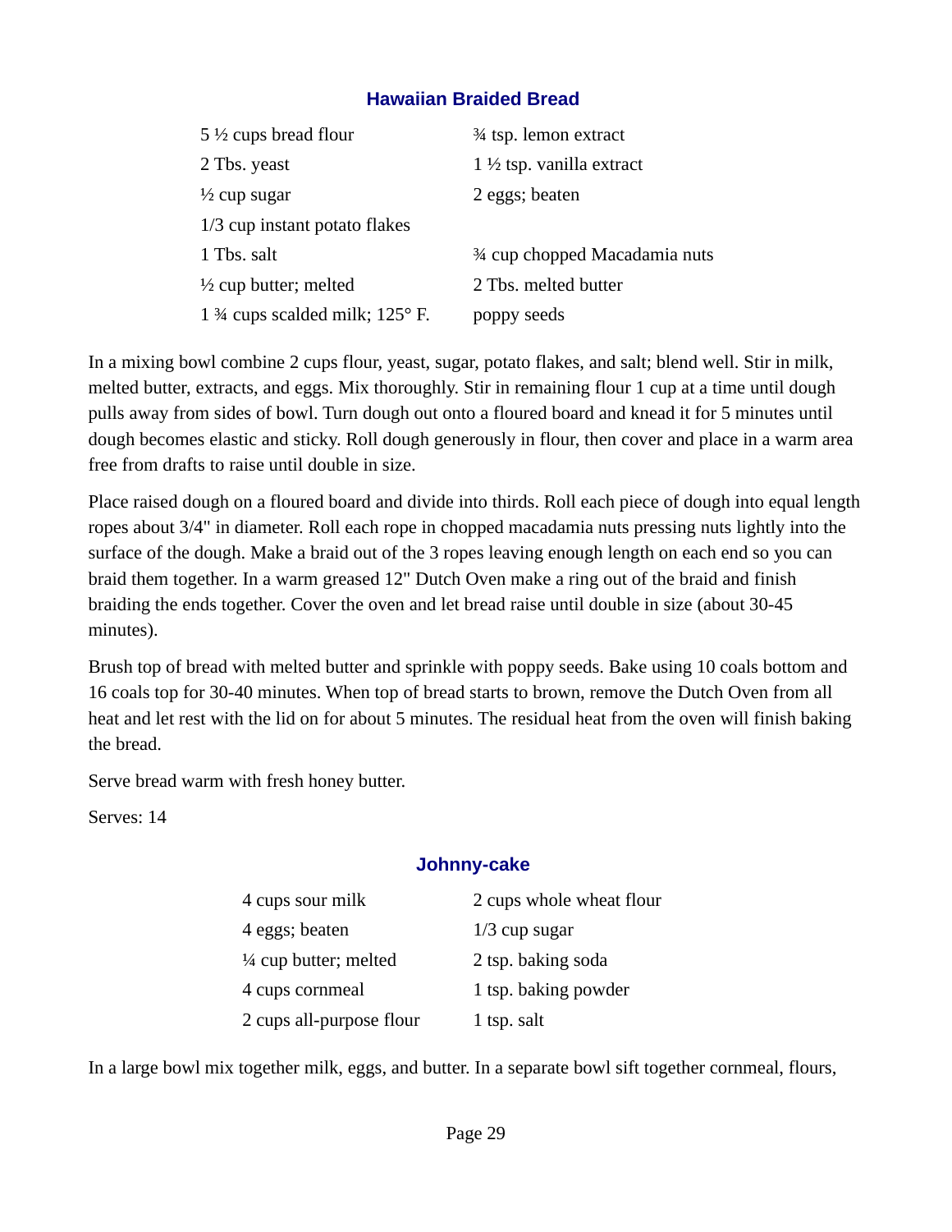### Hawaiian Braided Bread

| | |
|---|---|
| 5 ½ cups bread flour | ¾ tsp. lemon extract |
| 2 Tbs. yeast | 1 ½ tsp. vanilla extract |
| ½ cup sugar | 2 eggs; beaten |
| 1/3 cup instant potato flakes | |
| 1 Tbs. salt | ¾ cup chopped Macadamia nuts |
| ½ cup butter; melted | 2 Tbs. melted butter |
| 1 ¾ cups scalded milk; 125° F. | poppy seeds |

In a mixing bowl combine 2 cups flour, yeast, sugar, potato flakes, and salt; blend well. Stir in milk, melted butter, extracts, and eggs. Mix thoroughly. Stir in remaining flour 1 cup at a time until dough pulls away from sides of bowl. Turn dough out onto a floured board and knead it for 5 minutes until dough becomes elastic and sticky. Roll dough generously in flour, then cover and place in a warm area free from drafts to raise until double in size.

Place raised dough on a floured board and divide into thirds. Roll each piece of dough into equal length ropes about 3/4" in diameter. Roll each rope in chopped macadamia nuts pressing nuts lightly into the surface of the dough. Make a braid out of the 3 ropes leaving enough length on each end so you can braid them together. In a warm greased 12" Dutch Oven make a ring out of the braid and finish braiding the ends together. Cover the oven and let bread raise until double in size (about 30-45 minutes).

Brush top of bread with melted butter and sprinkle with poppy seeds. Bake using 10 coals bottom and 16 coals top for 30-40 minutes. When top of bread starts to brown, remove the Dutch Oven from all heat and let rest with the lid on for about 5 minutes. The residual heat from the oven will finish baking the bread.

Serve bread warm with fresh honey butter.

Serves: 14

### Johnny-cake

| | |
|---|---|
| 4 cups sour milk | 2 cups whole wheat flour |
| 4 eggs; beaten | 1/3 cup sugar |
| ¼ cup butter; melted | 2 tsp. baking soda |
| 4 cups cornmeal | 1 tsp. baking powder |
| 2 cups all-purpose flour | 1 tsp. salt |

In a large bowl mix together milk, eggs, and butter. In a separate bowl sift together cornmeal, flours,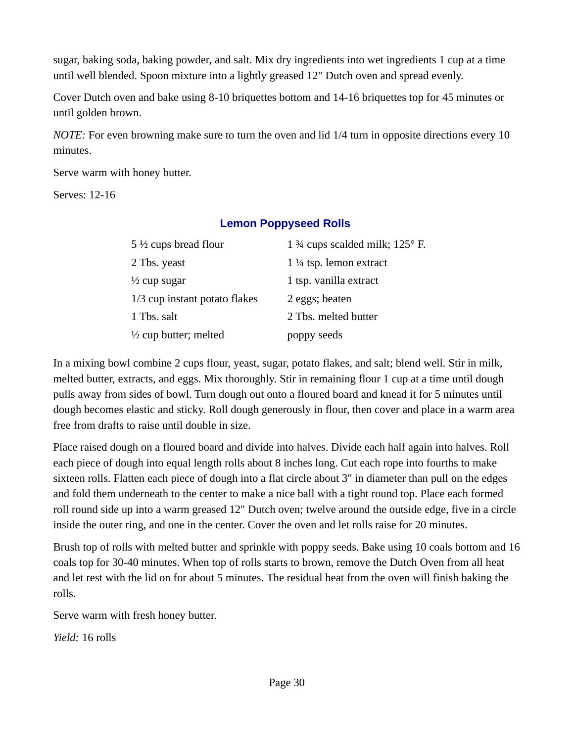sugar, baking soda, baking powder, and salt. Mix dry ingredients into wet ingredients 1 cup at a time until well blended. Spoon mixture into a lightly greased 12" Dutch oven and spread evenly.

Cover Dutch oven and bake using 8-10 briquettes bottom and 14-16 briquettes top for 45 minutes or until golden brown.

*NOTE:* For even browning make sure to turn the oven and lid 1/4 turn in opposite directions every 10 minutes.

Serve warm with honey butter.

Serves: 12-16

### Lemon Poppyseed Rolls

| | |
|---|---|
| 5 ½ cups bread flour | 1 ¾ cups scalded milk; 125° F. |
| 2 Tbs. yeast | 1 ¼ tsp. lemon extract |
| ½ cup sugar | 1 tsp. vanilla extract |
| 1/3 cup instant potato flakes | 2 eggs; beaten |
| 1 Tbs. salt | 2 Tbs. melted butter |
| ½ cup butter; melted | poppy seeds |

In a mixing bowl combine 2 cups flour, yeast, sugar, potato flakes, and salt; blend well. Stir in milk, melted butter, extracts, and eggs. Mix thoroughly. Stir in remaining flour 1 cup at a time until dough pulls away from sides of bowl. Turn dough out onto a floured board and knead it for 5 minutes until dough becomes elastic and sticky. Roll dough generously in flour, then cover and place in a warm area free from drafts to raise until double in size.

Place raised dough on a floured board and divide into halves. Divide each half again into halves. Roll each piece of dough into equal length rolls about 8 inches long. Cut each rope into fourths to make sixteen rolls. Flatten each piece of dough into a flat circle about 3" in diameter than pull on the edges and fold them underneath to the center to make a nice ball with a tight round top. Place each formed roll round side up into a warm greased 12" Dutch oven; twelve around the outside edge, five in a circle inside the outer ring, and one in the center. Cover the oven and let rolls raise for 20 minutes.

Brush top of rolls with melted butter and sprinkle with poppy seeds. Bake using 10 coals bottom and 16 coals top for 30-40 minutes. When top of rolls starts to brown, remove the Dutch Oven from all heat and let rest with the lid on for about 5 minutes. The residual heat from the oven will finish baking the rolls.

Serve warm with fresh honey butter.

*Yield:* 16 rolls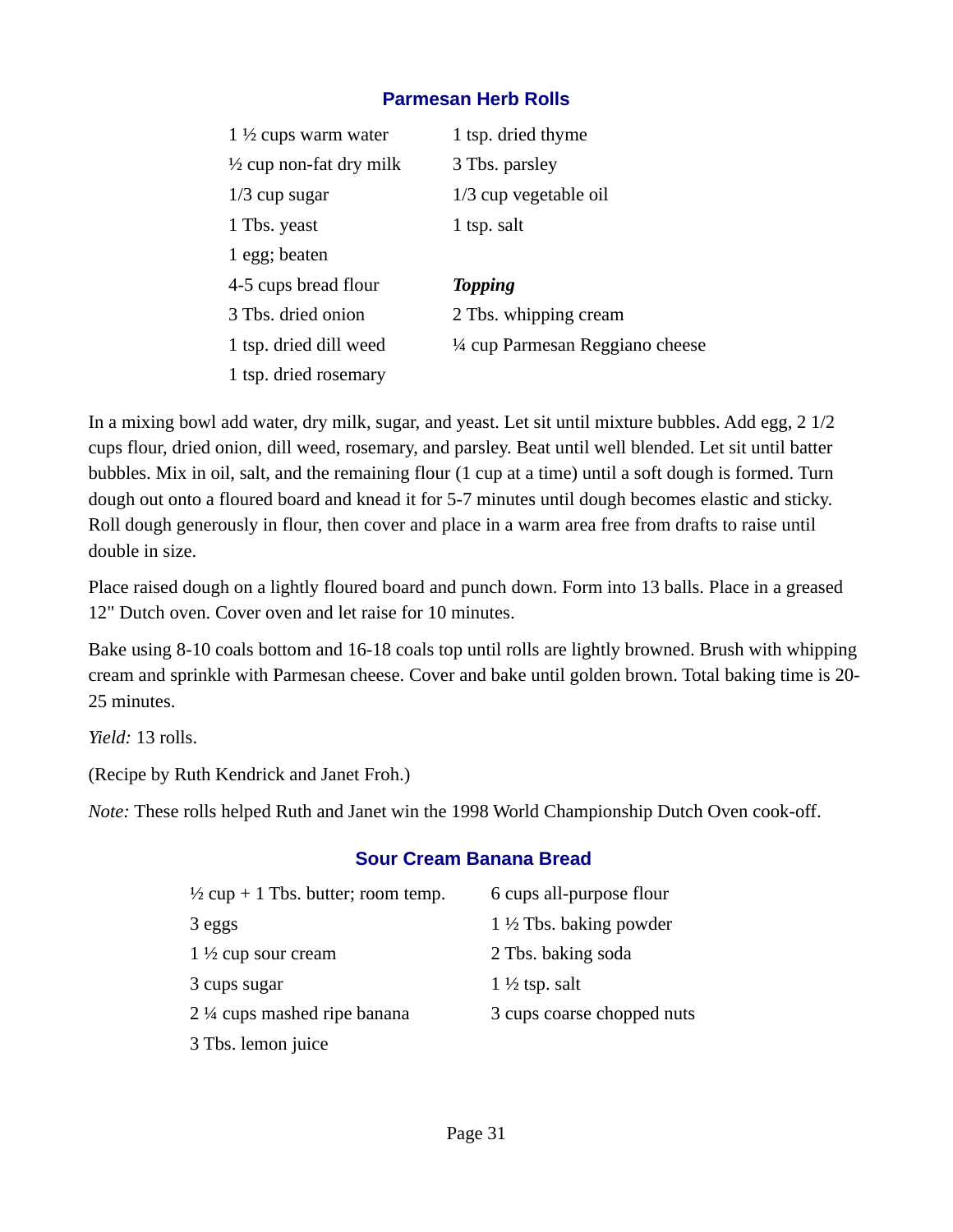### Parmesan Herb Rolls

- 1 ½ cups warm water
- ½ cup non-fat dry milk
- 1/3 cup sugar
- 1 Tbs. yeast
- 1 egg; beaten
- 4-5 cups bread flour
- 3 Tbs. dried onion
- 1 tsp. dried dill weed
- 1 tsp. dried rosemary
- 1 tsp. dried thyme
- 3 Tbs. parsley
- 1/3 cup vegetable oil
- 1 tsp. salt

***Topping***

- 2 Tbs. whipping cream
- ¼ cup Parmesan Reggiano cheese

In a mixing bowl add water, dry milk, sugar, and yeast. Let sit until mixture bubbles. Add egg, 2 1/2 cups flour, dried onion, dill weed, rosemary, and parsley. Beat until well blended. Let sit until batter bubbles. Mix in oil, salt, and the remaining flour (1 cup at a time) until a soft dough is formed. Turn dough out onto a floured board and knead it for 5-7 minutes until dough becomes elastic and sticky. Roll dough generously in flour, then cover and place in a warm area free from drafts to raise until double in size.

Place raised dough on a lightly floured board and punch down. Form into 13 balls. Place in a greased 12" Dutch oven. Cover oven and let raise for 10 minutes.

Bake using 8-10 coals bottom and 16-18 coals top until rolls are lightly browned. Brush with whipping cream and sprinkle with Parmesan cheese. Cover and bake until golden brown. Total baking time is 20-25 minutes.

*Yield:* 13 rolls.

(Recipe by Ruth Kendrick and Janet Froh.)

*Note:* These rolls helped Ruth and Janet win the 1998 World Championship Dutch Oven cook-off.

### Sour Cream Banana Bread

- ½ cup + 1 Tbs. butter; room temp.
- 3 eggs
- 1 ½ cup sour cream
- 3 cups sugar
- 2 ¼ cups mashed ripe banana
- 3 Tbs. lemon juice
- 6 cups all-purpose flour
- 1 ½ Tbs. baking powder
- 2 Tbs. baking soda
- 1 ½ tsp. salt
- 3 cups coarse chopped nuts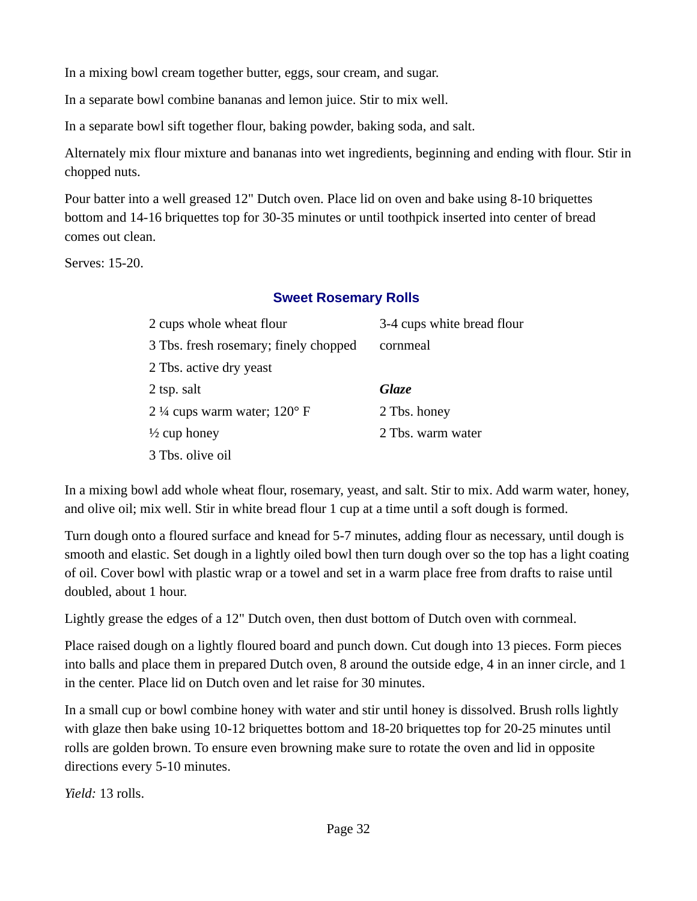In a mixing bowl cream together butter, eggs, sour cream, and sugar.

In a separate bowl combine bananas and lemon juice. Stir to mix well.

In a separate bowl sift together flour, baking powder, baking soda, and salt.

Alternately mix flour mixture and bananas into wet ingredients, beginning and ending with flour. Stir in chopped nuts.

Pour batter into a well greased 12" Dutch oven. Place lid on oven and bake using 8-10 briquettes bottom and 14-16 briquettes top for 30-35 minutes or until toothpick inserted into center of bread comes out clean.

Serves: 15-20.

## Sweet Rosemary Rolls

- 2 cups whole wheat flour
- 3 Tbs. fresh rosemary; finely chopped
- 2 Tbs. active dry yeast
- 2 tsp. salt
- 2 ¼ cups warm water; 120° F
- ½ cup honey
- 3 Tbs. olive oil
- 3-4 cups white bread flour
- cornmeal

***Glaze***

- 2 Tbs. honey
- 2 Tbs. warm water

In a mixing bowl add whole wheat flour, rosemary, yeast, and salt. Stir to mix. Add warm water, honey, and olive oil; mix well. Stir in white bread flour 1 cup at a time until a soft dough is formed.

Turn dough onto a floured surface and knead for 5-7 minutes, adding flour as necessary, until dough is smooth and elastic. Set dough in a lightly oiled bowl then turn dough over so the top has a light coating of oil. Cover bowl with plastic wrap or a towel and set in a warm place free from drafts to raise until doubled, about 1 hour.

Lightly grease the edges of a 12" Dutch oven, then dust bottom of Dutch oven with cornmeal.

Place raised dough on a lightly floured board and punch down. Cut dough into 13 pieces. Form pieces into balls and place them in prepared Dutch oven, 8 around the outside edge, 4 in an inner circle, and 1 in the center. Place lid on Dutch oven and let raise for 30 minutes.

In a small cup or bowl combine honey with water and stir until honey is dissolved. Brush rolls lightly with glaze then bake using 10-12 briquettes bottom and 18-20 briquettes top for 20-25 minutes until rolls are golden brown. To ensure even browning make sure to rotate the oven and lid in opposite directions every 5-10 minutes.

*Yield:* 13 rolls.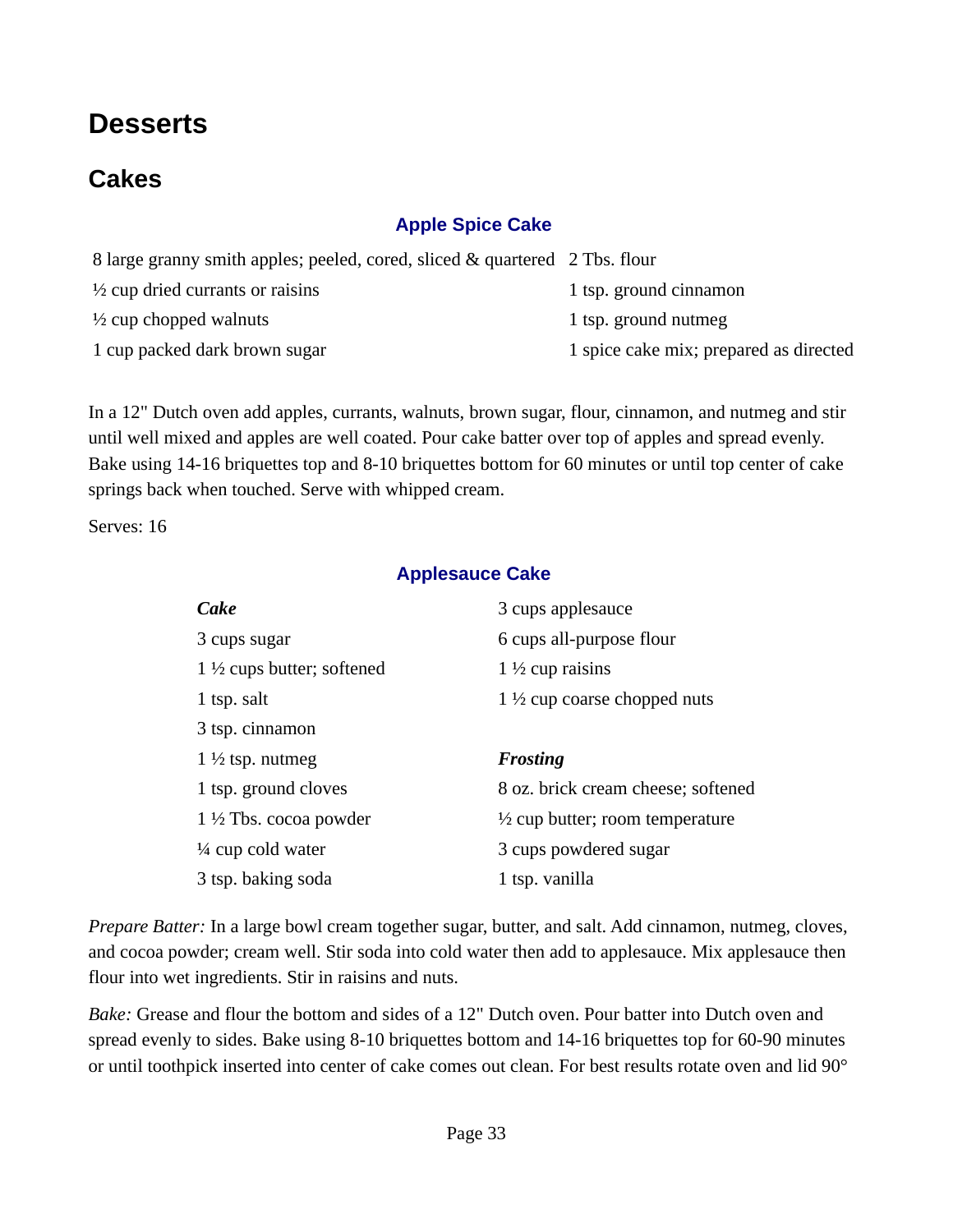# Desserts

## Cakes

### Apple Spice Cake

8 large granny smith apples; peeled, cored, sliced & quartered
½ cup dried currants or raisins
½ cup chopped walnuts
1 cup packed dark brown sugar
2 Tbs. flour
1 tsp. ground cinnamon
1 tsp. ground nutmeg
1 spice cake mix; prepared as directed

In a 12" Dutch oven add apples, currants, walnuts, brown sugar, flour, cinnamon, and nutmeg and stir until well mixed and apples are well coated. Pour cake batter over top of apples and spread evenly. Bake using 14-16 briquettes top and 8-10 briquettes bottom for 60 minutes or until top center of cake springs back when touched. Serve with whipped cream.

Serves: 16

### Applesauce Cake

***Cake***

3 cups sugar
1 ½ cups butter; softened
1 tsp. salt
3 tsp. cinnamon
1 ½ tsp. nutmeg
1 tsp. ground cloves
1 ½ Tbs. cocoa powder
¼ cup cold water
3 tsp. baking soda
3 cups applesauce
6 cups all-purpose flour
1 ½ cup raisins
1 ½ cup coarse chopped nuts

***Frosting***

8 oz. brick cream cheese; softened
½ cup butter; room temperature
3 cups powdered sugar
1 tsp. vanilla

*Prepare Batter:* In a large bowl cream together sugar, butter, and salt. Add cinnamon, nutmeg, cloves, and cocoa powder; cream well. Stir soda into cold water then add to applesauce. Mix applesauce then flour into wet ingredients. Stir in raisins and nuts.

*Bake:* Grease and flour the bottom and sides of a 12" Dutch oven. Pour batter into Dutch oven and spread evenly to sides. Bake using 8-10 briquettes bottom and 14-16 briquettes top for 60-90 minutes or until toothpick inserted into center of cake comes out clean. For best results rotate oven and lid 90°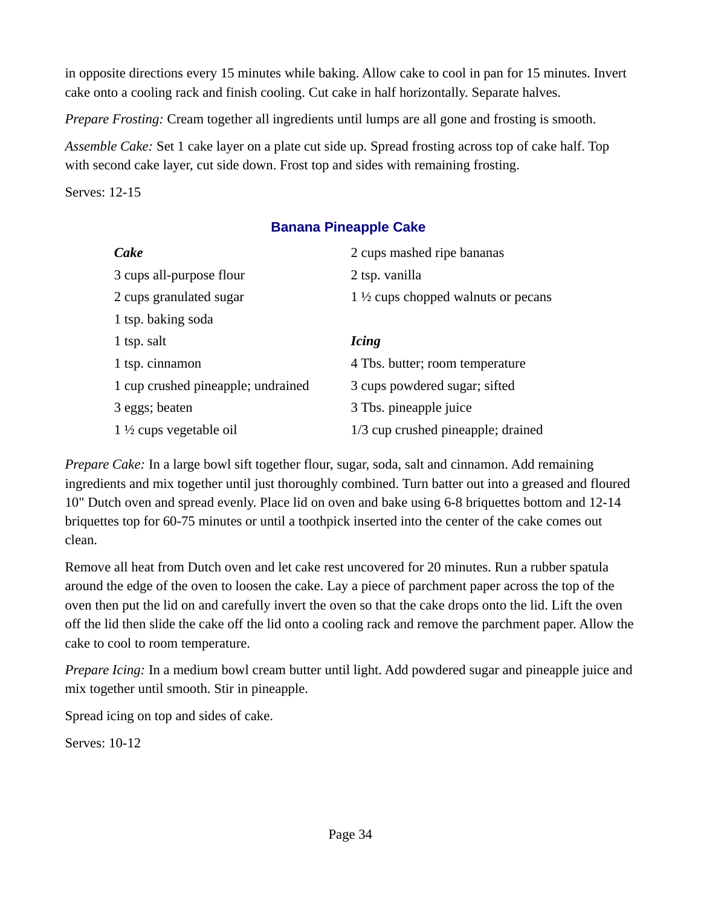in opposite directions every 15 minutes while baking. Allow cake to cool in pan for 15 minutes. Invert cake onto a cooling rack and finish cooling. Cut cake in half horizontally. Separate halves.

*Prepare Frosting:* Cream together all ingredients until lumps are all gone and frosting is smooth.

*Assemble Cake:* Set 1 cake layer on a plate cut side up. Spread frosting across top of cake half. Top with second cake layer, cut side down. Frost top and sides with remaining frosting.

Serves: 12-15

## Banana Pineapple Cake

***Cake***

3 cups all-purpose flour
2 cups granulated sugar
1 tsp. baking soda
1 tsp. salt
1 tsp. cinnamon
1 cup crushed pineapple; undrained
3 eggs; beaten
1 ½ cups vegetable oil
2 cups mashed ripe bananas
2 tsp. vanilla
1 ½ cups chopped walnuts or pecans

***Icing***

4 Tbs. butter; room temperature
3 cups powdered sugar; sifted
3 Tbs. pineapple juice
1/3 cup crushed pineapple; drained

*Prepare Cake:* In a large bowl sift together flour, sugar, soda, salt and cinnamon. Add remaining ingredients and mix together until just thoroughly combined. Turn batter out into a greased and floured 10" Dutch oven and spread evenly. Place lid on oven and bake using 6-8 briquettes bottom and 12-14 briquettes top for 60-75 minutes or until a toothpick inserted into the center of the cake comes out clean.

Remove all heat from Dutch oven and let cake rest uncovered for 20 minutes. Run a rubber spatula around the edge of the oven to loosen the cake. Lay a piece of parchment paper across the top of the oven then put the lid on and carefully invert the oven so that the cake drops onto the lid. Lift the oven off the lid then slide the cake off the lid onto a cooling rack and remove the parchment paper. Allow the cake to cool to room temperature.

*Prepare Icing:* In a medium bowl cream butter until light. Add powdered sugar and pineapple juice and mix together until smooth. Stir in pineapple.

Spread icing on top and sides of cake.

Serves: 10-12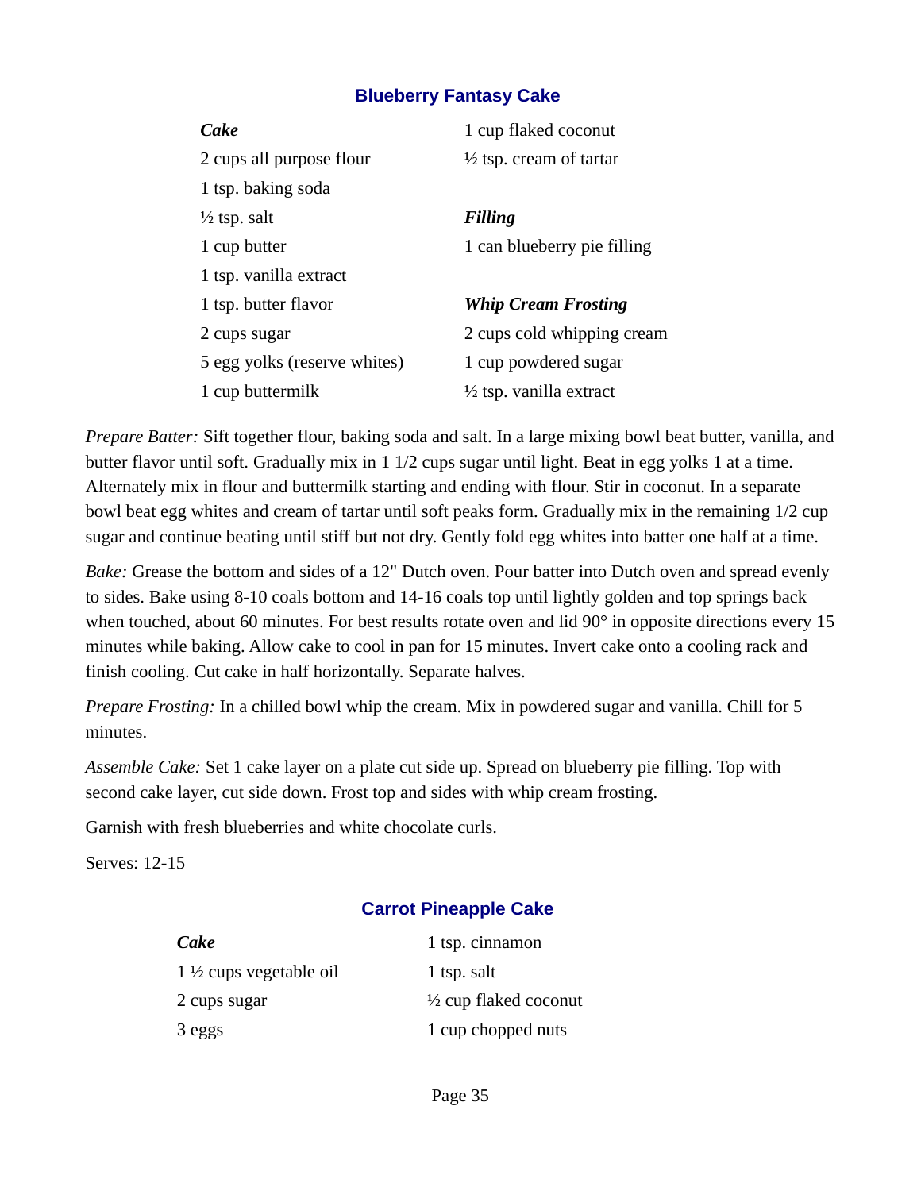## Blueberry Fantasy Cake

***Cake***
2 cups all purpose flour
1 tsp. baking soda
½ tsp. salt
1 cup butter
1 tsp. vanilla extract
1 tsp. butter flavor
2 cups sugar
5 egg yolks (reserve whites)
1 cup buttermilk
1 cup flaked coconut
½ tsp. cream of tartar

***Filling***
1 can blueberry pie filling

***Whip Cream Frosting***
2 cups cold whipping cream
1 cup powdered sugar
½ tsp. vanilla extract

*Prepare Batter:* Sift together flour, baking soda and salt. In a large mixing bowl beat butter, vanilla, and butter flavor until soft. Gradually mix in 1 1/2 cups sugar until light. Beat in egg yolks 1 at a time. Alternately mix in flour and buttermilk starting and ending with flour. Stir in coconut. In a separate bowl beat egg whites and cream of tartar until soft peaks form. Gradually mix in the remaining 1/2 cup sugar and continue beating until stiff but not dry. Gently fold egg whites into batter one half at a time.

*Bake:* Grease the bottom and sides of a 12" Dutch oven. Pour batter into Dutch oven and spread evenly to sides. Bake using 8-10 coals bottom and 14-16 coals top until lightly golden and top springs back when touched, about 60 minutes. For best results rotate oven and lid 90° in opposite directions every 15 minutes while baking. Allow cake to cool in pan for 15 minutes. Invert cake onto a cooling rack and finish cooling. Cut cake in half horizontally. Separate halves.

*Prepare Frosting:* In a chilled bowl whip the cream. Mix in powdered sugar and vanilla. Chill for 5 minutes.

*Assemble Cake:* Set 1 cake layer on a plate cut side up. Spread on blueberry pie filling. Top with second cake layer, cut side down. Frost top and sides with whip cream frosting.

Garnish with fresh blueberries and white chocolate curls.

Serves: 12-15

## Carrot Pineapple Cake

***Cake***
1 ½ cups vegetable oil
2 cups sugar
3 eggs
1 tsp. cinnamon
1 tsp. salt
½ cup flaked coconut
1 cup chopped nuts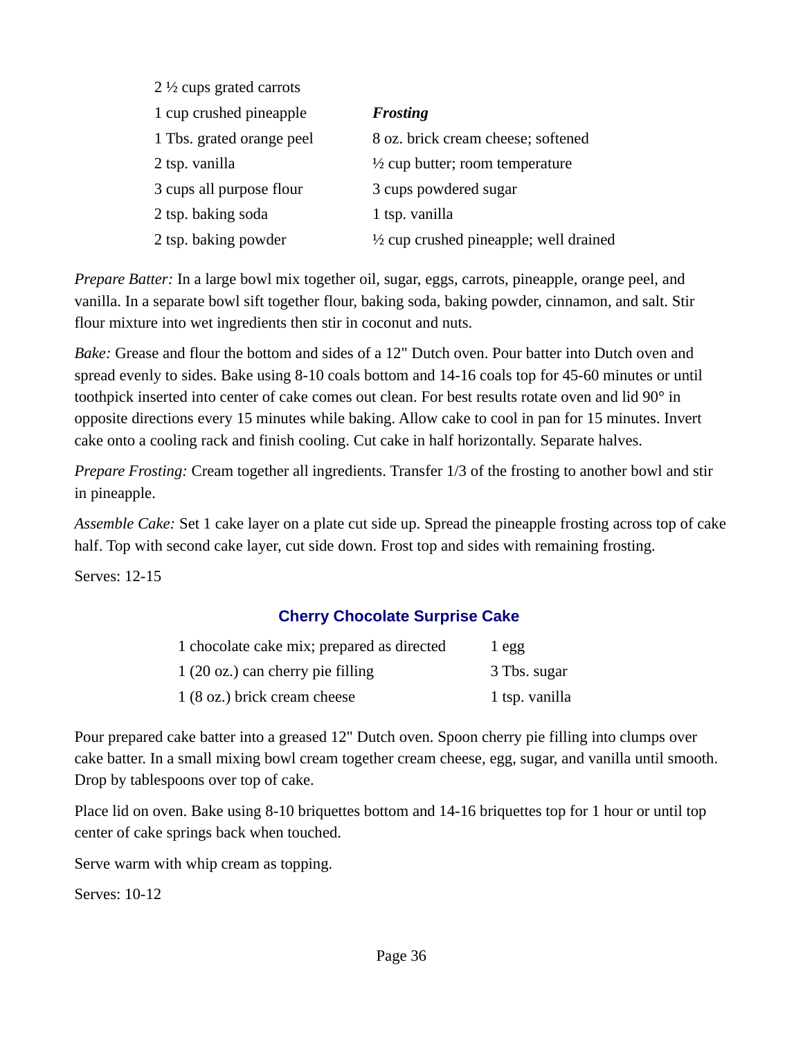2 ½ cups grated carrots
1 cup crushed pineapple
1 Tbs. grated orange peel
2 tsp. vanilla
3 cups all purpose flour
2 tsp. baking soda
2 tsp. baking powder

***Frosting***

8 oz. brick cream cheese; softened
½ cup butter; room temperature
3 cups powdered sugar
1 tsp. vanilla
½ cup crushed pineapple; well drained

*Prepare Batter:* In a large bowl mix together oil, sugar, eggs, carrots, pineapple, orange peel, and vanilla. In a separate bowl sift together flour, baking soda, baking powder, cinnamon, and salt. Stir flour mixture into wet ingredients then stir in coconut and nuts.

*Bake:* Grease and flour the bottom and sides of a 12" Dutch oven. Pour batter into Dutch oven and spread evenly to sides. Bake using 8-10 coals bottom and 14-16 coals top for 45-60 minutes or until toothpick inserted into center of cake comes out clean. For best results rotate oven and lid 90° in opposite directions every 15 minutes while baking. Allow cake to cool in pan for 15 minutes. Invert cake onto a cooling rack and finish cooling. Cut cake in half horizontally. Separate halves.

*Prepare Frosting:* Cream together all ingredients. Transfer 1/3 of the frosting to another bowl and stir in pineapple.

*Assemble Cake:* Set 1 cake layer on a plate cut side up. Spread the pineapple frosting across top of cake half. Top with second cake layer, cut side down. Frost top and sides with remaining frosting.

Serves: 12-15

## Cherry Chocolate Surprise Cake

1 chocolate cake mix; prepared as directed
1 (20 oz.) can cherry pie filling
1 (8 oz.) brick cream cheese
1 egg
3 Tbs. sugar
1 tsp. vanilla

Pour prepared cake batter into a greased 12" Dutch oven. Spoon cherry pie filling into clumps over cake batter. In a small mixing bowl cream together cream cheese, egg, sugar, and vanilla until smooth. Drop by tablespoons over top of cake.

Place lid on oven. Bake using 8-10 briquettes bottom and 14-16 briquettes top for 1 hour or until top center of cake springs back when touched.

Serve warm with whip cream as topping.

Serves: 10-12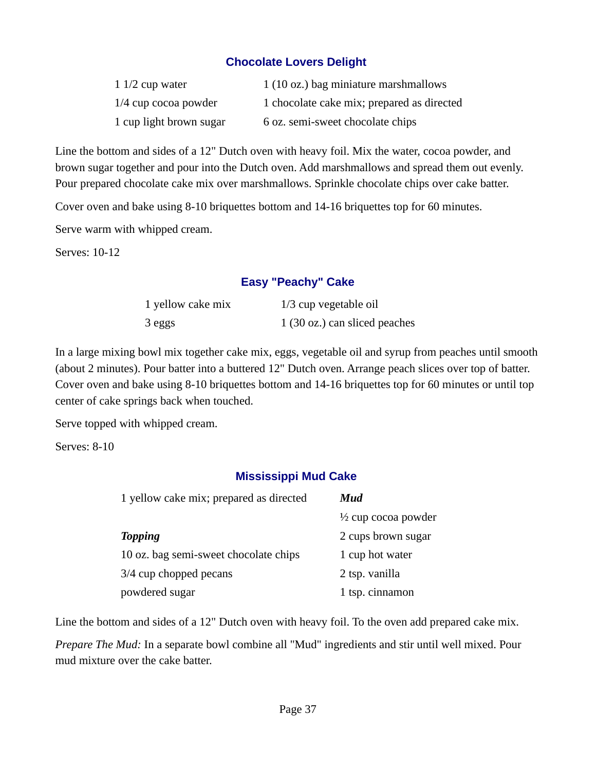## Chocolate Lovers Delight

1 1/2 cup water
1/4 cup cocoa powder
1 cup light brown sugar
1 (10 oz.) bag miniature marshmallows
1 chocolate cake mix; prepared as directed
6 oz. semi-sweet chocolate chips

Line the bottom and sides of a 12" Dutch oven with heavy foil. Mix the water, cocoa powder, and brown sugar together and pour into the Dutch oven. Add marshmallows and spread them out evenly. Pour prepared chocolate cake mix over marshmallows. Sprinkle chocolate chips over cake batter.

Cover oven and bake using 8-10 briquettes bottom and 14-16 briquettes top for 60 minutes.

Serve warm with whipped cream.

Serves: 10-12

## Easy "Peachy" Cake

1 yellow cake mix
3 eggs
1/3 cup vegetable oil
1 (30 oz.) can sliced peaches

In a large mixing bowl mix together cake mix, eggs, vegetable oil and syrup from peaches until smooth (about 2 minutes). Pour batter into a buttered 12" Dutch oven. Arrange peach slices over top of batter. Cover oven and bake using 8-10 briquettes bottom and 14-16 briquettes top for 60 minutes or until top center of cake springs back when touched.

Serve topped with whipped cream.

Serves: 8-10

## Mississippi Mud Cake

1 yellow cake mix; prepared as directed

***Topping***

10 oz. bag semi-sweet chocolate chips
3/4 cup chopped pecans
powdered sugar

***Mud***

½ cup cocoa powder
2 cups brown sugar
1 cup hot water
2 tsp. vanilla
1 tsp. cinnamon

Line the bottom and sides of a 12" Dutch oven with heavy foil. To the oven add prepared cake mix.

*Prepare The Mud:* In a separate bowl combine all "Mud" ingredients and stir until well mixed. Pour mud mixture over the cake batter.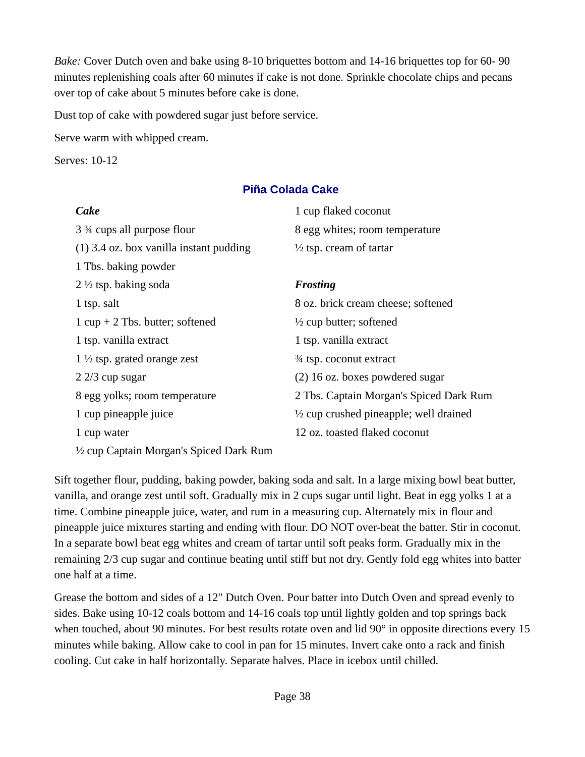*Bake:* Cover Dutch oven and bake using 8-10 briquettes bottom and 14-16 briquettes top for 60- 90 minutes replenishing coals after 60 minutes if cake is not done. Sprinkle chocolate chips and pecans over top of cake about 5 minutes before cake is done.

Dust top of cake with powdered sugar just before service.

Serve warm with whipped cream.

Serves: 10-12

## Piña Colada Cake

***Cake***

3 ¾ cups all purpose flour
(1) 3.4 oz. box vanilla instant pudding
1 Tbs. baking powder
2 ½ tsp. baking soda
1 tsp. salt
1 cup + 2 Tbs. butter; softened
1 tsp. vanilla extract
1 ½ tsp. grated orange zest
2 2/3 cup sugar
8 egg yolks; room temperature
1 cup pineapple juice
1 cup water
½ cup Captain Morgan's Spiced Dark Rum
1 cup flaked coconut
8 egg whites; room temperature
½ tsp. cream of tartar

***Frosting***

8 oz. brick cream cheese; softened
½ cup butter; softened
1 tsp. vanilla extract
¾ tsp. coconut extract
(2) 16 oz. boxes powdered sugar
2 Tbs. Captain Morgan's Spiced Dark Rum
½ cup crushed pineapple; well drained
12 oz. toasted flaked coconut

Sift together flour, pudding, baking powder, baking soda and salt. In a large mixing bowl beat butter, vanilla, and orange zest until soft. Gradually mix in 2 cups sugar until light. Beat in egg yolks 1 at a time. Combine pineapple juice, water, and rum in a measuring cup. Alternately mix in flour and pineapple juice mixtures starting and ending with flour. DO NOT over-beat the batter. Stir in coconut. In a separate bowl beat egg whites and cream of tartar until soft peaks form. Gradually mix in the remaining 2/3 cup sugar and continue beating until stiff but not dry. Gently fold egg whites into batter one half at a time.

Grease the bottom and sides of a 12" Dutch Oven. Pour batter into Dutch Oven and spread evenly to sides. Bake using 10-12 coals bottom and 14-16 coals top until lightly golden and top springs back when touched, about 90 minutes. For best results rotate oven and lid 90° in opposite directions every 15 minutes while baking. Allow cake to cool in pan for 15 minutes. Invert cake onto a rack and finish cooling. Cut cake in half horizontally. Separate halves. Place in icebox until chilled.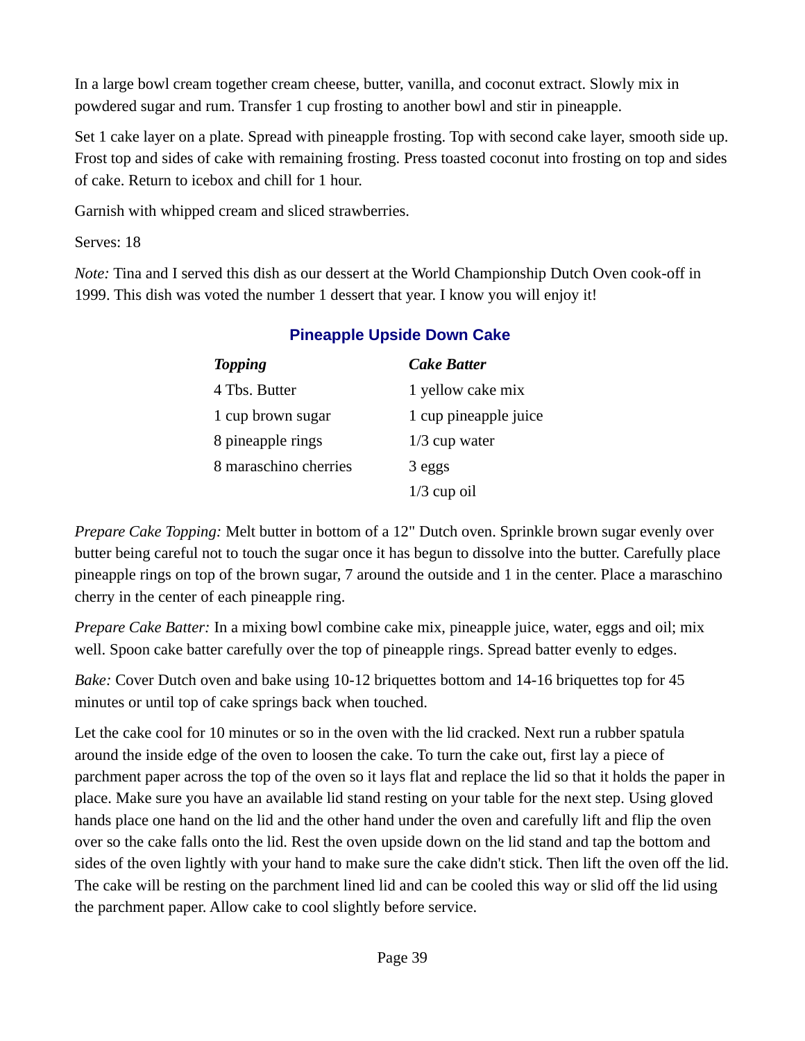In a large bowl cream together cream cheese, butter, vanilla, and coconut extract. Slowly mix in powdered sugar and rum. Transfer 1 cup frosting to another bowl and stir in pineapple.

Set 1 cake layer on a plate. Spread with pineapple frosting. Top with second cake layer, smooth side up. Frost top and sides of cake with remaining frosting. Press toasted coconut into frosting on top and sides of cake. Return to icebox and chill for 1 hour.

Garnish with whipped cream and sliced strawberries.

Serves: 18

*Note:* Tina and I served this dish as our dessert at the World Championship Dutch Oven cook-off in 1999. This dish was voted the number 1 dessert that year. I know you will enjoy it!

## Pineapple Upside Down Cake

| ***Topping*** | ***Cake Batter*** |
|---|---|
| 4 Tbs. Butter | 1 yellow cake mix |
| 1 cup brown sugar | 1 cup pineapple juice |
| 8 pineapple rings | 1/3 cup water |
| 8 maraschino cherries | 3 eggs |
| | 1/3 cup oil |

*Prepare Cake Topping:* Melt butter in bottom of a 12" Dutch oven. Sprinkle brown sugar evenly over butter being careful not to touch the sugar once it has begun to dissolve into the butter. Carefully place pineapple rings on top of the brown sugar, 7 around the outside and 1 in the center. Place a maraschino cherry in the center of each pineapple ring.

*Prepare Cake Batter:* In a mixing bowl combine cake mix, pineapple juice, water, eggs and oil; mix well. Spoon cake batter carefully over the top of pineapple rings. Spread batter evenly to edges.

*Bake:* Cover Dutch oven and bake using 10-12 briquettes bottom and 14-16 briquettes top for 45 minutes or until top of cake springs back when touched.

Let the cake cool for 10 minutes or so in the oven with the lid cracked. Next run a rubber spatula around the inside edge of the oven to loosen the cake. To turn the cake out, first lay a piece of parchment paper across the top of the oven so it lays flat and replace the lid so that it holds the paper in place. Make sure you have an available lid stand resting on your table for the next step. Using gloved hands place one hand on the lid and the other hand under the oven and carefully lift and flip the oven over so the cake falls onto the lid. Rest the oven upside down on the lid stand and tap the bottom and sides of the oven lightly with your hand to make sure the cake didn't stick. Then lift the oven off the lid. The cake will be resting on the parchment lined lid and can be cooled this way or slid off the lid using the parchment paper. Allow cake to cool slightly before service.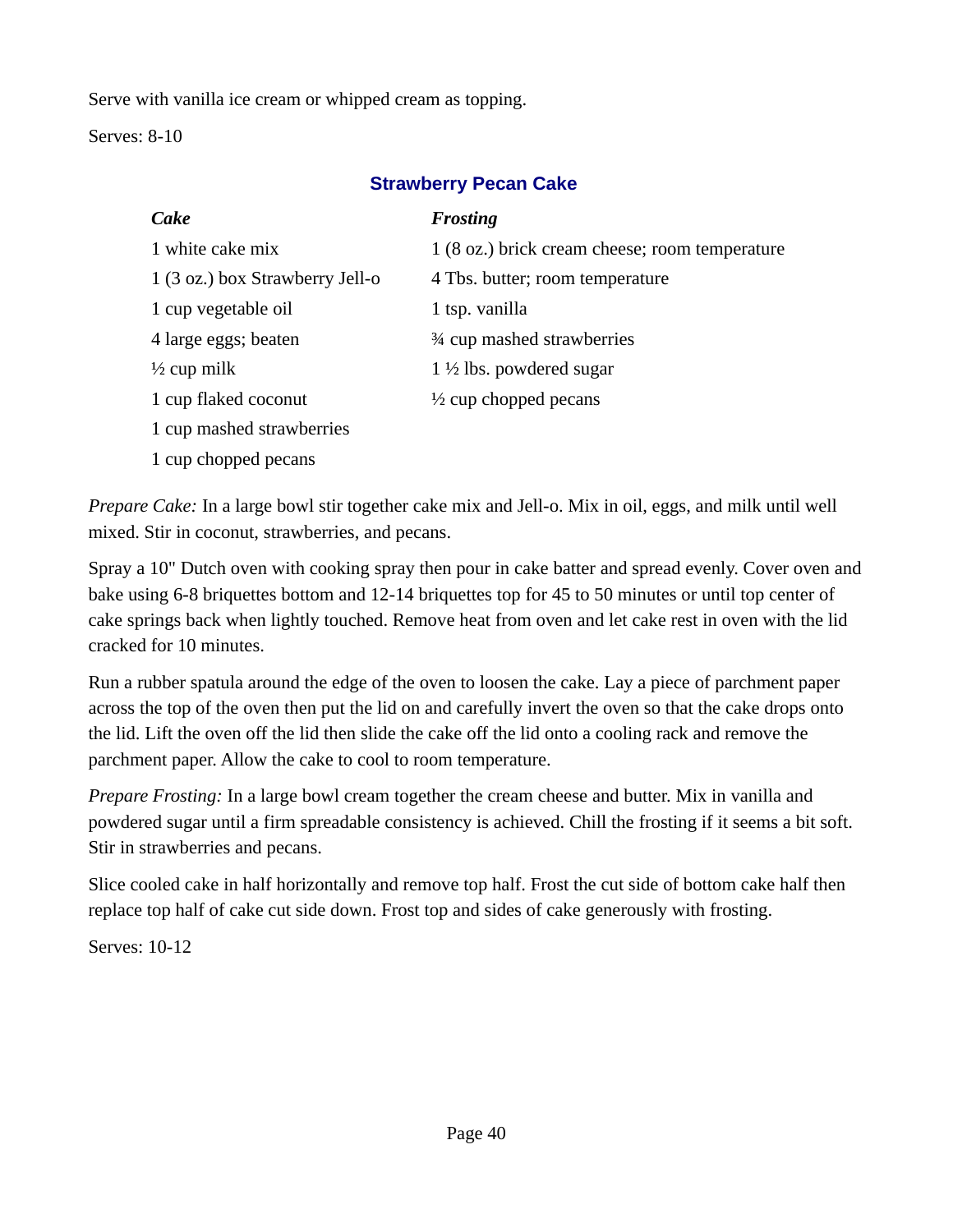Serve with vanilla ice cream or whipped cream as topping.

Serves: 8-10

## Strawberry Pecan Cake

***Cake***

1 white cake mix
1 (3 oz.) box Strawberry Jell-o
1 cup vegetable oil
4 large eggs; beaten
½ cup milk
1 cup flaked coconut
1 cup mashed strawberries
1 cup chopped pecans

***Frosting***

1 (8 oz.) brick cream cheese; room temperature
4 Tbs. butter; room temperature
1 tsp. vanilla
¾ cup mashed strawberries
1 ½ lbs. powdered sugar
½ cup chopped pecans

*Prepare Cake:* In a large bowl stir together cake mix and Jell-o. Mix in oil, eggs, and milk until well mixed. Stir in coconut, strawberries, and pecans.

Spray a 10" Dutch oven with cooking spray then pour in cake batter and spread evenly. Cover oven and bake using 6-8 briquettes bottom and 12-14 briquettes top for 45 to 50 minutes or until top center of cake springs back when lightly touched. Remove heat from oven and let cake rest in oven with the lid cracked for 10 minutes.

Run a rubber spatula around the edge of the oven to loosen the cake. Lay a piece of parchment paper across the top of the oven then put the lid on and carefully invert the oven so that the cake drops onto the lid. Lift the oven off the lid then slide the cake off the lid onto a cooling rack and remove the parchment paper. Allow the cake to cool to room temperature.

*Prepare Frosting:* In a large bowl cream together the cream cheese and butter. Mix in vanilla and powdered sugar until a firm spreadable consistency is achieved. Chill the frosting if it seems a bit soft. Stir in strawberries and pecans.

Slice cooled cake in half horizontally and remove top half. Frost the cut side of bottom cake half then replace top half of cake cut side down. Frost top and sides of cake generously with frosting.

Serves: 10-12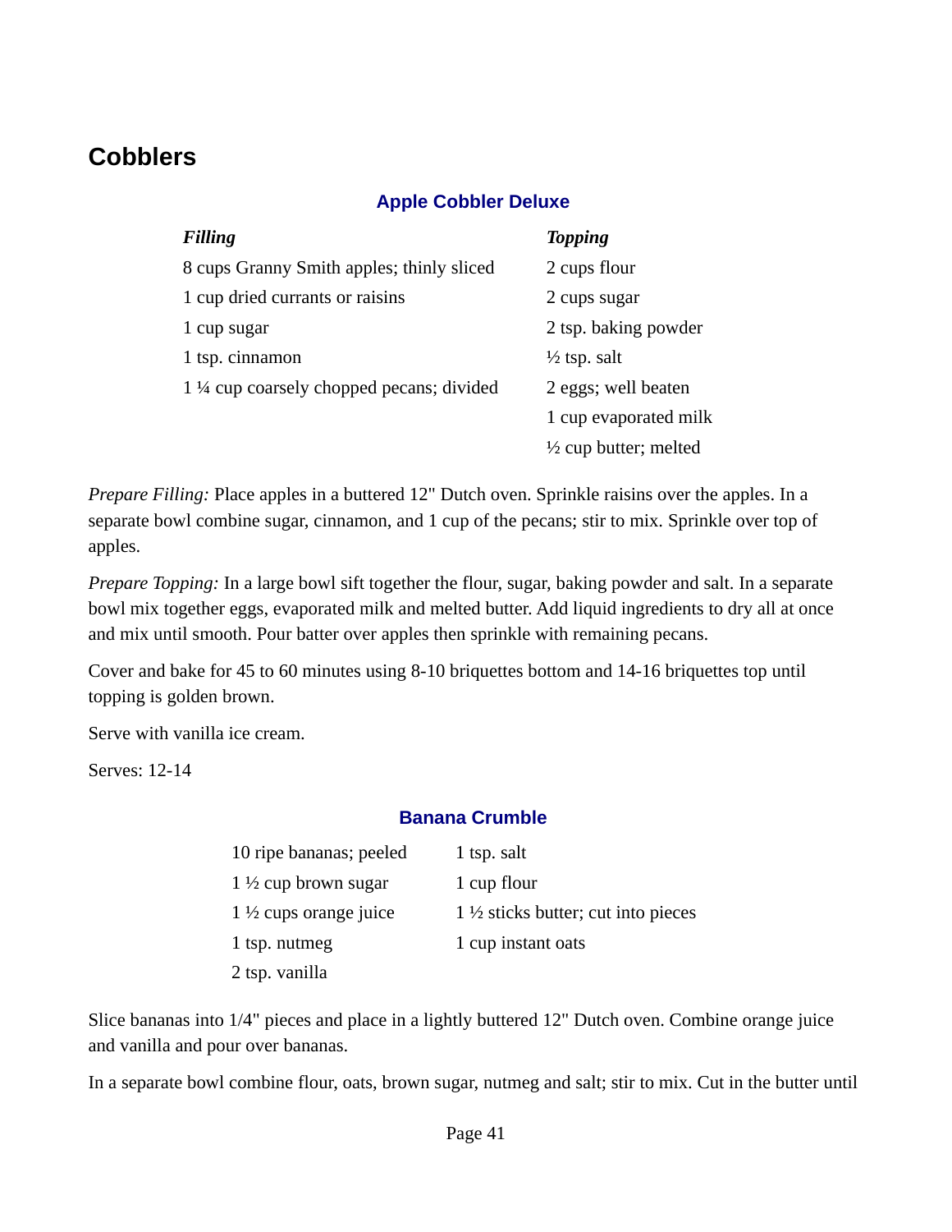## Cobblers

### Apple Cobbler Deluxe

| ***Filling*** | ***Topping*** |
|---|---|
| 8 cups Granny Smith apples; thinly sliced | 2 cups flour |
| 1 cup dried currants or raisins | 2 cups sugar |
| 1 cup sugar | 2 tsp. baking powder |
| 1 tsp. cinnamon | ½ tsp. salt |
| 1 ¼ cup coarsely chopped pecans; divided | 2 eggs; well beaten |
| | 1 cup evaporated milk |
| | ½ cup butter; melted |

*Prepare Filling:* Place apples in a buttered 12" Dutch oven. Sprinkle raisins over the apples. In a separate bowl combine sugar, cinnamon, and 1 cup of the pecans; stir to mix. Sprinkle over top of apples.

*Prepare Topping:* In a large bowl sift together the flour, sugar, baking powder and salt. In a separate bowl mix together eggs, evaporated milk and melted butter. Add liquid ingredients to dry all at once and mix until smooth. Pour batter over apples then sprinkle with remaining pecans.

Cover and bake for 45 to 60 minutes using 8-10 briquettes bottom and 14-16 briquettes top until topping is golden brown.

Serve with vanilla ice cream.

Serves: 12-14

### Banana Crumble

| | |
|---|---|
| 10 ripe bananas; peeled | 1 tsp. salt |
| 1 ½ cup brown sugar | 1 cup flour |
| 1 ½ cups orange juice | 1 ½ sticks butter; cut into pieces |
| 1 tsp. nutmeg | 1 cup instant oats |
| 2 tsp. vanilla | |

Slice bananas into 1/4" pieces and place in a lightly buttered 12" Dutch oven. Combine orange juice and vanilla and pour over bananas.

In a separate bowl combine flour, oats, brown sugar, nutmeg and salt; stir to mix. Cut in the butter until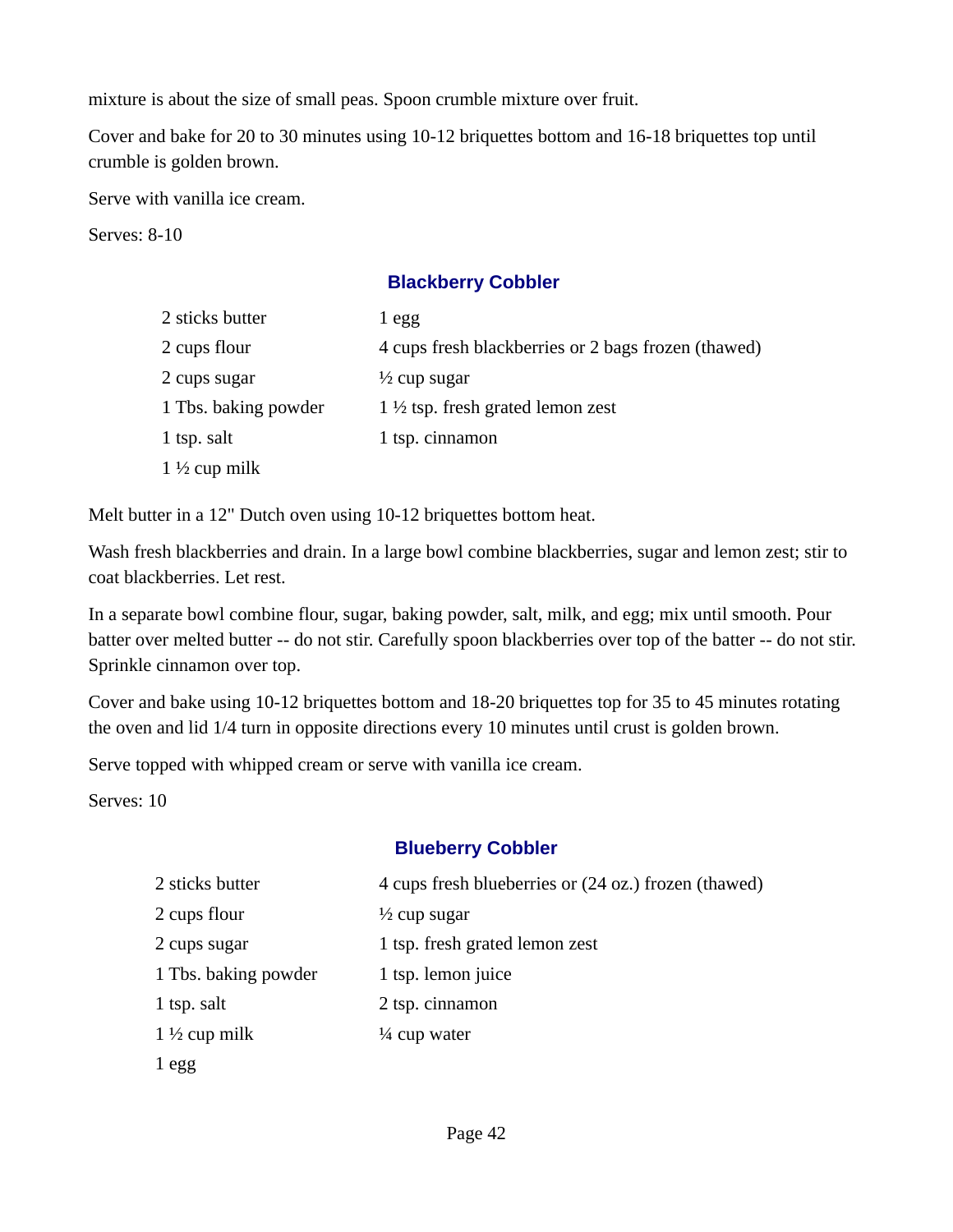mixture is about the size of small peas. Spoon crumble mixture over fruit.

Cover and bake for 20 to 30 minutes using 10-12 briquettes bottom and 16-18 briquettes top until crumble is golden brown.

Serve with vanilla ice cream.

Serves: 8-10

## Blackberry Cobbler

| | |
|---|---|
| 2 sticks butter | 1 egg |
| 2 cups flour | 4 cups fresh blackberries or 2 bags frozen (thawed) |
| 2 cups sugar | ½ cup sugar |
| 1 Tbs. baking powder | 1 ½ tsp. fresh grated lemon zest |
| 1 tsp. salt | 1 tsp. cinnamon |
| 1 ½ cup milk | |

Melt butter in a 12" Dutch oven using 10-12 briquettes bottom heat.

Wash fresh blackberries and drain. In a large bowl combine blackberries, sugar and lemon zest; stir to coat blackberries. Let rest.

In a separate bowl combine flour, sugar, baking powder, salt, milk, and egg; mix until smooth. Pour batter over melted butter -- do not stir. Carefully spoon blackberries over top of the batter -- do not stir. Sprinkle cinnamon over top.

Cover and bake using 10-12 briquettes bottom and 18-20 briquettes top for 35 to 45 minutes rotating the oven and lid 1/4 turn in opposite directions every 10 minutes until crust is golden brown.

Serve topped with whipped cream or serve with vanilla ice cream.

Serves: 10

## Blueberry Cobbler

| | |
|---|---|
| 2 sticks butter | 4 cups fresh blueberries or (24 oz.) frozen (thawed) |
| 2 cups flour | ½ cup sugar |
| 2 cups sugar | 1 tsp. fresh grated lemon zest |
| 1 Tbs. baking powder | 1 tsp. lemon juice |
| 1 tsp. salt | 2 tsp. cinnamon |
| 1 ½ cup milk | ¼ cup water |
| 1 egg | |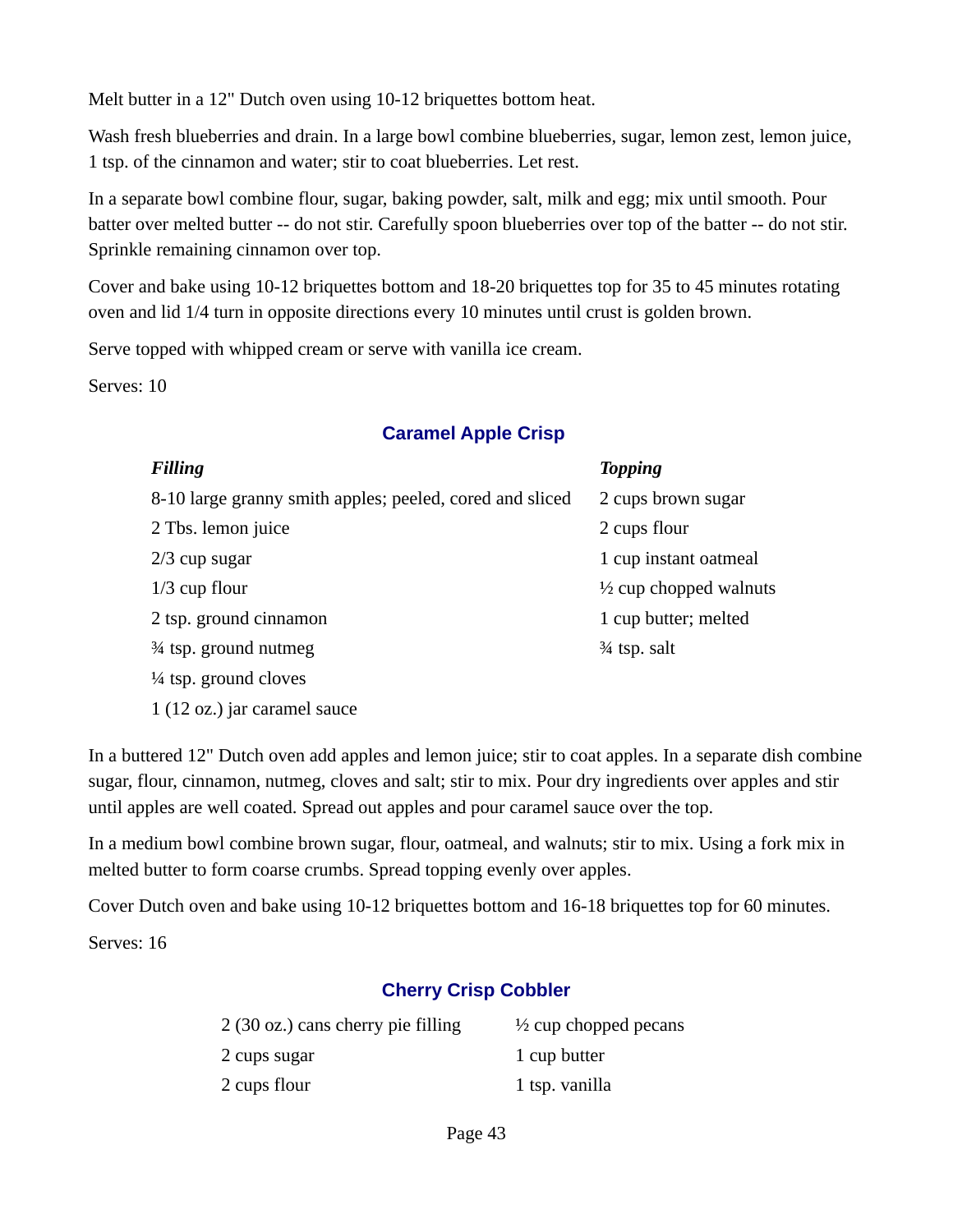Melt butter in a 12" Dutch oven using 10-12 briquettes bottom heat.

Wash fresh blueberries and drain. In a large bowl combine blueberries, sugar, lemon zest, lemon juice, 1 tsp. of the cinnamon and water; stir to coat blueberries. Let rest.

In a separate bowl combine flour, sugar, baking powder, salt, milk and egg; mix until smooth. Pour batter over melted butter -- do not stir. Carefully spoon blueberries over top of the batter -- do not stir. Sprinkle remaining cinnamon over top.

Cover and bake using 10-12 briquettes bottom and 18-20 briquettes top for 35 to 45 minutes rotating oven and lid 1/4 turn in opposite directions every 10 minutes until crust is golden brown.

Serve topped with whipped cream or serve with vanilla ice cream.

Serves: 10

## Caramel Apple Crisp

***Filling***

8-10 large granny smith apples; peeled, cored and sliced
2 Tbs. lemon juice
2/3 cup sugar
1/3 cup flour
2 tsp. ground cinnamon
¾ tsp. ground nutmeg
¼ tsp. ground cloves
1 (12 oz.) jar caramel sauce

***Topping***

2 cups brown sugar
2 cups flour
1 cup instant oatmeal
½ cup chopped walnuts
1 cup butter; melted
¾ tsp. salt

In a buttered 12" Dutch oven add apples and lemon juice; stir to coat apples. In a separate dish combine sugar, flour, cinnamon, nutmeg, cloves and salt; stir to mix. Pour dry ingredients over apples and stir until apples are well coated. Spread out apples and pour caramel sauce over the top.

In a medium bowl combine brown sugar, flour, oatmeal, and walnuts; stir to mix. Using a fork mix in melted butter to form coarse crumbs. Spread topping evenly over apples.

Cover Dutch oven and bake using 10-12 briquettes bottom and 16-18 briquettes top for 60 minutes.

Serves: 16

## Cherry Crisp Cobbler

2 (30 oz.) cans cherry pie filling
2 cups sugar
2 cups flour
½ cup chopped pecans
1 cup butter
1 tsp. vanilla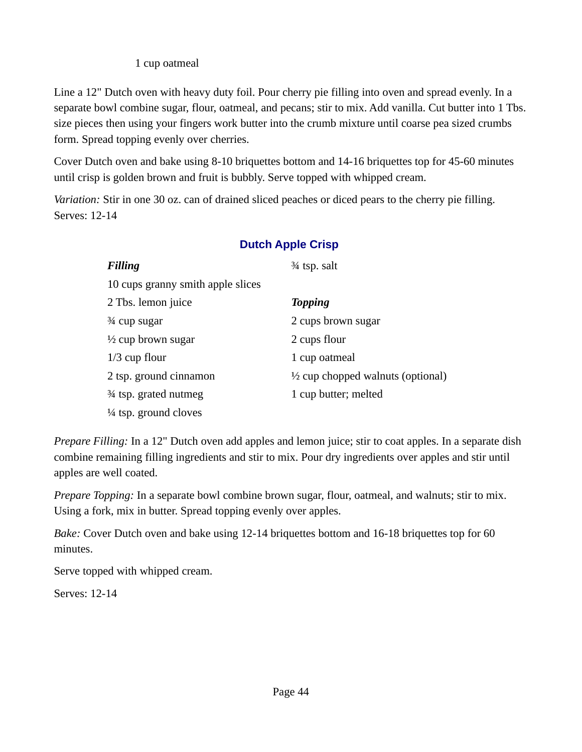1 cup oatmeal

Line a 12" Dutch oven with heavy duty foil. Pour cherry pie filling into oven and spread evenly. In a separate bowl combine sugar, flour, oatmeal, and pecans; stir to mix. Add vanilla. Cut butter into 1 Tbs. size pieces then using your fingers work butter into the crumb mixture until coarse pea sized crumbs form. Spread topping evenly over cherries.

Cover Dutch oven and bake using 8-10 briquettes bottom and 14-16 briquettes top for 45-60 minutes until crisp is golden brown and fruit is bubbly. Serve topped with whipped cream.

*Variation:* Stir in one 30 oz. can of drained sliced peaches or diced pears to the cherry pie filling.
Serves: 12-14

## Dutch Apple Crisp

***Filling***

10 cups granny smith apple slices
2 Tbs. lemon juice
¾ cup sugar
½ cup brown sugar
1/3 cup flour
2 tsp. ground cinnamon
¾ tsp. grated nutmeg
¼ tsp. ground cloves
¾ tsp. salt

***Topping***

2 cups brown sugar
2 cups flour
1 cup oatmeal
½ cup chopped walnuts (optional)
1 cup butter; melted

*Prepare Filling:* In a 12" Dutch oven add apples and lemon juice; stir to coat apples. In a separate dish combine remaining filling ingredients and stir to mix. Pour dry ingredients over apples and stir until apples are well coated.

*Prepare Topping:* In a separate bowl combine brown sugar, flour, oatmeal, and walnuts; stir to mix. Using a fork, mix in butter. Spread topping evenly over apples.

*Bake:* Cover Dutch oven and bake using 12-14 briquettes bottom and 16-18 briquettes top for 60 minutes.

Serve topped with whipped cream.

Serves: 12-14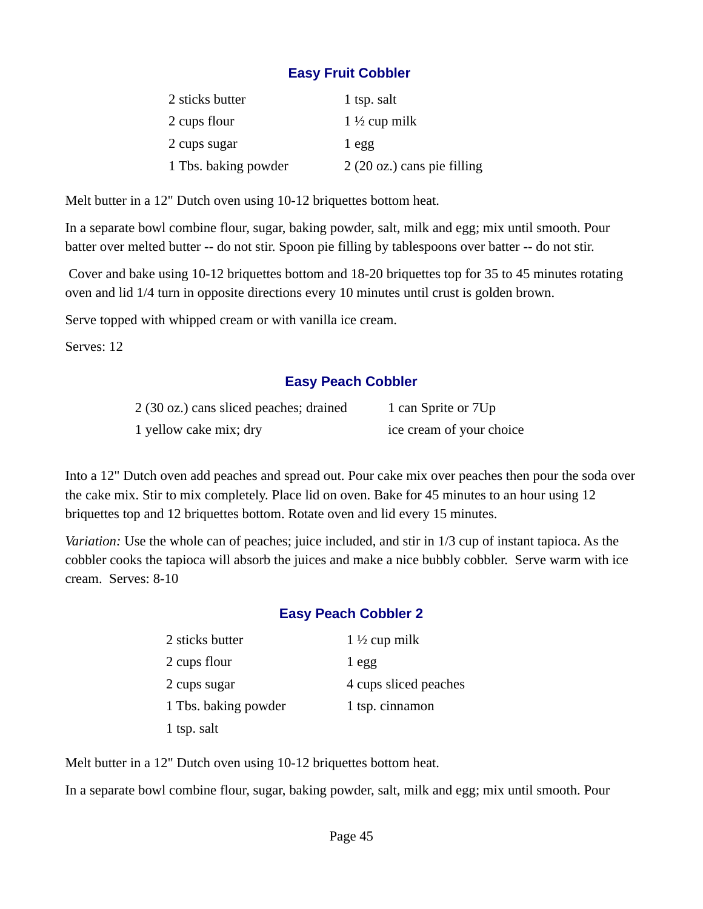## Easy Fruit Cobbler

| | |
|---|---|
| 2 sticks butter | 1 tsp. salt |
| 2 cups flour | 1 ½ cup milk |
| 2 cups sugar | 1 egg |
| 1 Tbs. baking powder | 2 (20 oz.) cans pie filling |

Melt butter in a 12" Dutch oven using 10-12 briquettes bottom heat.

In a separate bowl combine flour, sugar, baking powder, salt, milk and egg; mix until smooth. Pour batter over melted butter -- do not stir. Spoon pie filling by tablespoons over batter -- do not stir.

Cover and bake using 10-12 briquettes bottom and 18-20 briquettes top for 35 to 45 minutes rotating oven and lid 1/4 turn in opposite directions every 10 minutes until crust is golden brown.

Serve topped with whipped cream or with vanilla ice cream.

Serves: 12

## Easy Peach Cobbler

| | |
|---|---|
| 2 (30 oz.) cans sliced peaches; drained | 1 can Sprite or 7Up |
| 1 yellow cake mix; dry | ice cream of your choice |

Into a 12" Dutch oven add peaches and spread out. Pour cake mix over peaches then pour the soda over the cake mix. Stir to mix completely. Place lid on oven. Bake for 45 minutes to an hour using 12 briquettes top and 12 briquettes bottom. Rotate oven and lid every 15 minutes.

*Variation:* Use the whole can of peaches; juice included, and stir in 1/3 cup of instant tapioca. As the cobbler cooks the tapioca will absorb the juices and make a nice bubbly cobbler. Serve warm with ice cream. Serves: 8-10

## Easy Peach Cobbler 2

| | |
|---|---|
| 2 sticks butter | 1 ½ cup milk |
| 2 cups flour | 1 egg |
| 2 cups sugar | 4 cups sliced peaches |
| 1 Tbs. baking powder | 1 tsp. cinnamon |
| 1 tsp. salt | |

Melt butter in a 12" Dutch oven using 10-12 briquettes bottom heat.

In a separate bowl combine flour, sugar, baking powder, salt, milk and egg; mix until smooth. Pour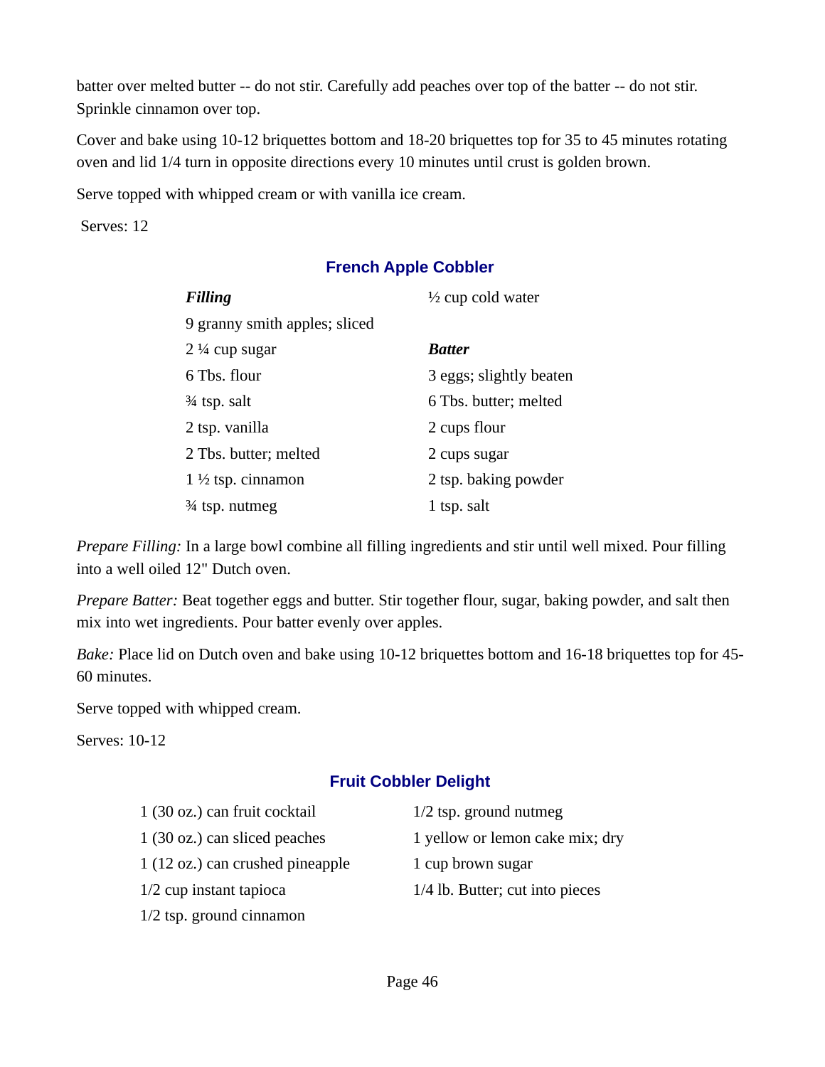batter over melted butter -- do not stir. Carefully add peaches over top of the batter -- do not stir. Sprinkle cinnamon over top.

Cover and bake using 10-12 briquettes bottom and 18-20 briquettes top for 35 to 45 minutes rotating oven and lid 1/4 turn in opposite directions every 10 minutes until crust is golden brown.

Serve topped with whipped cream or with vanilla ice cream.

Serves: 12

## French Apple Cobbler

***Filling***

9 granny smith apples; sliced
2 ¼ cup sugar
6 Tbs. flour
¾ tsp. salt
2 tsp. vanilla
2 Tbs. butter; melted
1 ½ tsp. cinnamon
¾ tsp. nutmeg
½ cup cold water

***Batter***

3 eggs; slightly beaten
6 Tbs. butter; melted
2 cups flour
2 cups sugar
2 tsp. baking powder
1 tsp. salt

*Prepare Filling:* In a large bowl combine all filling ingredients and stir until well mixed. Pour filling into a well oiled 12" Dutch oven.

*Prepare Batter:* Beat together eggs and butter. Stir together flour, sugar, baking powder, and salt then mix into wet ingredients. Pour batter evenly over apples.

*Bake:* Place lid on Dutch oven and bake using 10-12 briquettes bottom and 16-18 briquettes top for 45-60 minutes.

Serve topped with whipped cream.

Serves: 10-12

## Fruit Cobbler Delight

1 (30 oz.) can fruit cocktail
1 (30 oz.) can sliced peaches
1 (12 oz.) can crushed pineapple
1/2 cup instant tapioca
1/2 tsp. ground cinnamon
1/2 tsp. ground nutmeg
1 yellow or lemon cake mix; dry
1 cup brown sugar
1/4 lb. Butter; cut into pieces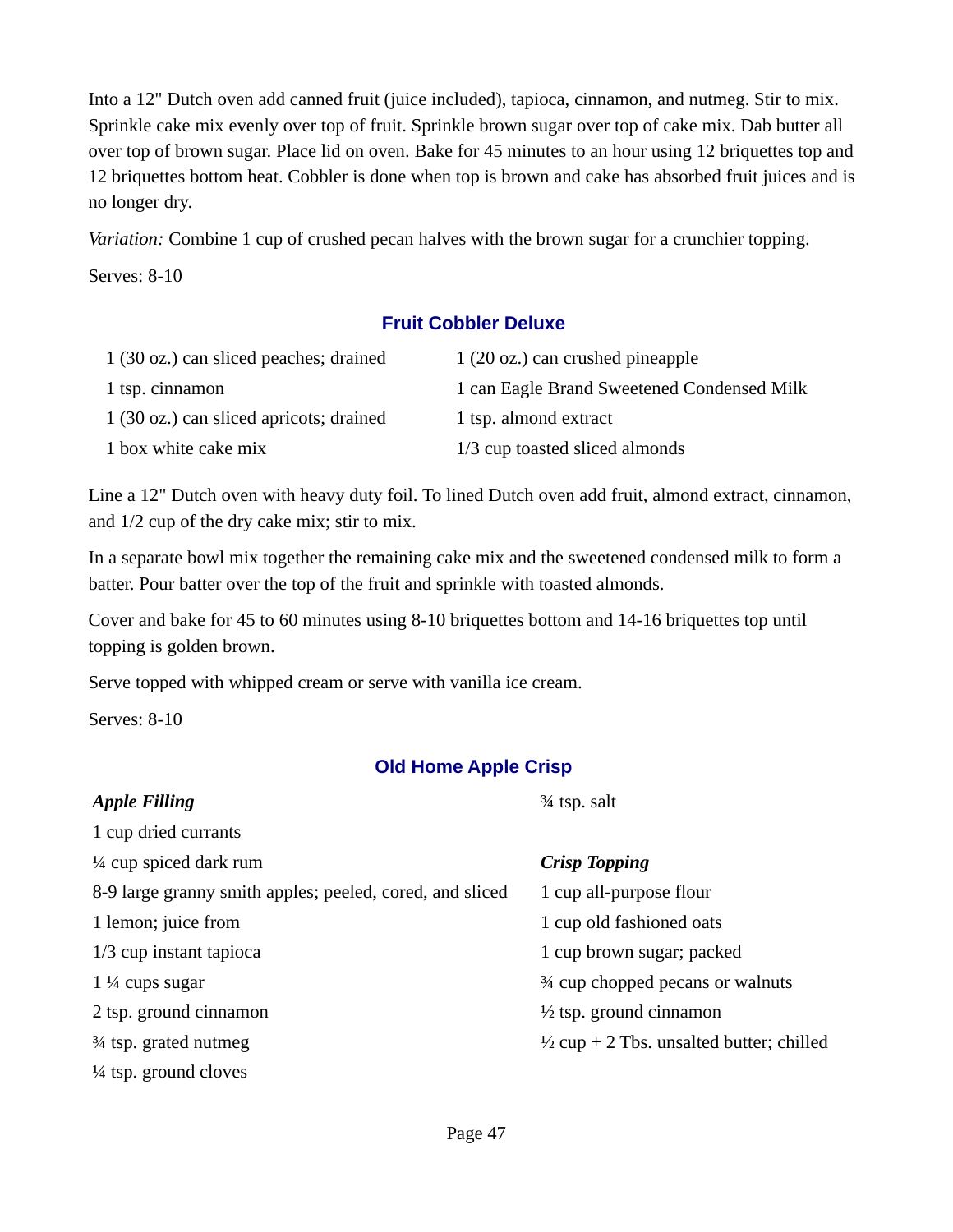Into a 12" Dutch oven add canned fruit (juice included), tapioca, cinnamon, and nutmeg. Stir to mix. Sprinkle cake mix evenly over top of fruit. Sprinkle brown sugar over top of cake mix. Dab butter all over top of brown sugar. Place lid on oven. Bake for 45 minutes to an hour using 12 briquettes top and 12 briquettes bottom heat. Cobbler is done when top is brown and cake has absorbed fruit juices and is no longer dry.

*Variation:* Combine 1 cup of crushed pecan halves with the brown sugar for a crunchier topping.

Serves: 8-10

### Fruit Cobbler Deluxe

- 1 (30 oz.) can sliced peaches; drained
- 1 tsp. cinnamon
- 1 (30 oz.) can sliced apricots; drained
- 1 box white cake mix
- 1 (20 oz.) can crushed pineapple
- 1 can Eagle Brand Sweetened Condensed Milk
- 1 tsp. almond extract
- 1/3 cup toasted sliced almonds

Line a 12" Dutch oven with heavy duty foil. To lined Dutch oven add fruit, almond extract, cinnamon, and 1/2 cup of the dry cake mix; stir to mix.

In a separate bowl mix together the remaining cake mix and the sweetened condensed milk to form a batter. Pour batter over the top of the fruit and sprinkle with toasted almonds.

Cover and bake for 45 to 60 minutes using 8-10 briquettes bottom and 14-16 briquettes top until topping is golden brown.

Serve topped with whipped cream or serve with vanilla ice cream.

Serves: 8-10

### Old Home Apple Crisp

***Apple Filling***

- 1 cup dried currants
- ¼ cup spiced dark rum
- 8-9 large granny smith apples; peeled, cored, and sliced
- 1 lemon; juice from
- 1/3 cup instant tapioca
- 1 ¼ cups sugar
- 2 tsp. ground cinnamon
- ¾ tsp. grated nutmeg
- ¼ tsp. ground cloves
- ¾ tsp. salt

***Crisp Topping***

- 1 cup all-purpose flour
- 1 cup old fashioned oats
- 1 cup brown sugar; packed
- ¾ cup chopped pecans or walnuts
- ½ tsp. ground cinnamon
- ½ cup + 2 Tbs. unsalted butter; chilled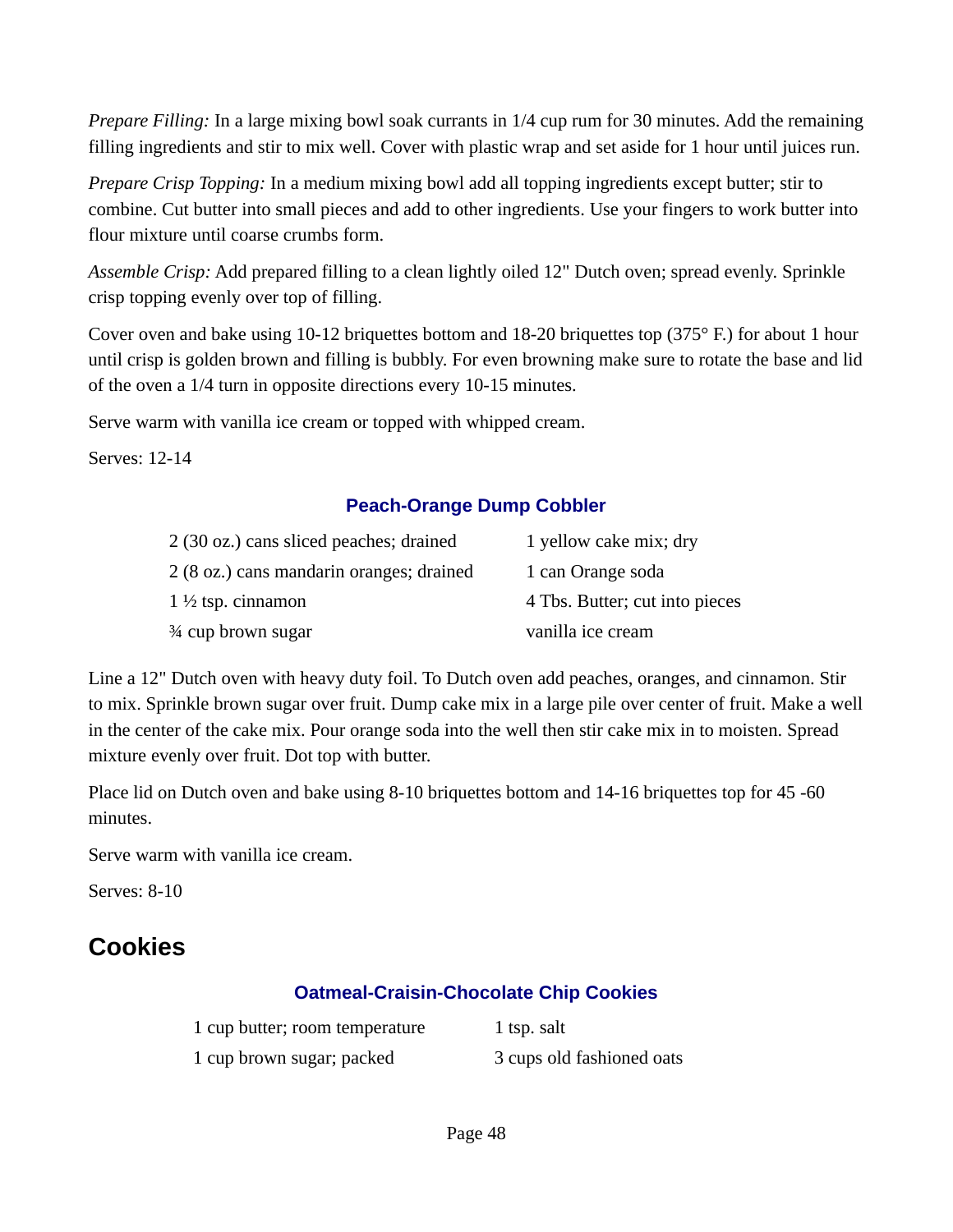*Prepare Filling:* In a large mixing bowl soak currants in 1/4 cup rum for 30 minutes. Add the remaining filling ingredients and stir to mix well. Cover with plastic wrap and set aside for 1 hour until juices run.

*Prepare Crisp Topping:* In a medium mixing bowl add all topping ingredients except butter; stir to combine. Cut butter into small pieces and add to other ingredients. Use your fingers to work butter into flour mixture until coarse crumbs form.

*Assemble Crisp:* Add prepared filling to a clean lightly oiled 12" Dutch oven; spread evenly. Sprinkle crisp topping evenly over top of filling.

Cover oven and bake using 10-12 briquettes bottom and 18-20 briquettes top (375° F.) for about 1 hour until crisp is golden brown and filling is bubbly. For even browning make sure to rotate the base and lid of the oven a 1/4 turn in opposite directions every 10-15 minutes.

Serve warm with vanilla ice cream or topped with whipped cream.

Serves: 12-14

### Peach-Orange Dump Cobbler

- 2 (30 oz.) cans sliced peaches; drained
- 2 (8 oz.) cans mandarin oranges; drained
- 1 ½ tsp. cinnamon
- ¾ cup brown sugar
- 1 yellow cake mix; dry
- 1 can Orange soda
- 4 Tbs. Butter; cut into pieces
- vanilla ice cream

Line a 12" Dutch oven with heavy duty foil. To Dutch oven add peaches, oranges, and cinnamon. Stir to mix. Sprinkle brown sugar over fruit. Dump cake mix in a large pile over center of fruit. Make a well in the center of the cake mix. Pour orange soda into the well then stir cake mix in to moisten. Spread mixture evenly over fruit. Dot top with butter.

Place lid on Dutch oven and bake using 8-10 briquettes bottom and 14-16 briquettes top for 45 -60 minutes.

Serve warm with vanilla ice cream.

Serves: 8-10

## Cookies

### Oatmeal-Craisin-Chocolate Chip Cookies

- 1 cup butter; room temperature
- 1 cup brown sugar; packed
- 1 tsp. salt
- 3 cups old fashioned oats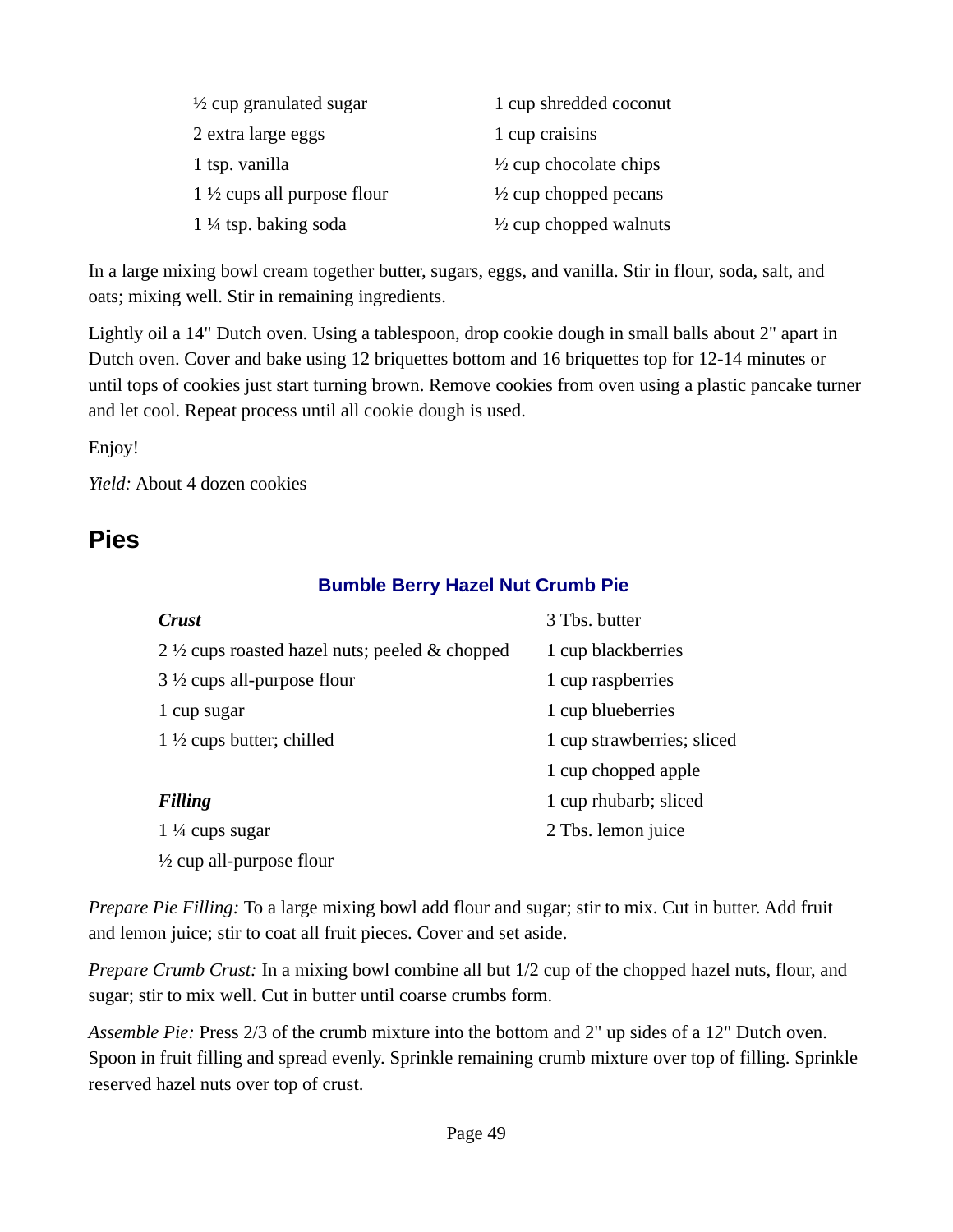½ cup granulated sugar
2 extra large eggs
1 tsp. vanilla
1 ½ cups all purpose flour
1 ¼ tsp. baking soda
1 cup shredded coconut
1 cup craisins
½ cup chocolate chips
½ cup chopped pecans
½ cup chopped walnuts

In a large mixing bowl cream together butter, sugars, eggs, and vanilla. Stir in flour, soda, salt, and oats; mixing well. Stir in remaining ingredients.

Lightly oil a 14" Dutch oven. Using a tablespoon, drop cookie dough in small balls about 2" apart in Dutch oven. Cover and bake using 12 briquettes bottom and 16 briquettes top for 12-14 minutes or until tops of cookies just start turning brown. Remove cookies from oven using a plastic pancake turner and let cool. Repeat process until all cookie dough is used.

Enjoy!

*Yield:* About 4 dozen cookies

## Pies

### Bumble Berry Hazel Nut Crumb Pie

***Crust***

2 ½ cups roasted hazel nuts; peeled & chopped
3 ½ cups all-purpose flour
1 cup sugar
1 ½ cups butter; chilled

***Filling***

1 ¼ cups sugar
½ cup all-purpose flour
3 Tbs. butter
1 cup blackberries
1 cup raspberries
1 cup blueberries
1 cup strawberries; sliced
1 cup chopped apple
1 cup rhubarb; sliced
2 Tbs. lemon juice

*Prepare Pie Filling:* To a large mixing bowl add flour and sugar; stir to mix. Cut in butter. Add fruit and lemon juice; stir to coat all fruit pieces. Cover and set aside.

*Prepare Crumb Crust:* In a mixing bowl combine all but 1/2 cup of the chopped hazel nuts, flour, and sugar; stir to mix well. Cut in butter until coarse crumbs form.

*Assemble Pie:* Press 2/3 of the crumb mixture into the bottom and 2" up sides of a 12" Dutch oven. Spoon in fruit filling and spread evenly. Sprinkle remaining crumb mixture over top of filling. Sprinkle reserved hazel nuts over top of crust.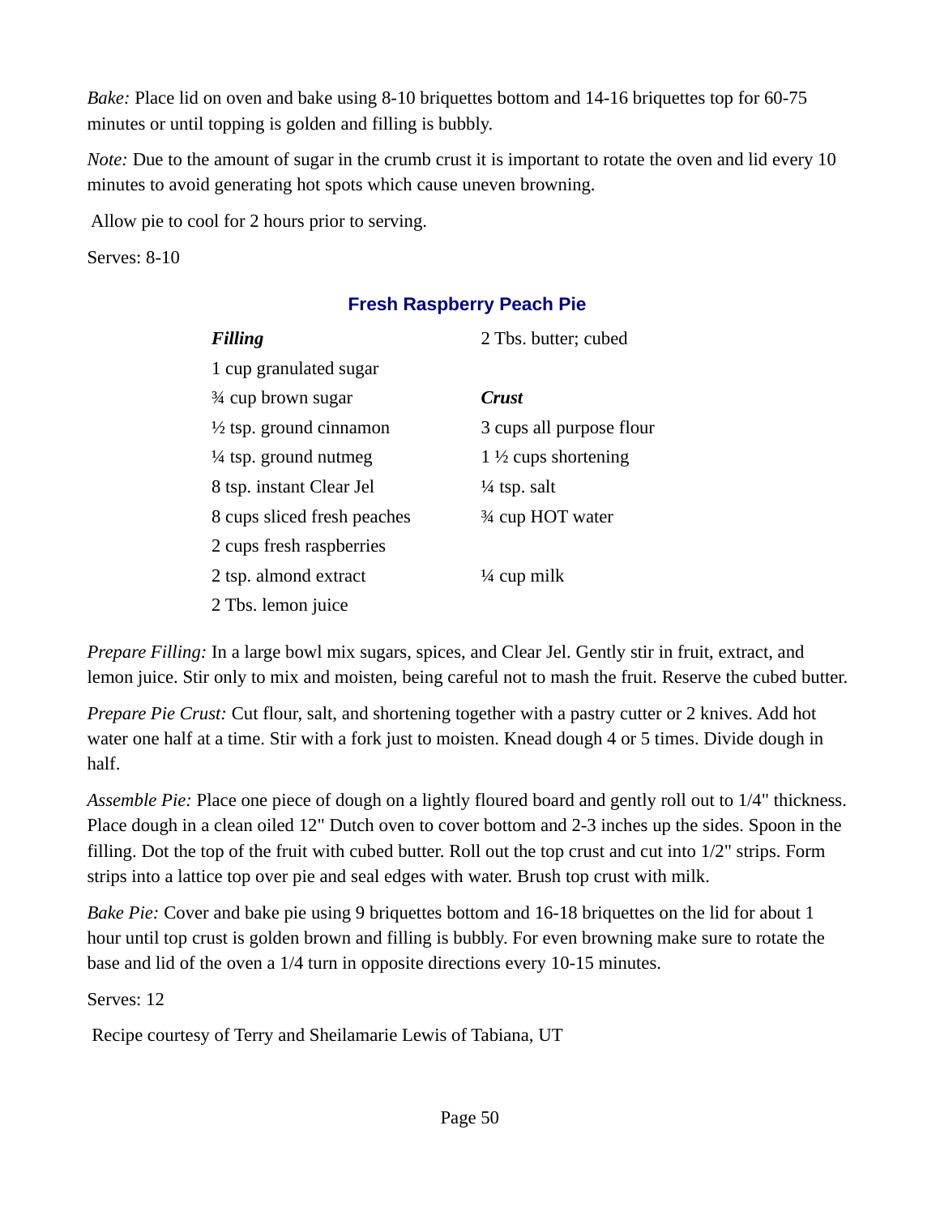*Bake:* Place lid on oven and bake using 8-10 briquettes bottom and 14-16 briquettes top for 60-75 minutes or until topping is golden and filling is bubbly.

*Note:* Due to the amount of sugar in the crumb crust it is important to rotate the oven and lid every 10 minutes to avoid generating hot spots which cause uneven browning.

Allow pie to cool for 2 hours prior to serving.

Serves: 8-10

## Fresh Raspberry Peach Pie

***Filling***

- 1 cup granulated sugar
- ¾ cup brown sugar
- ½ tsp. ground cinnamon
- ¼ tsp. ground nutmeg
- 8 tsp. instant Clear Jel
- 8 cups sliced fresh peaches
- 2 cups fresh raspberries
- 2 tsp. almond extract
- 2 Tbs. lemon juice
- 2 Tbs. butter; cubed

***Crust***

- 3 cups all purpose flour
- 1 ½ cups shortening
- ¼ tsp. salt
- ¾ cup HOT water

- ¼ cup milk

*Prepare Filling:* In a large bowl mix sugars, spices, and Clear Jel. Gently stir in fruit, extract, and lemon juice. Stir only to mix and moisten, being careful not to mash the fruit. Reserve the cubed butter.

*Prepare Pie Crust:* Cut flour, salt, and shortening together with a pastry cutter or 2 knives. Add hot water one half at a time. Stir with a fork just to moisten. Knead dough 4 or 5 times. Divide dough in half.

*Assemble Pie:* Place one piece of dough on a lightly floured board and gently roll out to 1/4" thickness. Place dough in a clean oiled 12" Dutch oven to cover bottom and 2-3 inches up the sides. Spoon in the filling. Dot the top of the fruit with cubed butter. Roll out the top crust and cut into 1/2" strips. Form strips into a lattice top over pie and seal edges with water. Brush top crust with milk.

*Bake Pie:* Cover and bake pie using 9 briquettes bottom and 16-18 briquettes on the lid for about 1 hour until top crust is golden brown and filling is bubbly. For even browning make sure to rotate the base and lid of the oven a 1/4 turn in opposite directions every 10-15 minutes.

Serves: 12

Recipe courtesy of Terry and Sheilamarie Lewis of Tabiana, UT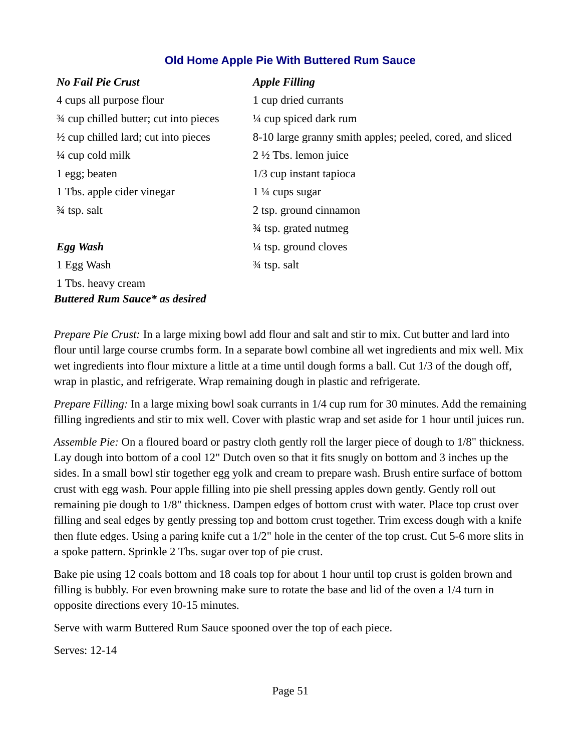## Old Home Apple Pie With Buttered Rum Sauce

***No Fail Pie Crust***

4 cups all purpose flour
¾ cup chilled butter; cut into pieces
½ cup chilled lard; cut into pieces
¼ cup cold milk
1 egg; beaten
1 Tbs. apple cider vinegar
¾ tsp. salt

***Egg Wash***

1 Egg Wash
1 Tbs. heavy cream

***Buttered Rum Sauce* as desired***

***Apple Filling***

1 cup dried currants
¼ cup spiced dark rum
8-10 large granny smith apples; peeled, cored, and sliced
2 ½ Tbs. lemon juice
1/3 cup instant tapioca
1 ¼ cups sugar
2 tsp. ground cinnamon
¾ tsp. grated nutmeg
¼ tsp. ground cloves
¾ tsp. salt

*Prepare Pie Crust:* In a large mixing bowl add flour and salt and stir to mix. Cut butter and lard into flour until large course crumbs form. In a separate bowl combine all wet ingredients and mix well. Mix wet ingredients into flour mixture a little at a time until dough forms a ball. Cut 1/3 of the dough off, wrap in plastic, and refrigerate. Wrap remaining dough in plastic and refrigerate.

*Prepare Filling:* In a large mixing bowl soak currants in 1/4 cup rum for 30 minutes. Add the remaining filling ingredients and stir to mix well. Cover with plastic wrap and set aside for 1 hour until juices run.

*Assemble Pie:* On a floured board or pastry cloth gently roll the larger piece of dough to 1/8" thickness. Lay dough into bottom of a cool 12" Dutch oven so that it fits snugly on bottom and 3 inches up the sides. In a small bowl stir together egg yolk and cream to prepare wash. Brush entire surface of bottom crust with egg wash. Pour apple filling into pie shell pressing apples down gently. Gently roll out remaining pie dough to 1/8" thickness. Dampen edges of bottom crust with water. Place top crust over filling and seal edges by gently pressing top and bottom crust together. Trim excess dough with a knife then flute edges. Using a paring knife cut a 1/2" hole in the center of the top crust. Cut 5-6 more slits in a spoke pattern. Sprinkle 2 Tbs. sugar over top of pie crust.

Bake pie using 12 coals bottom and 18 coals top for about 1 hour until top crust is golden brown and filling is bubbly. For even browning make sure to rotate the base and lid of the oven a 1/4 turn in opposite directions every 10-15 minutes.

Serve with warm Buttered Rum Sauce spooned over the top of each piece.

Serves: 12-14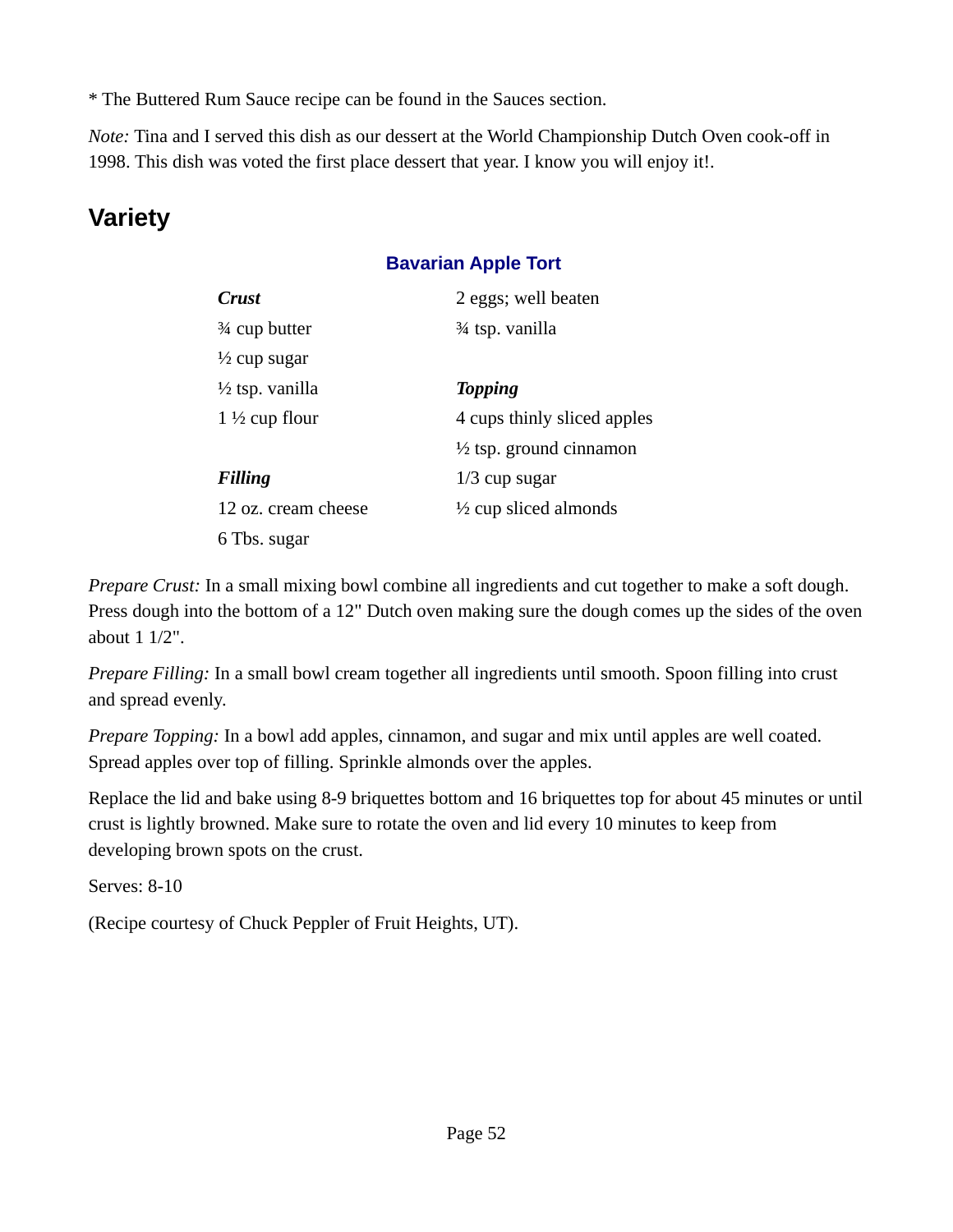* The Buttered Rum Sauce recipe can be found in the Sauces section.

*Note:* Tina and I served this dish as our dessert at the World Championship Dutch Oven cook-off in 1998. This dish was voted the first place dessert that year. I know you will enjoy it!.

## Variety

### Bavarian Apple Tort

***Crust***

¾ cup butter
½ cup sugar
½ tsp. vanilla
1 ½ cup flour

***Filling***

12 oz. cream cheese
6 Tbs. sugar
2 eggs; well beaten
¾ tsp. vanilla

***Topping***

4 cups thinly sliced apples
½ tsp. ground cinnamon
1/3 cup sugar
½ cup sliced almonds

*Prepare Crust:* In a small mixing bowl combine all ingredients and cut together to make a soft dough. Press dough into the bottom of a 12" Dutch oven making sure the dough comes up the sides of the oven about 1 1/2".

*Prepare Filling:* In a small bowl cream together all ingredients until smooth. Spoon filling into crust and spread evenly.

*Prepare Topping:* In a bowl add apples, cinnamon, and sugar and mix until apples are well coated. Spread apples over top of filling. Sprinkle almonds over the apples.

Replace the lid and bake using 8-9 briquettes bottom and 16 briquettes top for about 45 minutes or until crust is lightly browned. Make sure to rotate the oven and lid every 10 minutes to keep from developing brown spots on the crust.

Serves: 8-10

(Recipe courtesy of Chuck Peppler of Fruit Heights, UT).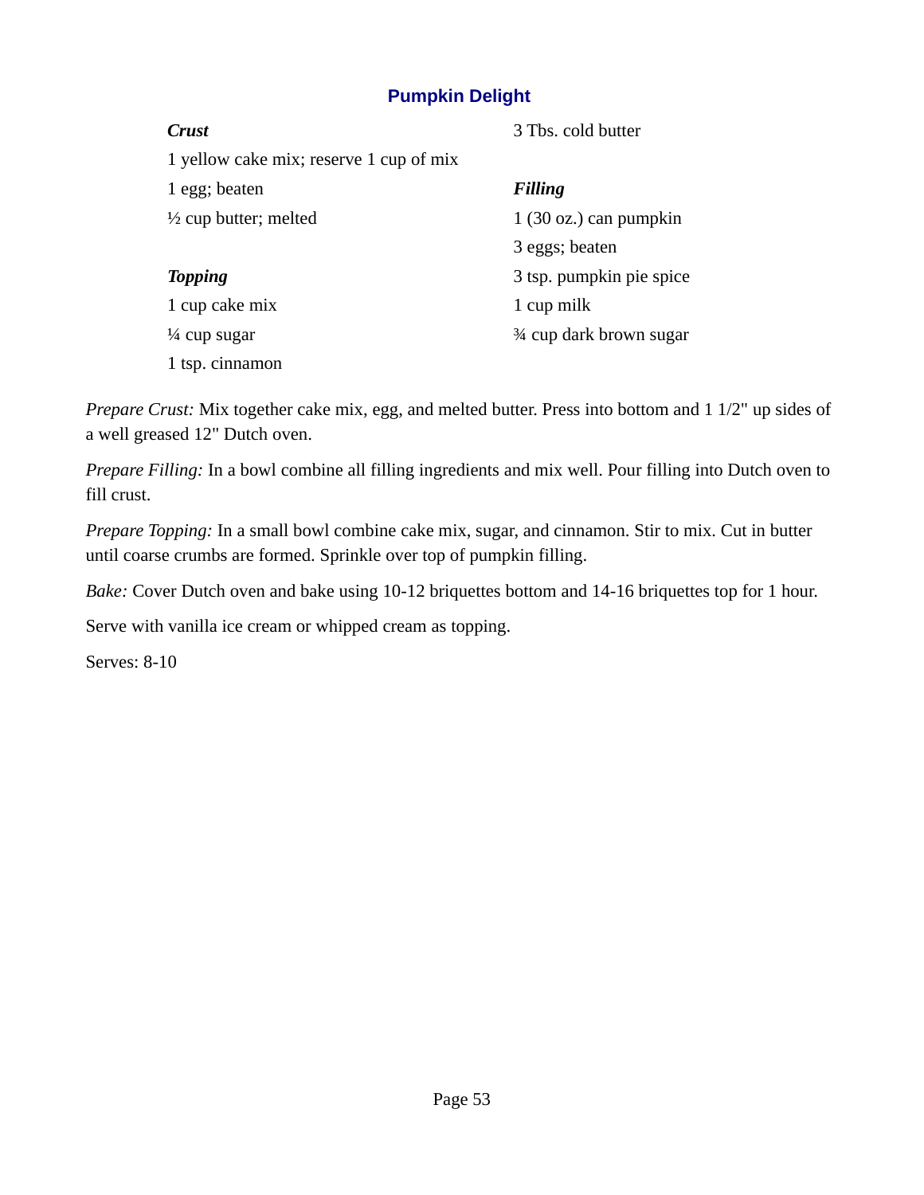## Pumpkin Delight

***Crust***

1 yellow cake mix; reserve 1 cup of mix
1 egg; beaten
½ cup butter; melted

***Topping***

1 cup cake mix
¼ cup sugar
1 tsp. cinnamon
3 Tbs. cold butter

***Filling***

1 (30 oz.) can pumpkin
3 eggs; beaten
3 tsp. pumpkin pie spice
1 cup milk
¾ cup dark brown sugar

*Prepare Crust:* Mix together cake mix, egg, and melted butter. Press into bottom and 1 1/2" up sides of a well greased 12" Dutch oven.

*Prepare Filling:* In a bowl combine all filling ingredients and mix well. Pour filling into Dutch oven to fill crust.

*Prepare Topping:* In a small bowl combine cake mix, sugar, and cinnamon. Stir to mix. Cut in butter until coarse crumbs are formed. Sprinkle over top of pumpkin filling.

*Bake:* Cover Dutch oven and bake using 10-12 briquettes bottom and 14-16 briquettes top for 1 hour.

Serve with vanilla ice cream or whipped cream as topping.

Serves: 8-10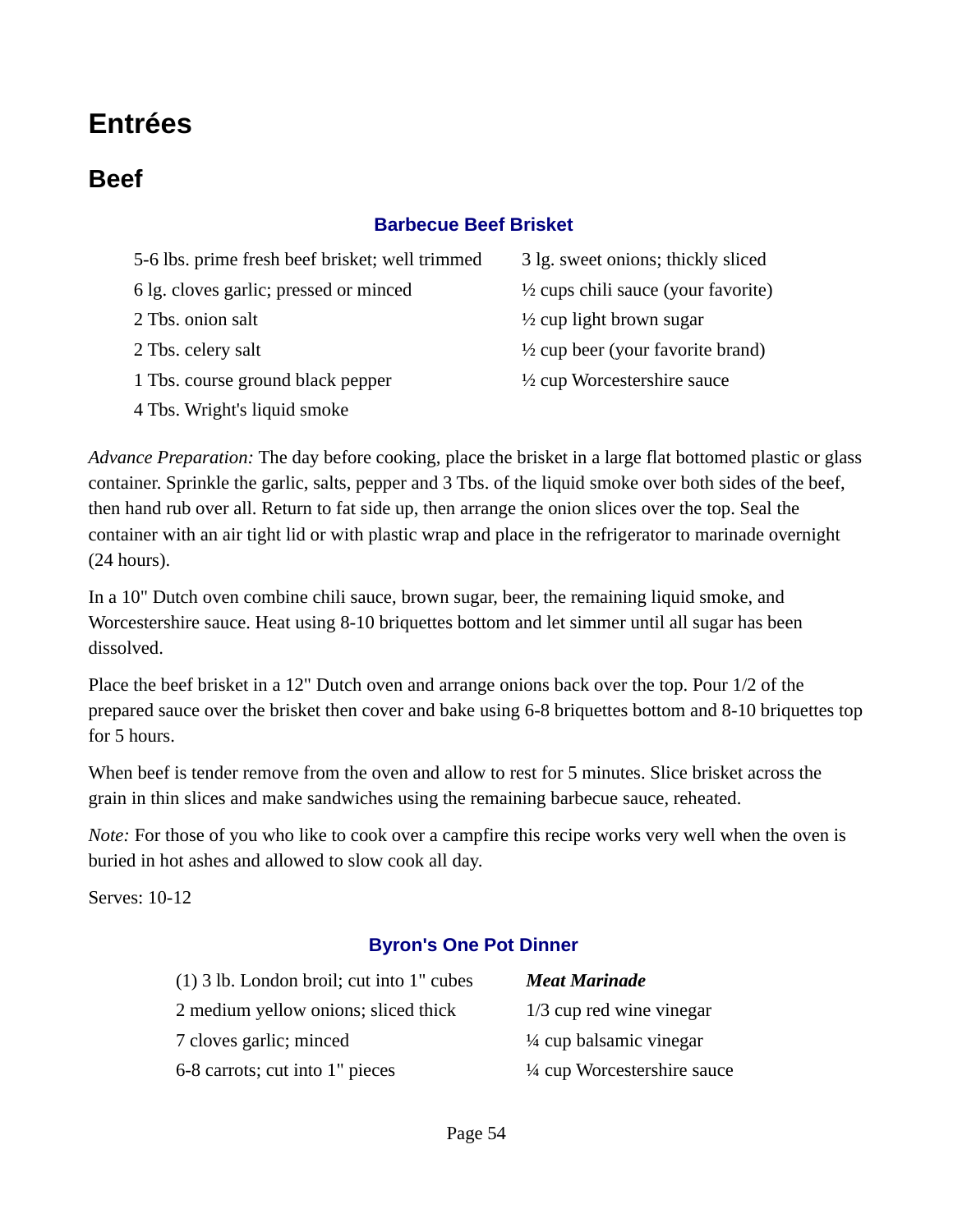# Entrées

## Beef

### Barbecue Beef Brisket

5-6 lbs. prime fresh beef brisket; well trimmed
6 lg. cloves garlic; pressed or minced
2 Tbs. onion salt
2 Tbs. celery salt
1 Tbs. course ground black pepper
4 Tbs. Wright's liquid smoke
3 lg. sweet onions; thickly sliced
½ cups chili sauce (your favorite)
½ cup light brown sugar
½ cup beer (your favorite brand)
½ cup Worcestershire sauce

*Advance Preparation:* The day before cooking, place the brisket in a large flat bottomed plastic or glass container. Sprinkle the garlic, salts, pepper and 3 Tbs. of the liquid smoke over both sides of the beef, then hand rub over all. Return to fat side up, then arrange the onion slices over the top. Seal the container with an air tight lid or with plastic wrap and place in the refrigerator to marinade overnight (24 hours).

In a 10" Dutch oven combine chili sauce, brown sugar, beer, the remaining liquid smoke, and Worcestershire sauce. Heat using 8-10 briquettes bottom and let simmer until all sugar has been dissolved.

Place the beef brisket in a 12" Dutch oven and arrange onions back over the top. Pour 1/2 of the prepared sauce over the brisket then cover and bake using 6-8 briquettes bottom and 8-10 briquettes top for 5 hours.

When beef is tender remove from the oven and allow to rest for 5 minutes. Slice brisket across the grain in thin slices and make sandwiches using the remaining barbecue sauce, reheated.

*Note:* For those of you who like to cook over a campfire this recipe works very well when the oven is buried in hot ashes and allowed to slow cook all day.

Serves: 10-12

### Byron's One Pot Dinner

(1) 3 lb. London broil; cut into 1" cubes
2 medium yellow onions; sliced thick
7 cloves garlic; minced
6-8 carrots; cut into 1" pieces

***Meat Marinade***

1/3 cup red wine vinegar
¼ cup balsamic vinegar
¼ cup Worcestershire sauce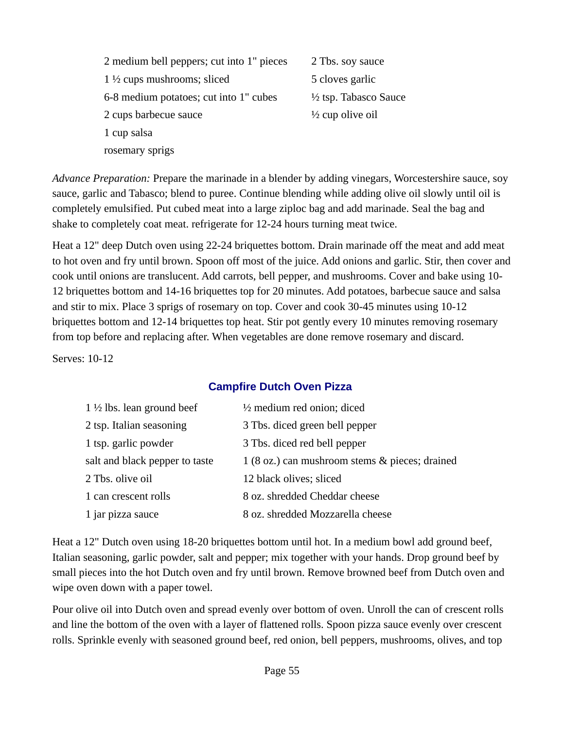| | |
|---|---|
| 2 medium bell peppers; cut into 1" pieces | 2 Tbs. soy sauce |
| 1 ½ cups mushrooms; sliced | 5 cloves garlic |
| 6-8 medium potatoes; cut into 1" cubes | ½ tsp. Tabasco Sauce |
| 2 cups barbecue sauce | ½ cup olive oil |
| 1 cup salsa | |
| rosemary sprigs | |

*Advance Preparation:* Prepare the marinade in a blender by adding vinegars, Worcestershire sauce, soy sauce, garlic and Tabasco; blend to puree. Continue blending while adding olive oil slowly until oil is completely emulsified. Put cubed meat into a large ziploc bag and add marinade. Seal the bag and shake to completely coat meat. refrigerate for 12-24 hours turning meat twice.

Heat a 12" deep Dutch oven using 22-24 briquettes bottom. Drain marinade off the meat and add meat to hot oven and fry until brown. Spoon off most of the juice. Add onions and garlic. Stir, then cover and cook until onions are translucent. Add carrots, bell pepper, and mushrooms. Cover and bake using 10-12 briquettes bottom and 14-16 briquettes top for 20 minutes. Add potatoes, barbecue sauce and salsa and stir to mix. Place 3 sprigs of rosemary on top. Cover and cook 30-45 minutes using 10-12 briquettes bottom and 12-14 briquettes top heat. Stir pot gently every 10 minutes removing rosemary from top before and replacing after. When vegetables are done remove rosemary and discard.

Serves: 10-12

### Campfire Dutch Oven Pizza

| | |
|---|---|
| 1 ½ lbs. lean ground beef | ½ medium red onion; diced |
| 2 tsp. Italian seasoning | 3 Tbs. diced green bell pepper |
| 1 tsp. garlic powder | 3 Tbs. diced red bell pepper |
| salt and black pepper to taste | 1 (8 oz.) can mushroom stems & pieces; drained |
| 2 Tbs. olive oil | 12 black olives; sliced |
| 1 can crescent rolls | 8 oz. shredded Cheddar cheese |
| 1 jar pizza sauce | 8 oz. shredded Mozzarella cheese |

Heat a 12" Dutch oven using 18-20 briquettes bottom until hot. In a medium bowl add ground beef, Italian seasoning, garlic powder, salt and pepper; mix together with your hands. Drop ground beef by small pieces into the hot Dutch oven and fry until brown. Remove browned beef from Dutch oven and wipe oven down with a paper towel.

Pour olive oil into Dutch oven and spread evenly over bottom of oven. Unroll the can of crescent rolls and line the bottom of the oven with a layer of flattened rolls. Spoon pizza sauce evenly over crescent rolls. Sprinkle evenly with seasoned ground beef, red onion, bell peppers, mushrooms, olives, and top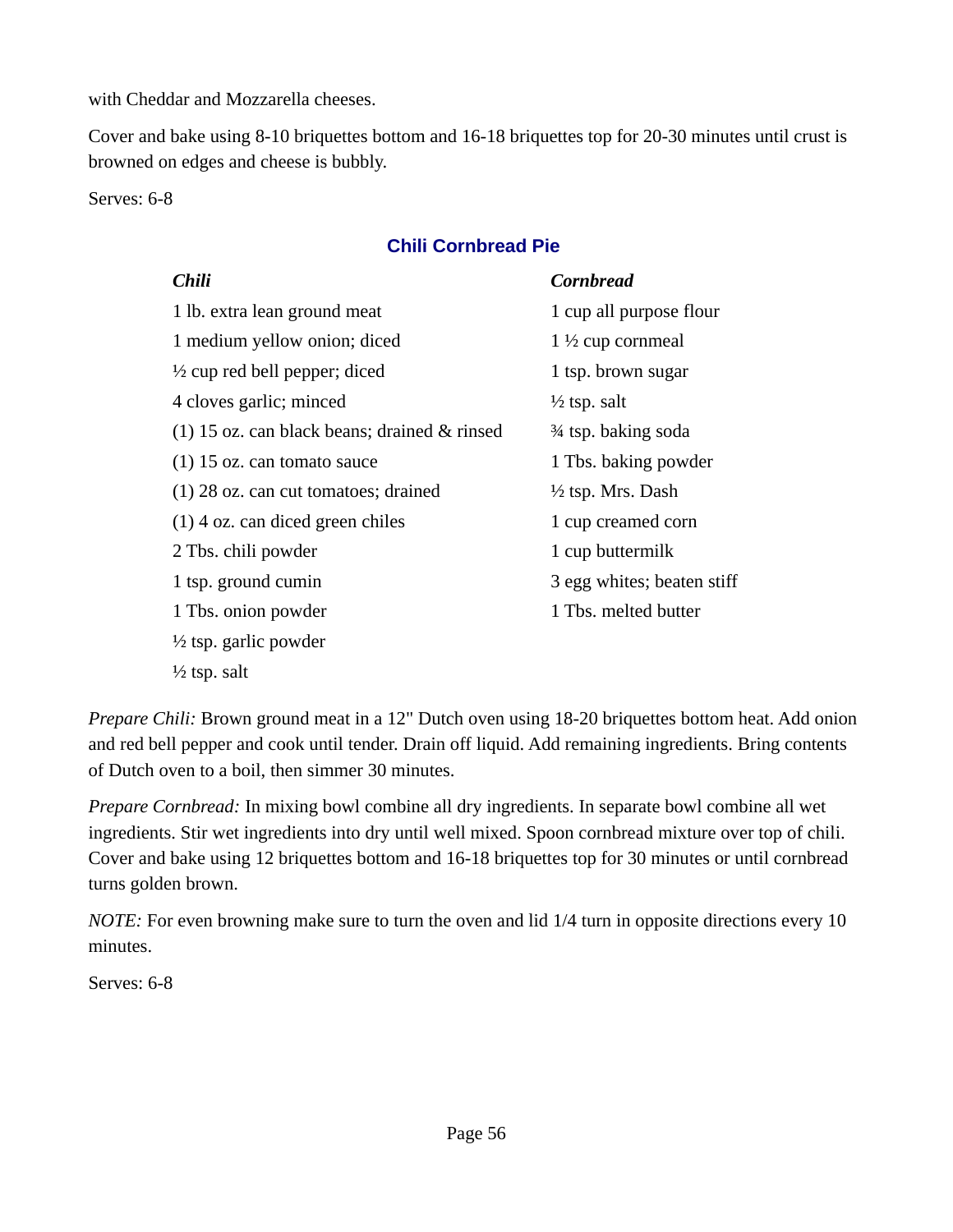with Cheddar and Mozzarella cheeses.

Cover and bake using 8-10 briquettes bottom and 16-18 briquettes top for 20-30 minutes until crust is browned on edges and cheese is bubbly.

Serves: 6-8

## Chili Cornbread Pie

***Chili***

1 lb. extra lean ground meat
1 medium yellow onion; diced
½ cup red bell pepper; diced
4 cloves garlic; minced
(1) 15 oz. can black beans; drained & rinsed
(1) 15 oz. can tomato sauce
(1) 28 oz. can cut tomatoes; drained
(1) 4 oz. can diced green chiles
2 Tbs. chili powder
1 tsp. ground cumin
1 Tbs. onion powder
½ tsp. garlic powder
½ tsp. salt

***Cornbread***

1 cup all purpose flour
1 ½ cup cornmeal
1 tsp. brown sugar
½ tsp. salt
¾ tsp. baking soda
1 Tbs. baking powder
½ tsp. Mrs. Dash
1 cup creamed corn
1 cup buttermilk
3 egg whites; beaten stiff
1 Tbs. melted butter

*Prepare Chili:* Brown ground meat in a 12" Dutch oven using 18-20 briquettes bottom heat. Add onion and red bell pepper and cook until tender. Drain off liquid. Add remaining ingredients. Bring contents of Dutch oven to a boil, then simmer 30 minutes.

*Prepare Cornbread:* In mixing bowl combine all dry ingredients. In separate bowl combine all wet ingredients. Stir wet ingredients into dry until well mixed. Spoon cornbread mixture over top of chili. Cover and bake using 12 briquettes bottom and 16-18 briquettes top for 30 minutes or until cornbread turns golden brown.

*NOTE:* For even browning make sure to turn the oven and lid 1/4 turn in opposite directions every 10 minutes.

Serves: 6-8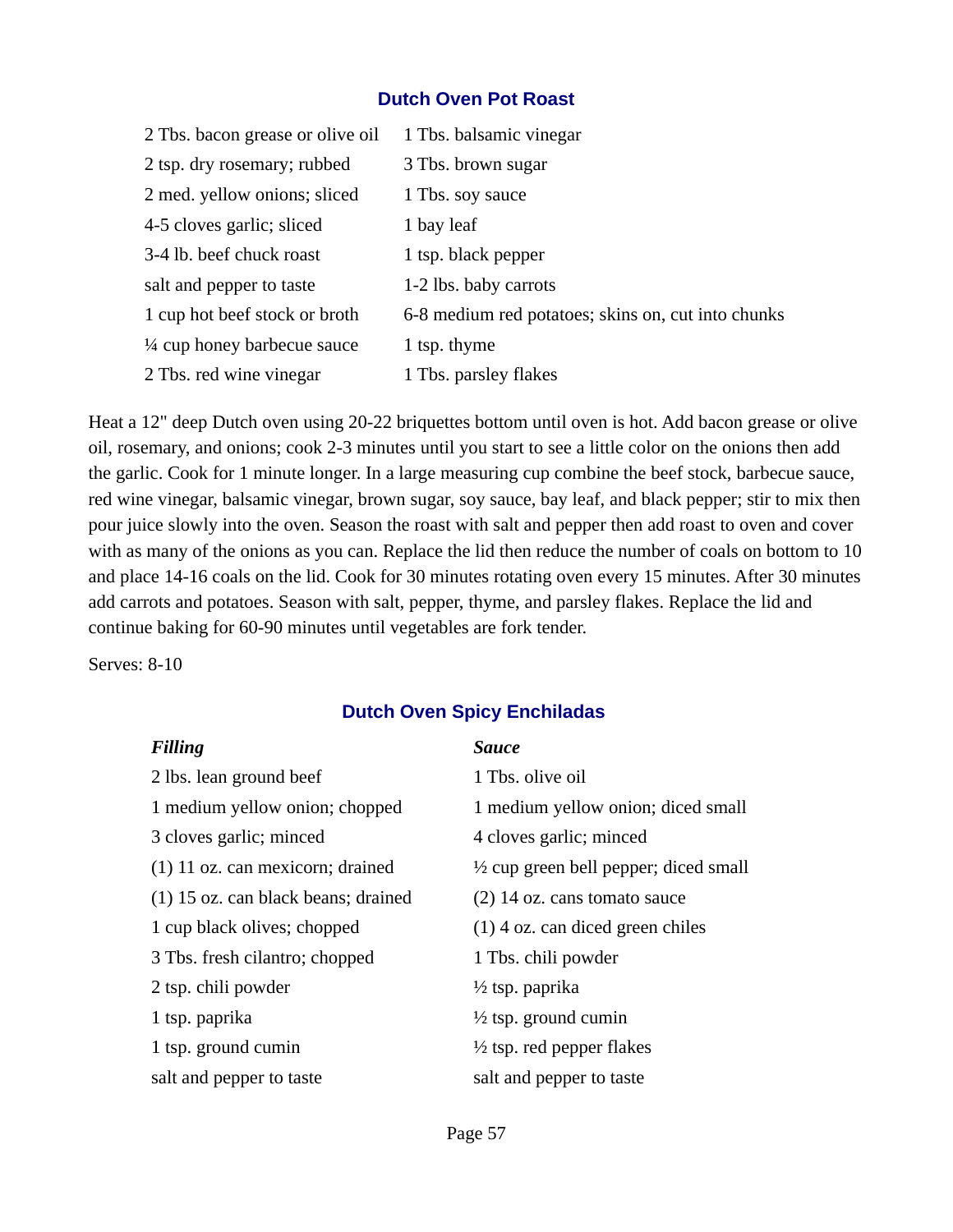## Dutch Oven Pot Roast

- 2 Tbs. bacon grease or olive oil
- 2 tsp. dry rosemary; rubbed
- 2 med. yellow onions; sliced
- 4-5 cloves garlic; sliced
- 3-4 lb. beef chuck roast
- salt and pepper to taste
- 1 cup hot beef stock or broth
- ¼ cup honey barbecue sauce
- 2 Tbs. red wine vinegar
- 1 Tbs. balsamic vinegar
- 3 Tbs. brown sugar
- 1 Tbs. soy sauce
- 1 bay leaf
- 1 tsp. black pepper
- 1-2 lbs. baby carrots
- 6-8 medium red potatoes; skins on, cut into chunks
- 1 tsp. thyme
- 1 Tbs. parsley flakes

Heat a 12" deep Dutch oven using 20-22 briquettes bottom until oven is hot. Add bacon grease or olive oil, rosemary, and onions; cook 2-3 minutes until you start to see a little color on the onions then add the garlic. Cook for 1 minute longer. In a large measuring cup combine the beef stock, barbecue sauce, red wine vinegar, balsamic vinegar, brown sugar, soy sauce, bay leaf, and black pepper; stir to mix then pour juice slowly into the oven. Season the roast with salt and pepper then add roast to oven and cover with as many of the onions as you can. Replace the lid then reduce the number of coals on bottom to 10 and place 14-16 coals on the lid. Cook for 30 minutes rotating oven every 15 minutes. After 30 minutes add carrots and potatoes. Season with salt, pepper, thyme, and parsley flakes. Replace the lid and continue baking for 60-90 minutes until vegetables are fork tender.

Serves: 8-10

## Dutch Oven Spicy Enchiladas

***Filling***

- 2 lbs. lean ground beef
- 1 medium yellow onion; chopped
- 3 cloves garlic; minced
- (1) 11 oz. can mexicorn; drained
- (1) 15 oz. can black beans; drained
- 1 cup black olives; chopped
- 3 Tbs. fresh cilantro; chopped
- 2 tsp. chili powder
- 1 tsp. paprika
- 1 tsp. ground cumin
- salt and pepper to taste

***Sauce***

- 1 Tbs. olive oil
- 1 medium yellow onion; diced small
- 4 cloves garlic; minced
- ½ cup green bell pepper; diced small
- (2) 14 oz. cans tomato sauce
- (1) 4 oz. can diced green chiles
- 1 Tbs. chili powder
- ½ tsp. paprika
- ½ tsp. ground cumin
- ½ tsp. red pepper flakes
- salt and pepper to taste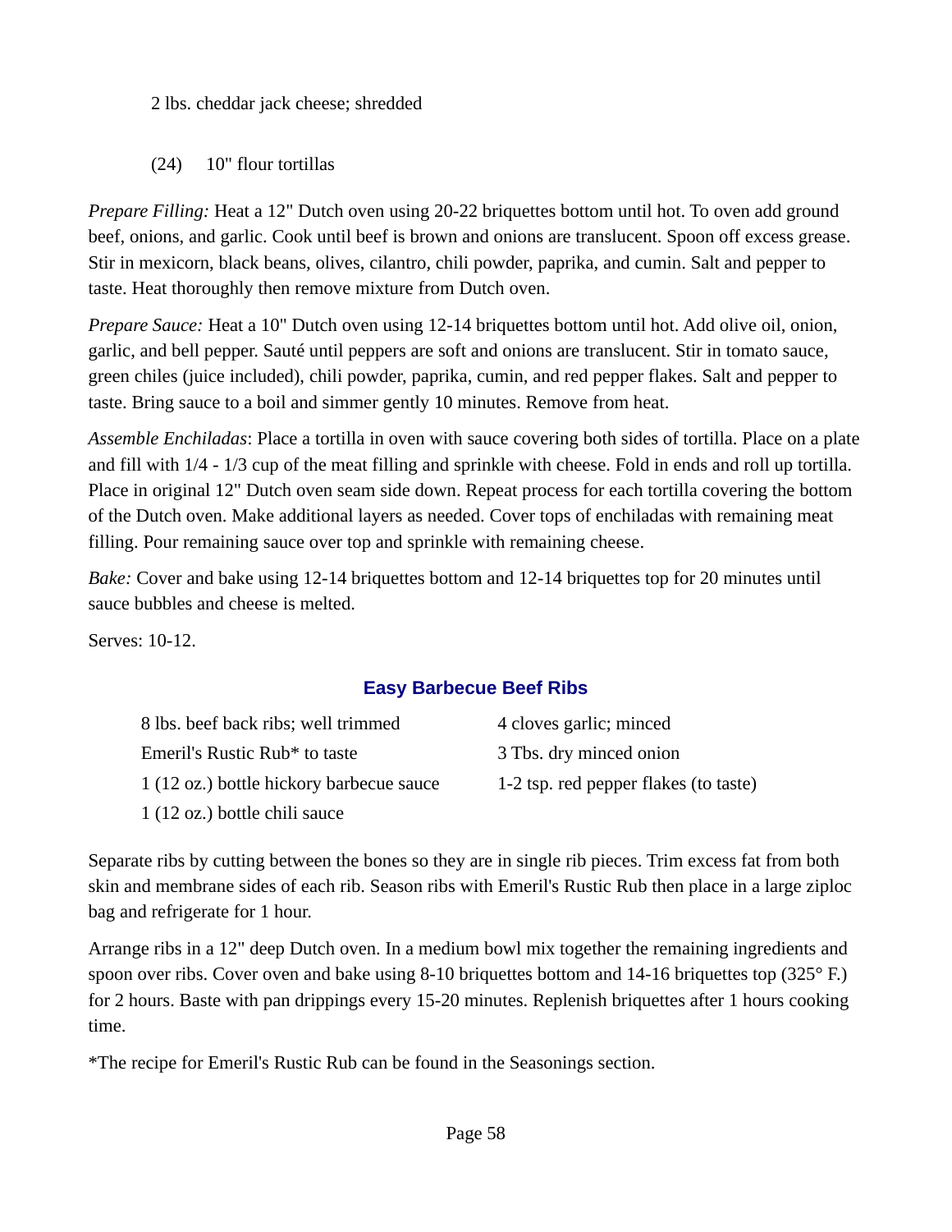2 lbs. cheddar jack cheese; shredded

(24) 10" flour tortillas

*Prepare Filling:* Heat a 12" Dutch oven using 20-22 briquettes bottom until hot. To oven add ground beef, onions, and garlic. Cook until beef is brown and onions are translucent. Spoon off excess grease. Stir in mexicorn, black beans, olives, cilantro, chili powder, paprika, and cumin. Salt and pepper to taste. Heat thoroughly then remove mixture from Dutch oven.

*Prepare Sauce:* Heat a 10" Dutch oven using 12-14 briquettes bottom until hot. Add olive oil, onion, garlic, and bell pepper. Sauté until peppers are soft and onions are translucent. Stir in tomato sauce, green chiles (juice included), chili powder, paprika, cumin, and red pepper flakes. Salt and pepper to taste. Bring sauce to a boil and simmer gently 10 minutes. Remove from heat.

*Assemble Enchiladas*: Place a tortilla in oven with sauce covering both sides of tortilla. Place on a plate and fill with 1/4 - 1/3 cup of the meat filling and sprinkle with cheese. Fold in ends and roll up tortilla. Place in original 12" Dutch oven seam side down. Repeat process for each tortilla covering the bottom of the Dutch oven. Make additional layers as needed. Cover tops of enchiladas with remaining meat filling. Pour remaining sauce over top and sprinkle with remaining cheese.

*Bake:* Cover and bake using 12-14 briquettes bottom and 12-14 briquettes top for 20 minutes until sauce bubbles and cheese is melted.

Serves: 10-12.

## Easy Barbecue Beef Ribs

8 lbs. beef back ribs; well trimmed
Emeril's Rustic Rub* to taste
1 (12 oz.) bottle hickory barbecue sauce
1 (12 oz.) bottle chili sauce
4 cloves garlic; minced
3 Tbs. dry minced onion
1-2 tsp. red pepper flakes (to taste)

Separate ribs by cutting between the bones so they are in single rib pieces. Trim excess fat from both skin and membrane sides of each rib. Season ribs with Emeril's Rustic Rub then place in a large ziploc bag and refrigerate for 1 hour.

Arrange ribs in a 12" deep Dutch oven. In a medium bowl mix together the remaining ingredients and spoon over ribs. Cover oven and bake using 8-10 briquettes bottom and 14-16 briquettes top (325° F.) for 2 hours. Baste with pan drippings every 15-20 minutes. Replenish briquettes after 1 hours cooking time.

*The recipe for Emeril's Rustic Rub can be found in the Seasonings section.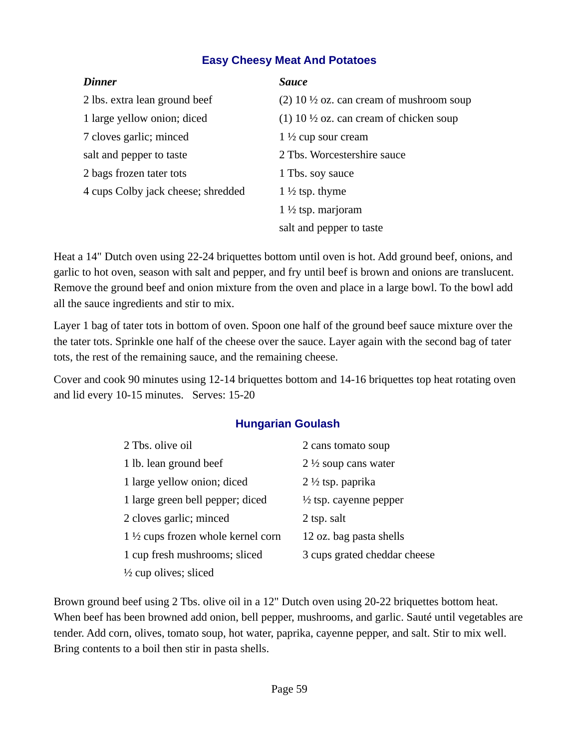## Easy Cheesy Meat And Potatoes

| ***Dinner*** | ***Sauce*** |
|---|---|
| 2 lbs. extra lean ground beef | (2) 10 ½ oz. can cream of mushroom soup |
| 1 large yellow onion; diced | (1) 10 ½ oz. can cream of chicken soup |
| 7 cloves garlic; minced | 1 ½ cup sour cream |
| salt and pepper to taste | 2 Tbs. Worcestershire sauce |
| 2 bags frozen tater tots | 1 Tbs. soy sauce |
| 4 cups Colby jack cheese; shredded | 1 ½ tsp. thyme |
| | 1 ½ tsp. marjoram |
| | salt and pepper to taste |

Heat a 14" Dutch oven using 22-24 briquettes bottom until oven is hot. Add ground beef, onions, and garlic to hot oven, season with salt and pepper, and fry until beef is brown and onions are translucent. Remove the ground beef and onion mixture from the oven and place in a large bowl. To the bowl add all the sauce ingredients and stir to mix.

Layer 1 bag of tater tots in bottom of oven. Spoon one half of the ground beef sauce mixture over the the tater tots. Sprinkle one half of the cheese over the sauce. Layer again with the second bag of tater tots, the rest of the remaining sauce, and the remaining cheese.

Cover and cook 90 minutes using 12-14 briquettes bottom and 14-16 briquettes top heat rotating oven and lid every 10-15 minutes.   Serves: 15-20

## Hungarian Goulash

| | |
|---|---|
| 2 Tbs. olive oil | 2 cans tomato soup |
| 1 lb. lean ground beef | 2 ½ soup cans water |
| 1 large yellow onion; diced | 2 ½ tsp. paprika |
| 1 large green bell pepper; diced | ½ tsp. cayenne pepper |
| 2 cloves garlic; minced | 2 tsp. salt |
| 1 ½ cups frozen whole kernel corn | 12 oz. bag pasta shells |
| 1 cup fresh mushrooms; sliced | 3 cups grated cheddar cheese |
| ½ cup olives; sliced | |

Brown ground beef using 2 Tbs. olive oil in a 12" Dutch oven using 20-22 briquettes bottom heat. When beef has been browned add onion, bell pepper, mushrooms, and garlic. Sauté until vegetables are tender. Add corn, olives, tomato soup, hot water, paprika, cayenne pepper, and salt. Stir to mix well. Bring contents to a boil then stir in pasta shells.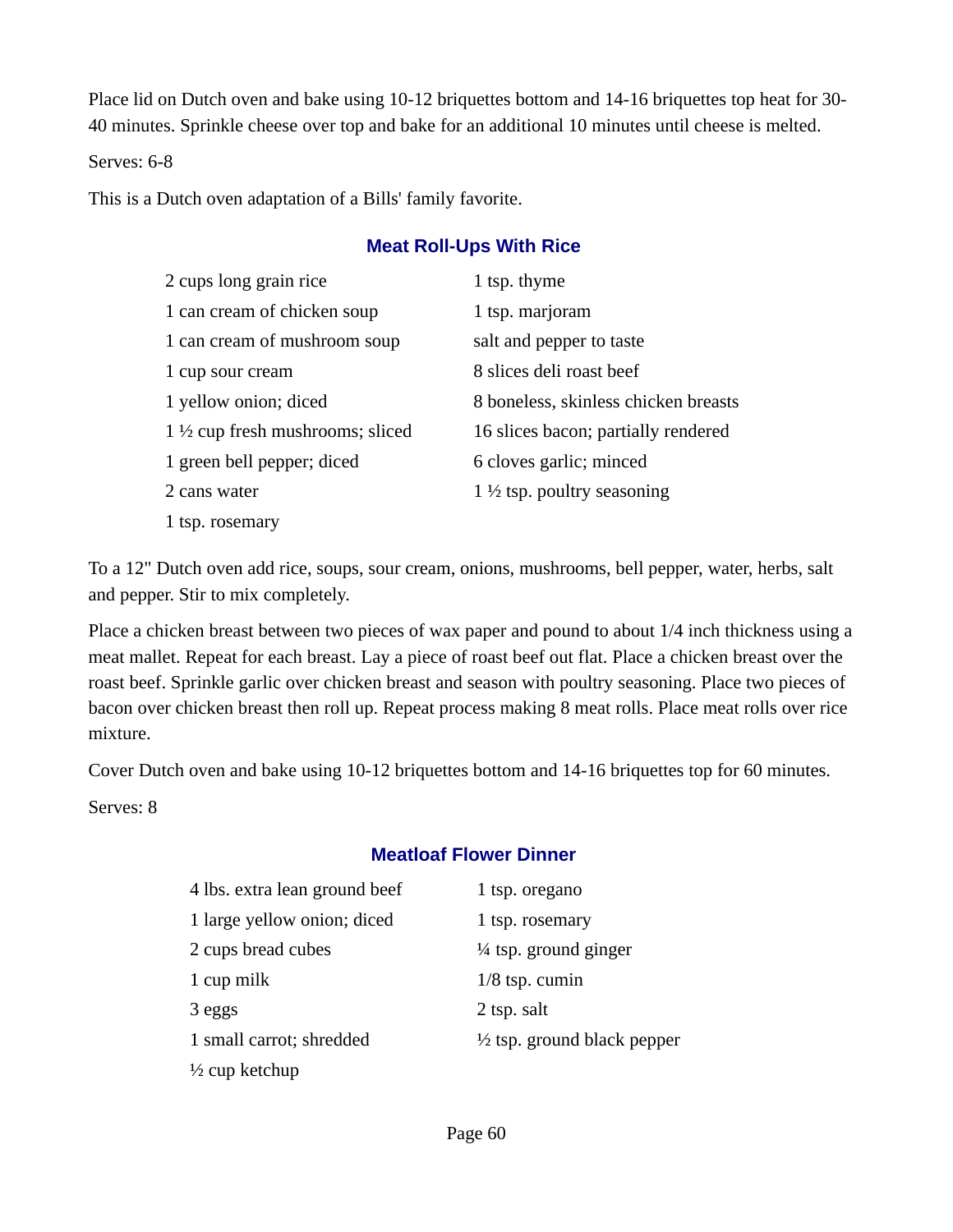Place lid on Dutch oven and bake using 10-12 briquettes bottom and 14-16 briquettes top heat for 30-40 minutes. Sprinkle cheese over top and bake for an additional 10 minutes until cheese is melted.

Serves: 6-8

This is a Dutch oven adaptation of a Bills' family favorite.

## Meat Roll-Ups With Rice

- 2 cups long grain rice
- 1 can cream of chicken soup
- 1 can cream of mushroom soup
- 1 cup sour cream
- 1 yellow onion; diced
- 1 ½ cup fresh mushrooms; sliced
- 1 green bell pepper; diced
- 2 cans water
- 1 tsp. rosemary
- 1 tsp. thyme
- 1 tsp. marjoram
- salt and pepper to taste
- 8 slices deli roast beef
- 8 boneless, skinless chicken breasts
- 16 slices bacon; partially rendered
- 6 cloves garlic; minced
- 1 ½ tsp. poultry seasoning

To a 12" Dutch oven add rice, soups, sour cream, onions, mushrooms, bell pepper, water, herbs, salt and pepper. Stir to mix completely.

Place a chicken breast between two pieces of wax paper and pound to about 1/4 inch thickness using a meat mallet. Repeat for each breast. Lay a piece of roast beef out flat. Place a chicken breast over the roast beef. Sprinkle garlic over chicken breast and season with poultry seasoning. Place two pieces of bacon over chicken breast then roll up. Repeat process making 8 meat rolls. Place meat rolls over rice mixture.

Cover Dutch oven and bake using 10-12 briquettes bottom and 14-16 briquettes top for 60 minutes.

Serves: 8

## Meatloaf Flower Dinner

- 4 lbs. extra lean ground beef
- 1 large yellow onion; diced
- 2 cups bread cubes
- 1 cup milk
- 3 eggs
- 1 small carrot; shredded
- ½ cup ketchup
- 1 tsp. oregano
- 1 tsp. rosemary
- ¼ tsp. ground ginger
- 1/8 tsp. cumin
- 2 tsp. salt
- ½ tsp. ground black pepper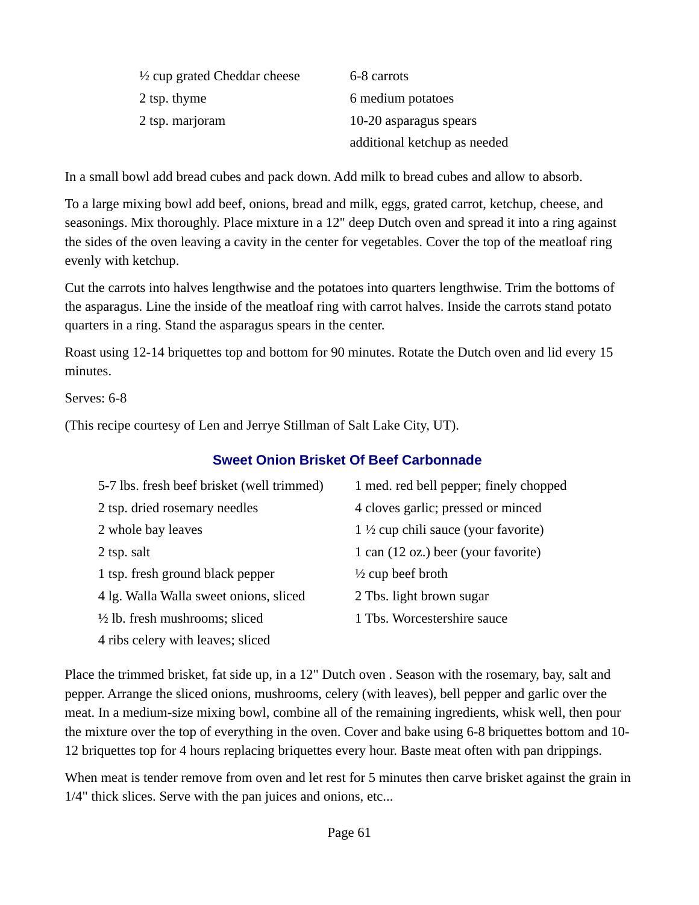| | |
|---|---|
| ½ cup grated Cheddar cheese | 6-8 carrots |
| 2 tsp. thyme | 6 medium potatoes |
| 2 tsp. marjoram | 10-20 asparagus spears |
| | additional ketchup as needed |

In a small bowl add bread cubes and pack down. Add milk to bread cubes and allow to absorb.

To a large mixing bowl add beef, onions, bread and milk, eggs, grated carrot, ketchup, cheese, and seasonings. Mix thoroughly. Place mixture in a 12" deep Dutch oven and spread it into a ring against the sides of the oven leaving a cavity in the center for vegetables. Cover the top of the meatloaf ring evenly with ketchup.

Cut the carrots into halves lengthwise and the potatoes into quarters lengthwise. Trim the bottoms of the asparagus. Line the inside of the meatloaf ring with carrot halves. Inside the carrots stand potato quarters in a ring. Stand the asparagus spears in the center.

Roast using 12-14 briquettes top and bottom for 90 minutes. Rotate the Dutch oven and lid every 15 minutes.

Serves: 6-8

(This recipe courtesy of Len and Jerrye Stillman of Salt Lake City, UT).

## Sweet Onion Brisket Of Beef Carbonnade

| | |
|---|---|
| 5-7 lbs. fresh beef brisket (well trimmed) | 1 med. red bell pepper; finely chopped |
| 2 tsp. dried rosemary needles | 4 cloves garlic; pressed or minced |
| 2 whole bay leaves | 1 ½ cup chili sauce (your favorite) |
| 2 tsp. salt | 1 can (12 oz.) beer (your favorite) |
| 1 tsp. fresh ground black pepper | ½ cup beef broth |
| 4 lg. Walla Walla sweet onions, sliced | 2 Tbs. light brown sugar |
| ½ lb. fresh mushrooms; sliced | 1 Tbs. Worcestershire sauce |
| 4 ribs celery with leaves; sliced | |

Place the trimmed brisket, fat side up, in a 12" Dutch oven . Season with the rosemary, bay, salt and pepper. Arrange the sliced onions, mushrooms, celery (with leaves), bell pepper and garlic over the meat. In a medium-size mixing bowl, combine all of the remaining ingredients, whisk well, then pour the mixture over the top of everything in the oven. Cover and bake using 6-8 briquettes bottom and 10-12 briquettes top for 4 hours replacing briquettes every hour. Baste meat often with pan drippings.

When meat is tender remove from oven and let rest for 5 minutes then carve brisket against the grain in 1/4" thick slices. Serve with the pan juices and onions, etc...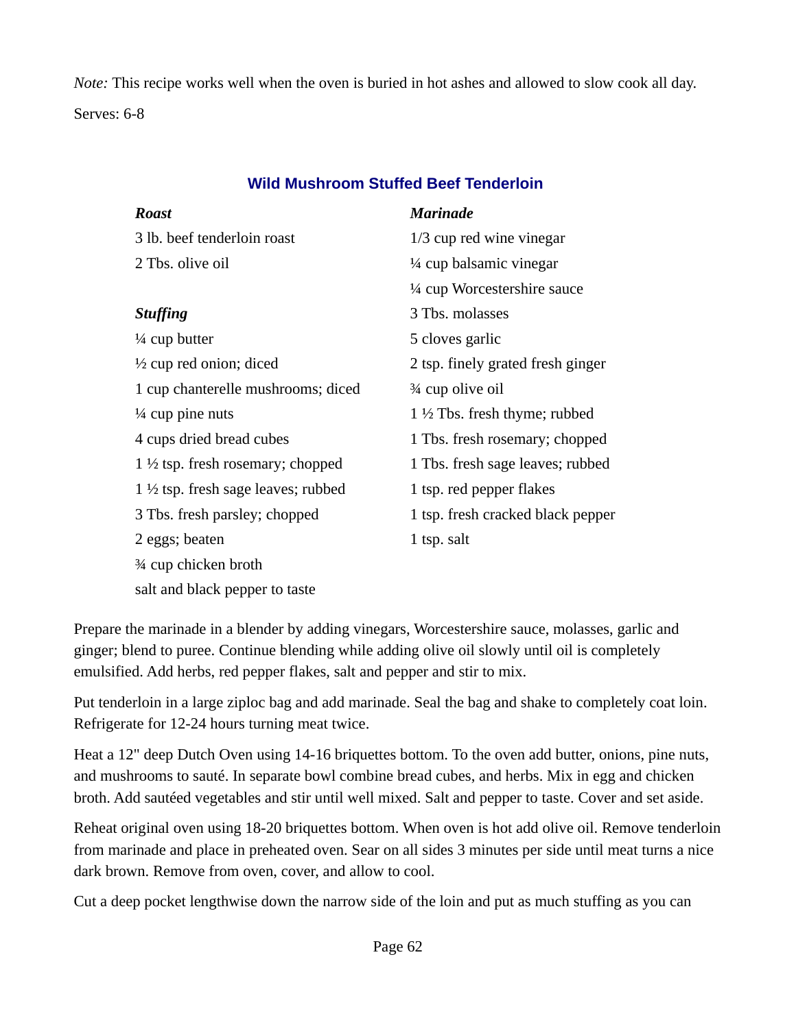*Note:* This recipe works well when the oven is buried in hot ashes and allowed to slow cook all day.

Serves: 6-8

## Wild Mushroom Stuffed Beef Tenderloin

***Roast***

3 lb. beef tenderloin roast
2 Tbs. olive oil

***Stuffing***

¼ cup butter
½ cup red onion; diced
1 cup chanterelle mushrooms; diced
¼ cup pine nuts
4 cups dried bread cubes
1 ½ tsp. fresh rosemary; chopped
1 ½ tsp. fresh sage leaves; rubbed
3 Tbs. fresh parsley; chopped
2 eggs; beaten
¾ cup chicken broth
salt and black pepper to taste

***Marinade***

1/3 cup red wine vinegar
¼ cup balsamic vinegar
¼ cup Worcestershire sauce
3 Tbs. molasses
5 cloves garlic
2 tsp. finely grated fresh ginger
¾ cup olive oil
1 ½ Tbs. fresh thyme; rubbed
1 Tbs. fresh rosemary; chopped
1 Tbs. fresh sage leaves; rubbed
1 tsp. red pepper flakes
1 tsp. fresh cracked black pepper
1 tsp. salt

Prepare the marinade in a blender by adding vinegars, Worcestershire sauce, molasses, garlic and ginger; blend to puree. Continue blending while adding olive oil slowly until oil is completely emulsified. Add herbs, red pepper flakes, salt and pepper and stir to mix.

Put tenderloin in a large ziploc bag and add marinade. Seal the bag and shake to completely coat loin. Refrigerate for 12-24 hours turning meat twice.

Heat a 12" deep Dutch Oven using 14-16 briquettes bottom. To the oven add butter, onions, pine nuts, and mushrooms to sauté. In separate bowl combine bread cubes, and herbs. Mix in egg and chicken broth. Add sautéed vegetables and stir until well mixed. Salt and pepper to taste. Cover and set aside.

Reheat original oven using 18-20 briquettes bottom. When oven is hot add olive oil. Remove tenderloin from marinade and place in preheated oven. Sear on all sides 3 minutes per side until meat turns a nice dark brown. Remove from oven, cover, and allow to cool.

Cut a deep pocket lengthwise down the narrow side of the loin and put as much stuffing as you can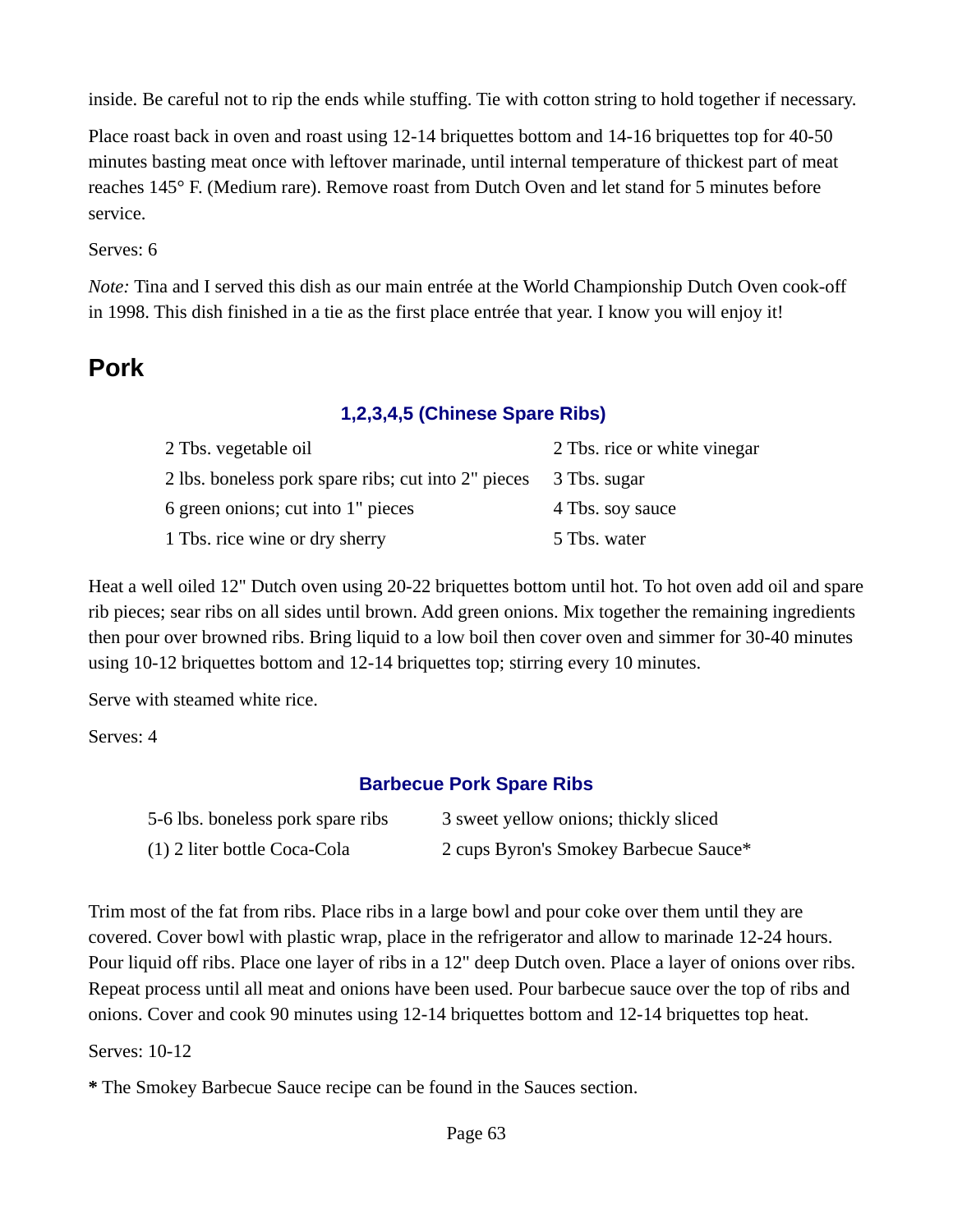inside. Be careful not to rip the ends while stuffing. Tie with cotton string to hold together if necessary.

Place roast back in oven and roast using 12-14 briquettes bottom and 14-16 briquettes top for 40-50 minutes basting meat once with leftover marinade, until internal temperature of thickest part of meat reaches 145° F. (Medium rare). Remove roast from Dutch Oven and let stand for 5 minutes before service.

Serves: 6

*Note:* Tina and I served this dish as our main entrée at the World Championship Dutch Oven cook-off in 1998. This dish finished in a tie as the first place entrée that year. I know you will enjoy it!

## Pork

### 1,2,3,4,5 (Chinese Spare Ribs)

| | |
|---|---|
| 2 Tbs. vegetable oil | 2 Tbs. rice or white vinegar |
| 2 lbs. boneless pork spare ribs; cut into 2" pieces | 3 Tbs. sugar |
| 6 green onions; cut into 1" pieces | 4 Tbs. soy sauce |
| 1 Tbs. rice wine or dry sherry | 5 Tbs. water |

Heat a well oiled 12" Dutch oven using 20-22 briquettes bottom until hot. To hot oven add oil and spare rib pieces; sear ribs on all sides until brown. Add green onions. Mix together the remaining ingredients then pour over browned ribs. Bring liquid to a low boil then cover oven and simmer for 30-40 minutes using 10-12 briquettes bottom and 12-14 briquettes top; stirring every 10 minutes.

Serve with steamed white rice.

Serves: 4

### Barbecue Pork Spare Ribs

| | |
|---|---|
| 5-6 lbs. boneless pork spare ribs | 3 sweet yellow onions; thickly sliced |
| (1) 2 liter bottle Coca-Cola | 2 cups Byron's Smokey Barbecue Sauce* |

Trim most of the fat from ribs. Place ribs in a large bowl and pour coke over them until they are covered. Cover bowl with plastic wrap, place in the refrigerator and allow to marinade 12-24 hours. Pour liquid off ribs. Place one layer of ribs in a 12" deep Dutch oven. Place a layer of onions over ribs. Repeat process until all meat and onions have been used. Pour barbecue sauce over the top of ribs and onions. Cover and cook 90 minutes using 12-14 briquettes bottom and 12-14 briquettes top heat.

Serves: 10-12

**\*** The Smokey Barbecue Sauce recipe can be found in the Sauces section.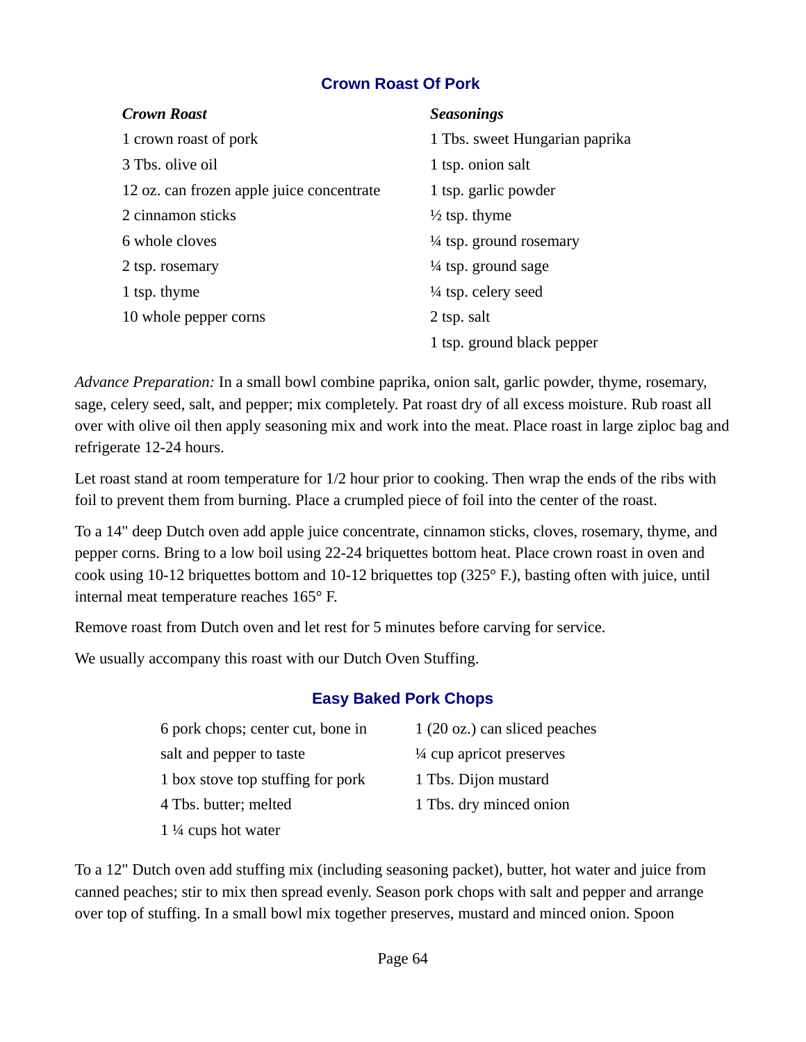## Crown Roast Of Pork

***Crown Roast***

1 crown roast of pork
3 Tbs. olive oil
12 oz. can frozen apple juice concentrate
2 cinnamon sticks
6 whole cloves
2 tsp. rosemary
1 tsp. thyme
10 whole pepper corns

***Seasonings***

1 Tbs. sweet Hungarian paprika
1 tsp. onion salt
1 tsp. garlic powder
½ tsp. thyme
¼ tsp. ground rosemary
¼ tsp. ground sage
¼ tsp. celery seed
2 tsp. salt
1 tsp. ground black pepper

*Advance Preparation:* In a small bowl combine paprika, onion salt, garlic powder, thyme, rosemary, sage, celery seed, salt, and pepper; mix completely. Pat roast dry of all excess moisture. Rub roast all over with olive oil then apply seasoning mix and work into the meat. Place roast in large ziploc bag and refrigerate 12-24 hours.

Let roast stand at room temperature for 1/2 hour prior to cooking. Then wrap the ends of the ribs with foil to prevent them from burning. Place a crumpled piece of foil into the center of the roast.

To a 14" deep Dutch oven add apple juice concentrate, cinnamon sticks, cloves, rosemary, thyme, and pepper corns. Bring to a low boil using 22-24 briquettes bottom heat. Place crown roast in oven and cook using 10-12 briquettes bottom and 10-12 briquettes top (325° F.), basting often with juice, until internal meat temperature reaches 165° F.

Remove roast from Dutch oven and let rest for 5 minutes before carving for service.

We usually accompany this roast with our Dutch Oven Stuffing.

## Easy Baked Pork Chops

6 pork chops; center cut, bone in
salt and pepper to taste
1 box stove top stuffing for pork
4 Tbs. butter; melted
1 ¼ cups hot water
1 (20 oz.) can sliced peaches
¼ cup apricot preserves
1 Tbs. Dijon mustard
1 Tbs. dry minced onion

To a 12" Dutch oven add stuffing mix (including seasoning packet), butter, hot water and juice from canned peaches; stir to mix then spread evenly. Season pork chops with salt and pepper and arrange over top of stuffing. In a small bowl mix together preserves, mustard and minced onion. Spoon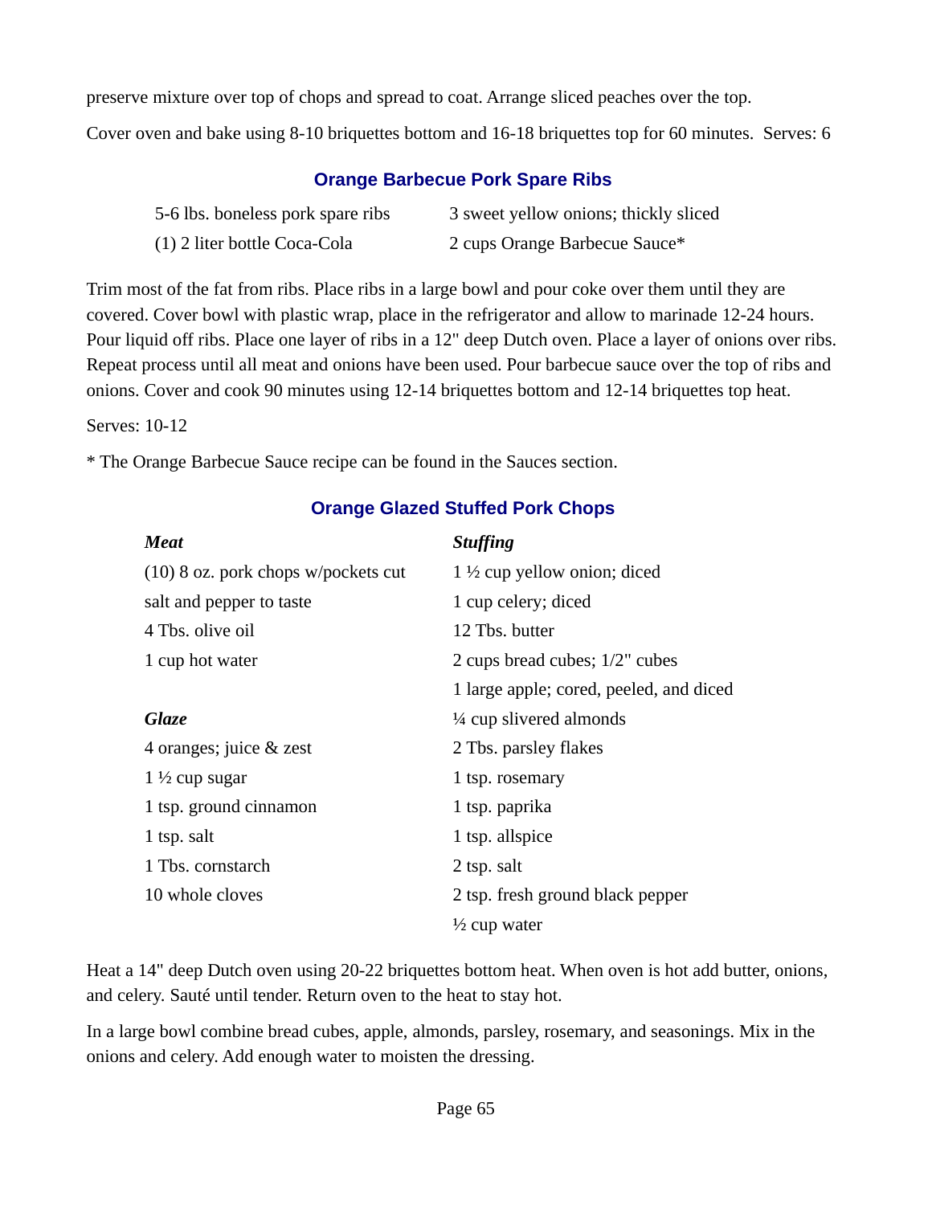preserve mixture over top of chops and spread to coat. Arrange sliced peaches over the top.

Cover oven and bake using 8-10 briquettes bottom and 16-18 briquettes top for 60 minutes.  Serves: 6

### Orange Barbecue Pork Spare Ribs

| | |
|---|---|
| 5-6 lbs. boneless pork spare ribs | 3 sweet yellow onions; thickly sliced |
| (1) 2 liter bottle Coca-Cola | 2 cups Orange Barbecue Sauce* |

Trim most of the fat from ribs. Place ribs in a large bowl and pour coke over them until they are covered. Cover bowl with plastic wrap, place in the refrigerator and allow to marinade 12-24 hours. Pour liquid off ribs. Place one layer of ribs in a 12" deep Dutch oven. Place a layer of onions over ribs. Repeat process until all meat and onions have been used. Pour barbecue sauce over the top of ribs and onions. Cover and cook 90 minutes using 12-14 briquettes bottom and 12-14 briquettes top heat.

Serves: 10-12

* The Orange Barbecue Sauce recipe can be found in the Sauces section.

### Orange Glazed Stuffed Pork Chops

| ***Meat*** | ***Stuffing*** |
|---|---|
| (10) 8 oz. pork chops w/pockets cut | 1 ½ cup yellow onion; diced |
| salt and pepper to taste | 1 cup celery; diced |
| 4 Tbs. olive oil | 12 Tbs. butter |
| 1 cup hot water | 2 cups bread cubes; 1/2" cubes |
| | 1 large apple; cored, peeled, and diced |
| ***Glaze*** | ¼ cup slivered almonds |
| 4 oranges; juice & zest | 2 Tbs. parsley flakes |
| 1 ½ cup sugar | 1 tsp. rosemary |
| 1 tsp. ground cinnamon | 1 tsp. paprika |
| 1 tsp. salt | 1 tsp. allspice |
| 1 Tbs. cornstarch | 2 tsp. salt |
| 10 whole cloves | 2 tsp. fresh ground black pepper |
| | ½ cup water |

Heat a 14" deep Dutch oven using 20-22 briquettes bottom heat. When oven is hot add butter, onions, and celery. Sauté until tender. Return oven to the heat to stay hot.

In a large bowl combine bread cubes, apple, almonds, parsley, rosemary, and seasonings. Mix in the onions and celery. Add enough water to moisten the dressing.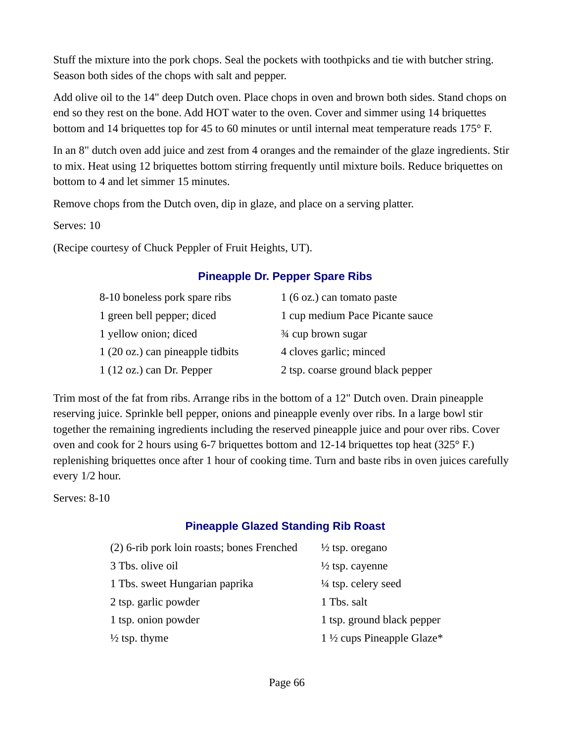Stuff the mixture into the pork chops. Seal the pockets with toothpicks and tie with butcher string. Season both sides of the chops with salt and pepper.

Add olive oil to the 14" deep Dutch oven. Place chops in oven and brown both sides. Stand chops on end so they rest on the bone. Add HOT water to the oven. Cover and simmer using 14 briquettes bottom and 14 briquettes top for 45 to 60 minutes or until internal meat temperature reads 175° F.

In an 8" dutch oven add juice and zest from 4 oranges and the remainder of the glaze ingredients. Stir to mix. Heat using 12 briquettes bottom stirring frequently until mixture boils. Reduce briquettes on bottom to 4 and let simmer 15 minutes.

Remove chops from the Dutch oven, dip in glaze, and place on a serving platter.

Serves: 10

(Recipe courtesy of Chuck Peppler of Fruit Heights, UT).

## Pineapple Dr. Pepper Spare Ribs

- 8-10 boneless pork spare ribs
- 1 green bell pepper; diced
- 1 yellow onion; diced
- 1 (20 oz.) can pineapple tidbits
- 1 (12 oz.) can Dr. Pepper
- 1 (6 oz.) can tomato paste
- 1 cup medium Pace Picante sauce
- ¾ cup brown sugar
- 4 cloves garlic; minced
- 2 tsp. coarse ground black pepper

Trim most of the fat from ribs. Arrange ribs in the bottom of a 12" Dutch oven. Drain pineapple reserving juice. Sprinkle bell pepper, onions and pineapple evenly over ribs. In a large bowl stir together the remaining ingredients including the reserved pineapple juice and pour over ribs. Cover oven and cook for 2 hours using 6-7 briquettes bottom and 12-14 briquettes top heat (325° F.) replenishing briquettes once after 1 hour of cooking time. Turn and baste ribs in oven juices carefully every 1/2 hour.

Serves: 8-10

## Pineapple Glazed Standing Rib Roast

- (2) 6-rib pork loin roasts; bones Frenched
- 3 Tbs. olive oil
- 1 Tbs. sweet Hungarian paprika
- 2 tsp. garlic powder
- 1 tsp. onion powder
- ½ tsp. thyme
- ½ tsp. oregano
- ½ tsp. cayenne
- ¼ tsp. celery seed
- 1 Tbs. salt
- 1 tsp. ground black pepper
- 1 ½ cups Pineapple Glaze*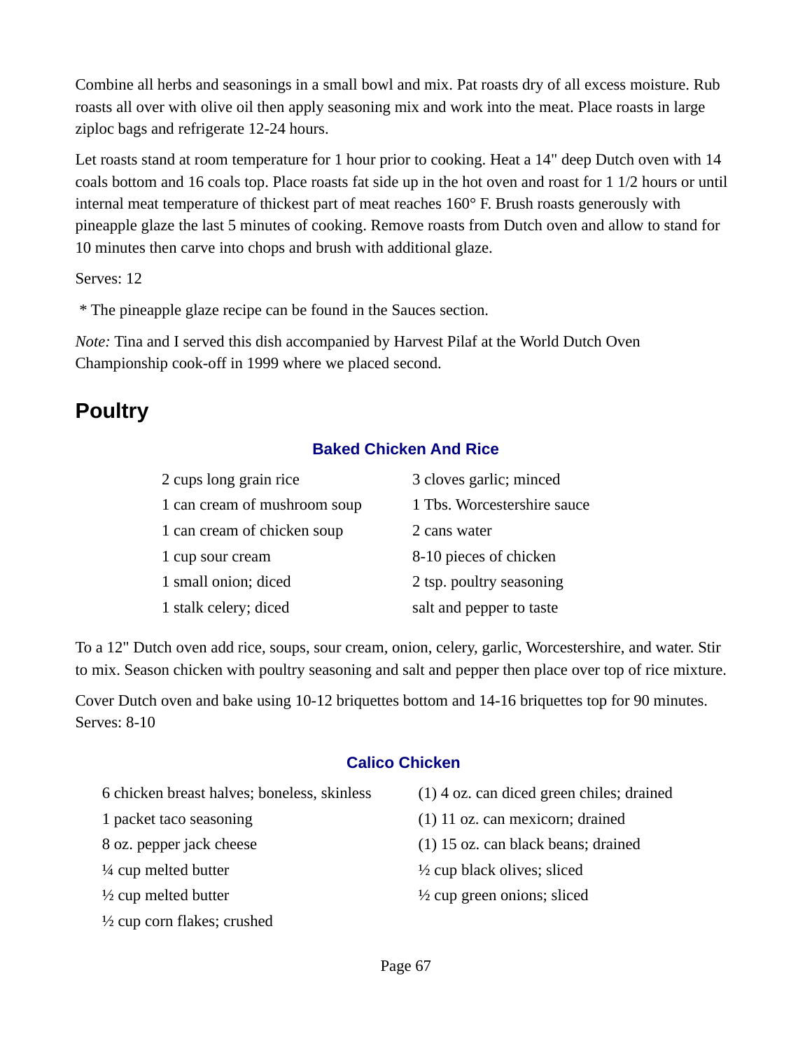Combine all herbs and seasonings in a small bowl and mix. Pat roasts dry of all excess moisture. Rub roasts all over with olive oil then apply seasoning mix and work into the meat. Place roasts in large ziploc bags and refrigerate 12-24 hours.

Let roasts stand at room temperature for 1 hour prior to cooking. Heat a 14" deep Dutch oven with 14 coals bottom and 16 coals top. Place roasts fat side up in the hot oven and roast for 1 1/2 hours or until internal meat temperature of thickest part of meat reaches 160° F. Brush roasts generously with pineapple glaze the last 5 minutes of cooking. Remove roasts from Dutch oven and allow to stand for 10 minutes then carve into chops and brush with additional glaze.

Serves: 12

\* The pineapple glaze recipe can be found in the Sauces section.

*Note:* Tina and I served this dish accompanied by Harvest Pilaf at the World Dutch Oven Championship cook-off in 1999 where we placed second.

## Poultry

### Baked Chicken And Rice

| | |
|---|---|
| 2 cups long grain rice | 3 cloves garlic; minced |
| 1 can cream of mushroom soup | 1 Tbs. Worcestershire sauce |
| 1 can cream of chicken soup | 2 cans water |
| 1 cup sour cream | 8-10 pieces of chicken |
| 1 small onion; diced | 2 tsp. poultry seasoning |
| 1 stalk celery; diced | salt and pepper to taste |

To a 12" Dutch oven add rice, soups, sour cream, onion, celery, garlic, Worcestershire, and water. Stir to mix. Season chicken with poultry seasoning and salt and pepper then place over top of rice mixture.

Cover Dutch oven and bake using 10-12 briquettes bottom and 14-16 briquettes top for 90 minutes.
Serves: 8-10

### Calico Chicken

| | |
|---|---|
| 6 chicken breast halves; boneless, skinless | (1) 4 oz. can diced green chiles; drained |
| 1 packet taco seasoning | (1) 11 oz. can mexicorn; drained |
| 8 oz. pepper jack cheese | (1) 15 oz. can black beans; drained |
| ¼ cup melted butter | ½ cup black olives; sliced |
| ½ cup melted butter | ½ cup green onions; sliced |
| ½ cup corn flakes; crushed | |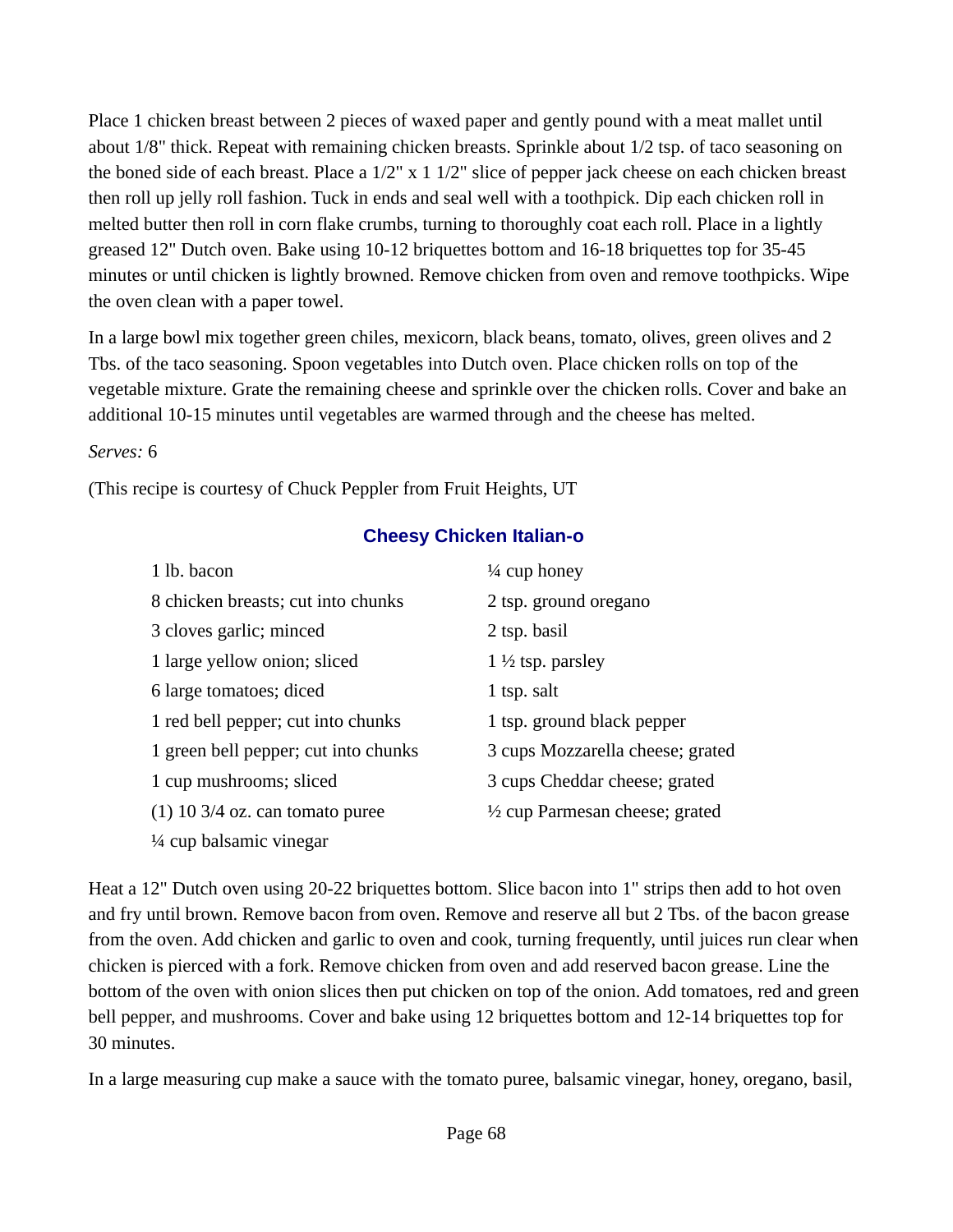Place 1 chicken breast between 2 pieces of waxed paper and gently pound with a meat mallet until about 1/8" thick. Repeat with remaining chicken breasts. Sprinkle about 1/2 tsp. of taco seasoning on the boned side of each breast. Place a 1/2" x 1 1/2" slice of pepper jack cheese on each chicken breast then roll up jelly roll fashion. Tuck in ends and seal well with a toothpick. Dip each chicken roll in melted butter then roll in corn flake crumbs, turning to thoroughly coat each roll. Place in a lightly greased 12" Dutch oven. Bake using 10-12 briquettes bottom and 16-18 briquettes top for 35-45 minutes or until chicken is lightly browned. Remove chicken from oven and remove toothpicks. Wipe the oven clean with a paper towel.

In a large bowl mix together green chiles, mexicorn, black beans, tomato, olives, green olives and 2 Tbs. of the taco seasoning. Spoon vegetables into Dutch oven. Place chicken rolls on top of the vegetable mixture. Grate the remaining cheese and sprinkle over the chicken rolls. Cover and bake an additional 10-15 minutes until vegetables are warmed through and the cheese has melted.

*Serves:* 6

(This recipe is courtesy of Chuck Peppler from Fruit Heights, UT

### Cheesy Chicken Italian-o

- 1 lb. bacon
- 8 chicken breasts; cut into chunks
- 3 cloves garlic; minced
- 1 large yellow onion; sliced
- 6 large tomatoes; diced
- 1 red bell pepper; cut into chunks
- 1 green bell pepper; cut into chunks
- 1 cup mushrooms; sliced
- (1) 10 3/4 oz. can tomato puree
- ¼ cup balsamic vinegar
- ¼ cup honey
- 2 tsp. ground oregano
- 2 tsp. basil
- 1 ½ tsp. parsley
- 1 tsp. salt
- 1 tsp. ground black pepper
- 3 cups Mozzarella cheese; grated
- 3 cups Cheddar cheese; grated
- ½ cup Parmesan cheese; grated

Heat a 12" Dutch oven using 20-22 briquettes bottom. Slice bacon into 1" strips then add to hot oven and fry until brown. Remove bacon from oven. Remove and reserve all but 2 Tbs. of the bacon grease from the oven. Add chicken and garlic to oven and cook, turning frequently, until juices run clear when chicken is pierced with a fork. Remove chicken from oven and add reserved bacon grease. Line the bottom of the oven with onion slices then put chicken on top of the onion. Add tomatoes, red and green bell pepper, and mushrooms. Cover and bake using 12 briquettes bottom and 12-14 briquettes top for 30 minutes.

In a large measuring cup make a sauce with the tomato puree, balsamic vinegar, honey, oregano, basil,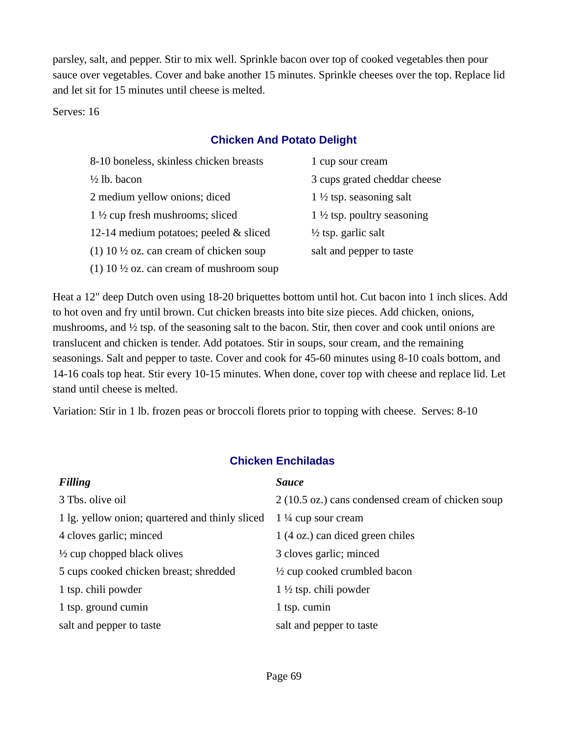parsley, salt, and pepper. Stir to mix well. Sprinkle bacon over top of cooked vegetables then pour sauce over vegetables. Cover and bake another 15 minutes. Sprinkle cheeses over the top. Replace lid and let sit for 15 minutes until cheese is melted.

Serves: 16

## Chicken And Potato Delight

- 8-10 boneless, skinless chicken breasts
- ½ lb. bacon
- 2 medium yellow onions; diced
- 1 ½ cup fresh mushrooms; sliced
- 12-14 medium potatoes; peeled & sliced
- (1) 10 ½ oz. can cream of chicken soup
- (1) 10 ½ oz. can cream of mushroom soup
- 1 cup sour cream
- 3 cups grated cheddar cheese
- 1 ½ tsp. seasoning salt
- 1 ½ tsp. poultry seasoning
- ½ tsp. garlic salt
- salt and pepper to taste

Heat a 12" deep Dutch oven using 18-20 briquettes bottom until hot. Cut bacon into 1 inch slices. Add to hot oven and fry until brown. Cut chicken breasts into bite size pieces. Add chicken, onions, mushrooms, and ½ tsp. of the seasoning salt to the bacon. Stir, then cover and cook until onions are translucent and chicken is tender. Add potatoes. Stir in soups, sour cream, and the remaining seasonings. Salt and pepper to taste. Cover and cook for 45-60 minutes using 8-10 coals bottom, and 14-16 coals top heat. Stir every 10-15 minutes. When done, cover top with cheese and replace lid. Let stand until cheese is melted.

Variation: Stir in 1 lb. frozen peas or broccoli florets prior to topping with cheese. Serves: 8-10

## Chicken Enchiladas

***Filling***

- 3 Tbs. olive oil
- 1 lg. yellow onion; quartered and thinly sliced
- 4 cloves garlic; minced
- ½ cup chopped black olives
- 5 cups cooked chicken breast; shredded
- 1 tsp. chili powder
- 1 tsp. ground cumin
- salt and pepper to taste

***Sauce***

- 2 (10.5 oz.) cans condensed cream of chicken soup
- 1 ¼ cup sour cream
- 1 (4 oz.) can diced green chiles
- 3 cloves garlic; minced
- ½ cup cooked crumbled bacon
- 1 ½ tsp. chili powder
- 1 tsp. cumin
- salt and pepper to taste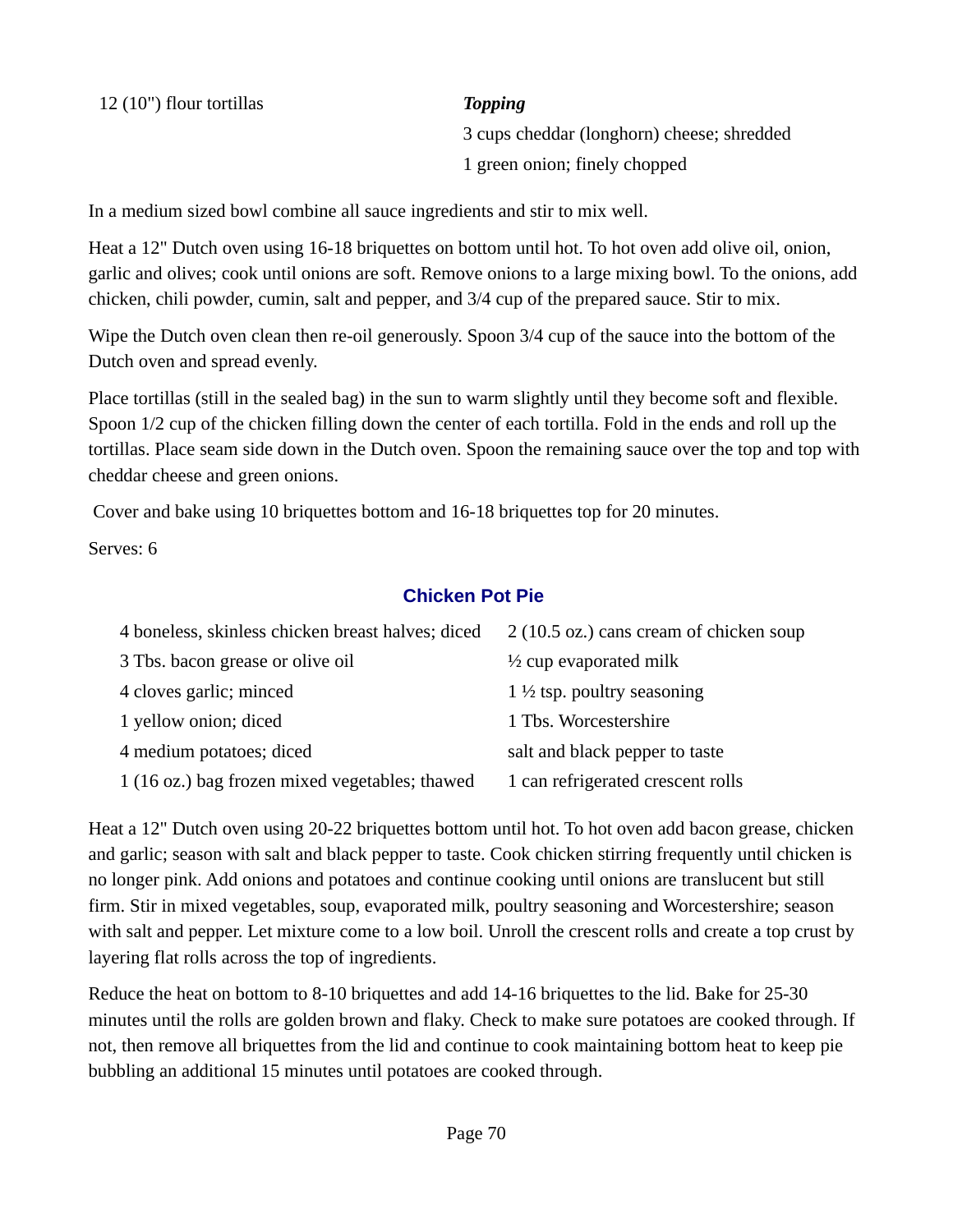12 (10") flour tortillas

***Topping***

3 cups cheddar (longhorn) cheese; shredded

1 green onion; finely chopped

In a medium sized bowl combine all sauce ingredients and stir to mix well.

Heat a 12" Dutch oven using 16-18 briquettes on bottom until hot. To hot oven add olive oil, onion, garlic and olives; cook until onions are soft. Remove onions to a large mixing bowl. To the onions, add chicken, chili powder, cumin, salt and pepper, and 3/4 cup of the prepared sauce. Stir to mix.

Wipe the Dutch oven clean then re-oil generously. Spoon 3/4 cup of the sauce into the bottom of the Dutch oven and spread evenly.

Place tortillas (still in the sealed bag) in the sun to warm slightly until they become soft and flexible. Spoon 1/2 cup of the chicken filling down the center of each tortilla. Fold in the ends and roll up the tortillas. Place seam side down in the Dutch oven. Spoon the remaining sauce over the top and top with cheddar cheese and green onions.

Cover and bake using 10 briquettes bottom and 16-18 briquettes top for 20 minutes.

Serves: 6

## Chicken Pot Pie

4 boneless, skinless chicken breast halves; diced

3 Tbs. bacon grease or olive oil

4 cloves garlic; minced

1 yellow onion; diced

4 medium potatoes; diced

1 (16 oz.) bag frozen mixed vegetables; thawed

2 (10.5 oz.) cans cream of chicken soup

½ cup evaporated milk

1 ½ tsp. poultry seasoning

1 Tbs. Worcestershire

salt and black pepper to taste

1 can refrigerated crescent rolls

Heat a 12" Dutch oven using 20-22 briquettes bottom until hot. To hot oven add bacon grease, chicken and garlic; season with salt and black pepper to taste. Cook chicken stirring frequently until chicken is no longer pink. Add onions and potatoes and continue cooking until onions are translucent but still firm. Stir in mixed vegetables, soup, evaporated milk, poultry seasoning and Worcestershire; season with salt and pepper. Let mixture come to a low boil. Unroll the crescent rolls and create a top crust by layering flat rolls across the top of ingredients.

Reduce the heat on bottom to 8-10 briquettes and add 14-16 briquettes to the lid. Bake for 25-30 minutes until the rolls are golden brown and flaky. Check to make sure potatoes are cooked through. If not, then remove all briquettes from the lid and continue to cook maintaining bottom heat to keep pie bubbling an additional 15 minutes until potatoes are cooked through.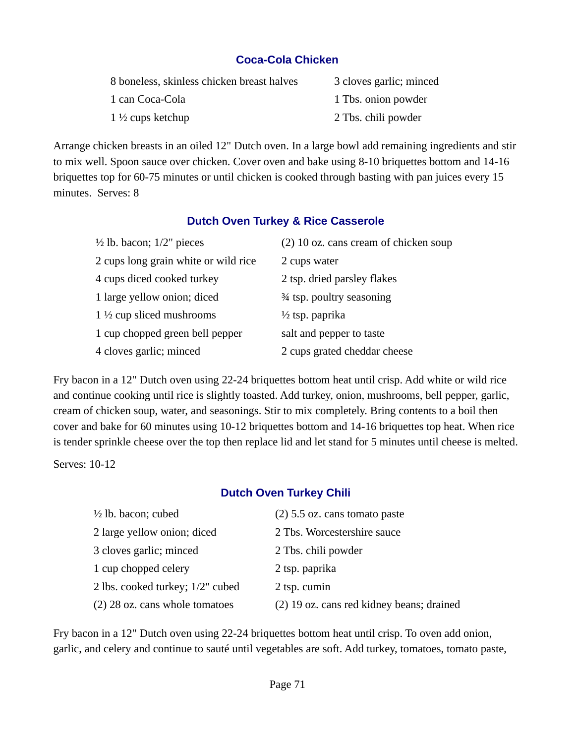### Coca-Cola Chicken

| | |
|---|---|
| 8 boneless, skinless chicken breast halves | 3 cloves garlic; minced |
| 1 can Coca-Cola | 1 Tbs. onion powder |
| 1 ½ cups ketchup | 2 Tbs. chili powder |

Arrange chicken breasts in an oiled 12" Dutch oven. In a large bowl add remaining ingredients and stir to mix well. Spoon sauce over chicken. Cover oven and bake using 8-10 briquettes bottom and 14-16 briquettes top for 60-75 minutes or until chicken is cooked through basting with pan juices every 15 minutes.  Serves: 8

### Dutch Oven Turkey & Rice Casserole

| | |
|---|---|
| ½ lb. bacon; 1/2" pieces | (2) 10 oz. cans cream of chicken soup |
| 2 cups long grain white or wild rice | 2 cups water |
| 4 cups diced cooked turkey | 2 tsp. dried parsley flakes |
| 1 large yellow onion; diced | ¾ tsp. poultry seasoning |
| 1 ½ cup sliced mushrooms | ½ tsp. paprika |
| 1 cup chopped green bell pepper | salt and pepper to taste |
| 4 cloves garlic; minced | 2 cups grated cheddar cheese |

Fry bacon in a 12" Dutch oven using 22-24 briquettes bottom heat until crisp. Add white or wild rice and continue cooking until rice is slightly toasted. Add turkey, onion, mushrooms, bell pepper, garlic, cream of chicken soup, water, and seasonings. Stir to mix completely. Bring contents to a boil then cover and bake for 60 minutes using 10-12 briquettes bottom and 14-16 briquettes top heat. When rice is tender sprinkle cheese over the top then replace lid and let stand for 5 minutes until cheese is melted.

Serves: 10-12

### Dutch Oven Turkey Chili

| | |
|---|---|
| ½ lb. bacon; cubed | (2) 5.5 oz. cans tomato paste |
| 2 large yellow onion; diced | 2 Tbs. Worcestershire sauce |
| 3 cloves garlic; minced | 2 Tbs. chili powder |
| 1 cup chopped celery | 2 tsp. paprika |
| 2 lbs. cooked turkey; 1/2" cubed | 2 tsp. cumin |
| (2) 28 oz. cans whole tomatoes | (2) 19 oz. cans red kidney beans; drained |

Fry bacon in a 12" Dutch oven using 22-24 briquettes bottom heat until crisp. To oven add onion, garlic, and celery and continue to sauté until vegetables are soft. Add turkey, tomatoes, tomato paste,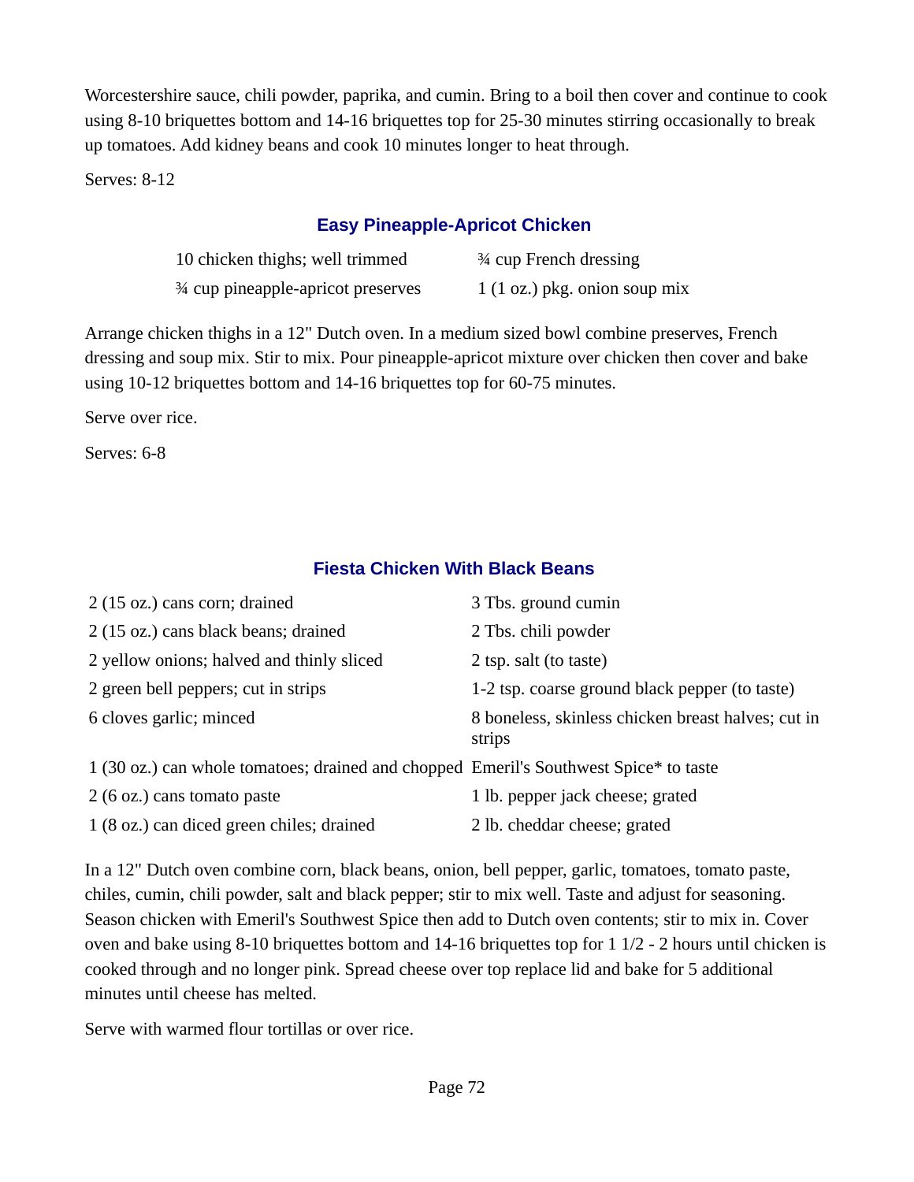Worcestershire sauce, chili powder, paprika, and cumin. Bring to a boil then cover and continue to cook using 8-10 briquettes bottom and 14-16 briquettes top for 25-30 minutes stirring occasionally to break up tomatoes. Add kidney beans and cook 10 minutes longer to heat through.

Serves: 8-12

## Easy Pineapple-Apricot Chicken

| | |
|---|---|
| 10 chicken thighs; well trimmed | ¾ cup French dressing |
| ¾ cup pineapple-apricot preserves | 1 (1 oz.) pkg. onion soup mix |

Arrange chicken thighs in a 12" Dutch oven. In a medium sized bowl combine preserves, French dressing and soup mix. Stir to mix. Pour pineapple-apricot mixture over chicken then cover and bake using 10-12 briquettes bottom and 14-16 briquettes top for 60-75 minutes.

Serve over rice.

Serves: 6-8

## Fiesta Chicken With Black Beans

| | |
|---|---|
| 2 (15 oz.) cans corn; drained | 3 Tbs. ground cumin |
| 2 (15 oz.) cans black beans; drained | 2 Tbs. chili powder |
| 2 yellow onions; halved and thinly sliced | 2 tsp. salt (to taste) |
| 2 green bell peppers; cut in strips | 1-2 tsp. coarse ground black pepper (to taste) |
| 6 cloves garlic; minced | 8 boneless, skinless chicken breast halves; cut in strips |
| 1 (30 oz.) can whole tomatoes; drained and chopped | Emeril's Southwest Spice* to taste |
| 2 (6 oz.) cans tomato paste | 1 lb. pepper jack cheese; grated |
| 1 (8 oz.) can diced green chiles; drained | 2 lb. cheddar cheese; grated |

In a 12" Dutch oven combine corn, black beans, onion, bell pepper, garlic, tomatoes, tomato paste, chiles, cumin, chili powder, salt and black pepper; stir to mix well. Taste and adjust for seasoning. Season chicken with Emeril's Southwest Spice then add to Dutch oven contents; stir to mix in. Cover oven and bake using 8-10 briquettes bottom and 14-16 briquettes top for 1 1/2 - 2 hours until chicken is cooked through and no longer pink. Spread cheese over top replace lid and bake for 5 additional minutes until cheese has melted.

Serve with warmed flour tortillas or over rice.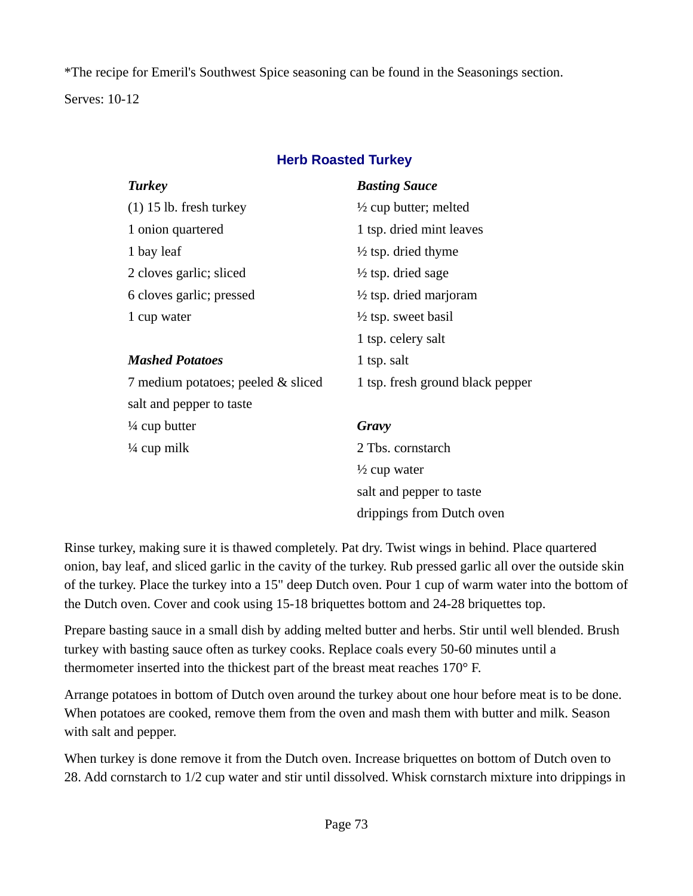*The recipe for Emeril's Southwest Spice seasoning can be found in the Seasonings section.

Serves: 10-12

## Herb Roasted Turkey

***Turkey***

(1) 15 lb. fresh turkey
1 onion quartered
1 bay leaf
2 cloves garlic; sliced
6 cloves garlic; pressed
1 cup water

***Mashed Potatoes***

7 medium potatoes; peeled & sliced
salt and pepper to taste
¼ cup butter
¼ cup milk

***Basting Sauce***

½ cup butter; melted
1 tsp. dried mint leaves
½ tsp. dried thyme
½ tsp. dried sage
½ tsp. dried marjoram
½ tsp. sweet basil
1 tsp. celery salt
1 tsp. salt
1 tsp. fresh ground black pepper

***Gravy***

2 Tbs. cornstarch
½ cup water
salt and pepper to taste
drippings from Dutch oven

Rinse turkey, making sure it is thawed completely. Pat dry. Twist wings in behind. Place quartered onion, bay leaf, and sliced garlic in the cavity of the turkey. Rub pressed garlic all over the outside skin of the turkey. Place the turkey into a 15" deep Dutch oven. Pour 1 cup of warm water into the bottom of the Dutch oven. Cover and cook using 15-18 briquettes bottom and 24-28 briquettes top.

Prepare basting sauce in a small dish by adding melted butter and herbs. Stir until well blended. Brush turkey with basting sauce often as turkey cooks. Replace coals every 50-60 minutes until a thermometer inserted into the thickest part of the breast meat reaches 170° F.

Arrange potatoes in bottom of Dutch oven around the turkey about one hour before meat is to be done. When potatoes are cooked, remove them from the oven and mash them with butter and milk. Season with salt and pepper.

When turkey is done remove it from the Dutch oven. Increase briquettes on bottom of Dutch oven to 28. Add cornstarch to 1/2 cup water and stir until dissolved. Whisk cornstarch mixture into drippings in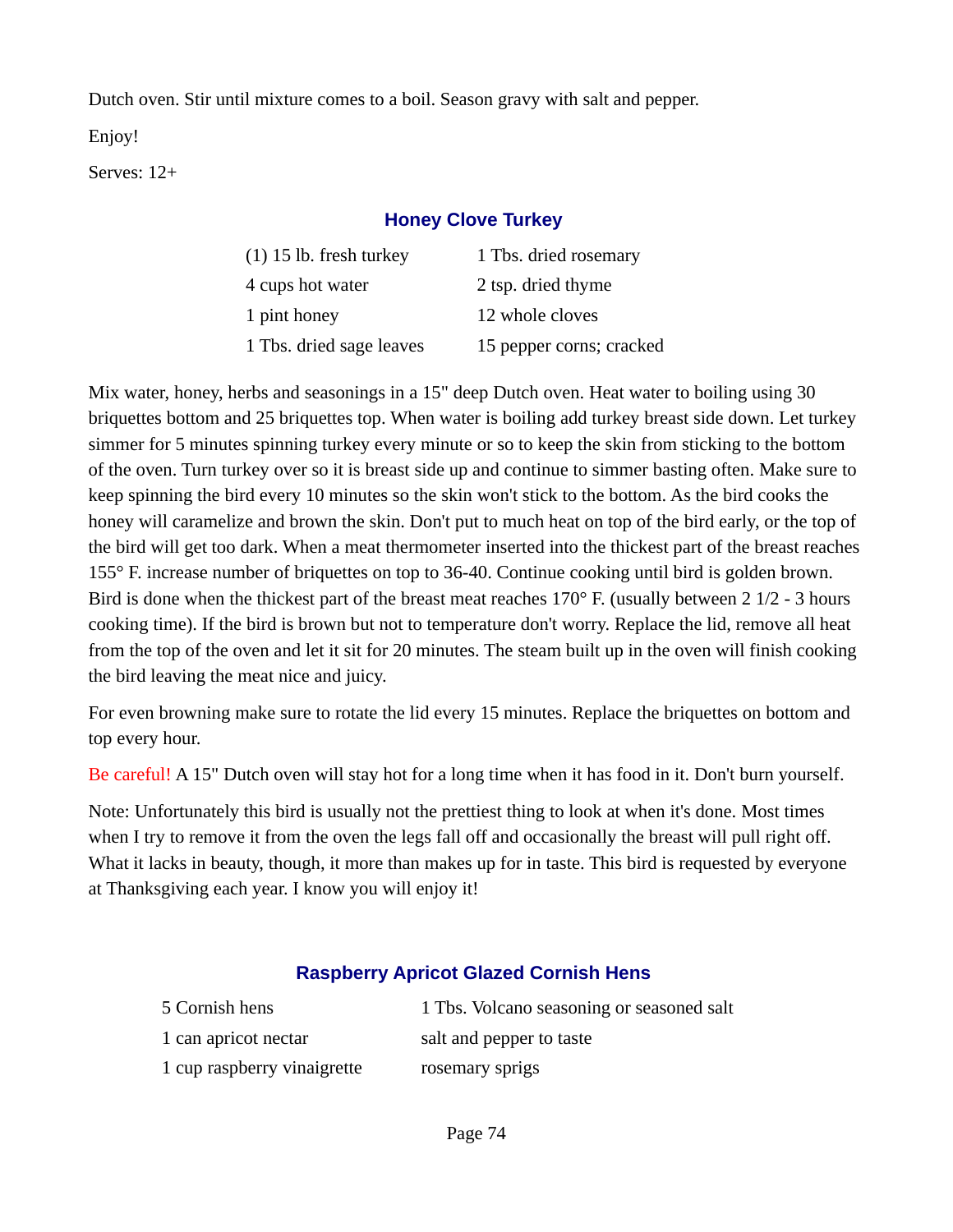Dutch oven. Stir until mixture comes to a boil. Season gravy with salt and pepper.

Enjoy!

Serves: 12+

## Honey Clove Turkey

| | |
|---|---|
| (1) 15 lb. fresh turkey | 1 Tbs. dried rosemary |
| 4 cups hot water | 2 tsp. dried thyme |
| 1 pint honey | 12 whole cloves |
| 1 Tbs. dried sage leaves | 15 pepper corns; cracked |

Mix water, honey, herbs and seasonings in a 15" deep Dutch oven. Heat water to boiling using 30 briquettes bottom and 25 briquettes top. When water is boiling add turkey breast side down. Let turkey simmer for 5 minutes spinning turkey every minute or so to keep the skin from sticking to the bottom of the oven. Turn turkey over so it is breast side up and continue to simmer basting often. Make sure to keep spinning the bird every 10 minutes so the skin won't stick to the bottom. As the bird cooks the honey will caramelize and brown the skin. Don't put to much heat on top of the bird early, or the top of the bird will get too dark. When a meat thermometer inserted into the thickest part of the breast reaches 155° F. increase number of briquettes on top to 36-40. Continue cooking until bird is golden brown. Bird is done when the thickest part of the breast meat reaches 170° F. (usually between 2 1/2 - 3 hours cooking time). If the bird is brown but not to temperature don't worry. Replace the lid, remove all heat from the top of the oven and let it sit for 20 minutes. The steam built up in the oven will finish cooking the bird leaving the meat nice and juicy.

For even browning make sure to rotate the lid every 15 minutes. Replace the briquettes on bottom and top every hour.

Be careful! A 15" Dutch oven will stay hot for a long time when it has food in it. Don't burn yourself.

Note: Unfortunately this bird is usually not the prettiest thing to look at when it's done. Most times when I try to remove it from the oven the legs fall off and occasionally the breast will pull right off. What it lacks in beauty, though, it more than makes up for in taste. This bird is requested by everyone at Thanksgiving each year. I know you will enjoy it!

## Raspberry Apricot Glazed Cornish Hens

| | |
|---|---|
| 5 Cornish hens | 1 Tbs. Volcano seasoning or seasoned salt |
| 1 can apricot nectar | salt and pepper to taste |
| 1 cup raspberry vinaigrette | rosemary sprigs |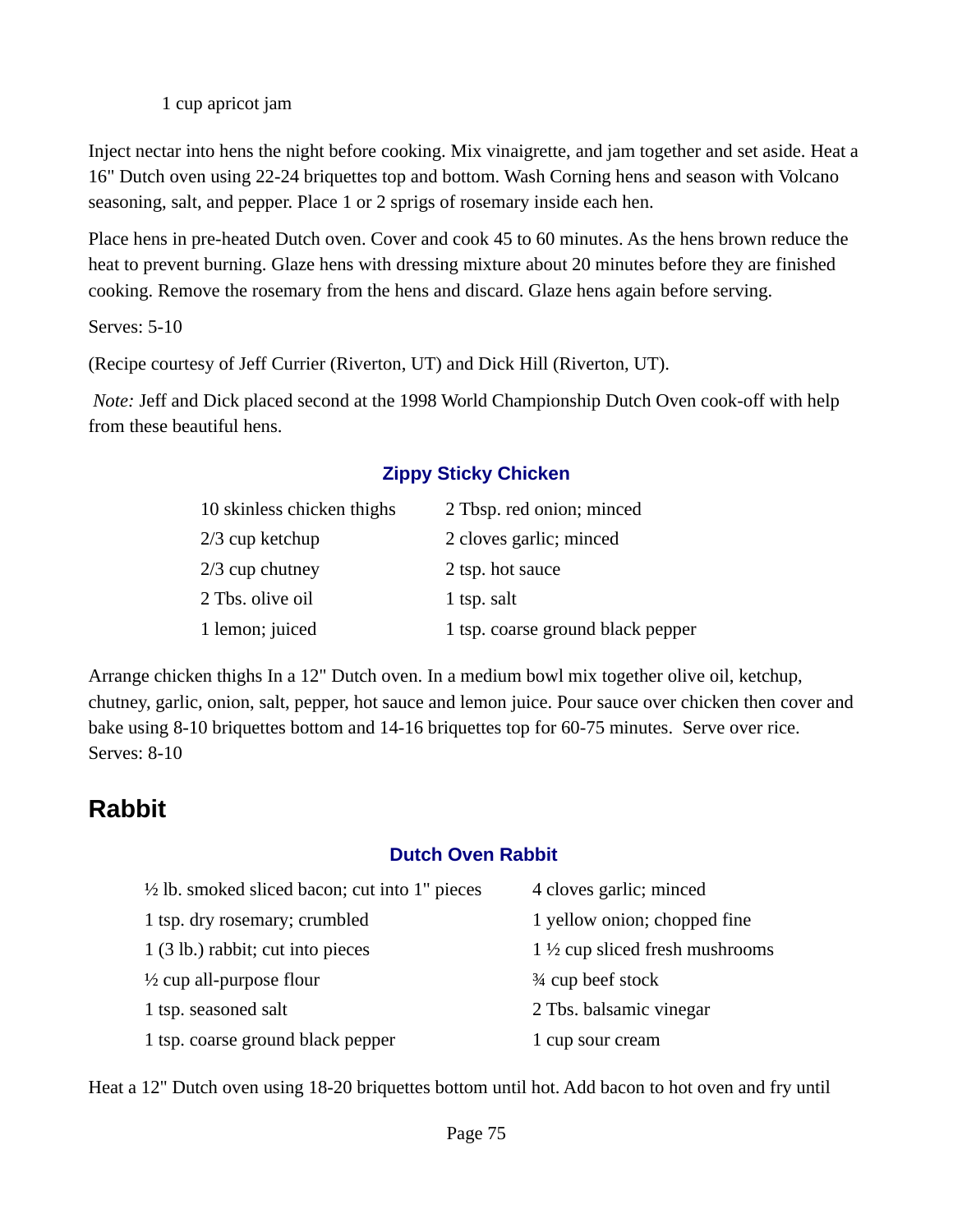1 cup apricot jam

Inject nectar into hens the night before cooking. Mix vinaigrette, and jam together and set aside. Heat a 16" Dutch oven using 22-24 briquettes top and bottom. Wash Corning hens and season with Volcano seasoning, salt, and pepper. Place 1 or 2 sprigs of rosemary inside each hen.

Place hens in pre-heated Dutch oven. Cover and cook 45 to 60 minutes. As the hens brown reduce the heat to prevent burning. Glaze hens with dressing mixture about 20 minutes before they are finished cooking. Remove the rosemary from the hens and discard. Glaze hens again before serving.

Serves: 5-10

(Recipe courtesy of Jeff Currier (Riverton, UT) and Dick Hill (Riverton, UT).

*Note:* Jeff and Dick placed second at the 1998 World Championship Dutch Oven cook-off with help from these beautiful hens.

### Zippy Sticky Chicken

| | |
|---|---|
| 10 skinless chicken thighs | 2 Tbsp. red onion; minced |
| 2/3 cup ketchup | 2 cloves garlic; minced |
| 2/3 cup chutney | 2 tsp. hot sauce |
| 2 Tbs. olive oil | 1 tsp. salt |
| 1 lemon; juiced | 1 tsp. coarse ground black pepper |

Arrange chicken thighs In a 12" Dutch oven. In a medium bowl mix together olive oil, ketchup, chutney, garlic, onion, salt, pepper, hot sauce and lemon juice. Pour sauce over chicken then cover and bake using 8-10 briquettes bottom and 14-16 briquettes top for 60-75 minutes. Serve over rice.
Serves: 8-10

## Rabbit

### Dutch Oven Rabbit

| | |
|---|---|
| ½ lb. smoked sliced bacon; cut into 1" pieces | 4 cloves garlic; minced |
| 1 tsp. dry rosemary; crumbled | 1 yellow onion; chopped fine |
| 1 (3 lb.) rabbit; cut into pieces | 1 ½ cup sliced fresh mushrooms |
| ½ cup all-purpose flour | ¾ cup beef stock |
| 1 tsp. seasoned salt | 2 Tbs. balsamic vinegar |
| 1 tsp. coarse ground black pepper | 1 cup sour cream |

Heat a 12" Dutch oven using 18-20 briquettes bottom until hot. Add bacon to hot oven and fry until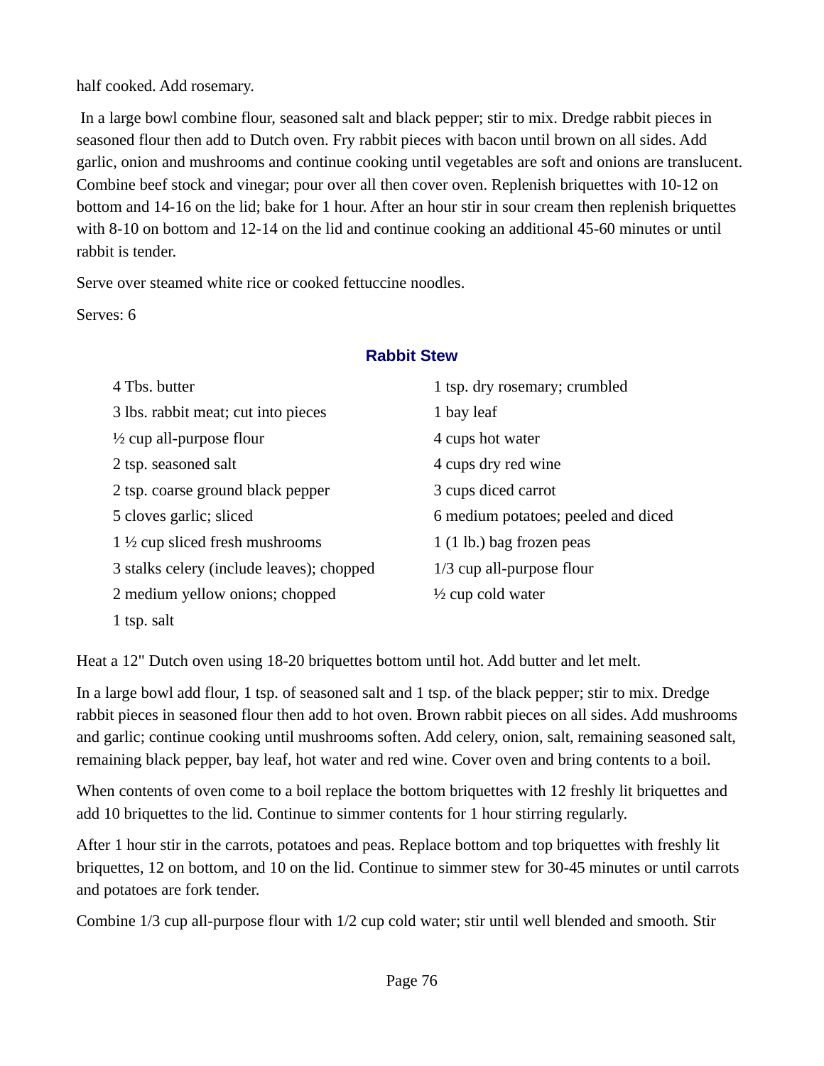half cooked. Add rosemary.

In a large bowl combine flour, seasoned salt and black pepper; stir to mix. Dredge rabbit pieces in seasoned flour then add to Dutch oven. Fry rabbit pieces with bacon until brown on all sides. Add garlic, onion and mushrooms and continue cooking until vegetables are soft and onions are translucent. Combine beef stock and vinegar; pour over all then cover oven. Replenish briquettes with 10-12 on bottom and 14-16 on the lid; bake for 1 hour. After an hour stir in sour cream then replenish briquettes with 8-10 on bottom and 12-14 on the lid and continue cooking an additional 45-60 minutes or until rabbit is tender.

Serve over steamed white rice or cooked fettuccine noodles.

Serves: 6

## Rabbit Stew

- 4 Tbs. butter
- 3 lbs. rabbit meat; cut into pieces
- ½ cup all-purpose flour
- 2 tsp. seasoned salt
- 2 tsp. coarse ground black pepper
- 5 cloves garlic; sliced
- 1 ½ cup sliced fresh mushrooms
- 3 stalks celery (include leaves); chopped
- 2 medium yellow onions; chopped
- 1 tsp. salt
- 1 tsp. dry rosemary; crumbled
- 1 bay leaf
- 4 cups hot water
- 4 cups dry red wine
- 3 cups diced carrot
- 6 medium potatoes; peeled and diced
- 1 (1 lb.) bag frozen peas
- 1/3 cup all-purpose flour
- ½ cup cold water

Heat a 12" Dutch oven using 18-20 briquettes bottom until hot. Add butter and let melt.

In a large bowl add flour, 1 tsp. of seasoned salt and 1 tsp. of the black pepper; stir to mix. Dredge rabbit pieces in seasoned flour then add to hot oven. Brown rabbit pieces on all sides. Add mushrooms and garlic; continue cooking until mushrooms soften. Add celery, onion, salt, remaining seasoned salt, remaining black pepper, bay leaf, hot water and red wine. Cover oven and bring contents to a boil.

When contents of oven come to a boil replace the bottom briquettes with 12 freshly lit briquettes and add 10 briquettes to the lid. Continue to simmer contents for 1 hour stirring regularly.

After 1 hour stir in the carrots, potatoes and peas. Replace bottom and top briquettes with freshly lit briquettes, 12 on bottom, and 10 on the lid. Continue to simmer stew for 30-45 minutes or until carrots and potatoes are fork tender.

Combine 1/3 cup all-purpose flour with 1/2 cup cold water; stir until well blended and smooth. Stir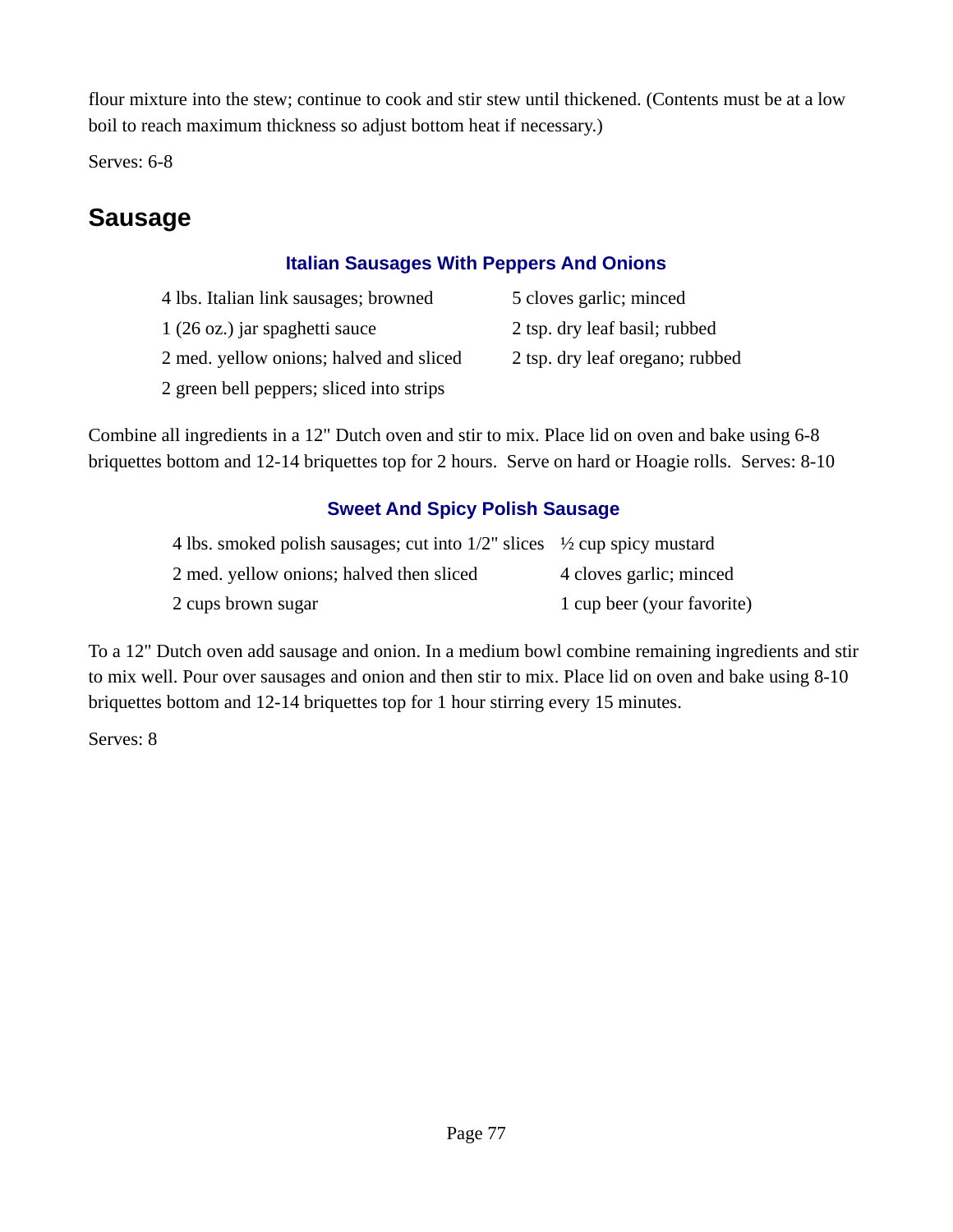flour mixture into the stew; continue to cook and stir stew until thickened. (Contents must be at a low boil to reach maximum thickness so adjust bottom heat if necessary.)

Serves: 6-8

## Sausage

### Italian Sausages With Peppers And Onions

- 4 lbs. Italian link sausages; browned
- 1 (26 oz.) jar spaghetti sauce
- 2 med. yellow onions; halved and sliced
- 2 green bell peppers; sliced into strips
- 5 cloves garlic; minced
- 2 tsp. dry leaf basil; rubbed
- 2 tsp. dry leaf oregano; rubbed

Combine all ingredients in a 12" Dutch oven and stir to mix. Place lid on oven and bake using 6-8 briquettes bottom and 12-14 briquettes top for 2 hours. Serve on hard or Hoagie rolls. Serves: 8-10

### Sweet And Spicy Polish Sausage

- 4 lbs. smoked polish sausages; cut into 1/2" slices
- 2 med. yellow onions; halved then sliced
- 2 cups brown sugar
- ½ cup spicy mustard
- 4 cloves garlic; minced
- 1 cup beer (your favorite)

To a 12" Dutch oven add sausage and onion. In a medium bowl combine remaining ingredients and stir to mix well. Pour over sausages and onion and then stir to mix. Place lid on oven and bake using 8-10 briquettes bottom and 12-14 briquettes top for 1 hour stirring every 15 minutes.

Serves: 8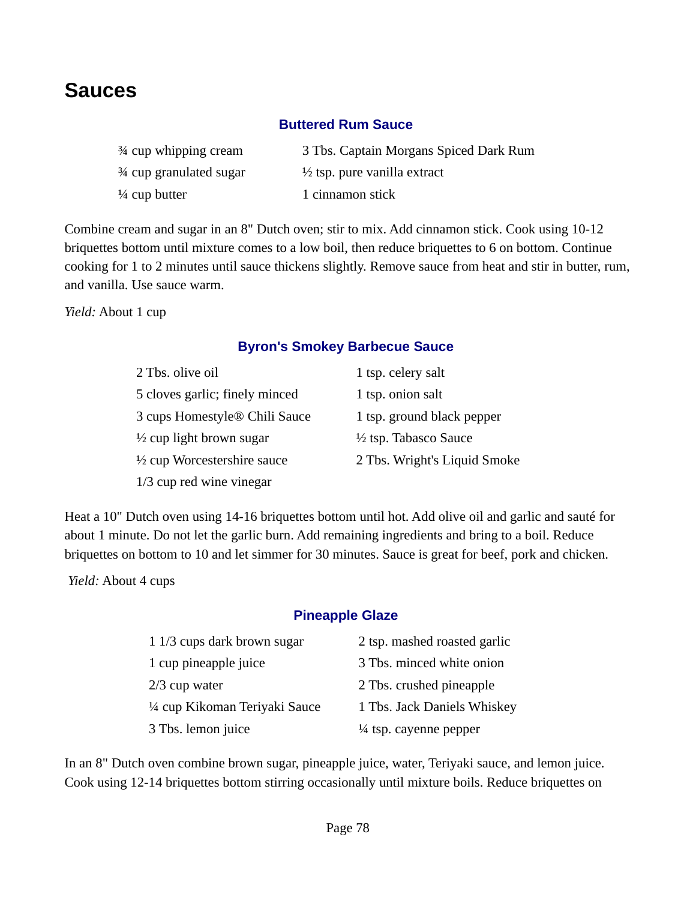# Sauces

### Buttered Rum Sauce

| | |
|---|---|
| ¾ cup whipping cream | 3 Tbs. Captain Morgans Spiced Dark Rum |
| ¾ cup granulated sugar | ½ tsp. pure vanilla extract |
| ¼ cup butter | 1 cinnamon stick |

Combine cream and sugar in an 8" Dutch oven; stir to mix. Add cinnamon stick. Cook using 10-12 briquettes bottom until mixture comes to a low boil, then reduce briquettes to 6 on bottom. Continue cooking for 1 to 2 minutes until sauce thickens slightly. Remove sauce from heat and stir in butter, rum, and vanilla. Use sauce warm.

*Yield:* About 1 cup

### Byron's Smokey Barbecue Sauce

| | |
|---|---|
| 2 Tbs. olive oil | 1 tsp. celery salt |
| 5 cloves garlic; finely minced | 1 tsp. onion salt |
| 3 cups Homestyle® Chili Sauce | 1 tsp. ground black pepper |
| ½ cup light brown sugar | ½ tsp. Tabasco Sauce |
| ½ cup Worcestershire sauce | 2 Tbs. Wright's Liquid Smoke |
| 1/3 cup red wine vinegar | |

Heat a 10" Dutch oven using 14-16 briquettes bottom until hot. Add olive oil and garlic and sauté for about 1 minute. Do not let the garlic burn. Add remaining ingredients and bring to a boil. Reduce briquettes on bottom to 10 and let simmer for 30 minutes. Sauce is great for beef, pork and chicken.

*Yield:* About 4 cups

### Pineapple Glaze

| | |
|---|---|
| 1 1/3 cups dark brown sugar | 2 tsp. mashed roasted garlic |
| 1 cup pineapple juice | 3 Tbs. minced white onion |
| 2/3 cup water | 2 Tbs. crushed pineapple |
| ¼ cup Kikoman Teriyaki Sauce | 1 Tbs. Jack Daniels Whiskey |
| 3 Tbs. lemon juice | ¼ tsp. cayenne pepper |

In an 8" Dutch oven combine brown sugar, pineapple juice, water, Teriyaki sauce, and lemon juice. Cook using 12-14 briquettes bottom stirring occasionally until mixture boils. Reduce briquettes on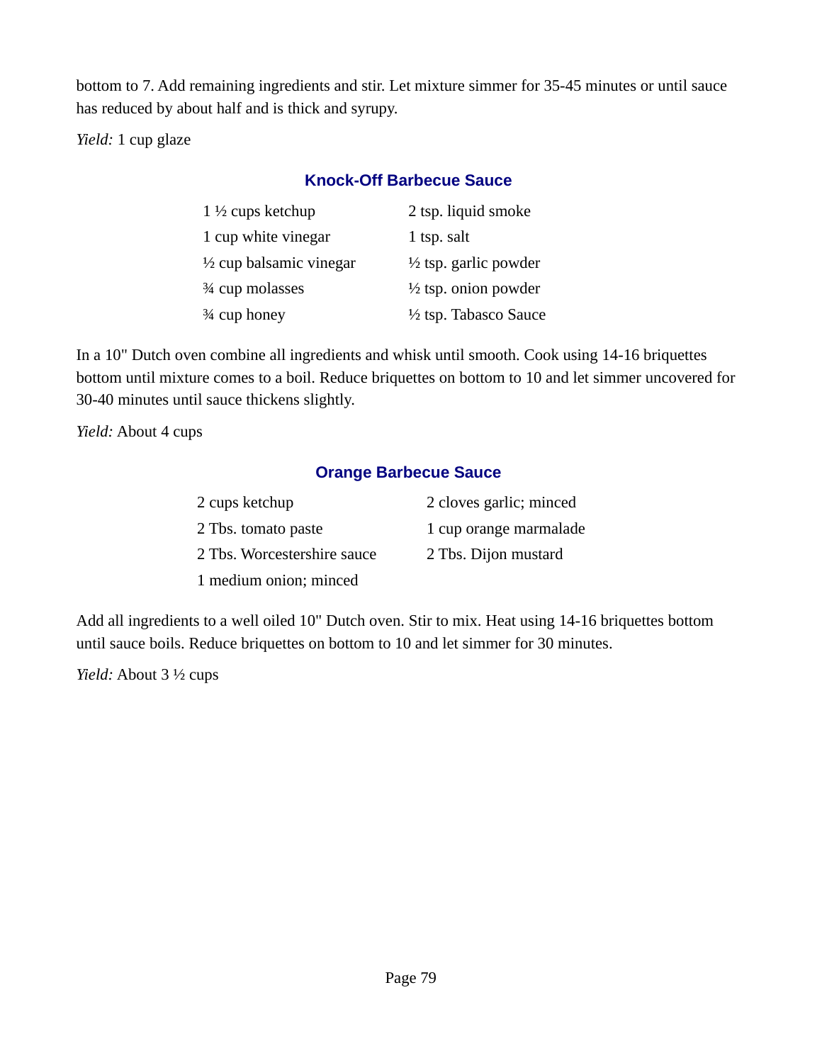bottom to 7. Add remaining ingredients and stir. Let mixture simmer for 35-45 minutes or until sauce has reduced by about half and is thick and syrupy.

*Yield:* 1 cup glaze

### Knock-Off Barbecue Sauce

| | |
|---|---|
| 1 ½ cups ketchup | 2 tsp. liquid smoke |
| 1 cup white vinegar | 1 tsp. salt |
| ½ cup balsamic vinegar | ½ tsp. garlic powder |
| ¾ cup molasses | ½ tsp. onion powder |
| ¾ cup honey | ½ tsp. Tabasco Sauce |

In a 10" Dutch oven combine all ingredients and whisk until smooth. Cook using 14-16 briquettes bottom until mixture comes to a boil. Reduce briquettes on bottom to 10 and let simmer uncovered for 30-40 minutes until sauce thickens slightly.

*Yield:* About 4 cups

### Orange Barbecue Sauce

| | |
|---|---|
| 2 cups ketchup | 2 cloves garlic; minced |
| 2 Tbs. tomato paste | 1 cup orange marmalade |
| 2 Tbs. Worcestershire sauce | 2 Tbs. Dijon mustard |
| 1 medium onion; minced | |

Add all ingredients to a well oiled 10" Dutch oven. Stir to mix. Heat using 14-16 briquettes bottom until sauce boils. Reduce briquettes on bottom to 10 and let simmer for 30 minutes.

*Yield:* About 3 ½ cups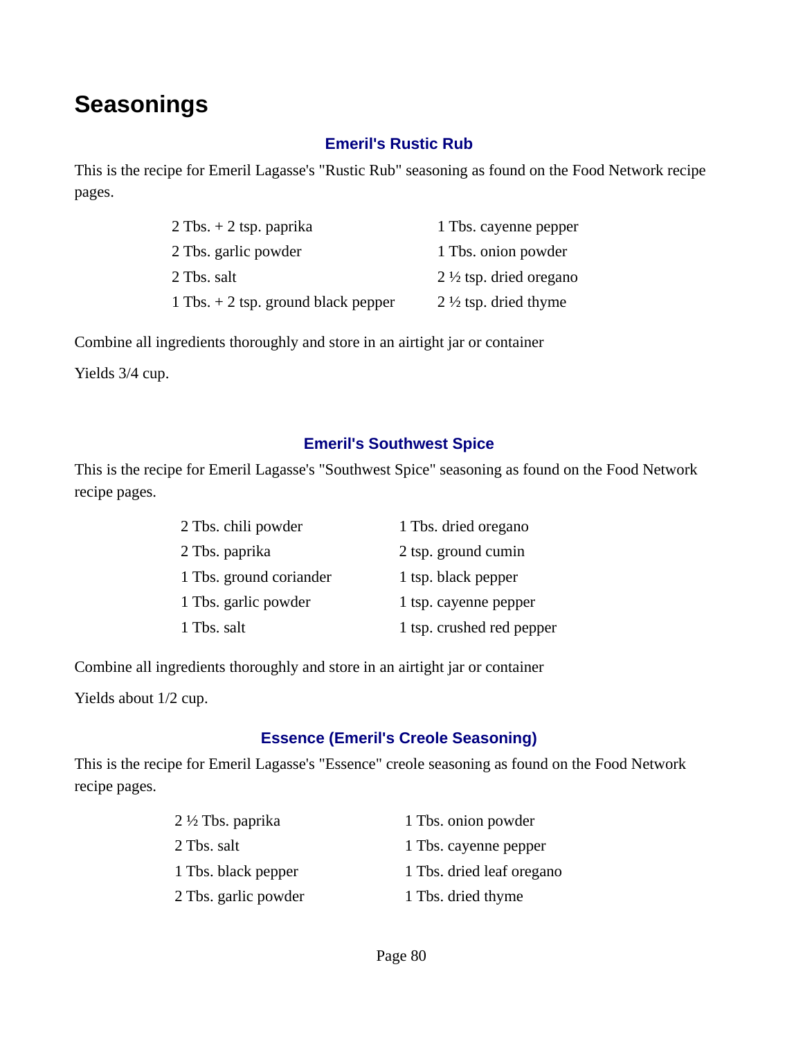# Seasonings

### Emeril's Rustic Rub

This is the recipe for Emeril Lagasse's "Rustic Rub" seasoning as found on the Food Network recipe pages.

| | |
|---|---|
| 2 Tbs. + 2 tsp. paprika | 1 Tbs. cayenne pepper |
| 2 Tbs. garlic powder | 1 Tbs. onion powder |
| 2 Tbs. salt | 2 ½ tsp. dried oregano |
| 1 Tbs. + 2 tsp. ground black pepper | 2 ½ tsp. dried thyme |

Combine all ingredients thoroughly and store in an airtight jar or container

Yields 3/4 cup.

### Emeril's Southwest Spice

This is the recipe for Emeril Lagasse's "Southwest Spice" seasoning as found on the Food Network recipe pages.

| | |
|---|---|
| 2 Tbs. chili powder | 1 Tbs. dried oregano |
| 2 Tbs. paprika | 2 tsp. ground cumin |
| 1 Tbs. ground coriander | 1 tsp. black pepper |
| 1 Tbs. garlic powder | 1 tsp. cayenne pepper |
| 1 Tbs. salt | 1 tsp. crushed red pepper |

Combine all ingredients thoroughly and store in an airtight jar or container

Yields about 1/2 cup.

### Essence (Emeril's Creole Seasoning)

This is the recipe for Emeril Lagasse's "Essence" creole seasoning as found on the Food Network recipe pages.

| | |
|---|---|
| 2 ½ Tbs. paprika | 1 Tbs. onion powder |
| 2 Tbs. salt | 1 Tbs. cayenne pepper |
| 1 Tbs. black pepper | 1 Tbs. dried leaf oregano |
| 2 Tbs. garlic powder | 1 Tbs. dried thyme |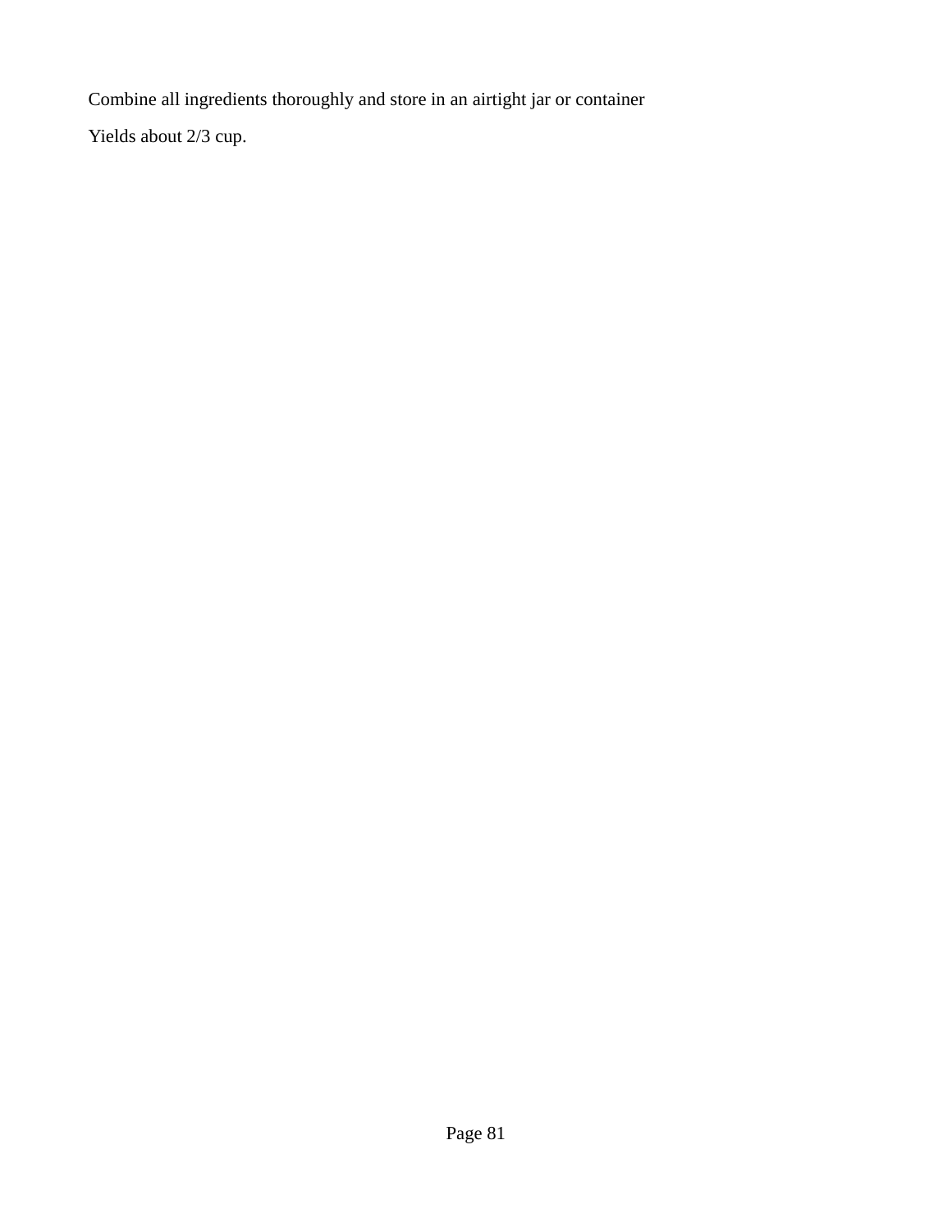Combine all ingredients thoroughly and store in an airtight jar or container

Yields about 2/3 cup.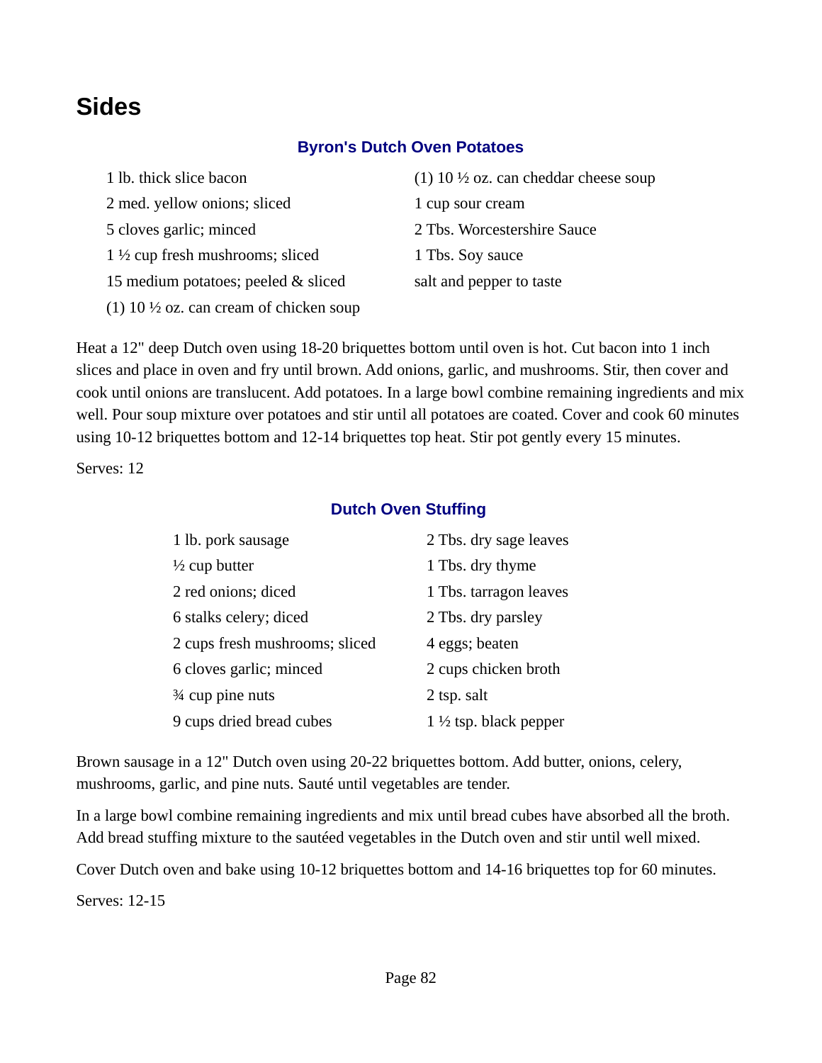# Sides

## Byron's Dutch Oven Potatoes

- 1 lb. thick slice bacon
- 2 med. yellow onions; sliced
- 5 cloves garlic; minced
- 1 ½ cup fresh mushrooms; sliced
- 15 medium potatoes; peeled & sliced
- (1) 10 ½ oz. can cream of chicken soup
- (1) 10 ½ oz. can cheddar cheese soup
- 1 cup sour cream
- 2 Tbs. Worcestershire Sauce
- 1 Tbs. Soy sauce
- salt and pepper to taste

Heat a 12" deep Dutch oven using 18-20 briquettes bottom until oven is hot. Cut bacon into 1 inch slices and place in oven and fry until brown. Add onions, garlic, and mushrooms. Stir, then cover and cook until onions are translucent. Add potatoes. In a large bowl combine remaining ingredients and mix well. Pour soup mixture over potatoes and stir until all potatoes are coated. Cover and cook 60 minutes using 10-12 briquettes bottom and 12-14 briquettes top heat. Stir pot gently every 15 minutes.

Serves: 12

## Dutch Oven Stuffing

- 1 lb. pork sausage
- ½ cup butter
- 2 red onions; diced
- 6 stalks celery; diced
- 2 cups fresh mushrooms; sliced
- 6 cloves garlic; minced
- ¾ cup pine nuts
- 9 cups dried bread cubes
- 2 Tbs. dry sage leaves
- 1 Tbs. dry thyme
- 1 Tbs. tarragon leaves
- 2 Tbs. dry parsley
- 4 eggs; beaten
- 2 cups chicken broth
- 2 tsp. salt
- 1 ½ tsp. black pepper

Brown sausage in a 12" Dutch oven using 20-22 briquettes bottom. Add butter, onions, celery, mushrooms, garlic, and pine nuts. Sauté until vegetables are tender.

In a large bowl combine remaining ingredients and mix until bread cubes have absorbed all the broth. Add bread stuffing mixture to the sautéed vegetables in the Dutch oven and stir until well mixed.

Cover Dutch oven and bake using 10-12 briquettes bottom and 14-16 briquettes top for 60 minutes.

Serves: 12-15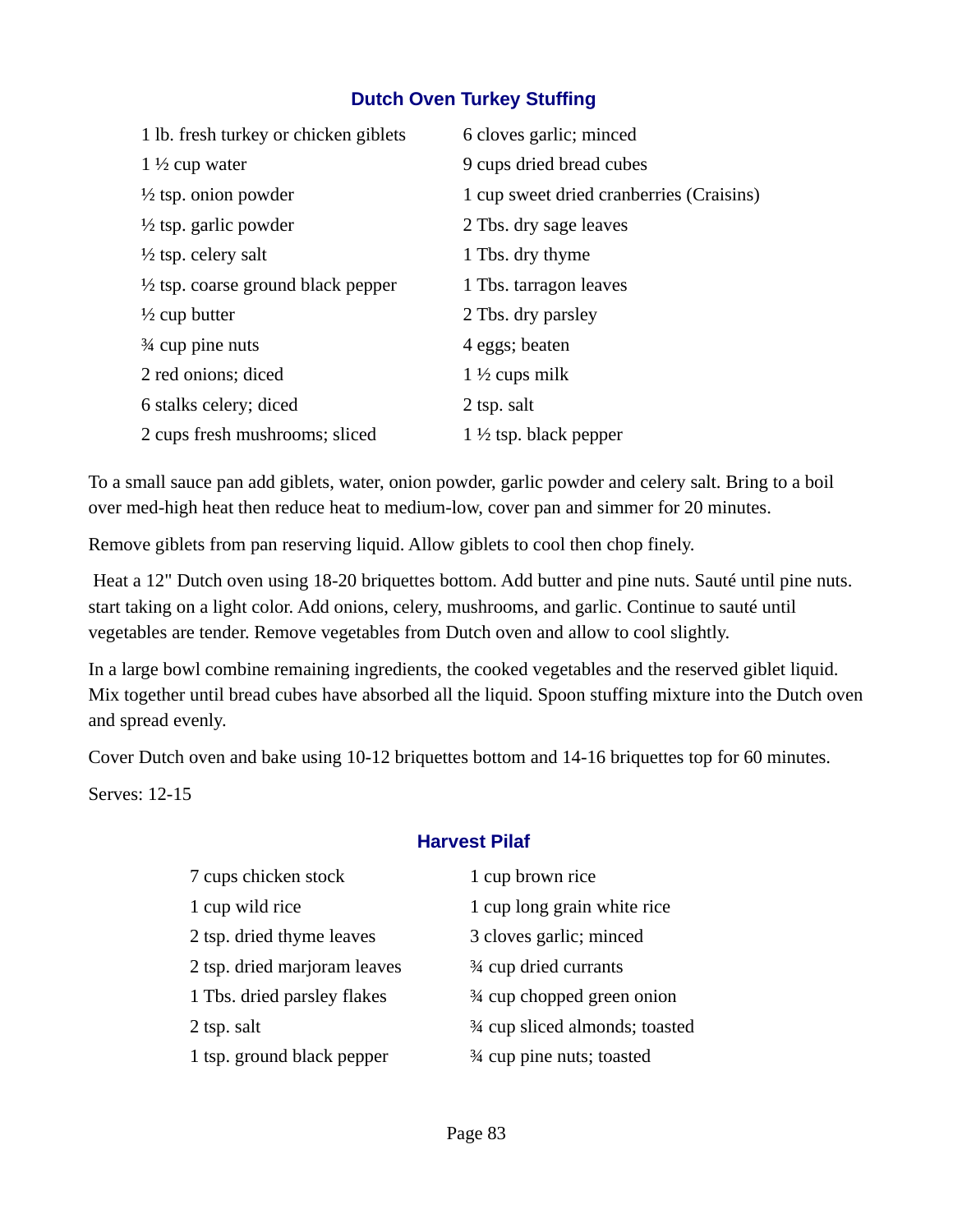## Dutch Oven Turkey Stuffing

- 1 lb. fresh turkey or chicken giblets
- 1 ½ cup water
- ½ tsp. onion powder
- ½ tsp. garlic powder
- ½ tsp. celery salt
- ½ tsp. coarse ground black pepper
- ½ cup butter
- ¾ cup pine nuts
- 2 red onions; diced
- 6 stalks celery; diced
- 2 cups fresh mushrooms; sliced
- 6 cloves garlic; minced
- 9 cups dried bread cubes
- 1 cup sweet dried cranberries (Craisins)
- 2 Tbs. dry sage leaves
- 1 Tbs. dry thyme
- 1 Tbs. tarragon leaves
- 2 Tbs. dry parsley
- 4 eggs; beaten
- 1 ½ cups milk
- 2 tsp. salt
- 1 ½ tsp. black pepper

To a small sauce pan add giblets, water, onion powder, garlic powder and celery salt. Bring to a boil over med-high heat then reduce heat to medium-low, cover pan and simmer for 20 minutes.

Remove giblets from pan reserving liquid. Allow giblets to cool then chop finely.

Heat a 12" Dutch oven using 18-20 briquettes bottom. Add butter and pine nuts. Sauté until pine nuts. start taking on a light color. Add onions, celery, mushrooms, and garlic. Continue to sauté until vegetables are tender. Remove vegetables from Dutch oven and allow to cool slightly.

In a large bowl combine remaining ingredients, the cooked vegetables and the reserved giblet liquid. Mix together until bread cubes have absorbed all the liquid. Spoon stuffing mixture into the Dutch oven and spread evenly.

Cover Dutch oven and bake using 10-12 briquettes bottom and 14-16 briquettes top for 60 minutes.

Serves: 12-15

## Harvest Pilaf

- 7 cups chicken stock
- 1 cup wild rice
- 2 tsp. dried thyme leaves
- 2 tsp. dried marjoram leaves
- 1 Tbs. dried parsley flakes
- 2 tsp. salt
- 1 tsp. ground black pepper
- 1 cup brown rice
- 1 cup long grain white rice
- 3 cloves garlic; minced
- ¾ cup dried currants
- ¾ cup chopped green onion
- ¾ cup sliced almonds; toasted
- ¾ cup pine nuts; toasted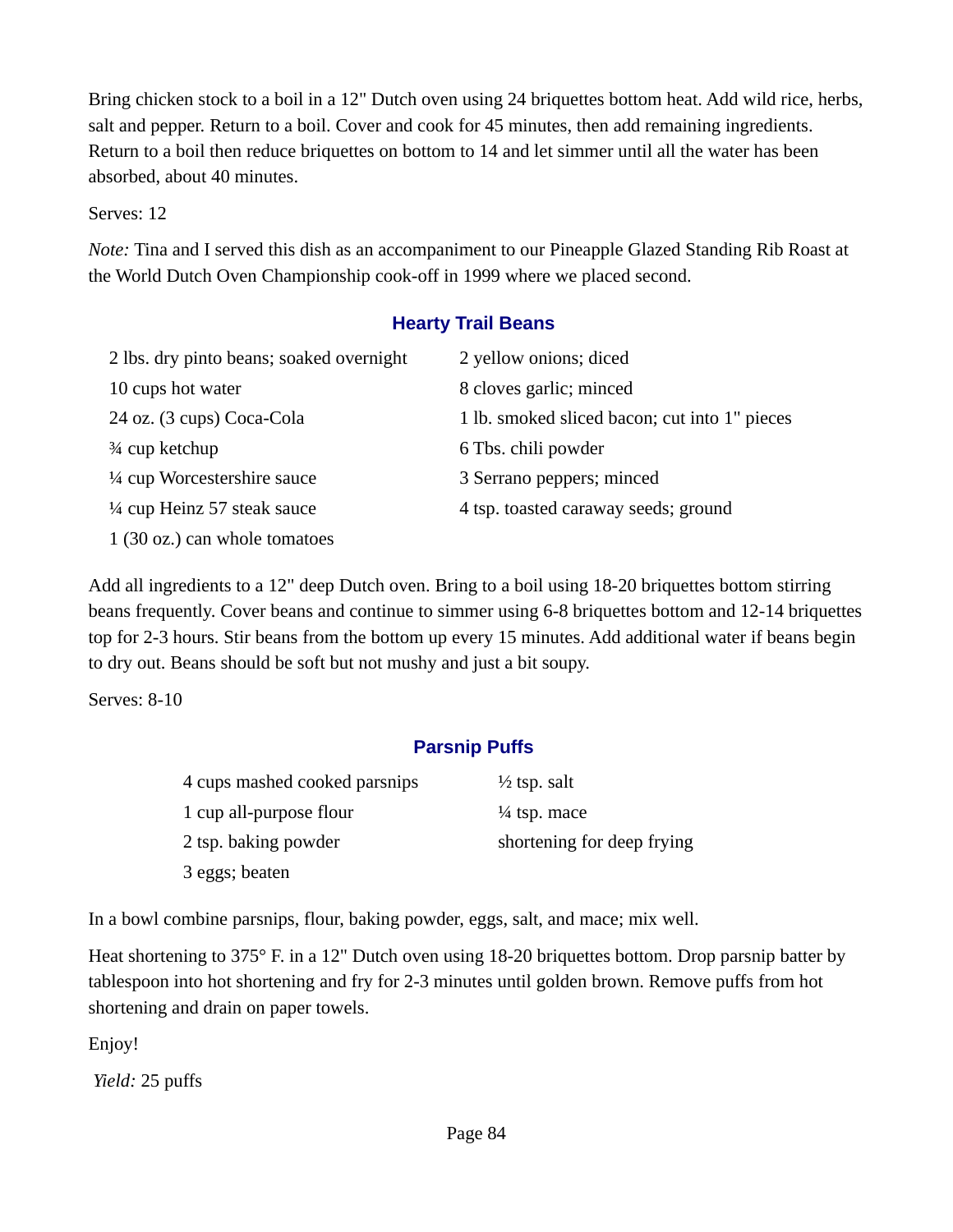Bring chicken stock to a boil in a 12" Dutch oven using 24 briquettes bottom heat. Add wild rice, herbs, salt and pepper. Return to a boil. Cover and cook for 45 minutes, then add remaining ingredients. Return to a boil then reduce briquettes on bottom to 14 and let simmer until all the water has been absorbed, about 40 minutes.

Serves: 12

*Note:* Tina and I served this dish as an accompaniment to our Pineapple Glazed Standing Rib Roast at the World Dutch Oven Championship cook-off in 1999 where we placed second.

## Hearty Trail Beans

- 2 lbs. dry pinto beans; soaked overnight
- 10 cups hot water
- 24 oz. (3 cups) Coca-Cola
- ¾ cup ketchup
- ¼ cup Worcestershire sauce
- ¼ cup Heinz 57 steak sauce
- 1 (30 oz.) can whole tomatoes
- 2 yellow onions; diced
- 8 cloves garlic; minced
- 1 lb. smoked sliced bacon; cut into 1" pieces
- 6 Tbs. chili powder
- 3 Serrano peppers; minced
- 4 tsp. toasted caraway seeds; ground

Add all ingredients to a 12" deep Dutch oven. Bring to a boil using 18-20 briquettes bottom stirring beans frequently. Cover beans and continue to simmer using 6-8 briquettes bottom and 12-14 briquettes top for 2-3 hours. Stir beans from the bottom up every 15 minutes. Add additional water if beans begin to dry out. Beans should be soft but not mushy and just a bit soupy.

Serves: 8-10

## Parsnip Puffs

- 4 cups mashed cooked parsnips
- 1 cup all-purpose flour
- 2 tsp. baking powder
- 3 eggs; beaten
- ½ tsp. salt
- ¼ tsp. mace
- shortening for deep frying

In a bowl combine parsnips, flour, baking powder, eggs, salt, and mace; mix well.

Heat shortening to 375° F. in a 12" Dutch oven using 18-20 briquettes bottom. Drop parsnip batter by tablespoon into hot shortening and fry for 2-3 minutes until golden brown. Remove puffs from hot shortening and drain on paper towels.

Enjoy!

*Yield:* 25 puffs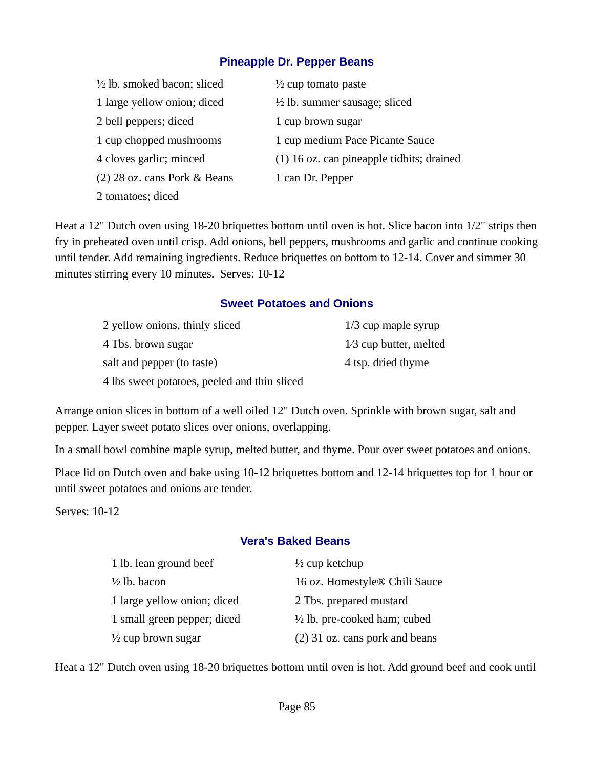## Pineapple Dr. Pepper Beans

- ½ lb. smoked bacon; sliced
- 1 large yellow onion; diced
- 2 bell peppers; diced
- 1 cup chopped mushrooms
- 4 cloves garlic; minced
- (2) 28 oz. cans Pork & Beans
- 2 tomatoes; diced
- ½ cup tomato paste
- ½ lb. summer sausage; sliced
- 1 cup brown sugar
- 1 cup medium Pace Picante Sauce
- (1) 16 oz. can pineapple tidbits; drained
- 1 can Dr. Pepper

Heat a 12" Dutch oven using 18-20 briquettes bottom until oven is hot. Slice bacon into 1/2" strips then fry in preheated oven until crisp. Add onions, bell peppers, mushrooms and garlic and continue cooking until tender. Add remaining ingredients. Reduce briquettes on bottom to 12-14. Cover and simmer 30 minutes stirring every 10 minutes. Serves: 10-12

## Sweet Potatoes and Onions

- 2 yellow onions, thinly sliced
- 4 Tbs. brown sugar
- salt and pepper (to taste)
- 4 lbs sweet potatoes, peeled and thin sliced
- 1/3 cup maple syrup
- 1⁄3 cup butter, melted
- 4 tsp. dried thyme

Arrange onion slices in bottom of a well oiled 12" Dutch oven. Sprinkle with brown sugar, salt and pepper. Layer sweet potato slices over onions, overlapping.

In a small bowl combine maple syrup, melted butter, and thyme. Pour over sweet potatoes and onions.

Place lid on Dutch oven and bake using 10-12 briquettes bottom and 12-14 briquettes top for 1 hour or until sweet potatoes and onions are tender.

Serves: 10-12

## Vera's Baked Beans

- 1 lb. lean ground beef
- ½ lb. bacon
- 1 large yellow onion; diced
- 1 small green pepper; diced
- ½ cup brown sugar
- ½ cup ketchup
- 16 oz. Homestyle® Chili Sauce
- 2 Tbs. prepared mustard
- ½ lb. pre-cooked ham; cubed
- (2) 31 oz. cans pork and beans

Heat a 12" Dutch oven using 18-20 briquettes bottom until oven is hot. Add ground beef and cook until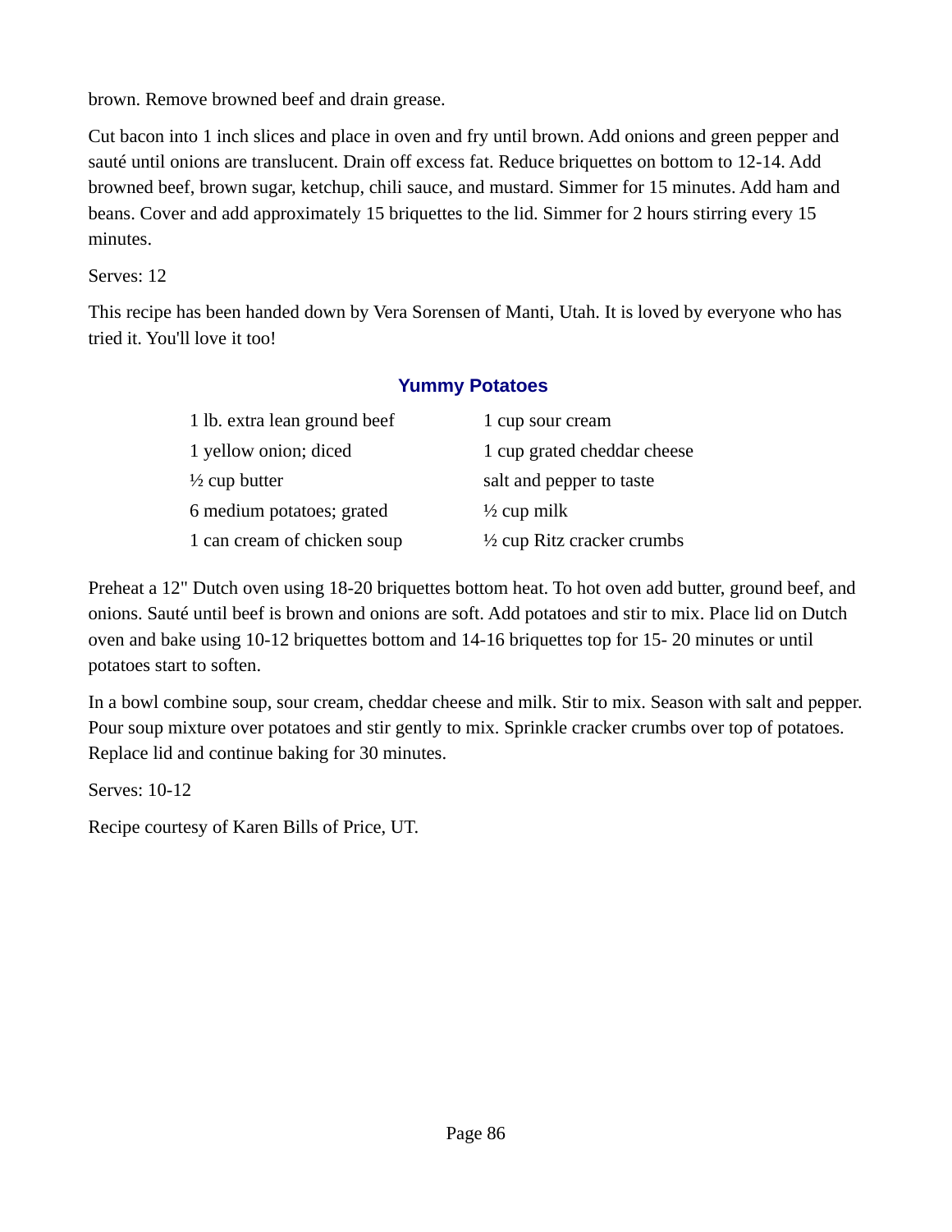brown. Remove browned beef and drain grease.

Cut bacon into 1 inch slices and place in oven and fry until brown. Add onions and green pepper and sauté until onions are translucent. Drain off excess fat. Reduce briquettes on bottom to 12-14. Add browned beef, brown sugar, ketchup, chili sauce, and mustard. Simmer for 15 minutes. Add ham and beans. Cover and add approximately 15 briquettes to the lid. Simmer for 2 hours stirring every 15 minutes.

Serves: 12

This recipe has been handed down by Vera Sorensen of Manti, Utah. It is loved by everyone who has tried it. You'll love it too!

## Yummy Potatoes

| | |
|---|---|
| 1 lb. extra lean ground beef | 1 cup sour cream |
| 1 yellow onion; diced | 1 cup grated cheddar cheese |
| ½ cup butter | salt and pepper to taste |
| 6 medium potatoes; grated | ½ cup milk |
| 1 can cream of chicken soup | ½ cup Ritz cracker crumbs |

Preheat a 12" Dutch oven using 18-20 briquettes bottom heat. To hot oven add butter, ground beef, and onions. Sauté until beef is brown and onions are soft. Add potatoes and stir to mix. Place lid on Dutch oven and bake using 10-12 briquettes bottom and 14-16 briquettes top for 15- 20 minutes or until potatoes start to soften.

In a bowl combine soup, sour cream, cheddar cheese and milk. Stir to mix. Season with salt and pepper. Pour soup mixture over potatoes and stir gently to mix. Sprinkle cracker crumbs over top of potatoes. Replace lid and continue baking for 30 minutes.

Serves: 10-12

Recipe courtesy of Karen Bills of Price, UT.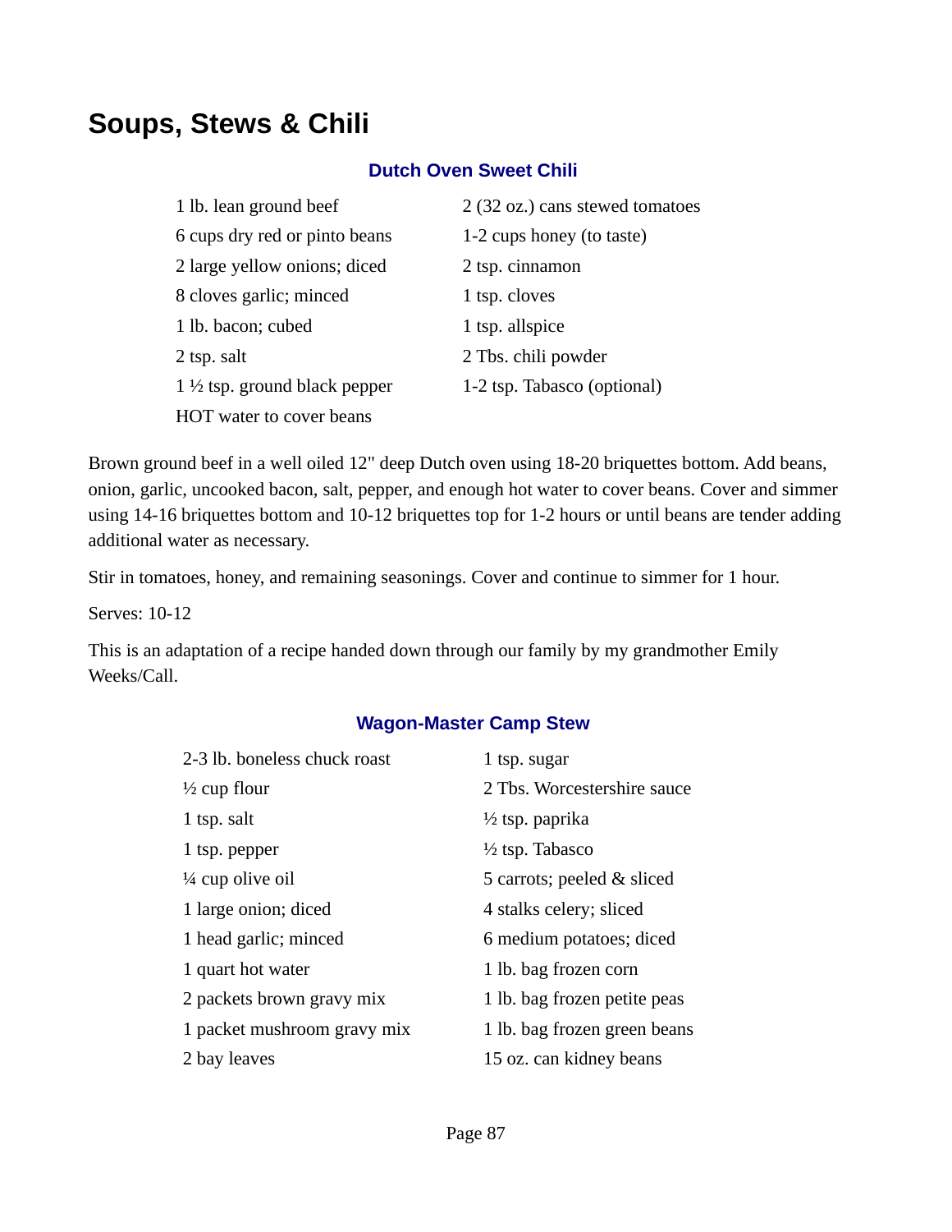# Soups, Stews & Chili

### Dutch Oven Sweet Chili

| | |
|---|---|
| 1 lb. lean ground beef | 2 (32 oz.) cans stewed tomatoes |
| 6 cups dry red or pinto beans | 1-2 cups honey (to taste) |
| 2 large yellow onions; diced | 2 tsp. cinnamon |
| 8 cloves garlic; minced | 1 tsp. cloves |
| 1 lb. bacon; cubed | 1 tsp. allspice |
| 2 tsp. salt | 2 Tbs. chili powder |
| 1 ½ tsp. ground black pepper | 1-2 tsp. Tabasco (optional) |
| HOT water to cover beans | |

Brown ground beef in a well oiled 12" deep Dutch oven using 18-20 briquettes bottom. Add beans, onion, garlic, uncooked bacon, salt, pepper, and enough hot water to cover beans. Cover and simmer using 14-16 briquettes bottom and 10-12 briquettes top for 1-2 hours or until beans are tender adding additional water as necessary.

Stir in tomatoes, honey, and remaining seasonings. Cover and continue to simmer for 1 hour.

Serves: 10-12

This is an adaptation of a recipe handed down through our family by my grandmother Emily Weeks/Call.

### Wagon-Master Camp Stew

| | |
|---|---|
| 2-3 lb. boneless chuck roast | 1 tsp. sugar |
| ½ cup flour | 2 Tbs. Worcestershire sauce |
| 1 tsp. salt | ½ tsp. paprika |
| 1 tsp. pepper | ½ tsp. Tabasco |
| ¼ cup olive oil | 5 carrots; peeled & sliced |
| 1 large onion; diced | 4 stalks celery; sliced |
| 1 head garlic; minced | 6 medium potatoes; diced |
| 1 quart hot water | 1 lb. bag frozen corn |
| 2 packets brown gravy mix | 1 lb. bag frozen petite peas |
| 1 packet mushroom gravy mix | 1 lb. bag frozen green beans |
| 2 bay leaves | 15 oz. can kidney beans |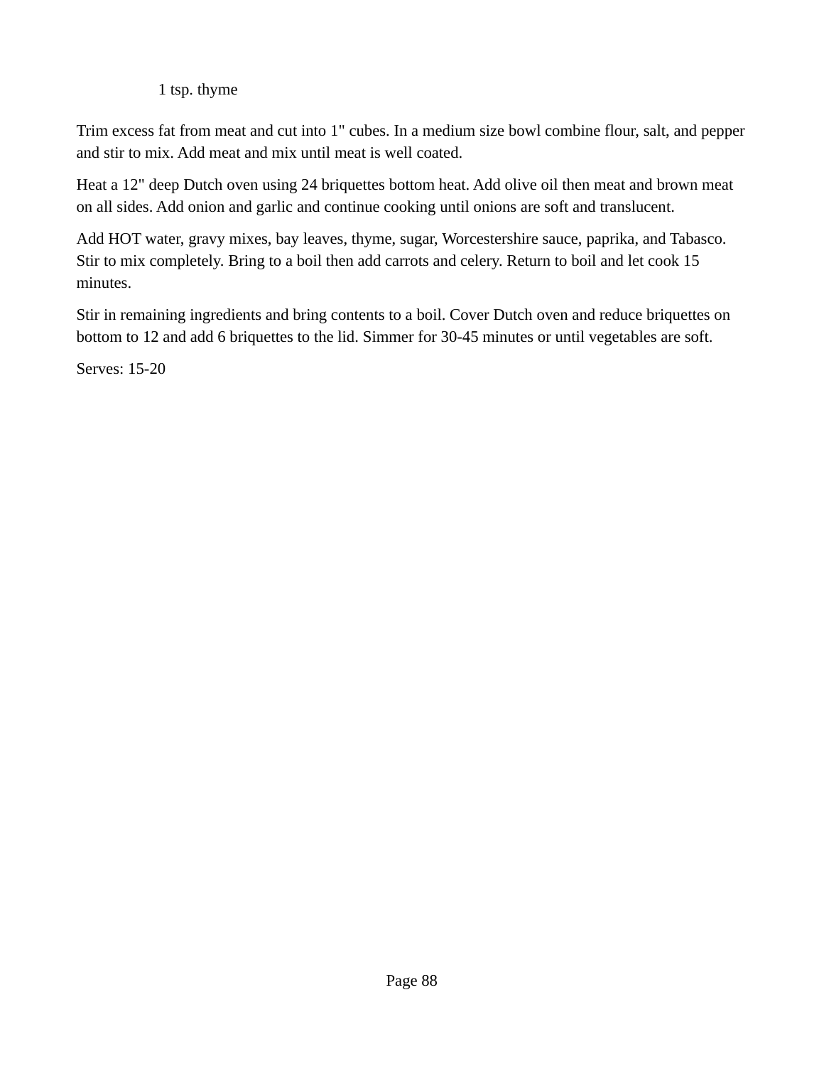1 tsp. thyme

Trim excess fat from meat and cut into 1" cubes. In a medium size bowl combine flour, salt, and pepper and stir to mix. Add meat and mix until meat is well coated.

Heat a 12" deep Dutch oven using 24 briquettes bottom heat. Add olive oil then meat and brown meat on all sides. Add onion and garlic and continue cooking until onions are soft and translucent.

Add HOT water, gravy mixes, bay leaves, thyme, sugar, Worcestershire sauce, paprika, and Tabasco. Stir to mix completely. Bring to a boil then add carrots and celery. Return to boil and let cook 15 minutes.

Stir in remaining ingredients and bring contents to a boil. Cover Dutch oven and reduce briquettes on bottom to 12 and add 6 briquettes to the lid. Simmer for 30-45 minutes or until vegetables are soft.

Serves: 15-20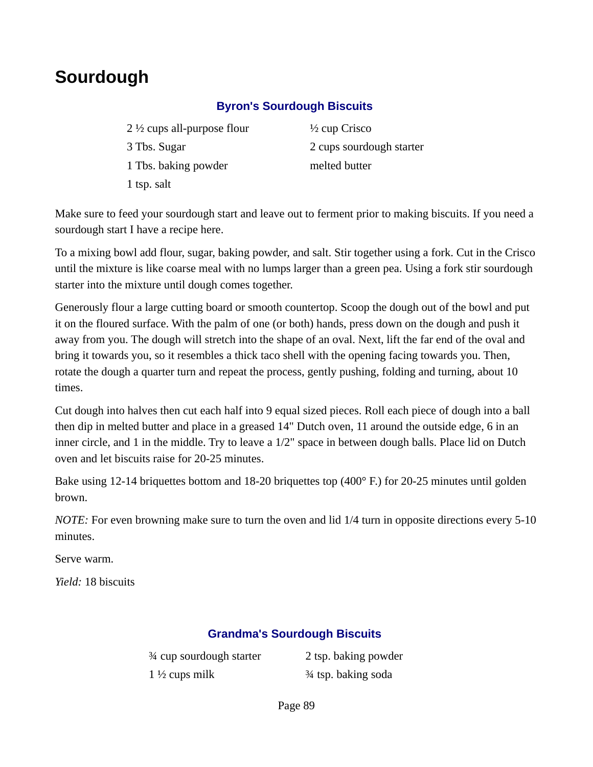# Sourdough

### Byron's Sourdough Biscuits

- 2 ½ cups all-purpose flour
- 3 Tbs. Sugar
- 1 Tbs. baking powder
- 1 tsp. salt
- ½ cup Crisco
- 2 cups sourdough starter
- melted butter

Make sure to feed your sourdough start and leave out to ferment prior to making biscuits. If you need a sourdough start I have a recipe here.

To a mixing bowl add flour, sugar, baking powder, and salt. Stir together using a fork. Cut in the Crisco until the mixture is like coarse meal with no lumps larger than a green pea. Using a fork stir sourdough starter into the mixture until dough comes together.

Generously flour a large cutting board or smooth countertop. Scoop the dough out of the bowl and put it on the floured surface. With the palm of one (or both) hands, press down on the dough and push it away from you. The dough will stretch into the shape of an oval. Next, lift the far end of the oval and bring it towards you, so it resembles a thick taco shell with the opening facing towards you. Then, rotate the dough a quarter turn and repeat the process, gently pushing, folding and turning, about 10 times.

Cut dough into halves then cut each half into 9 equal sized pieces. Roll each piece of dough into a ball then dip in melted butter and place in a greased 14" Dutch oven, 11 around the outside edge, 6 in an inner circle, and 1 in the middle. Try to leave a 1/2" space in between dough balls. Place lid on Dutch oven and let biscuits raise for 20-25 minutes.

Bake using 12-14 briquettes bottom and 18-20 briquettes top (400° F.) for 20-25 minutes until golden brown.

*NOTE:* For even browning make sure to turn the oven and lid 1/4 turn in opposite directions every 5-10 minutes.

Serve warm.

*Yield:* 18 biscuits

### Grandma's Sourdough Biscuits

- ¾ cup sourdough starter
- 1 ½ cups milk
- 2 tsp. baking powder
- ¾ tsp. baking soda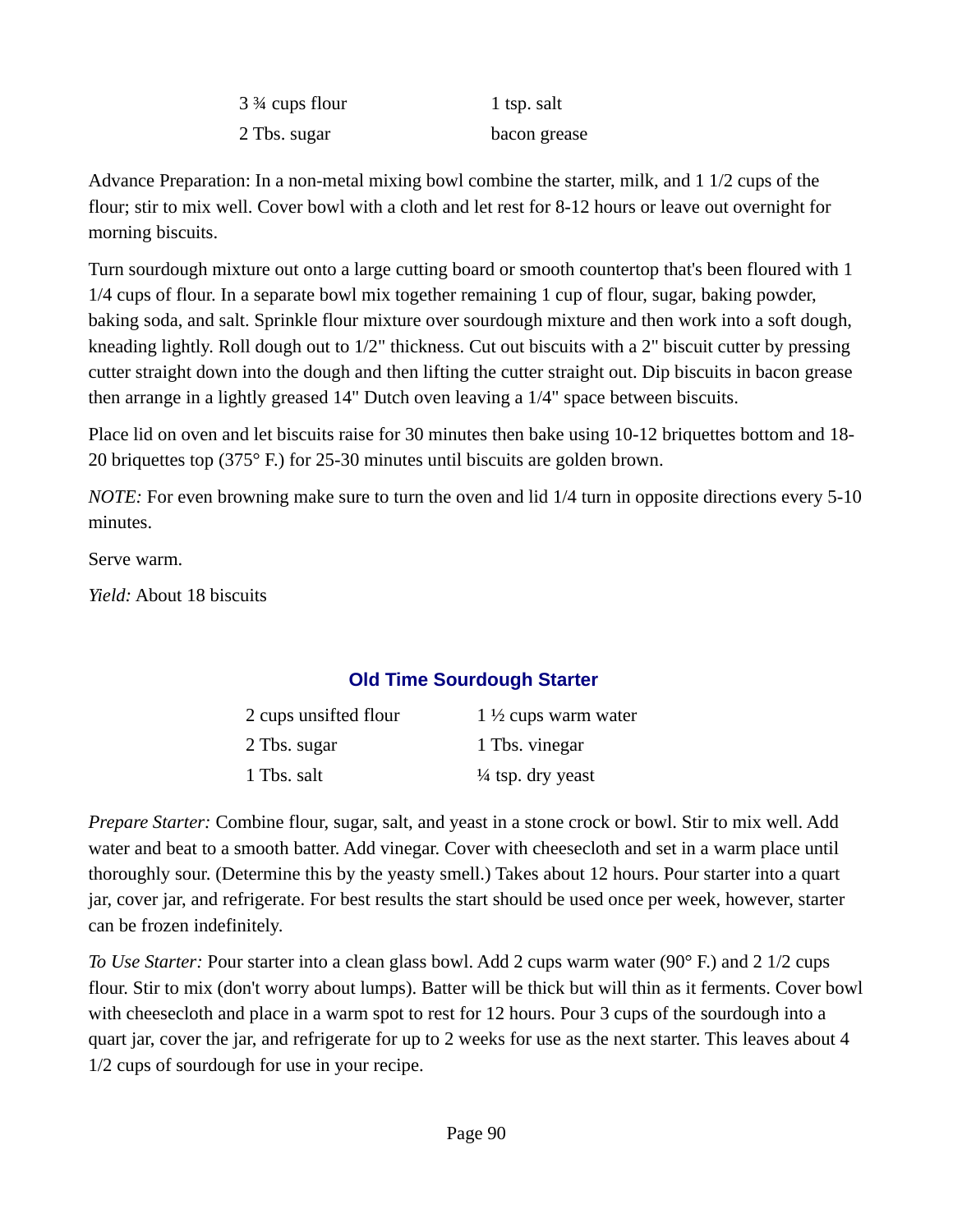| | |
|---|---|
| 3 ¾ cups flour | 1 tsp. salt |
| 2 Tbs. sugar | bacon grease |

Advance Preparation: In a non-metal mixing bowl combine the starter, milk, and 1 1/2 cups of the flour; stir to mix well. Cover bowl with a cloth and let rest for 8-12 hours or leave out overnight for morning biscuits.

Turn sourdough mixture out onto a large cutting board or smooth countertop that's been floured with 1 1/4 cups of flour. In a separate bowl mix together remaining 1 cup of flour, sugar, baking powder, baking soda, and salt. Sprinkle flour mixture over sourdough mixture and then work into a soft dough, kneading lightly. Roll dough out to 1/2" thickness. Cut out biscuits with a 2" biscuit cutter by pressing cutter straight down into the dough and then lifting the cutter straight out. Dip biscuits in bacon grease then arrange in a lightly greased 14" Dutch oven leaving a 1/4" space between biscuits.

Place lid on oven and let biscuits raise for 30 minutes then bake using 10-12 briquettes bottom and 18-20 briquettes top (375° F.) for 25-30 minutes until biscuits are golden brown.

*NOTE:* For even browning make sure to turn the oven and lid 1/4 turn in opposite directions every 5-10 minutes.

Serve warm.

*Yield:* About 18 biscuits

## Old Time Sourdough Starter

| | |
|---|---|
| 2 cups unsifted flour | 1 ½ cups warm water |
| 2 Tbs. sugar | 1 Tbs. vinegar |
| 1 Tbs. salt | ¼ tsp. dry yeast |

*Prepare Starter:* Combine flour, sugar, salt, and yeast in a stone crock or bowl. Stir to mix well. Add water and beat to a smooth batter. Add vinegar. Cover with cheesecloth and set in a warm place until thoroughly sour. (Determine this by the yeasty smell.) Takes about 12 hours. Pour starter into a quart jar, cover jar, and refrigerate. For best results the start should be used once per week, however, starter can be frozen indefinitely.

*To Use Starter:* Pour starter into a clean glass bowl. Add 2 cups warm water (90° F.) and 2 1/2 cups flour. Stir to mix (don't worry about lumps). Batter will be thick but will thin as it ferments. Cover bowl with cheesecloth and place in a warm spot to rest for 12 hours. Pour 3 cups of the sourdough into a quart jar, cover the jar, and refrigerate for up to 2 weeks for use as the next starter. This leaves about 4 1/2 cups of sourdough for use in your recipe.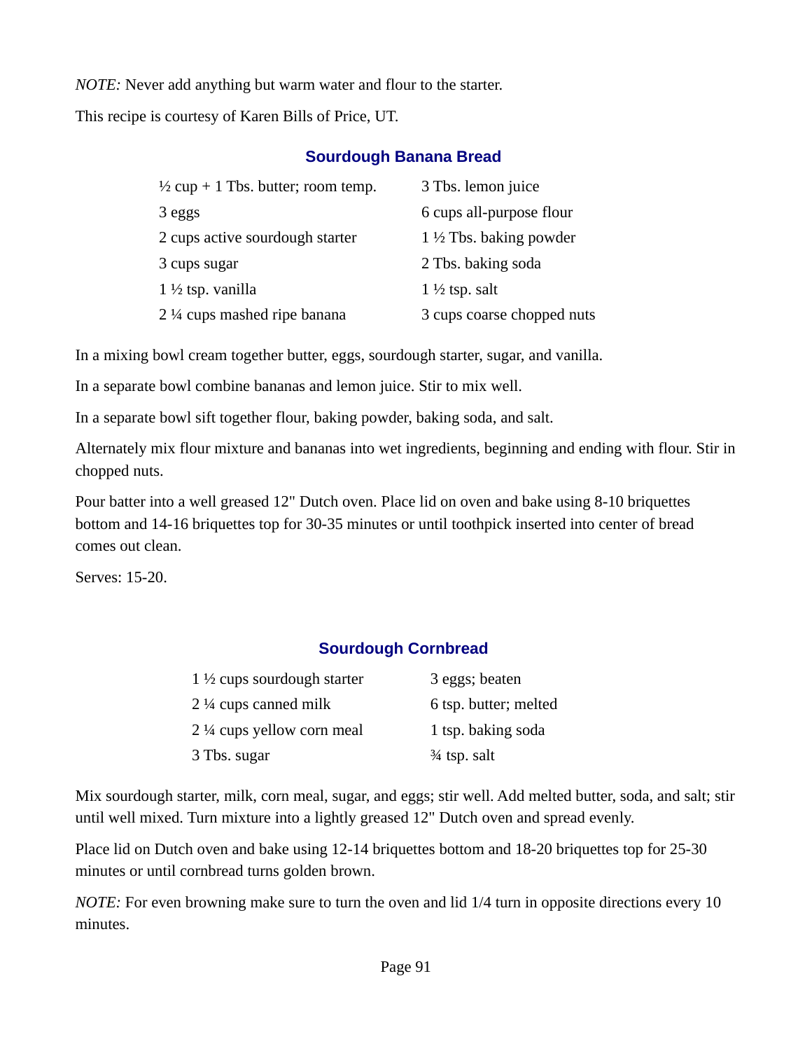*NOTE:* Never add anything but warm water and flour to the starter.

This recipe is courtesy of Karen Bills of Price, UT.

## Sourdough Banana Bread

| | |
|---|---|
| ½ cup + 1 Tbs. butter; room temp. | 3 Tbs. lemon juice |
| 3 eggs | 6 cups all-purpose flour |
| 2 cups active sourdough starter | 1 ½ Tbs. baking powder |
| 3 cups sugar | 2 Tbs. baking soda |
| 1 ½ tsp. vanilla | 1 ½ tsp. salt |
| 2 ¼ cups mashed ripe banana | 3 cups coarse chopped nuts |

In a mixing bowl cream together butter, eggs, sourdough starter, sugar, and vanilla.

In a separate bowl combine bananas and lemon juice. Stir to mix well.

In a separate bowl sift together flour, baking powder, baking soda, and salt.

Alternately mix flour mixture and bananas into wet ingredients, beginning and ending with flour. Stir in chopped nuts.

Pour batter into a well greased 12" Dutch oven. Place lid on oven and bake using 8-10 briquettes bottom and 14-16 briquettes top for 30-35 minutes or until toothpick inserted into center of bread comes out clean.

Serves: 15-20.

## Sourdough Cornbread

| | |
|---|---|
| 1 ½ cups sourdough starter | 3 eggs; beaten |
| 2 ¼ cups canned milk | 6 tsp. butter; melted |
| 2 ¼ cups yellow corn meal | 1 tsp. baking soda |
| 3 Tbs. sugar | ¾ tsp. salt |

Mix sourdough starter, milk, corn meal, sugar, and eggs; stir well. Add melted butter, soda, and salt; stir until well mixed. Turn mixture into a lightly greased 12" Dutch oven and spread evenly.

Place lid on Dutch oven and bake using 12-14 briquettes bottom and 18-20 briquettes top for 25-30 minutes or until cornbread turns golden brown.

*NOTE:* For even browning make sure to turn the oven and lid 1/4 turn in opposite directions every 10 minutes.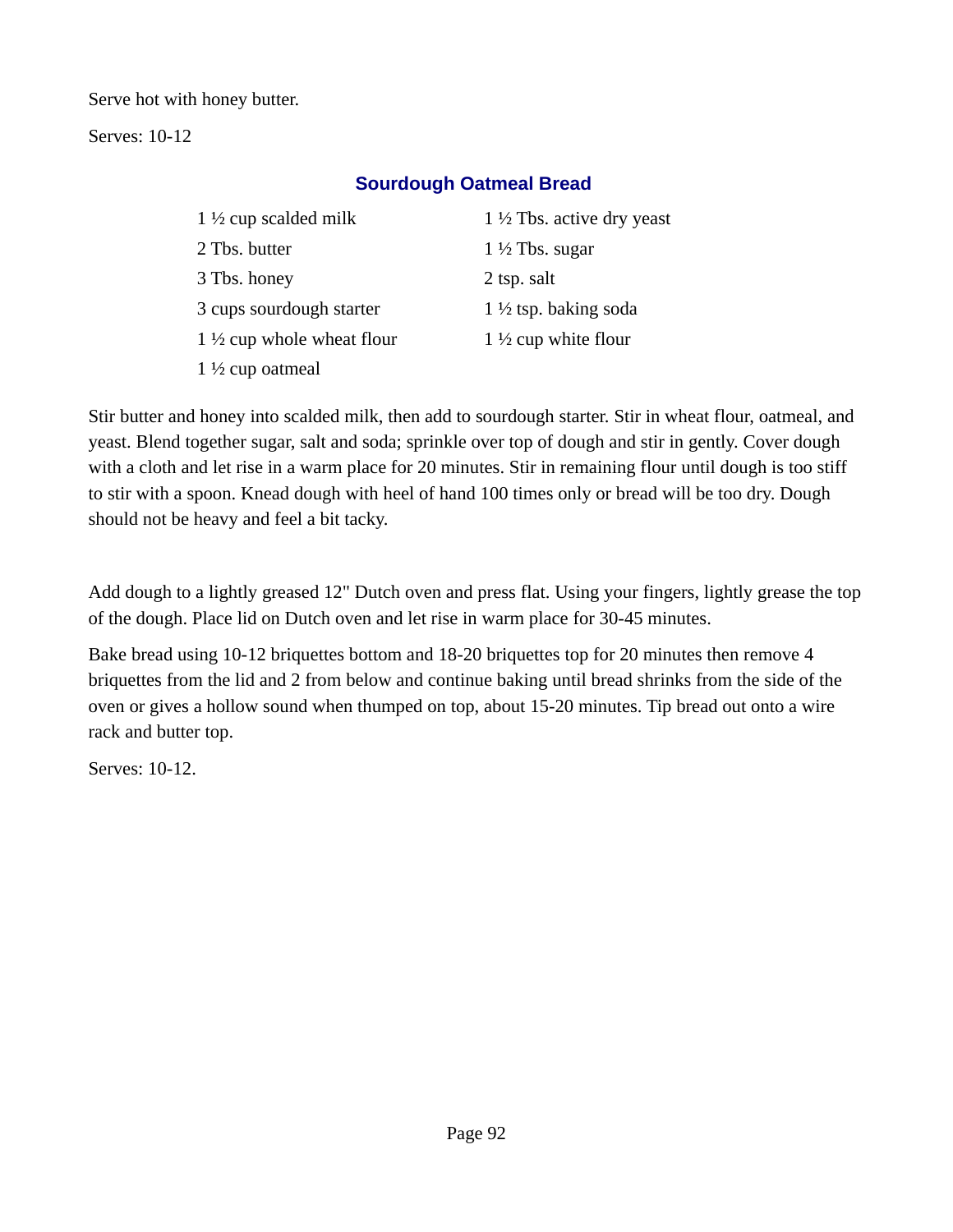Serve hot with honey butter.

Serves: 10-12

## Sourdough Oatmeal Bread

| | |
|---|---|
| 1 ½ cup scalded milk | 1 ½ Tbs. active dry yeast |
| 2 Tbs. butter | 1 ½ Tbs. sugar |
| 3 Tbs. honey | 2 tsp. salt |
| 3 cups sourdough starter | 1 ½ tsp. baking soda |
| 1 ½ cup whole wheat flour | 1 ½ cup white flour |
| 1 ½ cup oatmeal | |

Stir butter and honey into scalded milk, then add to sourdough starter. Stir in wheat flour, oatmeal, and yeast. Blend together sugar, salt and soda; sprinkle over top of dough and stir in gently. Cover dough with a cloth and let rise in a warm place for 20 minutes. Stir in remaining flour until dough is too stiff to stir with a spoon. Knead dough with heel of hand 100 times only or bread will be too dry. Dough should not be heavy and feel a bit tacky.

Add dough to a lightly greased 12" Dutch oven and press flat. Using your fingers, lightly grease the top of the dough. Place lid on Dutch oven and let rise in warm place for 30-45 minutes.

Bake bread using 10-12 briquettes bottom and 18-20 briquettes top for 20 minutes then remove 4 briquettes from the lid and 2 from below and continue baking until bread shrinks from the side of the oven or gives a hollow sound when thumped on top, about 15-20 minutes. Tip bread out onto a wire rack and butter top.

Serves: 10-12.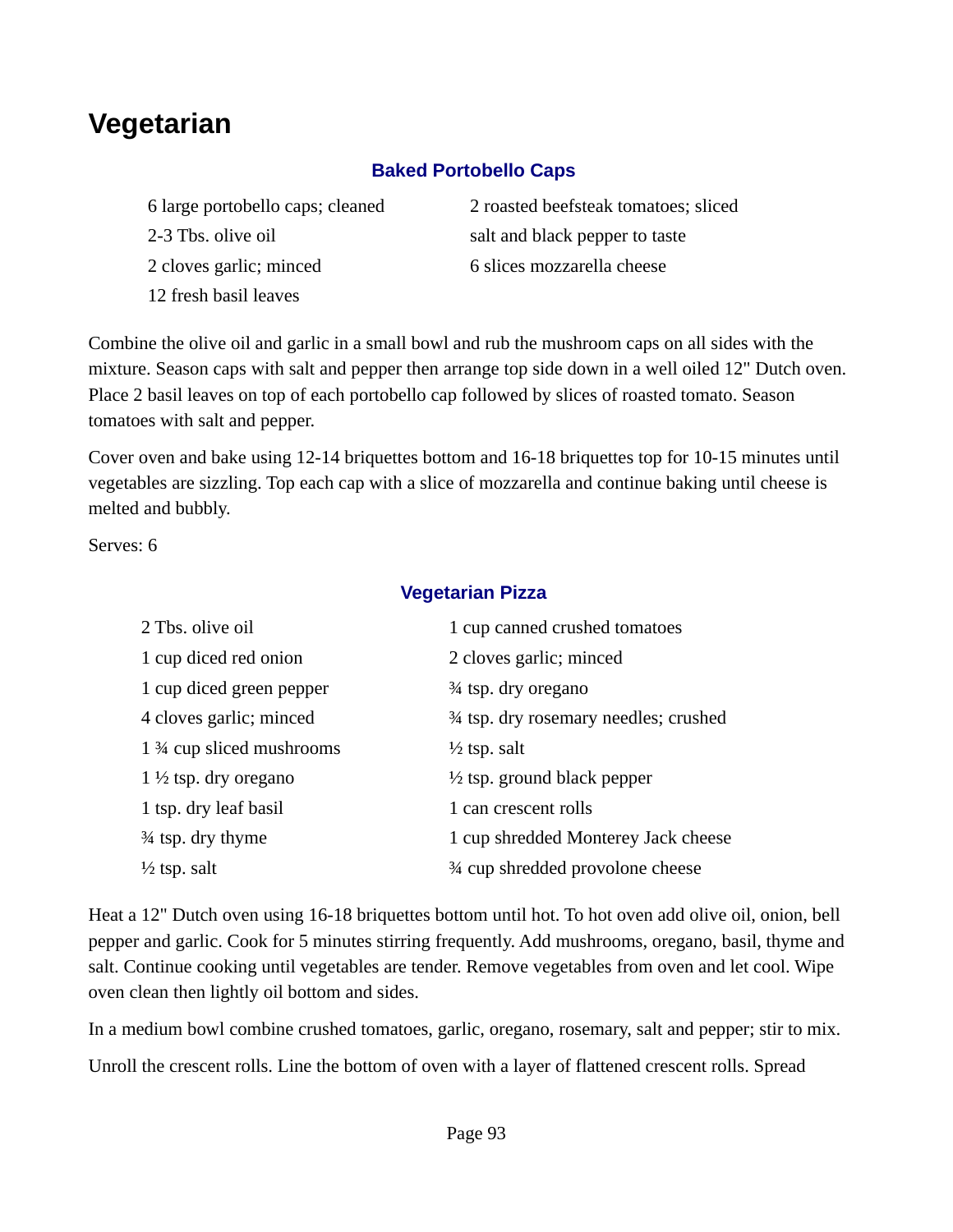# Vegetarian

### Baked Portobello Caps

- 6 large portobello caps; cleaned
- 2-3 Tbs. olive oil
- 2 cloves garlic; minced
- 12 fresh basil leaves
- 2 roasted beefsteak tomatoes; sliced
- salt and black pepper to taste
- 6 slices mozzarella cheese

Combine the olive oil and garlic in a small bowl and rub the mushroom caps on all sides with the mixture. Season caps with salt and pepper then arrange top side down in a well oiled 12" Dutch oven. Place 2 basil leaves on top of each portobello cap followed by slices of roasted tomato. Season tomatoes with salt and pepper.

Cover oven and bake using 12-14 briquettes bottom and 16-18 briquettes top for 10-15 minutes until vegetables are sizzling. Top each cap with a slice of mozzarella and continue baking until cheese is melted and bubbly.

Serves: 6

### Vegetarian Pizza

- 2 Tbs. olive oil
- 1 cup diced red onion
- 1 cup diced green pepper
- 4 cloves garlic; minced
- 1 ¾ cup sliced mushrooms
- 1 ½ tsp. dry oregano
- 1 tsp. dry leaf basil
- ¾ tsp. dry thyme
- ½ tsp. salt
- 1 cup canned crushed tomatoes
- 2 cloves garlic; minced
- ¾ tsp. dry oregano
- ¾ tsp. dry rosemary needles; crushed
- ½ tsp. salt
- ½ tsp. ground black pepper
- 1 can crescent rolls
- 1 cup shredded Monterey Jack cheese
- ¾ cup shredded provolone cheese

Heat a 12" Dutch oven using 16-18 briquettes bottom until hot. To hot oven add olive oil, onion, bell pepper and garlic. Cook for 5 minutes stirring frequently. Add mushrooms, oregano, basil, thyme and salt. Continue cooking until vegetables are tender. Remove vegetables from oven and let cool. Wipe oven clean then lightly oil bottom and sides.

In a medium bowl combine crushed tomatoes, garlic, oregano, rosemary, salt and pepper; stir to mix.

Unroll the crescent rolls. Line the bottom of oven with a layer of flattened crescent rolls. Spread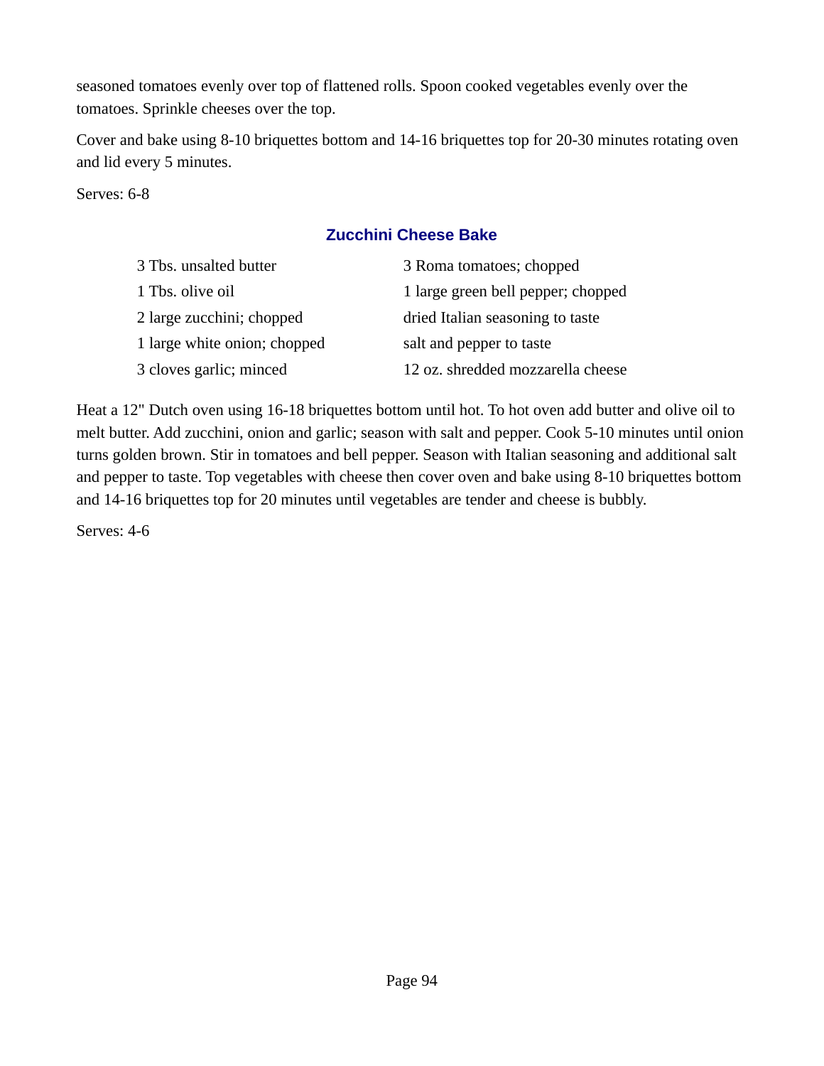seasoned tomatoes evenly over top of flattened rolls. Spoon cooked vegetables evenly over the tomatoes. Sprinkle cheeses over the top.

Cover and bake using 8-10 briquettes bottom and 14-16 briquettes top for 20-30 minutes rotating oven and lid every 5 minutes.

Serves: 6-8

## Zucchini Cheese Bake

- 3 Tbs. unsalted butter
- 1 Tbs. olive oil
- 2 large zucchini; chopped
- 1 large white onion; chopped
- 3 cloves garlic; minced
- 3 Roma tomatoes; chopped
- 1 large green bell pepper; chopped
- dried Italian seasoning to taste
- salt and pepper to taste
- 12 oz. shredded mozzarella cheese

Heat a 12" Dutch oven using 16-18 briquettes bottom until hot. To hot oven add butter and olive oil to melt butter. Add zucchini, onion and garlic; season with salt and pepper. Cook 5-10 minutes until onion turns golden brown. Stir in tomatoes and bell pepper. Season with Italian seasoning and additional salt and pepper to taste. Top vegetables with cheese then cover oven and bake using 8-10 briquettes bottom and 14-16 briquettes top for 20 minutes until vegetables are tender and cheese is bubbly.

Serves: 4-6